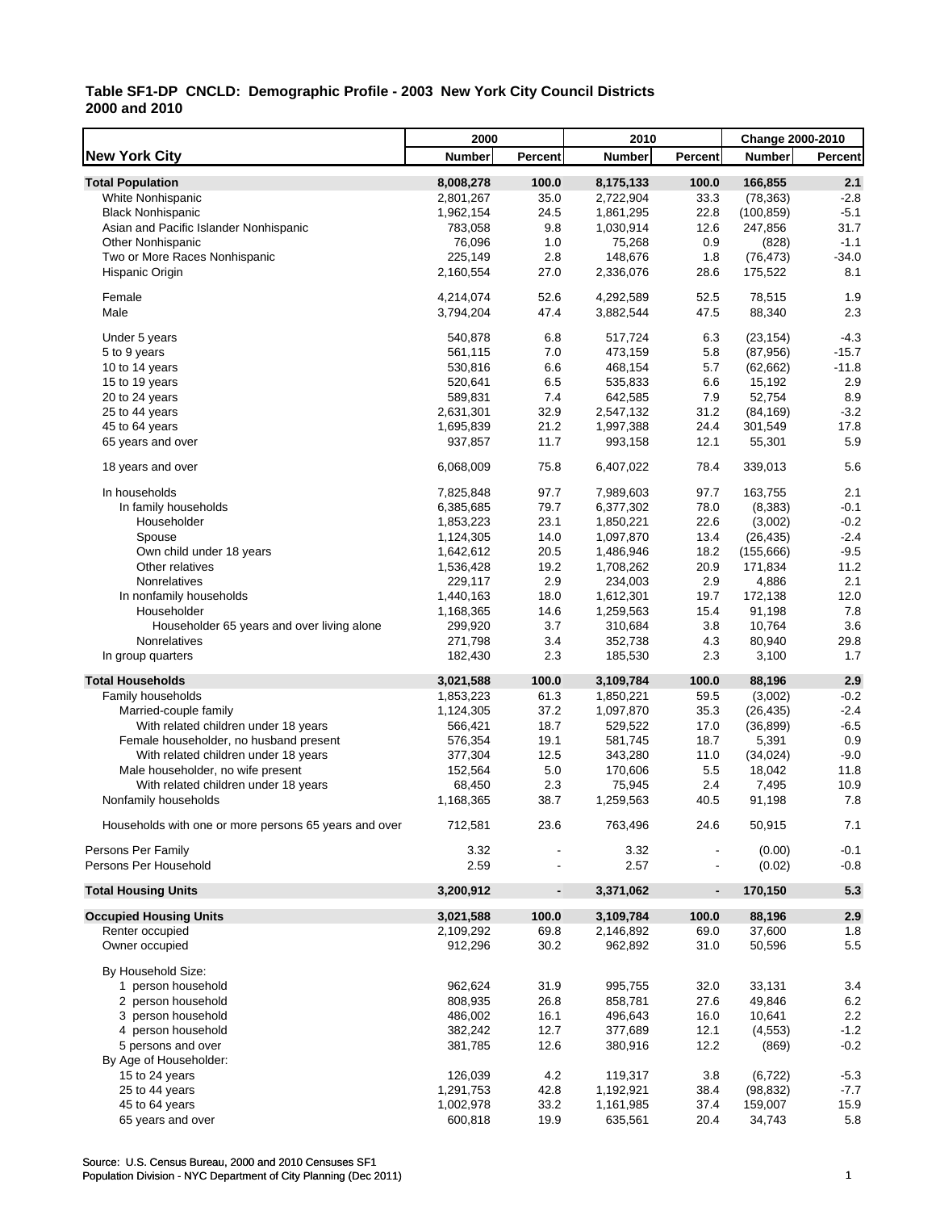**Table SF1-DP CNCLD: Demographic Profile - 2003 New York City Council Districts**
**2000 and 2010**

| New York City | 2000 | | 2010 | | Change 2000-2010 | |
|---|---|---|---|---|---|---|
| | Number | Percent | Number | Percent | Number | Percent |
| **Total Population** | **8,008,278** | **100.0** | **8,175,133** | **100.0** | **166,855** | **2.1** |
| White Nonhispanic | 2,801,267 | 35.0 | 2,722,904 | 33.3 | (78,363) | -2.8 |
| Black Nonhispanic | 1,962,154 | 24.5 | 1,861,295 | 22.8 | (100,859) | -5.1 |
| Asian and Pacific Islander Nonhispanic | 783,058 | 9.8 | 1,030,914 | 12.6 | 247,856 | 31.7 |
| Other Nonhispanic | 76,096 | 1.0 | 75,268 | 0.9 | (828) | -1.1 |
| Two or More Races Nonhispanic | 225,149 | 2.8 | 148,676 | 1.8 | (76,473) | -34.0 |
| Hispanic Origin | 2,160,554 | 27.0 | 2,336,076 | 28.6 | 175,522 | 8.1 |
| Female | 4,214,074 | 52.6 | 4,292,589 | 52.5 | 78,515 | 1.9 |
| Male | 3,794,204 | 47.4 | 3,882,544 | 47.5 | 88,340 | 2.3 |
| Under 5 years | 540,878 | 6.8 | 517,724 | 6.3 | (23,154) | -4.3 |
| 5 to 9 years | 561,115 | 7.0 | 473,159 | 5.8 | (87,956) | -15.7 |
| 10 to 14 years | 530,816 | 6.6 | 468,154 | 5.7 | (62,662) | -11.8 |
| 15 to 19 years | 520,641 | 6.5 | 535,833 | 6.6 | 15,192 | 2.9 |
| 20 to 24 years | 589,831 | 7.4 | 642,585 | 7.9 | 52,754 | 8.9 |
| 25 to 44 years | 2,631,301 | 32.9 | 2,547,132 | 31.2 | (84,169) | -3.2 |
| 45 to 64 years | 1,695,839 | 21.2 | 1,997,388 | 24.4 | 301,549 | 17.8 |
| 65 years and over | 937,857 | 11.7 | 993,158 | 12.1 | 55,301 | 5.9 |
| 18 years and over | 6,068,009 | 75.8 | 6,407,022 | 78.4 | 339,013 | 5.6 |
| In households | 7,825,848 | 97.7 | 7,989,603 | 97.7 | 163,755 | 2.1 |
| In family households | 6,385,685 | 79.7 | 6,377,302 | 78.0 | (8,383) | -0.1 |
| Householder | 1,853,223 | 23.1 | 1,850,221 | 22.6 | (3,002) | -0.2 |
| Spouse | 1,124,305 | 14.0 | 1,097,870 | 13.4 | (26,435) | -2.4 |
| Own child under 18 years | 1,642,612 | 20.5 | 1,486,946 | 18.2 | (155,666) | -9.5 |
| Other relatives | 1,536,428 | 19.2 | 1,708,262 | 20.9 | 171,834 | 11.2 |
| Nonrelatives | 229,117 | 2.9 | 234,003 | 2.9 | 4,886 | 2.1 |
| In nonfamily households | 1,440,163 | 18.0 | 1,612,301 | 19.7 | 172,138 | 12.0 |
| Householder | 1,168,365 | 14.6 | 1,259,563 | 15.4 | 91,198 | 7.8 |
| Householder 65 years and over living alone | 299,920 | 3.7 | 310,684 | 3.8 | 10,764 | 3.6 |
| Nonrelatives | 271,798 | 3.4 | 352,738 | 4.3 | 80,940 | 29.8 |
| In group quarters | 182,430 | 2.3 | 185,530 | 2.3 | 3,100 | 1.7 |
| **Total Households** | **3,021,588** | **100.0** | **3,109,784** | **100.0** | **88,196** | **2.9** |
| Family households | 1,853,223 | 61.3 | 1,850,221 | 59.5 | (3,002) | -0.2 |
| Married-couple family | 1,124,305 | 37.2 | 1,097,870 | 35.3 | (26,435) | -2.4 |
| With related children under 18 years | 566,421 | 18.7 | 529,522 | 17.0 | (36,899) | -6.5 |
| Female householder, no husband present | 576,354 | 19.1 | 581,745 | 18.7 | 5,391 | 0.9 |
| With related children under 18 years | 377,304 | 12.5 | 343,280 | 11.0 | (34,024) | -9.0 |
| Male householder, no wife present | 152,564 | 5.0 | 170,606 | 5.5 | 18,042 | 11.8 |
| With related children under 18 years | 68,450 | 2.3 | 75,945 | 2.4 | 7,495 | 10.9 |
| Nonfamily households | 1,168,365 | 38.7 | 1,259,563 | 40.5 | 91,198 | 7.8 |
| Households with one or more persons 65 years and over | 712,581 | 23.6 | 763,496 | 24.6 | 50,915 | 7.1 |
| Persons Per Family | 3.32 | - | 3.32 | - | (0.00) | -0.1 |
| Persons Per Household | 2.59 | - | 2.57 | - | (0.02) | -0.8 |
| **Total Housing Units** | **3,200,912** | **-** | **3,371,062** | **-** | **170,150** | **5.3** |
| **Occupied Housing Units** | **3,021,588** | **100.0** | **3,109,784** | **100.0** | **88,196** | **2.9** |
| Renter occupied | 2,109,292 | 69.8 | 2,146,892 | 69.0 | 37,600 | 1.8 |
| Owner occupied | 912,296 | 30.2 | 962,892 | 31.0 | 50,596 | 5.5 |
| By Household Size: | | | | | | |
| 1 person household | 962,624 | 31.9 | 995,755 | 32.0 | 33,131 | 3.4 |
| 2 person household | 808,935 | 26.8 | 858,781 | 27.6 | 49,846 | 6.2 |
| 3 person household | 486,002 | 16.1 | 496,643 | 16.0 | 10,641 | 2.2 |
| 4 person household | 382,242 | 12.7 | 377,689 | 12.1 | (4,553) | -1.2 |
| 5 persons and over | 381,785 | 12.6 | 380,916 | 12.2 | (869) | -0.2 |
| By Age of Householder: | | | | | | |
| 15 to 24 years | 126,039 | 4.2 | 119,317 | 3.8 | (6,722) | -5.3 |
| 25 to 44 years | 1,291,753 | 42.8 | 1,192,921 | 38.4 | (98,832) | -7.7 |
| 45 to 64 years | 1,002,978 | 33.2 | 1,161,985 | 37.4 | 159,007 | 15.9 |
| 65 years and over | 600,818 | 19.9 | 635,561 | 20.4 | 34,743 | 5.8 |

Source: U.S. Census Bureau, 2000 and 2010 Censuses SF1
Population Division - NYC Department of City Planning (Dec 2011)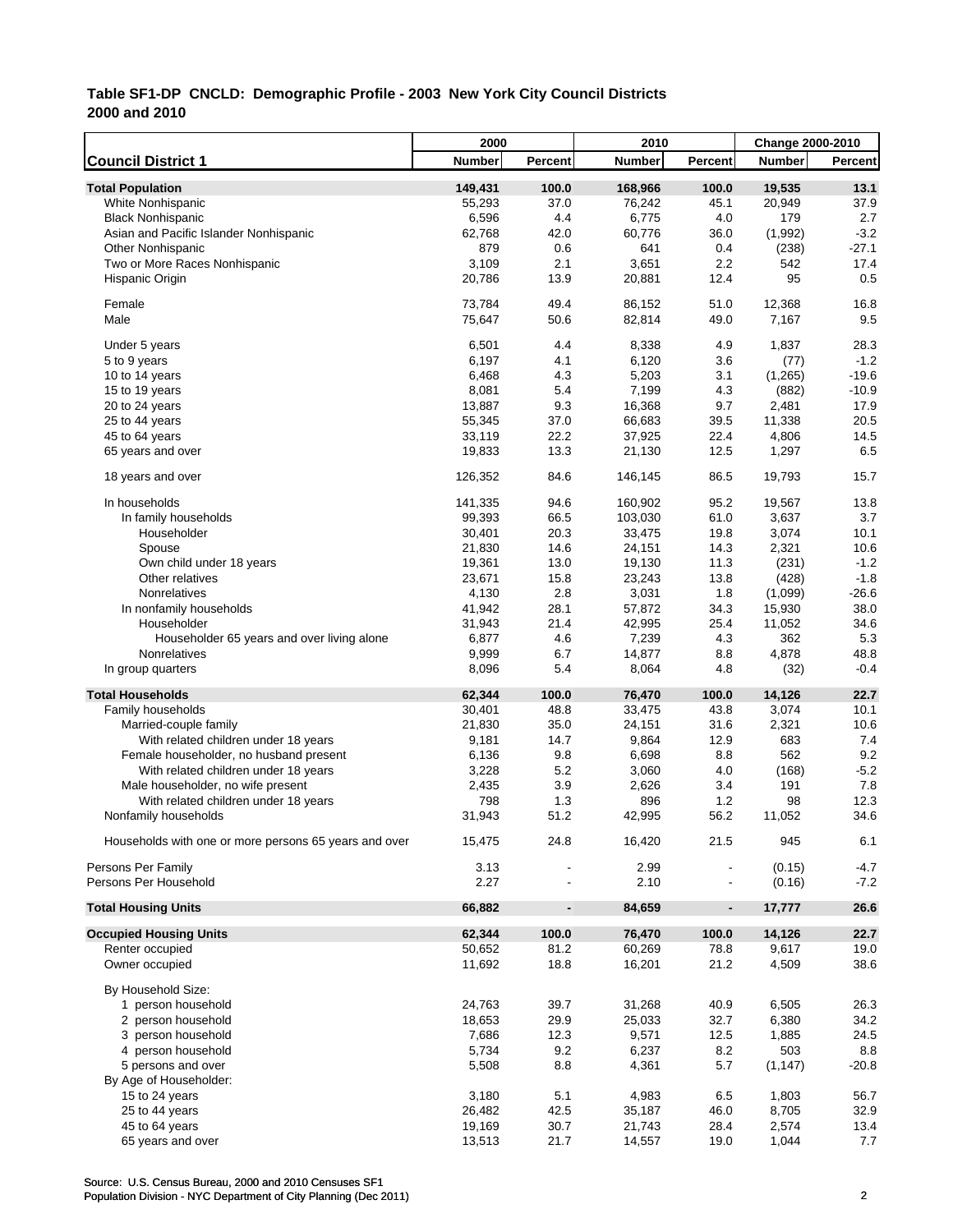## Table SF1-DP CNCLD: Demographic Profile - 2003 New York City Council Districts
## 2000 and 2010

| | 2000 | | 2010 | | Change 2000-2010 | |
|---|---|---|---|---|---|---|
| **Council District 1** | **Number** | **Percent** | **Number** | **Percent** | **Number** | **Percent** |
| **Total Population** | **149,431** | **100.0** | **168,966** | **100.0** | **19,535** | **13.1** |
| White Nonhispanic | 55,293 | 37.0 | 76,242 | 45.1 | 20,949 | 37.9 |
| Black Nonhispanic | 6,596 | 4.4 | 6,775 | 4.0 | 179 | 2.7 |
| Asian and Pacific Islander Nonhispanic | 62,768 | 42.0 | 60,776 | 36.0 | (1,992) | -3.2 |
| Other Nonhispanic | 879 | 0.6 | 641 | 0.4 | (238) | -27.1 |
| Two or More Races Nonhispanic | 3,109 | 2.1 | 3,651 | 2.2 | 542 | 17.4 |
| Hispanic Origin | 20,786 | 13.9 | 20,881 | 12.4 | 95 | 0.5 |
| Female | 73,784 | 49.4 | 86,152 | 51.0 | 12,368 | 16.8 |
| Male | 75,647 | 50.6 | 82,814 | 49.0 | 7,167 | 9.5 |
| Under 5 years | 6,501 | 4.4 | 8,338 | 4.9 | 1,837 | 28.3 |
| 5 to 9 years | 6,197 | 4.1 | 6,120 | 3.6 | (77) | -1.2 |
| 10 to 14 years | 6,468 | 4.3 | 5,203 | 3.1 | (1,265) | -19.6 |
| 15 to 19 years | 8,081 | 5.4 | 7,199 | 4.3 | (882) | -10.9 |
| 20 to 24 years | 13,887 | 9.3 | 16,368 | 9.7 | 2,481 | 17.9 |
| 25 to 44 years | 55,345 | 37.0 | 66,683 | 39.5 | 11,338 | 20.5 |
| 45 to 64 years | 33,119 | 22.2 | 37,925 | 22.4 | 4,806 | 14.5 |
| 65 years and over | 19,833 | 13.3 | 21,130 | 12.5 | 1,297 | 6.5 |
| 18 years and over | 126,352 | 84.6 | 146,145 | 86.5 | 19,793 | 15.7 |
| In households | 141,335 | 94.6 | 160,902 | 95.2 | 19,567 | 13.8 |
| In family households | 99,393 | 66.5 | 103,030 | 61.0 | 3,637 | 3.7 |
| Householder | 30,401 | 20.3 | 33,475 | 19.8 | 3,074 | 10.1 |
| Spouse | 21,830 | 14.6 | 24,151 | 14.3 | 2,321 | 10.6 |
| Own child under 18 years | 19,361 | 13.0 | 19,130 | 11.3 | (231) | -1.2 |
| Other relatives | 23,671 | 15.8 | 23,243 | 13.8 | (428) | -1.8 |
| Nonrelatives | 4,130 | 2.8 | 3,031 | 1.8 | (1,099) | -26.6 |
| In nonfamily households | 41,942 | 28.1 | 57,872 | 34.3 | 15,930 | 38.0 |
| Householder | 31,943 | 21.4 | 42,995 | 25.4 | 11,052 | 34.6 |
| Householder 65 years and over living alone | 6,877 | 4.6 | 7,239 | 4.3 | 362 | 5.3 |
| Nonrelatives | 9,999 | 6.7 | 14,877 | 8.8 | 4,878 | 48.8 |
| In group quarters | 8,096 | 5.4 | 8,064 | 4.8 | (32) | -0.4 |
| **Total Households** | **62,344** | **100.0** | **76,470** | **100.0** | **14,126** | **22.7** |
| Family households | 30,401 | 48.8 | 33,475 | 43.8 | 3,074 | 10.1 |
| Married-couple family | 21,830 | 35.0 | 24,151 | 31.6 | 2,321 | 10.6 |
| With related children under 18 years | 9,181 | 14.7 | 9,864 | 12.9 | 683 | 7.4 |
| Female householder, no husband present | 6,136 | 9.8 | 6,698 | 8.8 | 562 | 9.2 |
| With related children under 18 years | 3,228 | 5.2 | 3,060 | 4.0 | (168) | -5.2 |
| Male householder, no wife present | 2,435 | 3.9 | 2,626 | 3.4 | 191 | 7.8 |
| With related children under 18 years | 798 | 1.3 | 896 | 1.2 | 98 | 12.3 |
| Nonfamily households | 31,943 | 51.2 | 42,995 | 56.2 | 11,052 | 34.6 |
| Households with one or more persons 65 years and over | 15,475 | 24.8 | 16,420 | 21.5 | 945 | 6.1 |
| Persons Per Family | 3.13 | - | 2.99 | - | (0.15) | -4.7 |
| Persons Per Household | 2.27 | - | 2.10 | - | (0.16) | -7.2 |
| **Total Housing Units** | **66,882** | **-** | **84,659** | **-** | **17,777** | **26.6** |
| **Occupied Housing Units** | **62,344** | **100.0** | **76,470** | **100.0** | **14,126** | **22.7** |
| Renter occupied | 50,652 | 81.2 | 60,269 | 78.8 | 9,617 | 19.0 |
| Owner occupied | 11,692 | 18.8 | 16,201 | 21.2 | 4,509 | 38.6 |
| By Household Size: | | | | | | |
| 1 person household | 24,763 | 39.7 | 31,268 | 40.9 | 6,505 | 26.3 |
| 2 person household | 18,653 | 29.9 | 25,033 | 32.7 | 6,380 | 34.2 |
| 3 person household | 7,686 | 12.3 | 9,571 | 12.5 | 1,885 | 24.5 |
| 4 person household | 5,734 | 9.2 | 6,237 | 8.2 | 503 | 8.8 |
| 5 persons and over | 5,508 | 8.8 | 4,361 | 5.7 | (1,147) | -20.8 |
| By Age of Householder: | | | | | | |
| 15 to 24 years | 3,180 | 5.1 | 4,983 | 6.5 | 1,803 | 56.7 |
| 25 to 44 years | 26,482 | 42.5 | 35,187 | 46.0 | 8,705 | 32.9 |
| 45 to 64 years | 19,169 | 30.7 | 21,743 | 28.4 | 2,574 | 13.4 |
| 65 years and over | 13,513 | 21.7 | 14,557 | 19.0 | 1,044 | 7.7 |

Source: U.S. Census Bureau, 2000 and 2010 Censuses SF1
Population Division - NYC Department of City Planning (Dec 2011)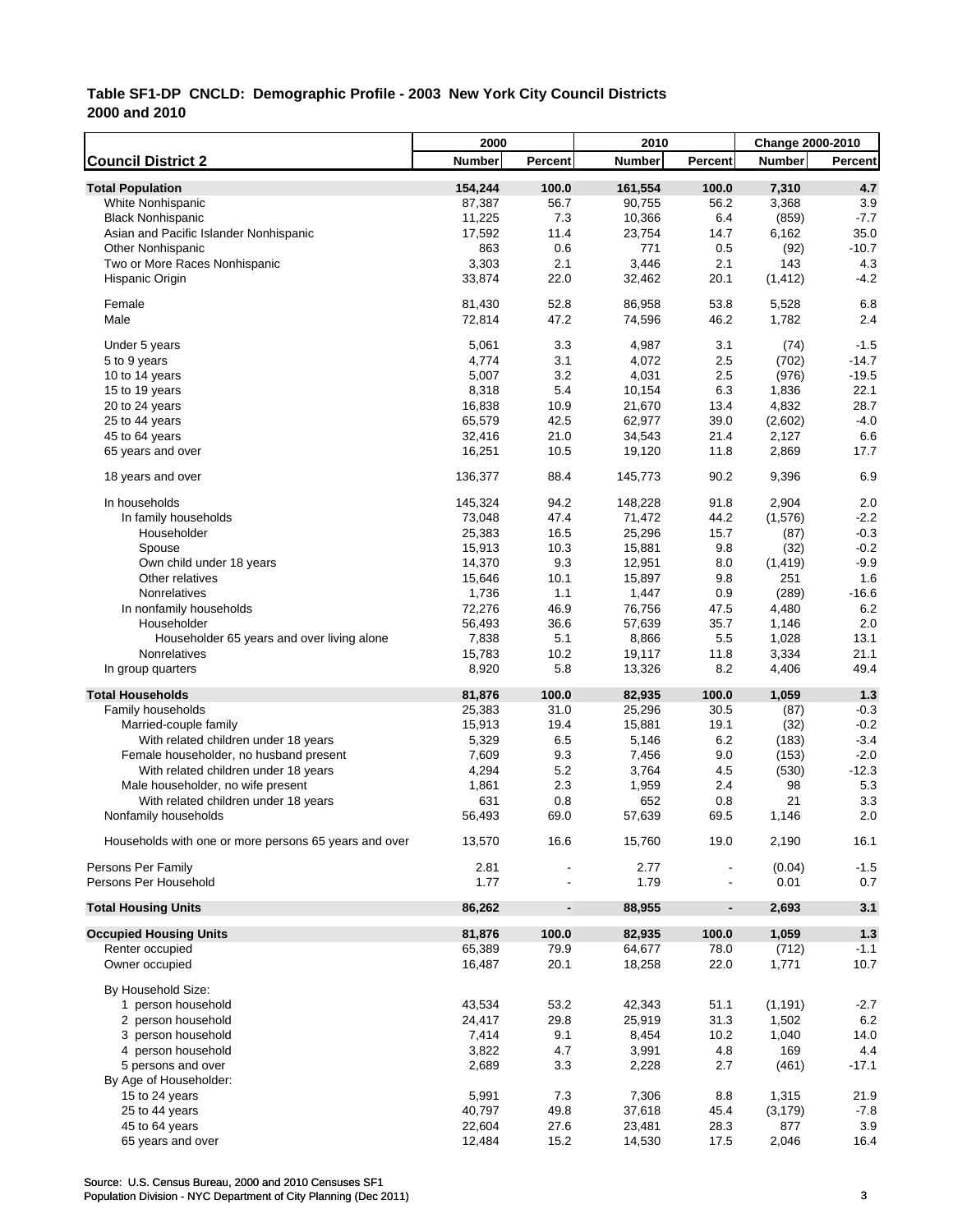**Table SF1-DP CNCLD: Demographic Profile - 2003 New York City Council Districts**
**2000 and 2010**

| Council District 2 | 2000 Number | 2000 Percent | 2010 Number | 2010 Percent | Change 2000-2010 Number | Change 2000-2010 Percent |
|---|---|---|---|---|---|---|
| **Total Population** | **154,244** | **100.0** | **161,554** | **100.0** | **7,310** | **4.7** |
| White Nonhispanic | 87,387 | 56.7 | 90,755 | 56.2 | 3,368 | 3.9 |
| Black Nonhispanic | 11,225 | 7.3 | 10,366 | 6.4 | (859) | -7.7 |
| Asian and Pacific Islander Nonhispanic | 17,592 | 11.4 | 23,754 | 14.7 | 6,162 | 35.0 |
| Other Nonhispanic | 863 | 0.6 | 771 | 0.5 | (92) | -10.7 |
| Two or More Races Nonhispanic | 3,303 | 2.1 | 3,446 | 2.1 | 143 | 4.3 |
| Hispanic Origin | 33,874 | 22.0 | 32,462 | 20.1 | (1,412) | -4.2 |
| Female | 81,430 | 52.8 | 86,958 | 53.8 | 5,528 | 6.8 |
| Male | 72,814 | 47.2 | 74,596 | 46.2 | 1,782 | 2.4 |
| Under 5 years | 5,061 | 3.3 | 4,987 | 3.1 | (74) | -1.5 |
| 5 to 9 years | 4,774 | 3.1 | 4,072 | 2.5 | (702) | -14.7 |
| 10 to 14 years | 5,007 | 3.2 | 4,031 | 2.5 | (976) | -19.5 |
| 15 to 19 years | 8,318 | 5.4 | 10,154 | 6.3 | 1,836 | 22.1 |
| 20 to 24 years | 16,838 | 10.9 | 21,670 | 13.4 | 4,832 | 28.7 |
| 25 to 44 years | 65,579 | 42.5 | 62,977 | 39.0 | (2,602) | -4.0 |
| 45 to 64 years | 32,416 | 21.0 | 34,543 | 21.4 | 2,127 | 6.6 |
| 65 years and over | 16,251 | 10.5 | 19,120 | 11.8 | 2,869 | 17.7 |
| 18 years and over | 136,377 | 88.4 | 145,773 | 90.2 | 9,396 | 6.9 |
| In households | 145,324 | 94.2 | 148,228 | 91.8 | 2,904 | 2.0 |
| In family households | 73,048 | 47.4 | 71,472 | 44.2 | (1,576) | -2.2 |
| Householder | 25,383 | 16.5 | 25,296 | 15.7 | (87) | -0.3 |
| Spouse | 15,913 | 10.3 | 15,881 | 9.8 | (32) | -0.2 |
| Own child under 18 years | 14,370 | 9.3 | 12,951 | 8.0 | (1,419) | -9.9 |
| Other relatives | 15,646 | 10.1 | 15,897 | 9.8 | 251 | 1.6 |
| Nonrelatives | 1,736 | 1.1 | 1,447 | 0.9 | (289) | -16.6 |
| In nonfamily households | 72,276 | 46.9 | 76,756 | 47.5 | 4,480 | 6.2 |
| Householder | 56,493 | 36.6 | 57,639 | 35.7 | 1,146 | 2.0 |
| Householder 65 years and over living alone | 7,838 | 5.1 | 8,866 | 5.5 | 1,028 | 13.1 |
| Nonrelatives | 15,783 | 10.2 | 19,117 | 11.8 | 3,334 | 21.1 |
| In group quarters | 8,920 | 5.8 | 13,326 | 8.2 | 4,406 | 49.4 |
| **Total Households** | **81,876** | **100.0** | **82,935** | **100.0** | **1,059** | **1.3** |
| Family households | 25,383 | 31.0 | 25,296 | 30.5 | (87) | -0.3 |
| Married-couple family | 15,913 | 19.4 | 15,881 | 19.1 | (32) | -0.2 |
| With related children under 18 years | 5,329 | 6.5 | 5,146 | 6.2 | (183) | -3.4 |
| Female householder, no husband present | 7,609 | 9.3 | 7,456 | 9.0 | (153) | -2.0 |
| With related children under 18 years | 4,294 | 5.2 | 3,764 | 4.5 | (530) | -12.3 |
| Male householder, no wife present | 1,861 | 2.3 | 1,959 | 2.4 | 98 | 5.3 |
| With related children under 18 years | 631 | 0.8 | 652 | 0.8 | 21 | 3.3 |
| Nonfamily households | 56,493 | 69.0 | 57,639 | 69.5 | 1,146 | 2.0 |
| Households with one or more persons 65 years and over | 13,570 | 16.6 | 15,760 | 19.0 | 2,190 | 16.1 |
| Persons Per Family | 2.81 | - | 2.77 | - | (0.04) | -1.5 |
| Persons Per Household | 1.77 | - | 1.79 | - | 0.01 | 0.7 |
| **Total Housing Units** | **86,262** | **-** | **88,955** | **-** | **2,693** | **3.1** |
| **Occupied Housing Units** | **81,876** | **100.0** | **82,935** | **100.0** | **1,059** | **1.3** |
| Renter occupied | 65,389 | 79.9 | 64,677 | 78.0 | (712) | -1.1 |
| Owner occupied | 16,487 | 20.1 | 18,258 | 22.0 | 1,771 | 10.7 |
| By Household Size: | | | | | | |
| 1 person household | 43,534 | 53.2 | 42,343 | 51.1 | (1,191) | -2.7 |
| 2 person household | 24,417 | 29.8 | 25,919 | 31.3 | 1,502 | 6.2 |
| 3 person household | 7,414 | 9.1 | 8,454 | 10.2 | 1,040 | 14.0 |
| 4 person household | 3,822 | 4.7 | 3,991 | 4.8 | 169 | 4.4 |
| 5 persons and over | 2,689 | 3.3 | 2,228 | 2.7 | (461) | -17.1 |
| By Age of Householder: | | | | | | |
| 15 to 24 years | 5,991 | 7.3 | 7,306 | 8.8 | 1,315 | 21.9 |
| 25 to 44 years | 40,797 | 49.8 | 37,618 | 45.4 | (3,179) | -7.8 |
| 45 to 64 years | 22,604 | 27.6 | 23,481 | 28.3 | 877 | 3.9 |
| 65 years and over | 12,484 | 15.2 | 14,530 | 17.5 | 2,046 | 16.4 |

Source: U.S. Census Bureau, 2000 and 2010 Censuses SF1
Population Division - NYC Department of City Planning (Dec 2011)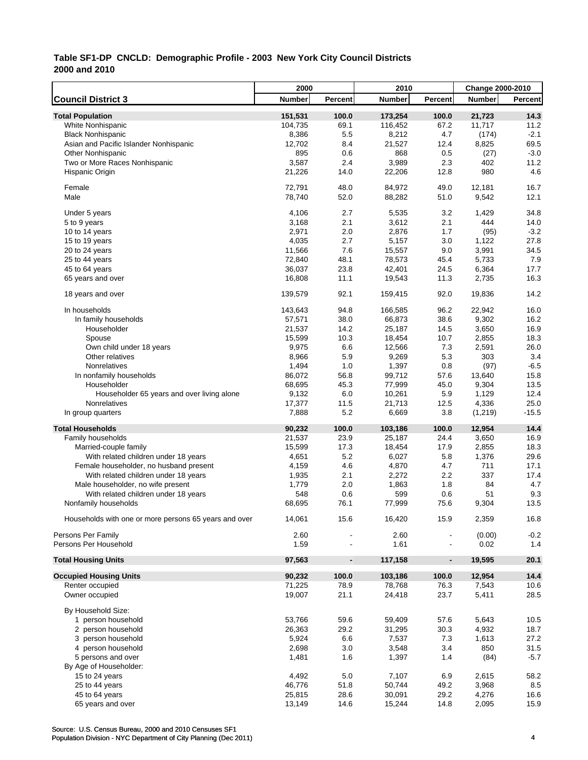**Table SF1-DP CNCLD: Demographic Profile - 2003 New York City Council Districts**
**2000 and 2010**

| | 2000 | | 2010 | | Change 2000-2010 | |
|---|---|---|---|---|---|---|
| **Council District 3** | **Number** | **Percent** | **Number** | **Percent** | **Number** | **Percent** |
| **Total Population** | **151,531** | **100.0** | **173,254** | **100.0** | **21,723** | **14.3** |
| White Nonhispanic | 104,735 | 69.1 | 116,452 | 67.2 | 11,717 | 11.2 |
| Black Nonhispanic | 8,386 | 5.5 | 8,212 | 4.7 | (174) | -2.1 |
| Asian and Pacific Islander Nonhispanic | 12,702 | 8.4 | 21,527 | 12.4 | 8,825 | 69.5 |
| Other Nonhispanic | 895 | 0.6 | 868 | 0.5 | (27) | -3.0 |
| Two or More Races Nonhispanic | 3,587 | 2.4 | 3,989 | 2.3 | 402 | 11.2 |
| Hispanic Origin | 21,226 | 14.0 | 22,206 | 12.8 | 980 | 4.6 |
| Female | 72,791 | 48.0 | 84,972 | 49.0 | 12,181 | 16.7 |
| Male | 78,740 | 52.0 | 88,282 | 51.0 | 9,542 | 12.1 |
| Under 5 years | 4,106 | 2.7 | 5,535 | 3.2 | 1,429 | 34.8 |
| 5 to 9 years | 3,168 | 2.1 | 3,612 | 2.1 | 444 | 14.0 |
| 10 to 14 years | 2,971 | 2.0 | 2,876 | 1.7 | (95) | -3.2 |
| 15 to 19 years | 4,035 | 2.7 | 5,157 | 3.0 | 1,122 | 27.8 |
| 20 to 24 years | 11,566 | 7.6 | 15,557 | 9.0 | 3,991 | 34.5 |
| 25 to 44 years | 72,840 | 48.1 | 78,573 | 45.4 | 5,733 | 7.9 |
| 45 to 64 years | 36,037 | 23.8 | 42,401 | 24.5 | 6,364 | 17.7 |
| 65 years and over | 16,808 | 11.1 | 19,543 | 11.3 | 2,735 | 16.3 |
| 18 years and over | 139,579 | 92.1 | 159,415 | 92.0 | 19,836 | 14.2 |
| In households | 143,643 | 94.8 | 166,585 | 96.2 | 22,942 | 16.0 |
| In family households | 57,571 | 38.0 | 66,873 | 38.6 | 9,302 | 16.2 |
| Householder | 21,537 | 14.2 | 25,187 | 14.5 | 3,650 | 16.9 |
| Spouse | 15,599 | 10.3 | 18,454 | 10.7 | 2,855 | 18.3 |
| Own child under 18 years | 9,975 | 6.6 | 12,566 | 7.3 | 2,591 | 26.0 |
| Other relatives | 8,966 | 5.9 | 9,269 | 5.3 | 303 | 3.4 |
| Nonrelatives | 1,494 | 1.0 | 1,397 | 0.8 | (97) | -6.5 |
| In nonfamily households | 86,072 | 56.8 | 99,712 | 57.6 | 13,640 | 15.8 |
| Householder | 68,695 | 45.3 | 77,999 | 45.0 | 9,304 | 13.5 |
| Householder 65 years and over living alone | 9,132 | 6.0 | 10,261 | 5.9 | 1,129 | 12.4 |
| Nonrelatives | 17,377 | 11.5 | 21,713 | 12.5 | 4,336 | 25.0 |
| In group quarters | 7,888 | 5.2 | 6,669 | 3.8 | (1,219) | -15.5 |
| **Total Households** | **90,232** | **100.0** | **103,186** | **100.0** | **12,954** | **14.4** |
| Family households | 21,537 | 23.9 | 25,187 | 24.4 | 3,650 | 16.9 |
| Married-couple family | 15,599 | 17.3 | 18,454 | 17.9 | 2,855 | 18.3 |
| With related children under 18 years | 4,651 | 5.2 | 6,027 | 5.8 | 1,376 | 29.6 |
| Female householder, no husband present | 4,159 | 4.6 | 4,870 | 4.7 | 711 | 17.1 |
| With related children under 18 years | 1,935 | 2.1 | 2,272 | 2.2 | 337 | 17.4 |
| Male householder, no wife present | 1,779 | 2.0 | 1,863 | 1.8 | 84 | 4.7 |
| With related children under 18 years | 548 | 0.6 | 599 | 0.6 | 51 | 9.3 |
| Nonfamily households | 68,695 | 76.1 | 77,999 | 75.6 | 9,304 | 13.5 |
| Households with one or more persons 65 years and over | 14,061 | 15.6 | 16,420 | 15.9 | 2,359 | 16.8 |
| Persons Per Family | 2.60 | - | 2.60 | - | (0.00) | -0.2 |
| Persons Per Household | 1.59 | - | 1.61 | - | 0.02 | 1.4 |
| **Total Housing Units** | **97,563** | **-** | **117,158** | **-** | **19,595** | **20.1** |
| **Occupied Housing Units** | **90,232** | **100.0** | **103,186** | **100.0** | **12,954** | **14.4** |
| Renter occupied | 71,225 | 78.9 | 78,768 | 76.3 | 7,543 | 10.6 |
| Owner occupied | 19,007 | 21.1 | 24,418 | 23.7 | 5,411 | 28.5 |
| By Household Size: | | | | | | |
| 1 person household | 53,766 | 59.6 | 59,409 | 57.6 | 5,643 | 10.5 |
| 2 person household | 26,363 | 29.2 | 31,295 | 30.3 | 4,932 | 18.7 |
| 3 person household | 5,924 | 6.6 | 7,537 | 7.3 | 1,613 | 27.2 |
| 4 person household | 2,698 | 3.0 | 3,548 | 3.4 | 850 | 31.5 |
| 5 persons and over | 1,481 | 1.6 | 1,397 | 1.4 | (84) | -5.7 |
| By Age of Householder: | | | | | | |
| 15 to 24 years | 4,492 | 5.0 | 7,107 | 6.9 | 2,615 | 58.2 |
| 25 to 44 years | 46,776 | 51.8 | 50,744 | 49.2 | 3,968 | 8.5 |
| 45 to 64 years | 25,815 | 28.6 | 30,091 | 29.2 | 4,276 | 16.6 |
| 65 years and over | 13,149 | 14.6 | 15,244 | 14.8 | 2,095 | 15.9 |

Source: U.S. Census Bureau, 2000 and 2010 Censuses SF1
Population Division - NYC Department of City Planning (Dec 2011)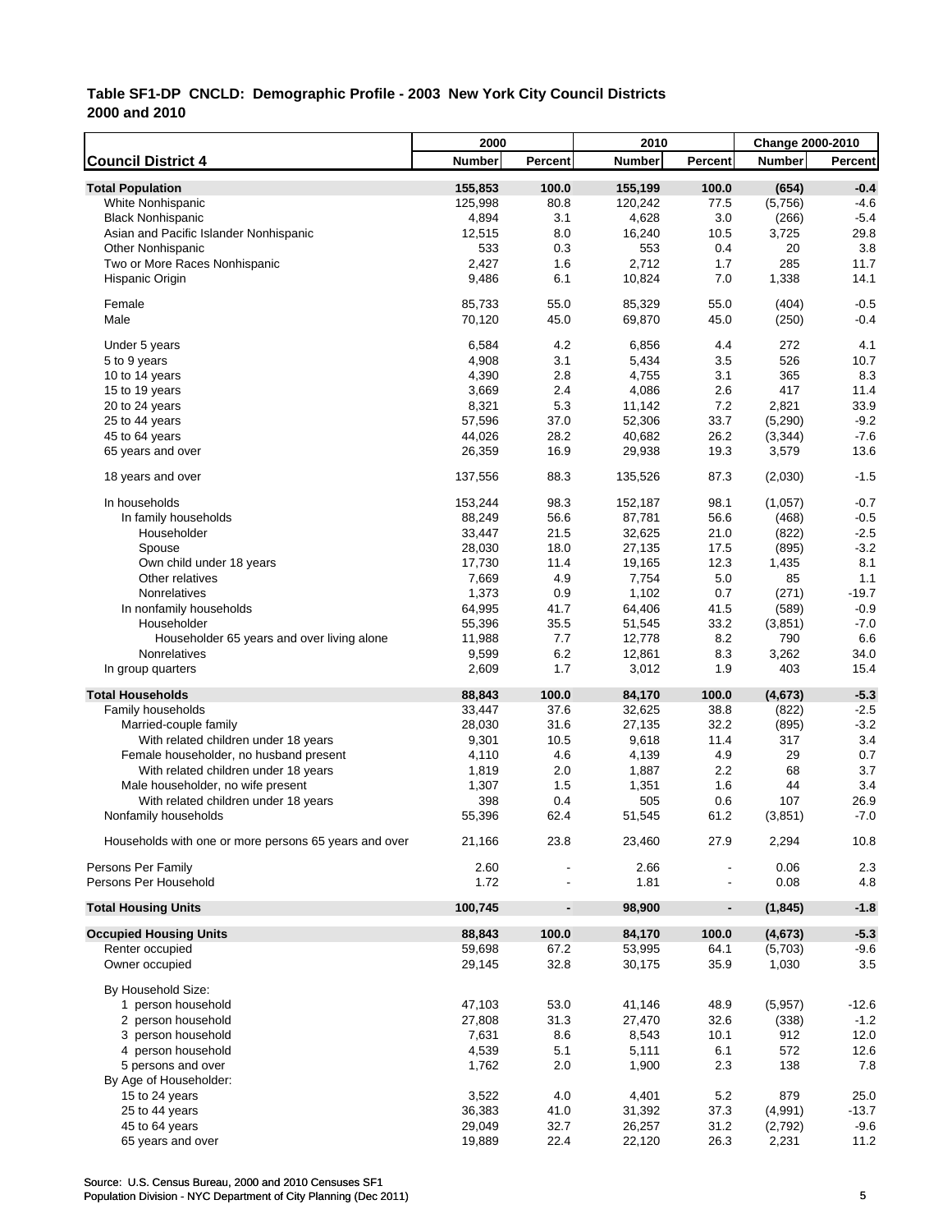## Table SF1-DP CNCLD: Demographic Profile - 2003 New York City Council Districts
## 2000 and 2010

| Council District 4 | 2000 Number | 2000 Percent | 2010 Number | 2010 Percent | Change 2000-2010 Number | Change 2000-2010 Percent |
|---|---|---|---|---|---|---|
| **Total Population** | **155,853** | **100.0** | **155,199** | **100.0** | **(654)** | **-0.4** |
| White Nonhispanic | 125,998 | 80.8 | 120,242 | 77.5 | (5,756) | -4.6 |
| Black Nonhispanic | 4,894 | 3.1 | 4,628 | 3.0 | (266) | -5.4 |
| Asian and Pacific Islander Nonhispanic | 12,515 | 8.0 | 16,240 | 10.5 | 3,725 | 29.8 |
| Other Nonhispanic | 533 | 0.3 | 553 | 0.4 | 20 | 3.8 |
| Two or More Races Nonhispanic | 2,427 | 1.6 | 2,712 | 1.7 | 285 | 11.7 |
| Hispanic Origin | 9,486 | 6.1 | 10,824 | 7.0 | 1,338 | 14.1 |
| Female | 85,733 | 55.0 | 85,329 | 55.0 | (404) | -0.5 |
| Male | 70,120 | 45.0 | 69,870 | 45.0 | (250) | -0.4 |
| Under 5 years | 6,584 | 4.2 | 6,856 | 4.4 | 272 | 4.1 |
| 5 to 9 years | 4,908 | 3.1 | 5,434 | 3.5 | 526 | 10.7 |
| 10 to 14 years | 4,390 | 2.8 | 4,755 | 3.1 | 365 | 8.3 |
| 15 to 19 years | 3,669 | 2.4 | 4,086 | 2.6 | 417 | 11.4 |
| 20 to 24 years | 8,321 | 5.3 | 11,142 | 7.2 | 2,821 | 33.9 |
| 25 to 44 years | 57,596 | 37.0 | 52,306 | 33.7 | (5,290) | -9.2 |
| 45 to 64 years | 44,026 | 28.2 | 40,682 | 26.2 | (3,344) | -7.6 |
| 65 years and over | 26,359 | 16.9 | 29,938 | 19.3 | 3,579 | 13.6 |
| 18 years and over | 137,556 | 88.3 | 135,526 | 87.3 | (2,030) | -1.5 |
| In households | 153,244 | 98.3 | 152,187 | 98.1 | (1,057) | -0.7 |
| In family households | 88,249 | 56.6 | 87,781 | 56.6 | (468) | -0.5 |
| Householder | 33,447 | 21.5 | 32,625 | 21.0 | (822) | -2.5 |
| Spouse | 28,030 | 18.0 | 27,135 | 17.5 | (895) | -3.2 |
| Own child under 18 years | 17,730 | 11.4 | 19,165 | 12.3 | 1,435 | 8.1 |
| Other relatives | 7,669 | 4.9 | 7,754 | 5.0 | 85 | 1.1 |
| Nonrelatives | 1,373 | 0.9 | 1,102 | 0.7 | (271) | -19.7 |
| In nonfamily households | 64,995 | 41.7 | 64,406 | 41.5 | (589) | -0.9 |
| Householder | 55,396 | 35.5 | 51,545 | 33.2 | (3,851) | -7.0 |
| Householder 65 years and over living alone | 11,988 | 7.7 | 12,778 | 8.2 | 790 | 6.6 |
| Nonrelatives | 9,599 | 6.2 | 12,861 | 8.3 | 3,262 | 34.0 |
| In group quarters | 2,609 | 1.7 | 3,012 | 1.9 | 403 | 15.4 |
| **Total Households** | **88,843** | **100.0** | **84,170** | **100.0** | **(4,673)** | **-5.3** |
| Family households | 33,447 | 37.6 | 32,625 | 38.8 | (822) | -2.5 |
| Married-couple family | 28,030 | 31.6 | 27,135 | 32.2 | (895) | -3.2 |
| With related children under 18 years | 9,301 | 10.5 | 9,618 | 11.4 | 317 | 3.4 |
| Female householder, no husband present | 4,110 | 4.6 | 4,139 | 4.9 | 29 | 0.7 |
| With related children under 18 years | 1,819 | 2.0 | 1,887 | 2.2 | 68 | 3.7 |
| Male householder, no wife present | 1,307 | 1.5 | 1,351 | 1.6 | 44 | 3.4 |
| With related children under 18 years | 398 | 0.4 | 505 | 0.6 | 107 | 26.9 |
| Nonfamily households | 55,396 | 62.4 | 51,545 | 61.2 | (3,851) | -7.0 |
| Households with one or more persons 65 years and over | 21,166 | 23.8 | 23,460 | 27.9 | 2,294 | 10.8 |
| Persons Per Family | 2.60 | - | 2.66 | - | 0.06 | 2.3 |
| Persons Per Household | 1.72 | - | 1.81 | - | 0.08 | 4.8 |
| **Total Housing Units** | **100,745** | **-** | **98,900** | **-** | **(1,845)** | **-1.8** |
| **Occupied Housing Units** | **88,843** | **100.0** | **84,170** | **100.0** | **(4,673)** | **-5.3** |
| Renter occupied | 59,698 | 67.2 | 53,995 | 64.1 | (5,703) | -9.6 |
| Owner occupied | 29,145 | 32.8 | 30,175 | 35.9 | 1,030 | 3.5 |
| By Household Size: | | | | | | |
| 1 person household | 47,103 | 53.0 | 41,146 | 48.9 | (5,957) | -12.6 |
| 2 person household | 27,808 | 31.3 | 27,470 | 32.6 | (338) | -1.2 |
| 3 person household | 7,631 | 8.6 | 8,543 | 10.1 | 912 | 12.0 |
| 4 person household | 4,539 | 5.1 | 5,111 | 6.1 | 572 | 12.6 |
| 5 persons and over | 1,762 | 2.0 | 1,900 | 2.3 | 138 | 7.8 |
| By Age of Householder: | | | | | | |
| 15 to 24 years | 3,522 | 4.0 | 4,401 | 5.2 | 879 | 25.0 |
| 25 to 44 years | 36,383 | 41.0 | 31,392 | 37.3 | (4,991) | -13.7 |
| 45 to 64 years | 29,049 | 32.7 | 26,257 | 31.2 | (2,792) | -9.6 |
| 65 years and over | 19,889 | 22.4 | 22,120 | 26.3 | 2,231 | 11.2 |

Source: U.S. Census Bureau, 2000 and 2010 Censuses SF1
Population Division - NYC Department of City Planning (Dec 2011)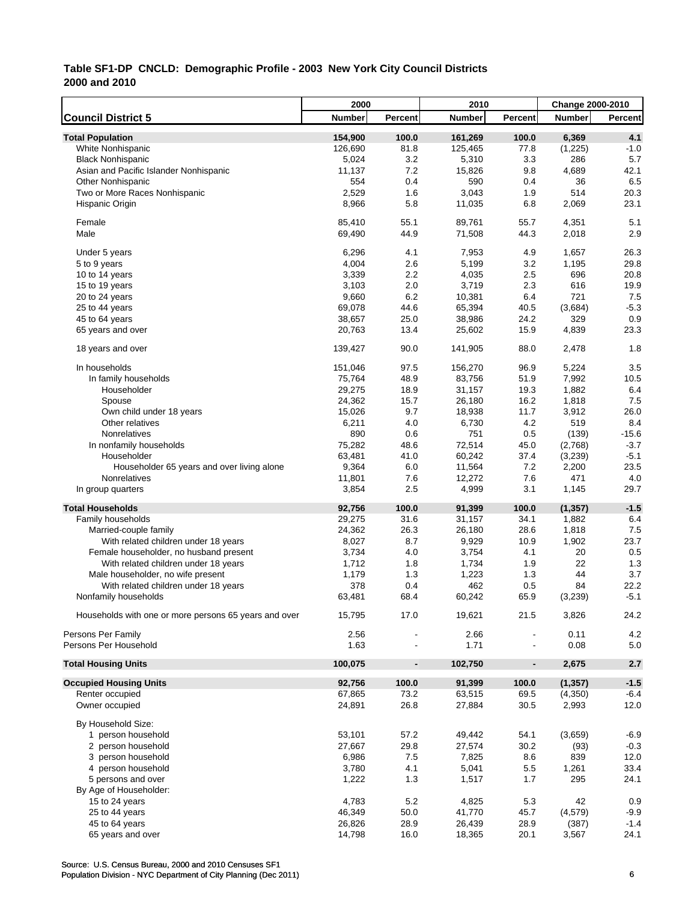# Table SF1-DP CNCLD: Demographic Profile - 2003 New York City Council Districts 2000 and 2010

| Council District 5 | 2000 Number | 2000 Percent | 2010 Number | 2010 Percent | Change 2000-2010 Number | Change 2000-2010 Percent |
|---|---|---|---|---|---|---|
| **Total Population** | **154,900** | **100.0** | **161,269** | **100.0** | **6,369** | **4.1** |
| White Nonhispanic | 126,690 | 81.8 | 125,465 | 77.8 | (1,225) | -1.0 |
| Black Nonhispanic | 5,024 | 3.2 | 5,310 | 3.3 | 286 | 5.7 |
| Asian and Pacific Islander Nonhispanic | 11,137 | 7.2 | 15,826 | 9.8 | 4,689 | 42.1 |
| Other Nonhispanic | 554 | 0.4 | 590 | 0.4 | 36 | 6.5 |
| Two or More Races Nonhispanic | 2,529 | 1.6 | 3,043 | 1.9 | 514 | 20.3 |
| Hispanic Origin | 8,966 | 5.8 | 11,035 | 6.8 | 2,069 | 23.1 |
| Female | 85,410 | 55.1 | 89,761 | 55.7 | 4,351 | 5.1 |
| Male | 69,490 | 44.9 | 71,508 | 44.3 | 2,018 | 2.9 |
| Under 5 years | 6,296 | 4.1 | 7,953 | 4.9 | 1,657 | 26.3 |
| 5 to 9 years | 4,004 | 2.6 | 5,199 | 3.2 | 1,195 | 29.8 |
| 10 to 14 years | 3,339 | 2.2 | 4,035 | 2.5 | 696 | 20.8 |
| 15 to 19 years | 3,103 | 2.0 | 3,719 | 2.3 | 616 | 19.9 |
| 20 to 24 years | 9,660 | 6.2 | 10,381 | 6.4 | 721 | 7.5 |
| 25 to 44 years | 69,078 | 44.6 | 65,394 | 40.5 | (3,684) | -5.3 |
| 45 to 64 years | 38,657 | 25.0 | 38,986 | 24.2 | 329 | 0.9 |
| 65 years and over | 20,763 | 13.4 | 25,602 | 15.9 | 4,839 | 23.3 |
| 18 years and over | 139,427 | 90.0 | 141,905 | 88.0 | 2,478 | 1.8 |
| In households | 151,046 | 97.5 | 156,270 | 96.9 | 5,224 | 3.5 |
| In family households | 75,764 | 48.9 | 83,756 | 51.9 | 7,992 | 10.5 |
| Householder | 29,275 | 18.9 | 31,157 | 19.3 | 1,882 | 6.4 |
| Spouse | 24,362 | 15.7 | 26,180 | 16.2 | 1,818 | 7.5 |
| Own child under 18 years | 15,026 | 9.7 | 18,938 | 11.7 | 3,912 | 26.0 |
| Other relatives | 6,211 | 4.0 | 6,730 | 4.2 | 519 | 8.4 |
| Nonrelatives | 890 | 0.6 | 751 | 0.5 | (139) | -15.6 |
| In nonfamily households | 75,282 | 48.6 | 72,514 | 45.0 | (2,768) | -3.7 |
| Householder | 63,481 | 41.0 | 60,242 | 37.4 | (3,239) | -5.1 |
| Householder 65 years and over living alone | 9,364 | 6.0 | 11,564 | 7.2 | 2,200 | 23.5 |
| Nonrelatives | 11,801 | 7.6 | 12,272 | 7.6 | 471 | 4.0 |
| In group quarters | 3,854 | 2.5 | 4,999 | 3.1 | 1,145 | 29.7 |
| **Total Households** | **92,756** | **100.0** | **91,399** | **100.0** | **(1,357)** | **-1.5** |
| Family households | 29,275 | 31.6 | 31,157 | 34.1 | 1,882 | 6.4 |
| Married-couple family | 24,362 | 26.3 | 26,180 | 28.6 | 1,818 | 7.5 |
| With related children under 18 years | 8,027 | 8.7 | 9,929 | 10.9 | 1,902 | 23.7 |
| Female householder, no husband present | 3,734 | 4.0 | 3,754 | 4.1 | 20 | 0.5 |
| With related children under 18 years | 1,712 | 1.8 | 1,734 | 1.9 | 22 | 1.3 |
| Male householder, no wife present | 1,179 | 1.3 | 1,223 | 1.3 | 44 | 3.7 |
| With related children under 18 years | 378 | 0.4 | 462 | 0.5 | 84 | 22.2 |
| Nonfamily households | 63,481 | 68.4 | 60,242 | 65.9 | (3,239) | -5.1 |
| Households with one or more persons 65 years and over | 15,795 | 17.0 | 19,621 | 21.5 | 3,826 | 24.2 |
| Persons Per Family | 2.56 | - | 2.66 | - | 0.11 | 4.2 |
| Persons Per Household | 1.63 | - | 1.71 | - | 0.08 | 5.0 |
| **Total Housing Units** | **100,075** | **-** | **102,750** | **-** | **2,675** | **2.7** |
| **Occupied Housing Units** | **92,756** | **100.0** | **91,399** | **100.0** | **(1,357)** | **-1.5** |
| Renter occupied | 67,865 | 73.2 | 63,515 | 69.5 | (4,350) | -6.4 |
| Owner occupied | 24,891 | 26.8 | 27,884 | 30.5 | 2,993 | 12.0 |
| By Household Size: | | | | | | |
| 1 person household | 53,101 | 57.2 | 49,442 | 54.1 | (3,659) | -6.9 |
| 2 person household | 27,667 | 29.8 | 27,574 | 30.2 | (93) | -0.3 |
| 3 person household | 6,986 | 7.5 | 7,825 | 8.6 | 839 | 12.0 |
| 4 person household | 3,780 | 4.1 | 5,041 | 5.5 | 1,261 | 33.4 |
| 5 persons and over | 1,222 | 1.3 | 1,517 | 1.7 | 295 | 24.1 |
| By Age of Householder: | | | | | | |
| 15 to 24 years | 4,783 | 5.2 | 4,825 | 5.3 | 42 | 0.9 |
| 25 to 44 years | 46,349 | 50.0 | 41,770 | 45.7 | (4,579) | -9.9 |
| 45 to 64 years | 26,826 | 28.9 | 26,439 | 28.9 | (387) | -1.4 |
| 65 years and over | 14,798 | 16.0 | 18,365 | 20.1 | 3,567 | 24.1 |

Source: U.S. Census Bureau, 2000 and 2010 Censuses SF1
Population Division - NYC Department of City Planning (Dec 2011)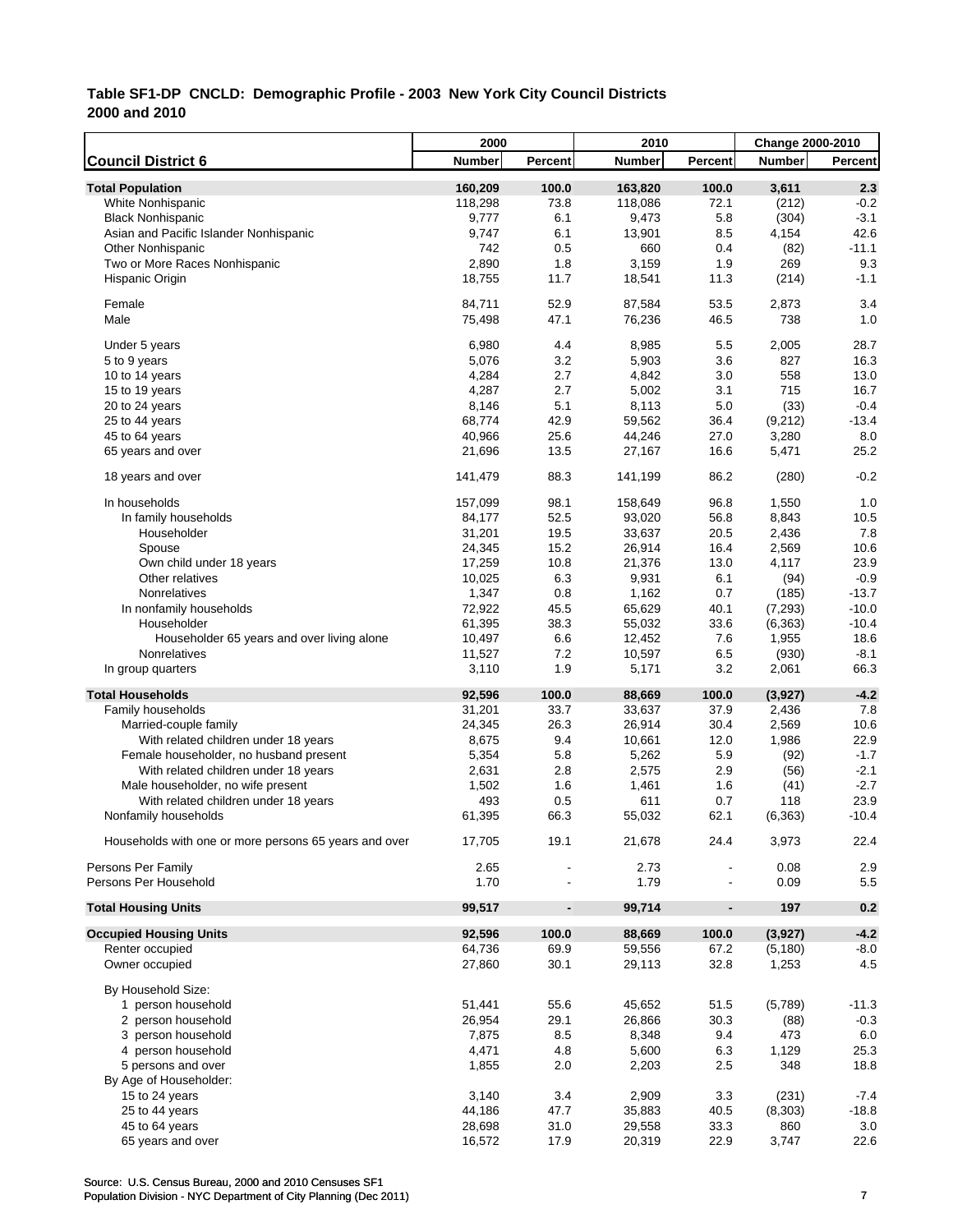**Table SF1-DP CNCLD: Demographic Profile - 2003 New York City Council Districts 2000 and 2010**

| Council District 6 | 2000 Number | 2000 Percent | 2010 Number | 2010 Percent | Change 2000-2010 Number | Change 2000-2010 Percent |
|---|---|---|---|---|---|---|
| **Total Population** | **160,209** | **100.0** | **163,820** | **100.0** | **3,611** | **2.3** |
| White Nonhispanic | 118,298 | 73.8 | 118,086 | 72.1 | (212) | -0.2 |
| Black Nonhispanic | 9,777 | 6.1 | 9,473 | 5.8 | (304) | -3.1 |
| Asian and Pacific Islander Nonhispanic | 9,747 | 6.1 | 13,901 | 8.5 | 4,154 | 42.6 |
| Other Nonhispanic | 742 | 0.5 | 660 | 0.4 | (82) | -11.1 |
| Two or More Races Nonhispanic | 2,890 | 1.8 | 3,159 | 1.9 | 269 | 9.3 |
| Hispanic Origin | 18,755 | 11.7 | 18,541 | 11.3 | (214) | -1.1 |
| Female | 84,711 | 52.9 | 87,584 | 53.5 | 2,873 | 3.4 |
| Male | 75,498 | 47.1 | 76,236 | 46.5 | 738 | 1.0 |
| Under 5 years | 6,980 | 4.4 | 8,985 | 5.5 | 2,005 | 28.7 |
| 5 to 9 years | 5,076 | 3.2 | 5,903 | 3.6 | 827 | 16.3 |
| 10 to 14 years | 4,284 | 2.7 | 4,842 | 3.0 | 558 | 13.0 |
| 15 to 19 years | 4,287 | 2.7 | 5,002 | 3.1 | 715 | 16.7 |
| 20 to 24 years | 8,146 | 5.1 | 8,113 | 5.0 | (33) | -0.4 |
| 25 to 44 years | 68,774 | 42.9 | 59,562 | 36.4 | (9,212) | -13.4 |
| 45 to 64 years | 40,966 | 25.6 | 44,246 | 27.0 | 3,280 | 8.0 |
| 65 years and over | 21,696 | 13.5 | 27,167 | 16.6 | 5,471 | 25.2 |
| 18 years and over | 141,479 | 88.3 | 141,199 | 86.2 | (280) | -0.2 |
| In households | 157,099 | 98.1 | 158,649 | 96.8 | 1,550 | 1.0 |
| In family households | 84,177 | 52.5 | 93,020 | 56.8 | 8,843 | 10.5 |
| Householder | 31,201 | 19.5 | 33,637 | 20.5 | 2,436 | 7.8 |
| Spouse | 24,345 | 15.2 | 26,914 | 16.4 | 2,569 | 10.6 |
| Own child under 18 years | 17,259 | 10.8 | 21,376 | 13.0 | 4,117 | 23.9 |
| Other relatives | 10,025 | 6.3 | 9,931 | 6.1 | (94) | -0.9 |
| Nonrelatives | 1,347 | 0.8 | 1,162 | 0.7 | (185) | -13.7 |
| In nonfamily households | 72,922 | 45.5 | 65,629 | 40.1 | (7,293) | -10.0 |
| Householder | 61,395 | 38.3 | 55,032 | 33.6 | (6,363) | -10.4 |
| Householder 65 years and over living alone | 10,497 | 6.6 | 12,452 | 7.6 | 1,955 | 18.6 |
| Nonrelatives | 11,527 | 7.2 | 10,597 | 6.5 | (930) | -8.1 |
| In group quarters | 3,110 | 1.9 | 5,171 | 3.2 | 2,061 | 66.3 |
| **Total Households** | **92,596** | **100.0** | **88,669** | **100.0** | **(3,927)** | **-4.2** |
| Family households | 31,201 | 33.7 | 33,637 | 37.9 | 2,436 | 7.8 |
| Married-couple family | 24,345 | 26.3 | 26,914 | 30.4 | 2,569 | 10.6 |
| With related children under 18 years | 8,675 | 9.4 | 10,661 | 12.0 | 1,986 | 22.9 |
| Female householder, no husband present | 5,354 | 5.8 | 5,262 | 5.9 | (92) | -1.7 |
| With related children under 18 years | 2,631 | 2.8 | 2,575 | 2.9 | (56) | -2.1 |
| Male householder, no wife present | 1,502 | 1.6 | 1,461 | 1.6 | (41) | -2.7 |
| With related children under 18 years | 493 | 0.5 | 611 | 0.7 | 118 | 23.9 |
| Nonfamily households | 61,395 | 66.3 | 55,032 | 62.1 | (6,363) | -10.4 |
| Households with one or more persons 65 years and over | 17,705 | 19.1 | 21,678 | 24.4 | 3,973 | 22.4 |
| Persons Per Family | 2.65 | - | 2.73 | - | 0.08 | 2.9 |
| Persons Per Household | 1.70 | - | 1.79 | - | 0.09 | 5.5 |
| **Total Housing Units** | **99,517** | **-** | **99,714** | **-** | **197** | **0.2** |
| **Occupied Housing Units** | **92,596** | **100.0** | **88,669** | **100.0** | **(3,927)** | **-4.2** |
| Renter occupied | 64,736 | 69.9 | 59,556 | 67.2 | (5,180) | -8.0 |
| Owner occupied | 27,860 | 30.1 | 29,113 | 32.8 | 1,253 | 4.5 |
| By Household Size: | | | | | | |
| 1 person household | 51,441 | 55.6 | 45,652 | 51.5 | (5,789) | -11.3 |
| 2 person household | 26,954 | 29.1 | 26,866 | 30.3 | (88) | -0.3 |
| 3 person household | 7,875 | 8.5 | 8,348 | 9.4 | 473 | 6.0 |
| 4 person household | 4,471 | 4.8 | 5,600 | 6.3 | 1,129 | 25.3 |
| 5 persons and over | 1,855 | 2.0 | 2,203 | 2.5 | 348 | 18.8 |
| By Age of Householder: | | | | | | |
| 15 to 24 years | 3,140 | 3.4 | 2,909 | 3.3 | (231) | -7.4 |
| 25 to 44 years | 44,186 | 47.7 | 35,883 | 40.5 | (8,303) | -18.8 |
| 45 to 64 years | 28,698 | 31.0 | 29,558 | 33.3 | 860 | 3.0 |
| 65 years and over | 16,572 | 17.9 | 20,319 | 22.9 | 3,747 | 22.6 |

Source: U.S. Census Bureau, 2000 and 2010 Censuses SF1
Population Division - NYC Department of City Planning (Dec 2011)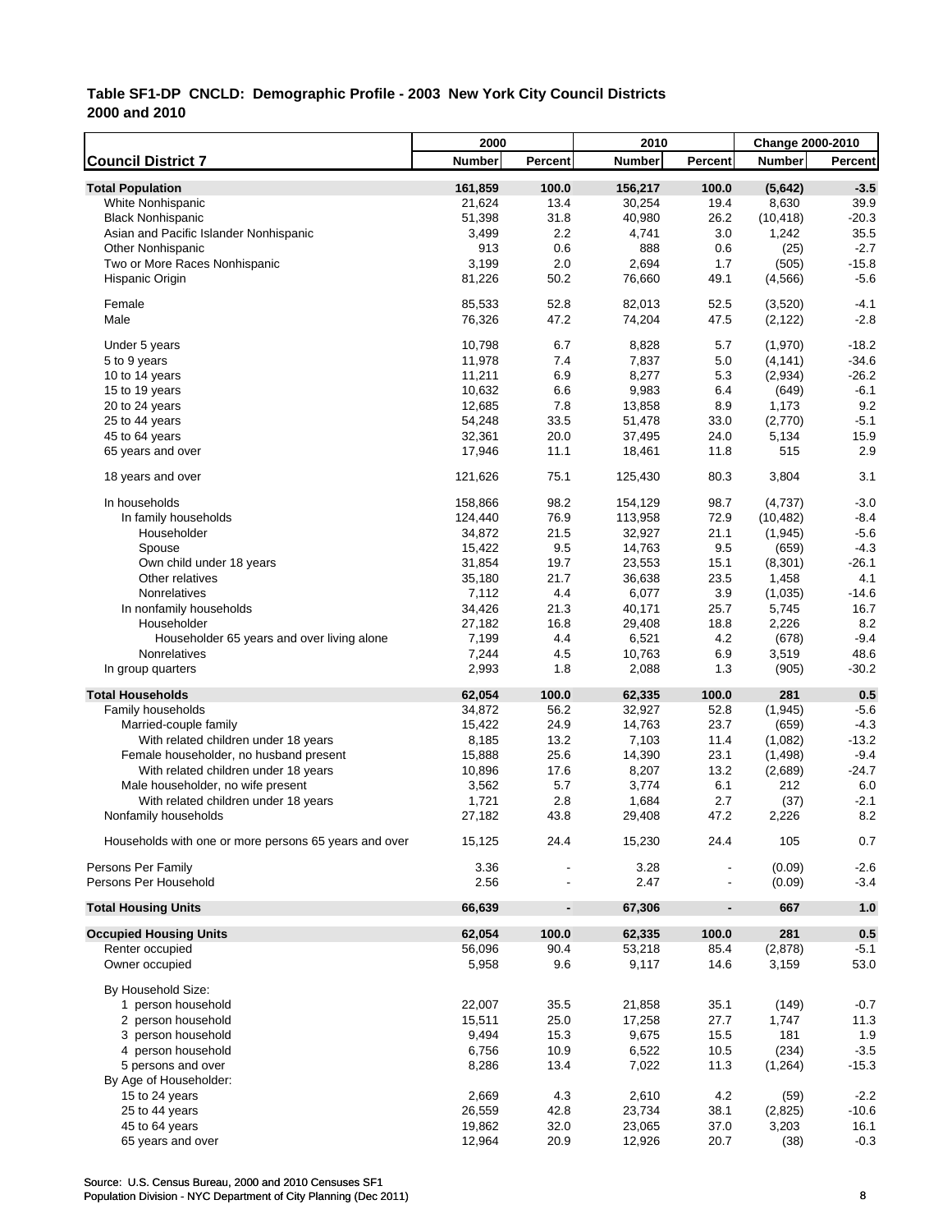### Table SF1-DP CNCLD: Demographic Profile - 2003 New York City Council Districts 2000 and 2010

| Council District 7 | 2000 Number | 2000 Percent | 2010 Number | 2010 Percent | Change 2000-2010 Number | Change 2000-2010 Percent |
|---|---|---|---|---|---|---|
| **Total Population** | **161,859** | **100.0** | **156,217** | **100.0** | **(5,642)** | **-3.5** |
| White Nonhispanic | 21,624 | 13.4 | 30,254 | 19.4 | 8,630 | 39.9 |
| Black Nonhispanic | 51,398 | 31.8 | 40,980 | 26.2 | (10,418) | -20.3 |
| Asian and Pacific Islander Nonhispanic | 3,499 | 2.2 | 4,741 | 3.0 | 1,242 | 35.5 |
| Other Nonhispanic | 913 | 0.6 | 888 | 0.6 | (25) | -2.7 |
| Two or More Races Nonhispanic | 3,199 | 2.0 | 2,694 | 1.7 | (505) | -15.8 |
| Hispanic Origin | 81,226 | 50.2 | 76,660 | 49.1 | (4,566) | -5.6 |
| Female | 85,533 | 52.8 | 82,013 | 52.5 | (3,520) | -4.1 |
| Male | 76,326 | 47.2 | 74,204 | 47.5 | (2,122) | -2.8 |
| Under 5 years | 10,798 | 6.7 | 8,828 | 5.7 | (1,970) | -18.2 |
| 5 to 9 years | 11,978 | 7.4 | 7,837 | 5.0 | (4,141) | -34.6 |
| 10 to 14 years | 11,211 | 6.9 | 8,277 | 5.3 | (2,934) | -26.2 |
| 15 to 19 years | 10,632 | 6.6 | 9,983 | 6.4 | (649) | -6.1 |
| 20 to 24 years | 12,685 | 7.8 | 13,858 | 8.9 | 1,173 | 9.2 |
| 25 to 44 years | 54,248 | 33.5 | 51,478 | 33.0 | (2,770) | -5.1 |
| 45 to 64 years | 32,361 | 20.0 | 37,495 | 24.0 | 5,134 | 15.9 |
| 65 years and over | 17,946 | 11.1 | 18,461 | 11.8 | 515 | 2.9 |
| 18 years and over | 121,626 | 75.1 | 125,430 | 80.3 | 3,804 | 3.1 |
| In households | 158,866 | 98.2 | 154,129 | 98.7 | (4,737) | -3.0 |
| In family households | 124,440 | 76.9 | 113,958 | 72.9 | (10,482) | -8.4 |
| Householder | 34,872 | 21.5 | 32,927 | 21.1 | (1,945) | -5.6 |
| Spouse | 15,422 | 9.5 | 14,763 | 9.5 | (659) | -4.3 |
| Own child under 18 years | 31,854 | 19.7 | 23,553 | 15.1 | (8,301) | -26.1 |
| Other relatives | 35,180 | 21.7 | 36,638 | 23.5 | 1,458 | 4.1 |
| Nonrelatives | 7,112 | 4.4 | 6,077 | 3.9 | (1,035) | -14.6 |
| In nonfamily households | 34,426 | 21.3 | 40,171 | 25.7 | 5,745 | 16.7 |
| Householder | 27,182 | 16.8 | 29,408 | 18.8 | 2,226 | 8.2 |
| Householder 65 years and over living alone | 7,199 | 4.4 | 6,521 | 4.2 | (678) | -9.4 |
| Nonrelatives | 7,244 | 4.5 | 10,763 | 6.9 | 3,519 | 48.6 |
| In group quarters | 2,993 | 1.8 | 2,088 | 1.3 | (905) | -30.2 |
| **Total Households** | **62,054** | **100.0** | **62,335** | **100.0** | **281** | **0.5** |
| Family households | 34,872 | 56.2 | 32,927 | 52.8 | (1,945) | -5.6 |
| Married-couple family | 15,422 | 24.9 | 14,763 | 23.7 | (659) | -4.3 |
| With related children under 18 years | 8,185 | 13.2 | 7,103 | 11.4 | (1,082) | -13.2 |
| Female householder, no husband present | 15,888 | 25.6 | 14,390 | 23.1 | (1,498) | -9.4 |
| With related children under 18 years | 10,896 | 17.6 | 8,207 | 13.2 | (2,689) | -24.7 |
| Male householder, no wife present | 3,562 | 5.7 | 3,774 | 6.1 | 212 | 6.0 |
| With related children under 18 years | 1,721 | 2.8 | 1,684 | 2.7 | (37) | -2.1 |
| Nonfamily households | 27,182 | 43.8 | 29,408 | 47.2 | 2,226 | 8.2 |
| Households with one or more persons 65 years and over | 15,125 | 24.4 | 15,230 | 24.4 | 105 | 0.7 |
| Persons Per Family | 3.36 | - | 3.28 | - | (0.09) | -2.6 |
| Persons Per Household | 2.56 | - | 2.47 | - | (0.09) | -3.4 |
| **Total Housing Units** | **66,639** | **-** | **67,306** | **-** | **667** | **1.0** |
| **Occupied Housing Units** | **62,054** | **100.0** | **62,335** | **100.0** | **281** | **0.5** |
| Renter occupied | 56,096 | 90.4 | 53,218 | 85.4 | (2,878) | -5.1 |
| Owner occupied | 5,958 | 9.6 | 9,117 | 14.6 | 3,159 | 53.0 |
| By Household Size: | | | | | | |
| 1 person household | 22,007 | 35.5 | 21,858 | 35.1 | (149) | -0.7 |
| 2 person household | 15,511 | 25.0 | 17,258 | 27.7 | 1,747 | 11.3 |
| 3 person household | 9,494 | 15.3 | 9,675 | 15.5 | 181 | 1.9 |
| 4 person household | 6,756 | 10.9 | 6,522 | 10.5 | (234) | -3.5 |
| 5 persons and over | 8,286 | 13.4 | 7,022 | 11.3 | (1,264) | -15.3 |
| By Age of Householder: | | | | | | |
| 15 to 24 years | 2,669 | 4.3 | 2,610 | 4.2 | (59) | -2.2 |
| 25 to 44 years | 26,559 | 42.8 | 23,734 | 38.1 | (2,825) | -10.6 |
| 45 to 64 years | 19,862 | 32.0 | 23,065 | 37.0 | 3,203 | 16.1 |
| 65 years and over | 12,964 | 20.9 | 12,926 | 20.7 | (38) | -0.3 |

Source: U.S. Census Bureau, 2000 and 2010 Censuses SF1
Population Division - NYC Department of City Planning (Dec 2011)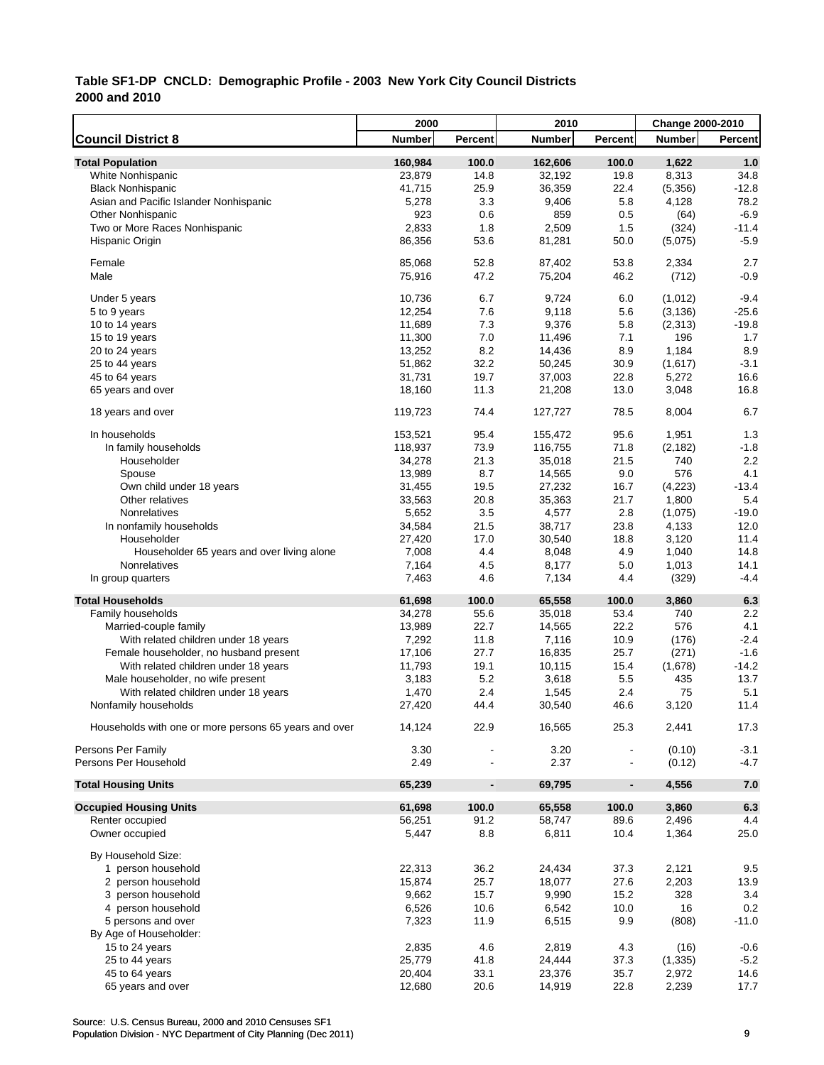## Table SF1-DP CNCLD: Demographic Profile - 2003 New York City Council Districts 2000 and 2010

| Council District 8 | 2000 Number | 2000 Percent | 2010 Number | 2010 Percent | Change 2000-2010 Number | Change 2000-2010 Percent |
|---|---|---|---|---|---|---|
| **Total Population** | **160,984** | **100.0** | **162,606** | **100.0** | **1,622** | **1.0** |
| White Nonhispanic | 23,879 | 14.8 | 32,192 | 19.8 | 8,313 | 34.8 |
| Black Nonhispanic | 41,715 | 25.9 | 36,359 | 22.4 | (5,356) | -12.8 |
| Asian and Pacific Islander Nonhispanic | 5,278 | 3.3 | 9,406 | 5.8 | 4,128 | 78.2 |
| Other Nonhispanic | 923 | 0.6 | 859 | 0.5 | (64) | -6.9 |
| Two or More Races Nonhispanic | 2,833 | 1.8 | 2,509 | 1.5 | (324) | -11.4 |
| Hispanic Origin | 86,356 | 53.6 | 81,281 | 50.0 | (5,075) | -5.9 |
| Female | 85,068 | 52.8 | 87,402 | 53.8 | 2,334 | 2.7 |
| Male | 75,916 | 47.2 | 75,204 | 46.2 | (712) | -0.9 |
| Under 5 years | 10,736 | 6.7 | 9,724 | 6.0 | (1,012) | -9.4 |
| 5 to 9 years | 12,254 | 7.6 | 9,118 | 5.6 | (3,136) | -25.6 |
| 10 to 14 years | 11,689 | 7.3 | 9,376 | 5.8 | (2,313) | -19.8 |
| 15 to 19 years | 11,300 | 7.0 | 11,496 | 7.1 | 196 | 1.7 |
| 20 to 24 years | 13,252 | 8.2 | 14,436 | 8.9 | 1,184 | 8.9 |
| 25 to 44 years | 51,862 | 32.2 | 50,245 | 30.9 | (1,617) | -3.1 |
| 45 to 64 years | 31,731 | 19.7 | 37,003 | 22.8 | 5,272 | 16.6 |
| 65 years and over | 18,160 | 11.3 | 21,208 | 13.0 | 3,048 | 16.8 |
| 18 years and over | 119,723 | 74.4 | 127,727 | 78.5 | 8,004 | 6.7 |
| In households | 153,521 | 95.4 | 155,472 | 95.6 | 1,951 | 1.3 |
| In family households | 118,937 | 73.9 | 116,755 | 71.8 | (2,182) | -1.8 |
| Householder | 34,278 | 21.3 | 35,018 | 21.5 | 740 | 2.2 |
| Spouse | 13,989 | 8.7 | 14,565 | 9.0 | 576 | 4.1 |
| Own child under 18 years | 31,455 | 19.5 | 27,232 | 16.7 | (4,223) | -13.4 |
| Other relatives | 33,563 | 20.8 | 35,363 | 21.7 | 1,800 | 5.4 |
| Nonrelatives | 5,652 | 3.5 | 4,577 | 2.8 | (1,075) | -19.0 |
| In nonfamily households | 34,584 | 21.5 | 38,717 | 23.8 | 4,133 | 12.0 |
| Householder | 27,420 | 17.0 | 30,540 | 18.8 | 3,120 | 11.4 |
| Householder 65 years and over living alone | 7,008 | 4.4 | 8,048 | 4.9 | 1,040 | 14.8 |
| Nonrelatives | 7,164 | 4.5 | 8,177 | 5.0 | 1,013 | 14.1 |
| In group quarters | 7,463 | 4.6 | 7,134 | 4.4 | (329) | -4.4 |
| **Total Households** | **61,698** | **100.0** | **65,558** | **100.0** | **3,860** | **6.3** |
| Family households | 34,278 | 55.6 | 35,018 | 53.4 | 740 | 2.2 |
| Married-couple family | 13,989 | 22.7 | 14,565 | 22.2 | 576 | 4.1 |
| With related children under 18 years | 7,292 | 11.8 | 7,116 | 10.9 | (176) | -2.4 |
| Female householder, no husband present | 17,106 | 27.7 | 16,835 | 25.7 | (271) | -1.6 |
| With related children under 18 years | 11,793 | 19.1 | 10,115 | 15.4 | (1,678) | -14.2 |
| Male householder, no wife present | 3,183 | 5.2 | 3,618 | 5.5 | 435 | 13.7 |
| With related children under 18 years | 1,470 | 2.4 | 1,545 | 2.4 | 75 | 5.1 |
| Nonfamily households | 27,420 | 44.4 | 30,540 | 46.6 | 3,120 | 11.4 |
| Households with one or more persons 65 years and over | 14,124 | 22.9 | 16,565 | 25.3 | 2,441 | 17.3 |
| Persons Per Family | 3.30 | - | 3.20 | - | (0.10) | -3.1 |
| Persons Per Household | 2.49 | - | 2.37 | - | (0.12) | -4.7 |
| **Total Housing Units** | **65,239** | **-** | **69,795** | **-** | **4,556** | **7.0** |
| **Occupied Housing Units** | **61,698** | **100.0** | **65,558** | **100.0** | **3,860** | **6.3** |
| Renter occupied | 56,251 | 91.2 | 58,747 | 89.6 | 2,496 | 4.4 |
| Owner occupied | 5,447 | 8.8 | 6,811 | 10.4 | 1,364 | 25.0 |
| By Household Size: | | | | | | |
| 1 person household | 22,313 | 36.2 | 24,434 | 37.3 | 2,121 | 9.5 |
| 2 person household | 15,874 | 25.7 | 18,077 | 27.6 | 2,203 | 13.9 |
| 3 person household | 9,662 | 15.7 | 9,990 | 15.2 | 328 | 3.4 |
| 4 person household | 6,526 | 10.6 | 6,542 | 10.0 | 16 | 0.2 |
| 5 persons and over | 7,323 | 11.9 | 6,515 | 9.9 | (808) | -11.0 |
| By Age of Householder: | | | | | | |
| 15 to 24 years | 2,835 | 4.6 | 2,819 | 4.3 | (16) | -0.6 |
| 25 to 44 years | 25,779 | 41.8 | 24,444 | 37.3 | (1,335) | -5.2 |
| 45 to 64 years | 20,404 | 33.1 | 23,376 | 35.7 | 2,972 | 14.6 |
| 65 years and over | 12,680 | 20.6 | 14,919 | 22.8 | 2,239 | 17.7 |

Source: U.S. Census Bureau, 2000 and 2010 Censuses SF1
Population Division - NYC Department of City Planning (Dec 2011)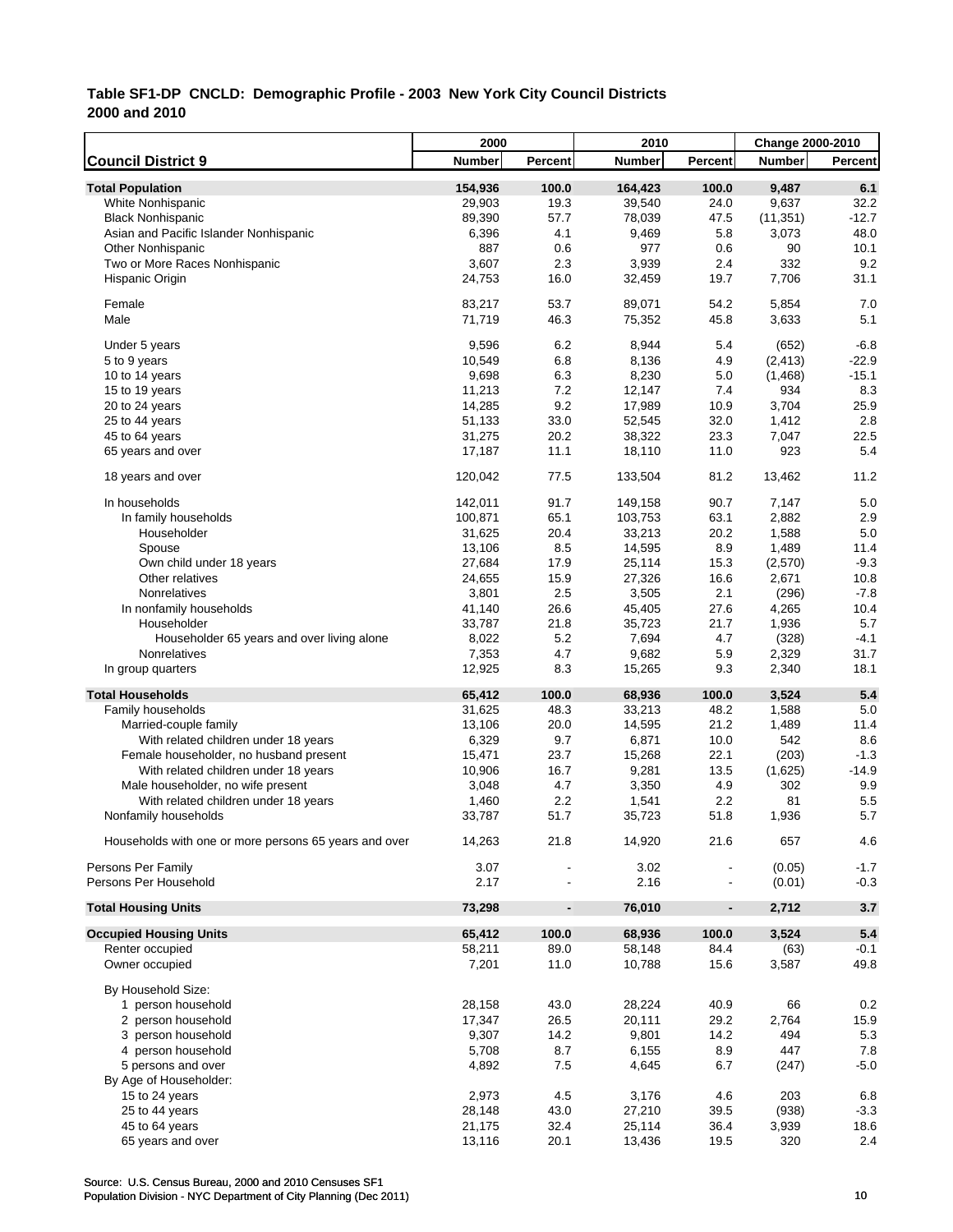**Table SF1-DP CNCLD: Demographic Profile - 2003 New York City Council Districts**
**2000 and 2010**

| Council District 9 | 2000 Number | 2000 Percent | 2010 Number | 2010 Percent | Change 2000-2010 Number | Change 2000-2010 Percent |
|---|---|---|---|---|---|---|
| **Total Population** | **154,936** | **100.0** | **164,423** | **100.0** | **9,487** | **6.1** |
| White Nonhispanic | 29,903 | 19.3 | 39,540 | 24.0 | 9,637 | 32.2 |
| Black Nonhispanic | 89,390 | 57.7 | 78,039 | 47.5 | (11,351) | -12.7 |
| Asian and Pacific Islander Nonhispanic | 6,396 | 4.1 | 9,469 | 5.8 | 3,073 | 48.0 |
| Other Nonhispanic | 887 | 0.6 | 977 | 0.6 | 90 | 10.1 |
| Two or More Races Nonhispanic | 3,607 | 2.3 | 3,939 | 2.4 | 332 | 9.2 |
| Hispanic Origin | 24,753 | 16.0 | 32,459 | 19.7 | 7,706 | 31.1 |
| Female | 83,217 | 53.7 | 89,071 | 54.2 | 5,854 | 7.0 |
| Male | 71,719 | 46.3 | 75,352 | 45.8 | 3,633 | 5.1 |
| Under 5 years | 9,596 | 6.2 | 8,944 | 5.4 | (652) | -6.8 |
| 5 to 9 years | 10,549 | 6.8 | 8,136 | 4.9 | (2,413) | -22.9 |
| 10 to 14 years | 9,698 | 6.3 | 8,230 | 5.0 | (1,468) | -15.1 |
| 15 to 19 years | 11,213 | 7.2 | 12,147 | 7.4 | 934 | 8.3 |
| 20 to 24 years | 14,285 | 9.2 | 17,989 | 10.9 | 3,704 | 25.9 |
| 25 to 44 years | 51,133 | 33.0 | 52,545 | 32.0 | 1,412 | 2.8 |
| 45 to 64 years | 31,275 | 20.2 | 38,322 | 23.3 | 7,047 | 22.5 |
| 65 years and over | 17,187 | 11.1 | 18,110 | 11.0 | 923 | 5.4 |
| 18 years and over | 120,042 | 77.5 | 133,504 | 81.2 | 13,462 | 11.2 |
| In households | 142,011 | 91.7 | 149,158 | 90.7 | 7,147 | 5.0 |
| In family households | 100,871 | 65.1 | 103,753 | 63.1 | 2,882 | 2.9 |
| Householder | 31,625 | 20.4 | 33,213 | 20.2 | 1,588 | 5.0 |
| Spouse | 13,106 | 8.5 | 14,595 | 8.9 | 1,489 | 11.4 |
| Own child under 18 years | 27,684 | 17.9 | 25,114 | 15.3 | (2,570) | -9.3 |
| Other relatives | 24,655 | 15.9 | 27,326 | 16.6 | 2,671 | 10.8 |
| Nonrelatives | 3,801 | 2.5 | 3,505 | 2.1 | (296) | -7.8 |
| In nonfamily households | 41,140 | 26.6 | 45,405 | 27.6 | 4,265 | 10.4 |
| Householder | 33,787 | 21.8 | 35,723 | 21.7 | 1,936 | 5.7 |
| Householder 65 years and over living alone | 8,022 | 5.2 | 7,694 | 4.7 | (328) | -4.1 |
| Nonrelatives | 7,353 | 4.7 | 9,682 | 5.9 | 2,329 | 31.7 |
| In group quarters | 12,925 | 8.3 | 15,265 | 9.3 | 2,340 | 18.1 |
| **Total Households** | **65,412** | **100.0** | **68,936** | **100.0** | **3,524** | **5.4** |
| Family households | 31,625 | 48.3 | 33,213 | 48.2 | 1,588 | 5.0 |
| Married-couple family | 13,106 | 20.0 | 14,595 | 21.2 | 1,489 | 11.4 |
| With related children under 18 years | 6,329 | 9.7 | 6,871 | 10.0 | 542 | 8.6 |
| Female householder, no husband present | 15,471 | 23.7 | 15,268 | 22.1 | (203) | -1.3 |
| With related children under 18 years | 10,906 | 16.7 | 9,281 | 13.5 | (1,625) | -14.9 |
| Male householder, no wife present | 3,048 | 4.7 | 3,350 | 4.9 | 302 | 9.9 |
| With related children under 18 years | 1,460 | 2.2 | 1,541 | 2.2 | 81 | 5.5 |
| Nonfamily households | 33,787 | 51.7 | 35,723 | 51.8 | 1,936 | 5.7 |
| Households with one or more persons 65 years and over | 14,263 | 21.8 | 14,920 | 21.6 | 657 | 4.6 |
| Persons Per Family | 3.07 | - | 3.02 | - | (0.05) | -1.7 |
| Persons Per Household | 2.17 | - | 2.16 | - | (0.01) | -0.3 |
| **Total Housing Units** | **73,298** | **-** | **76,010** | **-** | **2,712** | **3.7** |
| **Occupied Housing Units** | **65,412** | **100.0** | **68,936** | **100.0** | **3,524** | **5.4** |
| Renter occupied | 58,211 | 89.0 | 58,148 | 84.4 | (63) | -0.1 |
| Owner occupied | 7,201 | 11.0 | 10,788 | 15.6 | 3,587 | 49.8 |
| By Household Size: | | | | | | |
| 1 person household | 28,158 | 43.0 | 28,224 | 40.9 | 66 | 0.2 |
| 2 person household | 17,347 | 26.5 | 20,111 | 29.2 | 2,764 | 15.9 |
| 3 person household | 9,307 | 14.2 | 9,801 | 14.2 | 494 | 5.3 |
| 4 person household | 5,708 | 8.7 | 6,155 | 8.9 | 447 | 7.8 |
| 5 persons and over | 4,892 | 7.5 | 4,645 | 6.7 | (247) | -5.0 |
| By Age of Householder: | | | | | | |
| 15 to 24 years | 2,973 | 4.5 | 3,176 | 4.6 | 203 | 6.8 |
| 25 to 44 years | 28,148 | 43.0 | 27,210 | 39.5 | (938) | -3.3 |
| 45 to 64 years | 21,175 | 32.4 | 25,114 | 36.4 | 3,939 | 18.6 |
| 65 years and over | 13,116 | 20.1 | 13,436 | 19.5 | 320 | 2.4 |

Source: U.S. Census Bureau, 2000 and 2010 Censuses SF1
Population Division - NYC Department of City Planning (Dec 2011)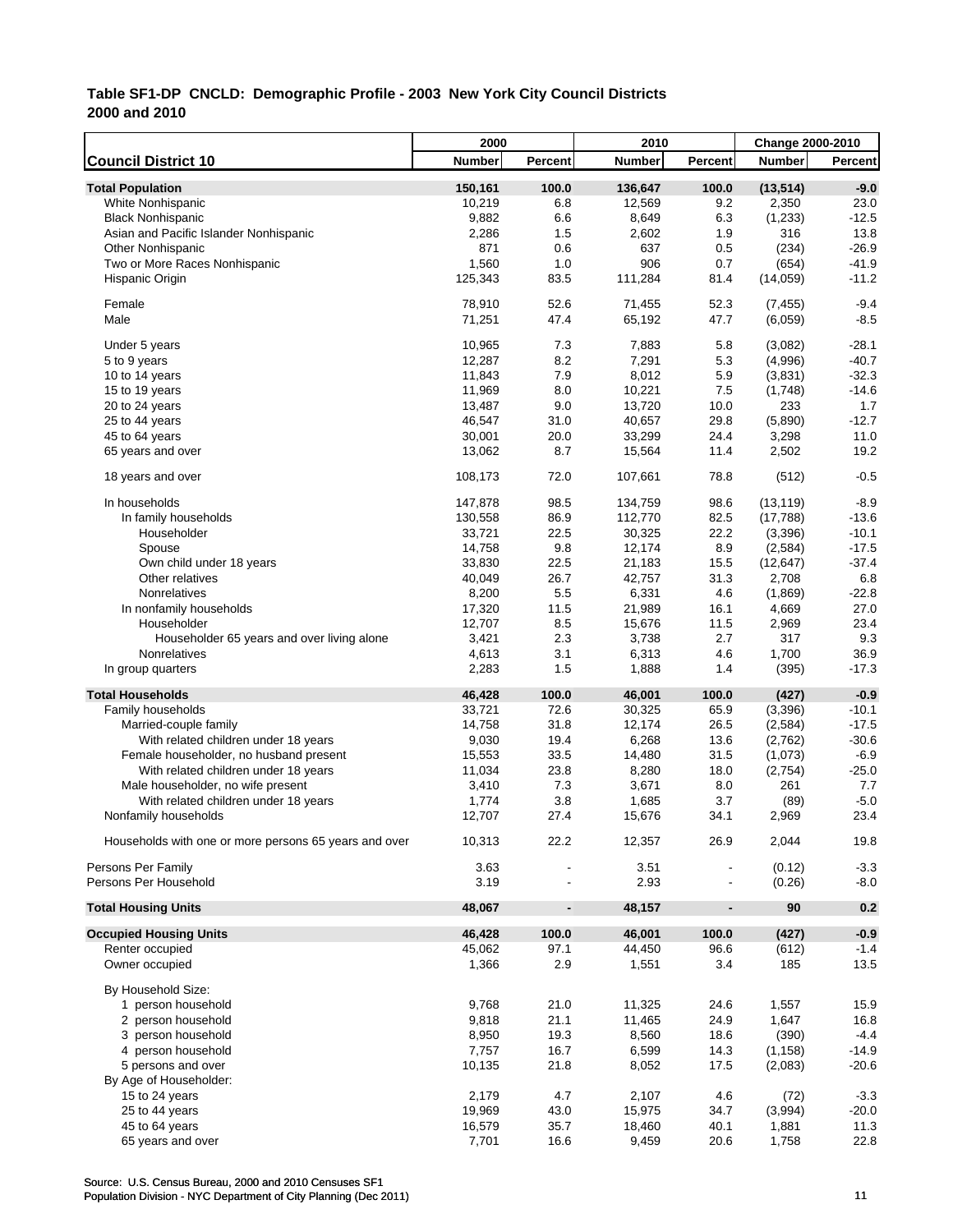**Table SF1-DP CNCLD: Demographic Profile - 2003 New York City Council Districts 2000 and 2010**

| | 2000 | | 2010 | | Change 2000-2010 | |
|---|---|---|---|---|---|---|
| **Council District 10** | **Number** | **Percent** | **Number** | **Percent** | **Number** | **Percent** |
| **Total Population** | **150,161** | **100.0** | **136,647** | **100.0** | **(13,514)** | **-9.0** |
| White Nonhispanic | 10,219 | 6.8 | 12,569 | 9.2 | 2,350 | 23.0 |
| Black Nonhispanic | 9,882 | 6.6 | 8,649 | 6.3 | (1,233) | -12.5 |
| Asian and Pacific Islander Nonhispanic | 2,286 | 1.5 | 2,602 | 1.9 | 316 | 13.8 |
| Other Nonhispanic | 871 | 0.6 | 637 | 0.5 | (234) | -26.9 |
| Two or More Races Nonhispanic | 1,560 | 1.0 | 906 | 0.7 | (654) | -41.9 |
| Hispanic Origin | 125,343 | 83.5 | 111,284 | 81.4 | (14,059) | -11.2 |
| Female | 78,910 | 52.6 | 71,455 | 52.3 | (7,455) | -9.4 |
| Male | 71,251 | 47.4 | 65,192 | 47.7 | (6,059) | -8.5 |
| Under 5 years | 10,965 | 7.3 | 7,883 | 5.8 | (3,082) | -28.1 |
| 5 to 9 years | 12,287 | 8.2 | 7,291 | 5.3 | (4,996) | -40.7 |
| 10 to 14 years | 11,843 | 7.9 | 8,012 | 5.9 | (3,831) | -32.3 |
| 15 to 19 years | 11,969 | 8.0 | 10,221 | 7.5 | (1,748) | -14.6 |
| 20 to 24 years | 13,487 | 9.0 | 13,720 | 10.0 | 233 | 1.7 |
| 25 to 44 years | 46,547 | 31.0 | 40,657 | 29.8 | (5,890) | -12.7 |
| 45 to 64 years | 30,001 | 20.0 | 33,299 | 24.4 | 3,298 | 11.0 |
| 65 years and over | 13,062 | 8.7 | 15,564 | 11.4 | 2,502 | 19.2 |
| 18 years and over | 108,173 | 72.0 | 107,661 | 78.8 | (512) | -0.5 |
| In households | 147,878 | 98.5 | 134,759 | 98.6 | (13,119) | -8.9 |
| In family households | 130,558 | 86.9 | 112,770 | 82.5 | (17,788) | -13.6 |
| Householder | 33,721 | 22.5 | 30,325 | 22.2 | (3,396) | -10.1 |
| Spouse | 14,758 | 9.8 | 12,174 | 8.9 | (2,584) | -17.5 |
| Own child under 18 years | 33,830 | 22.5 | 21,183 | 15.5 | (12,647) | -37.4 |
| Other relatives | 40,049 | 26.7 | 42,757 | 31.3 | 2,708 | 6.8 |
| Nonrelatives | 8,200 | 5.5 | 6,331 | 4.6 | (1,869) | -22.8 |
| In nonfamily households | 17,320 | 11.5 | 21,989 | 16.1 | 4,669 | 27.0 |
| Householder | 12,707 | 8.5 | 15,676 | 11.5 | 2,969 | 23.4 |
| Householder 65 years and over living alone | 3,421 | 2.3 | 3,738 | 2.7 | 317 | 9.3 |
| Nonrelatives | 4,613 | 3.1 | 6,313 | 4.6 | 1,700 | 36.9 |
| In group quarters | 2,283 | 1.5 | 1,888 | 1.4 | (395) | -17.3 |
| **Total Households** | **46,428** | **100.0** | **46,001** | **100.0** | **(427)** | **-0.9** |
| Family households | 33,721 | 72.6 | 30,325 | 65.9 | (3,396) | -10.1 |
| Married-couple family | 14,758 | 31.8 | 12,174 | 26.5 | (2,584) | -17.5 |
| With related children under 18 years | 9,030 | 19.4 | 6,268 | 13.6 | (2,762) | -30.6 |
| Female householder, no husband present | 15,553 | 33.5 | 14,480 | 31.5 | (1,073) | -6.9 |
| With related children under 18 years | 11,034 | 23.8 | 8,280 | 18.0 | (2,754) | -25.0 |
| Male householder, no wife present | 3,410 | 7.3 | 3,671 | 8.0 | 261 | 7.7 |
| With related children under 18 years | 1,774 | 3.8 | 1,685 | 3.7 | (89) | -5.0 |
| Nonfamily households | 12,707 | 27.4 | 15,676 | 34.1 | 2,969 | 23.4 |
| Households with one or more persons 65 years and over | 10,313 | 22.2 | 12,357 | 26.9 | 2,044 | 19.8 |
| Persons Per Family | 3.63 | - | 3.51 | - | (0.12) | -3.3 |
| Persons Per Household | 3.19 | - | 2.93 | - | (0.26) | -8.0 |
| **Total Housing Units** | **48,067** | **-** | **48,157** | **-** | **90** | **0.2** |
| **Occupied Housing Units** | **46,428** | **100.0** | **46,001** | **100.0** | **(427)** | **-0.9** |
| Renter occupied | 45,062 | 97.1 | 44,450 | 96.6 | (612) | -1.4 |
| Owner occupied | 1,366 | 2.9 | 1,551 | 3.4 | 185 | 13.5 |
| By Household Size: | | | | | | |
| 1 person household | 9,768 | 21.0 | 11,325 | 24.6 | 1,557 | 15.9 |
| 2 person household | 9,818 | 21.1 | 11,465 | 24.9 | 1,647 | 16.8 |
| 3 person household | 8,950 | 19.3 | 8,560 | 18.6 | (390) | -4.4 |
| 4 person household | 7,757 | 16.7 | 6,599 | 14.3 | (1,158) | -14.9 |
| 5 persons and over | 10,135 | 21.8 | 8,052 | 17.5 | (2,083) | -20.6 |
| By Age of Householder: | | | | | | |
| 15 to 24 years | 2,179 | 4.7 | 2,107 | 4.6 | (72) | -3.3 |
| 25 to 44 years | 19,969 | 43.0 | 15,975 | 34.7 | (3,994) | -20.0 |
| 45 to 64 years | 16,579 | 35.7 | 18,460 | 40.1 | 1,881 | 11.3 |
| 65 years and over | 7,701 | 16.6 | 9,459 | 20.6 | 1,758 | 22.8 |

Source: U.S. Census Bureau, 2000 and 2010 Censuses SF1
Population Division - NYC Department of City Planning (Dec 2011)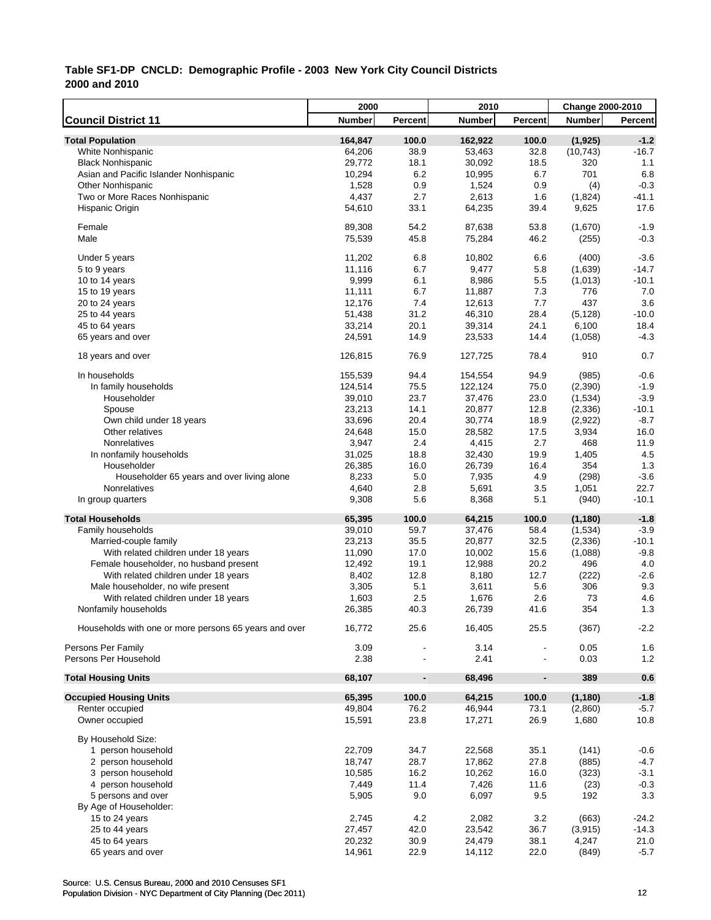**Table SF1-DP CNCLD: Demographic Profile - 2003 New York City Council Districts**
**2000 and 2010**

| Council District 11 | 2000 Number | 2000 Percent | 2010 Number | 2010 Percent | Change 2000-2010 Number | Change 2000-2010 Percent |
|---|---|---|---|---|---|---|
| **Total Population** | **164,847** | **100.0** | **162,922** | **100.0** | **(1,925)** | **-1.2** |
| White Nonhispanic | 64,206 | 38.9 | 53,463 | 32.8 | (10,743) | -16.7 |
| Black Nonhispanic | 29,772 | 18.1 | 30,092 | 18.5 | 320 | 1.1 |
| Asian and Pacific Islander Nonhispanic | 10,294 | 6.2 | 10,995 | 6.7 | 701 | 6.8 |
| Other Nonhispanic | 1,528 | 0.9 | 1,524 | 0.9 | (4) | -0.3 |
| Two or More Races Nonhispanic | 4,437 | 2.7 | 2,613 | 1.6 | (1,824) | -41.1 |
| Hispanic Origin | 54,610 | 33.1 | 64,235 | 39.4 | 9,625 | 17.6 |
| Female | 89,308 | 54.2 | 87,638 | 53.8 | (1,670) | -1.9 |
| Male | 75,539 | 45.8 | 75,284 | 46.2 | (255) | -0.3 |
| Under 5 years | 11,202 | 6.8 | 10,802 | 6.6 | (400) | -3.6 |
| 5 to 9 years | 11,116 | 6.7 | 9,477 | 5.8 | (1,639) | -14.7 |
| 10 to 14 years | 9,999 | 6.1 | 8,986 | 5.5 | (1,013) | -10.1 |
| 15 to 19 years | 11,111 | 6.7 | 11,887 | 7.3 | 776 | 7.0 |
| 20 to 24 years | 12,176 | 7.4 | 12,613 | 7.7 | 437 | 3.6 |
| 25 to 44 years | 51,438 | 31.2 | 46,310 | 28.4 | (5,128) | -10.0 |
| 45 to 64 years | 33,214 | 20.1 | 39,314 | 24.1 | 6,100 | 18.4 |
| 65 years and over | 24,591 | 14.9 | 23,533 | 14.4 | (1,058) | -4.3 |
| 18 years and over | 126,815 | 76.9 | 127,725 | 78.4 | 910 | 0.7 |
| In households | 155,539 | 94.4 | 154,554 | 94.9 | (985) | -0.6 |
| In family households | 124,514 | 75.5 | 122,124 | 75.0 | (2,390) | -1.9 |
| Householder | 39,010 | 23.7 | 37,476 | 23.0 | (1,534) | -3.9 |
| Spouse | 23,213 | 14.1 | 20,877 | 12.8 | (2,336) | -10.1 |
| Own child under 18 years | 33,696 | 20.4 | 30,774 | 18.9 | (2,922) | -8.7 |
| Other relatives | 24,648 | 15.0 | 28,582 | 17.5 | 3,934 | 16.0 |
| Nonrelatives | 3,947 | 2.4 | 4,415 | 2.7 | 468 | 11.9 |
| In nonfamily households | 31,025 | 18.8 | 32,430 | 19.9 | 1,405 | 4.5 |
| Householder | 26,385 | 16.0 | 26,739 | 16.4 | 354 | 1.3 |
| Householder 65 years and over living alone | 8,233 | 5.0 | 7,935 | 4.9 | (298) | -3.6 |
| Nonrelatives | 4,640 | 2.8 | 5,691 | 3.5 | 1,051 | 22.7 |
| In group quarters | 9,308 | 5.6 | 8,368 | 5.1 | (940) | -10.1 |
| **Total Households** | **65,395** | **100.0** | **64,215** | **100.0** | **(1,180)** | **-1.8** |
| Family households | 39,010 | 59.7 | 37,476 | 58.4 | (1,534) | -3.9 |
| Married-couple family | 23,213 | 35.5 | 20,877 | 32.5 | (2,336) | -10.1 |
| With related children under 18 years | 11,090 | 17.0 | 10,002 | 15.6 | (1,088) | -9.8 |
| Female householder, no husband present | 12,492 | 19.1 | 12,988 | 20.2 | 496 | 4.0 |
| With related children under 18 years | 8,402 | 12.8 | 8,180 | 12.7 | (222) | -2.6 |
| Male householder, no wife present | 3,305 | 5.1 | 3,611 | 5.6 | 306 | 9.3 |
| With related children under 18 years | 1,603 | 2.5 | 1,676 | 2.6 | 73 | 4.6 |
| Nonfamily households | 26,385 | 40.3 | 26,739 | 41.6 | 354 | 1.3 |
| Households with one or more persons 65 years and over | 16,772 | 25.6 | 16,405 | 25.5 | (367) | -2.2 |
| Persons Per Family | 3.09 | - | 3.14 | - | 0.05 | 1.6 |
| Persons Per Household | 2.38 | - | 2.41 | - | 0.03 | 1.2 |
| **Total Housing Units** | **68,107** | **-** | **68,496** | **-** | **389** | **0.6** |
| **Occupied Housing Units** | **65,395** | **100.0** | **64,215** | **100.0** | **(1,180)** | **-1.8** |
| Renter occupied | 49,804 | 76.2 | 46,944 | 73.1 | (2,860) | -5.7 |
| Owner occupied | 15,591 | 23.8 | 17,271 | 26.9 | 1,680 | 10.8 |
| By Household Size: | | | | | | |
| 1 person household | 22,709 | 34.7 | 22,568 | 35.1 | (141) | -0.6 |
| 2 person household | 18,747 | 28.7 | 17,862 | 27.8 | (885) | -4.7 |
| 3 person household | 10,585 | 16.2 | 10,262 | 16.0 | (323) | -3.1 |
| 4 person household | 7,449 | 11.4 | 7,426 | 11.6 | (23) | -0.3 |
| 5 persons and over | 5,905 | 9.0 | 6,097 | 9.5 | 192 | 3.3 |
| By Age of Householder: | | | | | | |
| 15 to 24 years | 2,745 | 4.2 | 2,082 | 3.2 | (663) | -24.2 |
| 25 to 44 years | 27,457 | 42.0 | 23,542 | 36.7 | (3,915) | -14.3 |
| 45 to 64 years | 20,232 | 30.9 | 24,479 | 38.1 | 4,247 | 21.0 |
| 65 years and over | 14,961 | 22.9 | 14,112 | 22.0 | (849) | -5.7 |

Source: U.S. Census Bureau, 2000 and 2010 Censuses SF1
Population Division - NYC Department of City Planning (Dec 2011)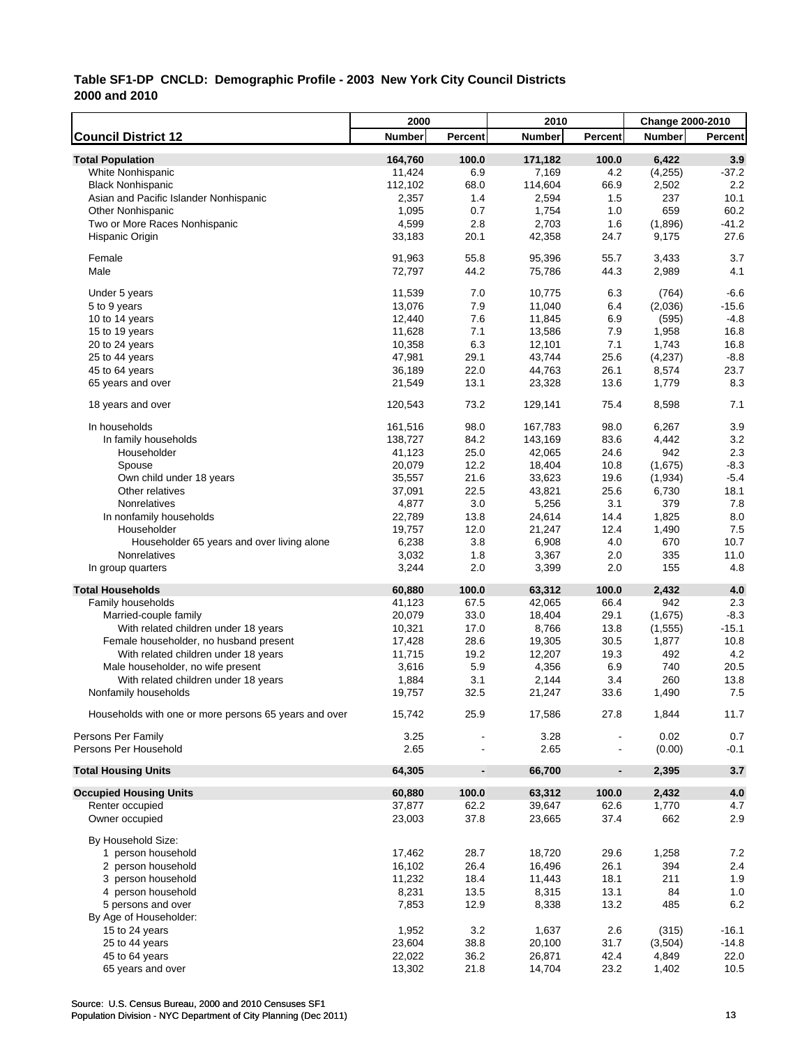**Table SF1-DP CNCLD: Demographic Profile - 2003 New York City Council Districts 2000 and 2010**

| Council District 12 | 2000 Number | 2000 Percent | 2010 Number | 2010 Percent | Change 2000-2010 Number | Change 2000-2010 Percent |
|---|---|---|---|---|---|---|
| **Total Population** | **164,760** | **100.0** | **171,182** | **100.0** | **6,422** | **3.9** |
| White Nonhispanic | 11,424 | 6.9 | 7,169 | 4.2 | (4,255) | -37.2 |
| Black Nonhispanic | 112,102 | 68.0 | 114,604 | 66.9 | 2,502 | 2.2 |
| Asian and Pacific Islander Nonhispanic | 2,357 | 1.4 | 2,594 | 1.5 | 237 | 10.1 |
| Other Nonhispanic | 1,095 | 0.7 | 1,754 | 1.0 | 659 | 60.2 |
| Two or More Races Nonhispanic | 4,599 | 2.8 | 2,703 | 1.6 | (1,896) | -41.2 |
| Hispanic Origin | 33,183 | 20.1 | 42,358 | 24.7 | 9,175 | 27.6 |
| Female | 91,963 | 55.8 | 95,396 | 55.7 | 3,433 | 3.7 |
| Male | 72,797 | 44.2 | 75,786 | 44.3 | 2,989 | 4.1 |
| Under 5 years | 11,539 | 7.0 | 10,775 | 6.3 | (764) | -6.6 |
| 5 to 9 years | 13,076 | 7.9 | 11,040 | 6.4 | (2,036) | -15.6 |
| 10 to 14 years | 12,440 | 7.6 | 11,845 | 6.9 | (595) | -4.8 |
| 15 to 19 years | 11,628 | 7.1 | 13,586 | 7.9 | 1,958 | 16.8 |
| 20 to 24 years | 10,358 | 6.3 | 12,101 | 7.1 | 1,743 | 16.8 |
| 25 to 44 years | 47,981 | 29.1 | 43,744 | 25.6 | (4,237) | -8.8 |
| 45 to 64 years | 36,189 | 22.0 | 44,763 | 26.1 | 8,574 | 23.7 |
| 65 years and over | 21,549 | 13.1 | 23,328 | 13.6 | 1,779 | 8.3 |
| 18 years and over | 120,543 | 73.2 | 129,141 | 75.4 | 8,598 | 7.1 |
| In households | 161,516 | 98.0 | 167,783 | 98.0 | 6,267 | 3.9 |
| In family households | 138,727 | 84.2 | 143,169 | 83.6 | 4,442 | 3.2 |
| Householder | 41,123 | 25.0 | 42,065 | 24.6 | 942 | 2.3 |
| Spouse | 20,079 | 12.2 | 18,404 | 10.8 | (1,675) | -8.3 |
| Own child under 18 years | 35,557 | 21.6 | 33,623 | 19.6 | (1,934) | -5.4 |
| Other relatives | 37,091 | 22.5 | 43,821 | 25.6 | 6,730 | 18.1 |
| Nonrelatives | 4,877 | 3.0 | 5,256 | 3.1 | 379 | 7.8 |
| In nonfamily households | 22,789 | 13.8 | 24,614 | 14.4 | 1,825 | 8.0 |
| Householder | 19,757 | 12.0 | 21,247 | 12.4 | 1,490 | 7.5 |
| Householder 65 years and over living alone | 6,238 | 3.8 | 6,908 | 4.0 | 670 | 10.7 |
| Nonrelatives | 3,032 | 1.8 | 3,367 | 2.0 | 335 | 11.0 |
| In group quarters | 3,244 | 2.0 | 3,399 | 2.0 | 155 | 4.8 |
| **Total Households** | **60,880** | **100.0** | **63,312** | **100.0** | **2,432** | **4.0** |
| Family households | 41,123 | 67.5 | 42,065 | 66.4 | 942 | 2.3 |
| Married-couple family | 20,079 | 33.0 | 18,404 | 29.1 | (1,675) | -8.3 |
| With related children under 18 years | 10,321 | 17.0 | 8,766 | 13.8 | (1,555) | -15.1 |
| Female householder, no husband present | 17,428 | 28.6 | 19,305 | 30.5 | 1,877 | 10.8 |
| With related children under 18 years | 11,715 | 19.2 | 12,207 | 19.3 | 492 | 4.2 |
| Male householder, no wife present | 3,616 | 5.9 | 4,356 | 6.9 | 740 | 20.5 |
| With related children under 18 years | 1,884 | 3.1 | 2,144 | 3.4 | 260 | 13.8 |
| Nonfamily households | 19,757 | 32.5 | 21,247 | 33.6 | 1,490 | 7.5 |
| Households with one or more persons 65 years and over | 15,742 | 25.9 | 17,586 | 27.8 | 1,844 | 11.7 |
| Persons Per Family | 3.25 | - | 3.28 | - | 0.02 | 0.7 |
| Persons Per Household | 2.65 | - | 2.65 | - | (0.00) | -0.1 |
| **Total Housing Units** | **64,305** | **-** | **66,700** | **-** | **2,395** | **3.7** |
| **Occupied Housing Units** | **60,880** | **100.0** | **63,312** | **100.0** | **2,432** | **4.0** |
| Renter occupied | 37,877 | 62.2 | 39,647 | 62.6 | 1,770 | 4.7 |
| Owner occupied | 23,003 | 37.8 | 23,665 | 37.4 | 662 | 2.9 |
| By Household Size: | | | | | | |
| 1 person household | 17,462 | 28.7 | 18,720 | 29.6 | 1,258 | 7.2 |
| 2 person household | 16,102 | 26.4 | 16,496 | 26.1 | 394 | 2.4 |
| 3 person household | 11,232 | 18.4 | 11,443 | 18.1 | 211 | 1.9 |
| 4 person household | 8,231 | 13.5 | 8,315 | 13.1 | 84 | 1.0 |
| 5 persons and over | 7,853 | 12.9 | 8,338 | 13.2 | 485 | 6.2 |
| By Age of Householder: | | | | | | |
| 15 to 24 years | 1,952 | 3.2 | 1,637 | 2.6 | (315) | -16.1 |
| 25 to 44 years | 23,604 | 38.8 | 20,100 | 31.7 | (3,504) | -14.8 |
| 45 to 64 years | 22,022 | 36.2 | 26,871 | 42.4 | 4,849 | 22.0 |
| 65 years and over | 13,302 | 21.8 | 14,704 | 23.2 | 1,402 | 10.5 |

Source: U.S. Census Bureau, 2000 and 2010 Censuses SF1
Population Division - NYC Department of City Planning (Dec 2011)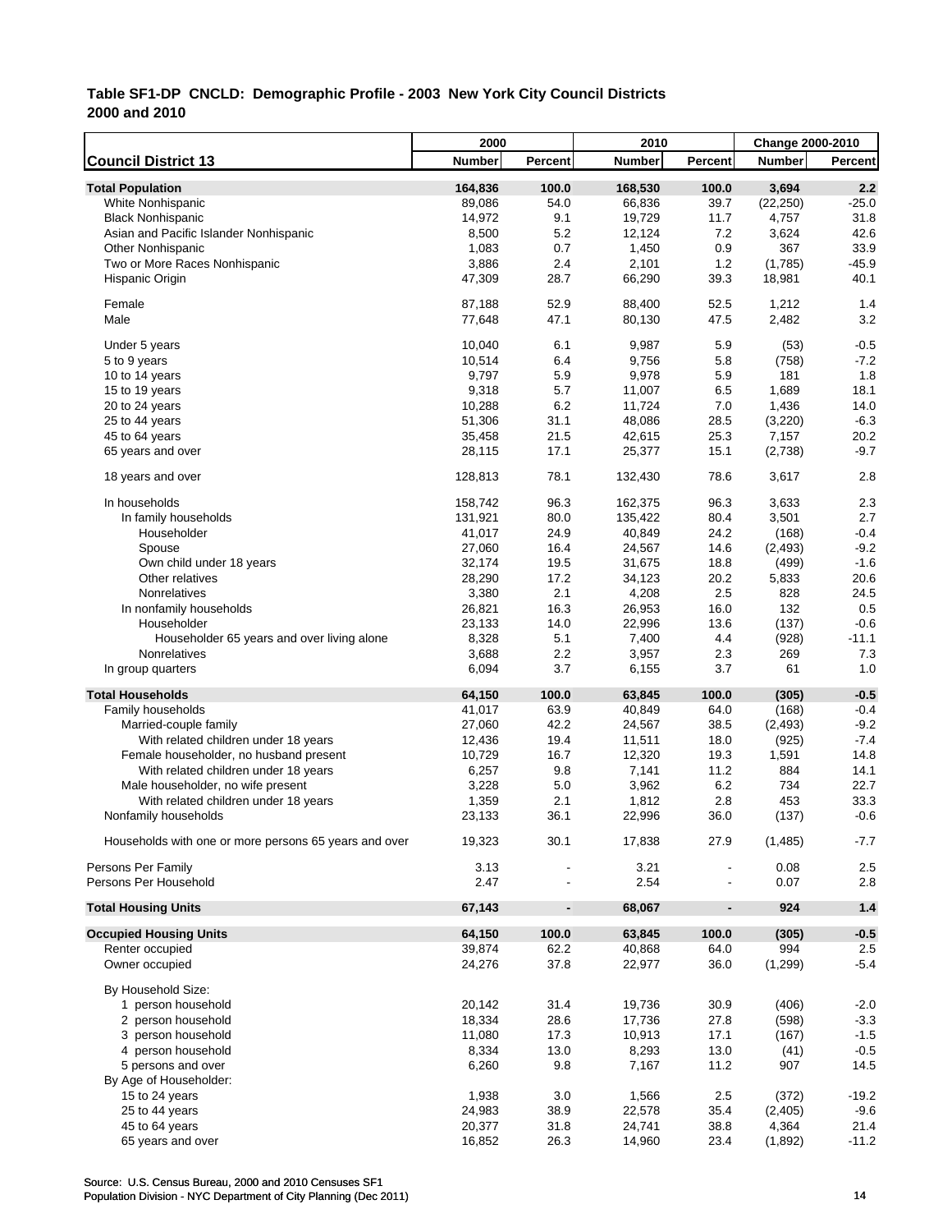## Table SF1-DP CNCLD: Demographic Profile - 2003 New York City Council Districts
## 2000 and 2010

| Council District 13 | 2000 Number | 2000 Percent | 2010 Number | 2010 Percent | Change 2000-2010 Number | Change 2000-2010 Percent |
|---|---|---|---|---|---|---|
| **Total Population** | **164,836** | **100.0** | **168,530** | **100.0** | **3,694** | **2.2** |
| White Nonhispanic | 89,086 | 54.0 | 66,836 | 39.7 | (22,250) | -25.0 |
| Black Nonhispanic | 14,972 | 9.1 | 19,729 | 11.7 | 4,757 | 31.8 |
| Asian and Pacific Islander Nonhispanic | 8,500 | 5.2 | 12,124 | 7.2 | 3,624 | 42.6 |
| Other Nonhispanic | 1,083 | 0.7 | 1,450 | 0.9 | 367 | 33.9 |
| Two or More Races Nonhispanic | 3,886 | 2.4 | 2,101 | 1.2 | (1,785) | -45.9 |
| Hispanic Origin | 47,309 | 28.7 | 66,290 | 39.3 | 18,981 | 40.1 |
| Female | 87,188 | 52.9 | 88,400 | 52.5 | 1,212 | 1.4 |
| Male | 77,648 | 47.1 | 80,130 | 47.5 | 2,482 | 3.2 |
| Under 5 years | 10,040 | 6.1 | 9,987 | 5.9 | (53) | -0.5 |
| 5 to 9 years | 10,514 | 6.4 | 9,756 | 5.8 | (758) | -7.2 |
| 10 to 14 years | 9,797 | 5.9 | 9,978 | 5.9 | 181 | 1.8 |
| 15 to 19 years | 9,318 | 5.7 | 11,007 | 6.5 | 1,689 | 18.1 |
| 20 to 24 years | 10,288 | 6.2 | 11,724 | 7.0 | 1,436 | 14.0 |
| 25 to 44 years | 51,306 | 31.1 | 48,086 | 28.5 | (3,220) | -6.3 |
| 45 to 64 years | 35,458 | 21.5 | 42,615 | 25.3 | 7,157 | 20.2 |
| 65 years and over | 28,115 | 17.1 | 25,377 | 15.1 | (2,738) | -9.7 |
| 18 years and over | 128,813 | 78.1 | 132,430 | 78.6 | 3,617 | 2.8 |
| In households | 158,742 | 96.3 | 162,375 | 96.3 | 3,633 | 2.3 |
| In family households | 131,921 | 80.0 | 135,422 | 80.4 | 3,501 | 2.7 |
| Householder | 41,017 | 24.9 | 40,849 | 24.2 | (168) | -0.4 |
| Spouse | 27,060 | 16.4 | 24,567 | 14.6 | (2,493) | -9.2 |
| Own child under 18 years | 32,174 | 19.5 | 31,675 | 18.8 | (499) | -1.6 |
| Other relatives | 28,290 | 17.2 | 34,123 | 20.2 | 5,833 | 20.6 |
| Nonrelatives | 3,380 | 2.1 | 4,208 | 2.5 | 828 | 24.5 |
| In nonfamily households | 26,821 | 16.3 | 26,953 | 16.0 | 132 | 0.5 |
| Householder | 23,133 | 14.0 | 22,996 | 13.6 | (137) | -0.6 |
| Householder 65 years and over living alone | 8,328 | 5.1 | 7,400 | 4.4 | (928) | -11.1 |
| Nonrelatives | 3,688 | 2.2 | 3,957 | 2.3 | 269 | 7.3 |
| In group quarters | 6,094 | 3.7 | 6,155 | 3.7 | 61 | 1.0 |
| **Total Households** | **64,150** | **100.0** | **63,845** | **100.0** | **(305)** | **-0.5** |
| Family households | 41,017 | 63.9 | 40,849 | 64.0 | (168) | -0.4 |
| Married-couple family | 27,060 | 42.2 | 24,567 | 38.5 | (2,493) | -9.2 |
| With related children under 18 years | 12,436 | 19.4 | 11,511 | 18.0 | (925) | -7.4 |
| Female householder, no husband present | 10,729 | 16.7 | 12,320 | 19.3 | 1,591 | 14.8 |
| With related children under 18 years | 6,257 | 9.8 | 7,141 | 11.2 | 884 | 14.1 |
| Male householder, no wife present | 3,228 | 5.0 | 3,962 | 6.2 | 734 | 22.7 |
| With related children under 18 years | 1,359 | 2.1 | 1,812 | 2.8 | 453 | 33.3 |
| Nonfamily households | 23,133 | 36.1 | 22,996 | 36.0 | (137) | -0.6 |
| Households with one or more persons 65 years and over | 19,323 | 30.1 | 17,838 | 27.9 | (1,485) | -7.7 |
| Persons Per Family | 3.13 | - | 3.21 | - | 0.08 | 2.5 |
| Persons Per Household | 2.47 | - | 2.54 | - | 0.07 | 2.8 |
| **Total Housing Units** | **67,143** | **-** | **68,067** | **-** | **924** | **1.4** |
| **Occupied Housing Units** | **64,150** | **100.0** | **63,845** | **100.0** | **(305)** | **-0.5** |
| Renter occupied | 39,874 | 62.2 | 40,868 | 64.0 | 994 | 2.5 |
| Owner occupied | 24,276 | 37.8 | 22,977 | 36.0 | (1,299) | -5.4 |
| By Household Size: | | | | | | |
| 1 person household | 20,142 | 31.4 | 19,736 | 30.9 | (406) | -2.0 |
| 2 person household | 18,334 | 28.6 | 17,736 | 27.8 | (598) | -3.3 |
| 3 person household | 11,080 | 17.3 | 10,913 | 17.1 | (167) | -1.5 |
| 4 person household | 8,334 | 13.0 | 8,293 | 13.0 | (41) | -0.5 |
| 5 persons and over | 6,260 | 9.8 | 7,167 | 11.2 | 907 | 14.5 |
| By Age of Householder: | | | | | | |
| 15 to 24 years | 1,938 | 3.0 | 1,566 | 2.5 | (372) | -19.2 |
| 25 to 44 years | 24,983 | 38.9 | 22,578 | 35.4 | (2,405) | -9.6 |
| 45 to 64 years | 20,377 | 31.8 | 24,741 | 38.8 | 4,364 | 21.4 |
| 65 years and over | 16,852 | 26.3 | 14,960 | 23.4 | (1,892) | -11.2 |

Source: U.S. Census Bureau, 2000 and 2010 Censuses SF1
Population Division - NYC Department of City Planning (Dec 2011)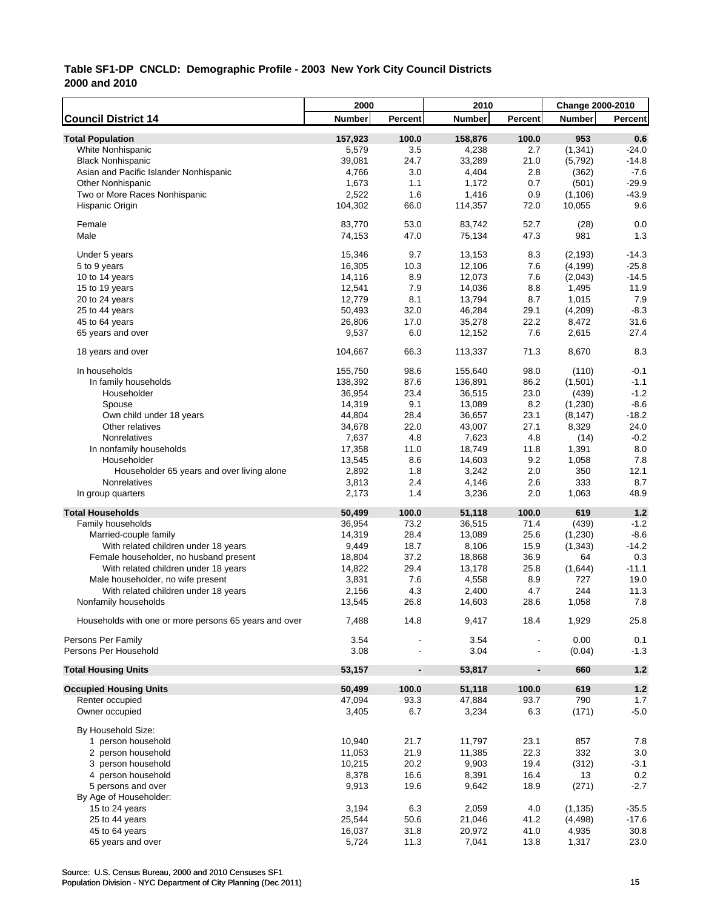**Table SF1-DP CNCLD: Demographic Profile - 2003 New York City Council Districts**
**2000 and 2010**

| | 2000 | | 2010 | | Change 2000-2010 | |
|---|---|---|---|---|---|---|
| **Council District 14** | **Number** | **Percent** | **Number** | **Percent** | **Number** | **Percent** |
| **Total Population** | **157,923** | **100.0** | **158,876** | **100.0** | **953** | **0.6** |
| White Nonhispanic | 5,579 | 3.5 | 4,238 | 2.7 | (1,341) | -24.0 |
| Black Nonhispanic | 39,081 | 24.7 | 33,289 | 21.0 | (5,792) | -14.8 |
| Asian and Pacific Islander Nonhispanic | 4,766 | 3.0 | 4,404 | 2.8 | (362) | -7.6 |
| Other Nonhispanic | 1,673 | 1.1 | 1,172 | 0.7 | (501) | -29.9 |
| Two or More Races Nonhispanic | 2,522 | 1.6 | 1,416 | 0.9 | (1,106) | -43.9 |
| Hispanic Origin | 104,302 | 66.0 | 114,357 | 72.0 | 10,055 | 9.6 |
| Female | 83,770 | 53.0 | 83,742 | 52.7 | (28) | 0.0 |
| Male | 74,153 | 47.0 | 75,134 | 47.3 | 981 | 1.3 |
| Under 5 years | 15,346 | 9.7 | 13,153 | 8.3 | (2,193) | -14.3 |
| 5 to 9 years | 16,305 | 10.3 | 12,106 | 7.6 | (4,199) | -25.8 |
| 10 to 14 years | 14,116 | 8.9 | 12,073 | 7.6 | (2,043) | -14.5 |
| 15 to 19 years | 12,541 | 7.9 | 14,036 | 8.8 | 1,495 | 11.9 |
| 20 to 24 years | 12,779 | 8.1 | 13,794 | 8.7 | 1,015 | 7.9 |
| 25 to 44 years | 50,493 | 32.0 | 46,284 | 29.1 | (4,209) | -8.3 |
| 45 to 64 years | 26,806 | 17.0 | 35,278 | 22.2 | 8,472 | 31.6 |
| 65 years and over | 9,537 | 6.0 | 12,152 | 7.6 | 2,615 | 27.4 |
| 18 years and over | 104,667 | 66.3 | 113,337 | 71.3 | 8,670 | 8.3 |
| In households | 155,750 | 98.6 | 155,640 | 98.0 | (110) | -0.1 |
| In family households | 138,392 | 87.6 | 136,891 | 86.2 | (1,501) | -1.1 |
| Householder | 36,954 | 23.4 | 36,515 | 23.0 | (439) | -1.2 |
| Spouse | 14,319 | 9.1 | 13,089 | 8.2 | (1,230) | -8.6 |
| Own child under 18 years | 44,804 | 28.4 | 36,657 | 23.1 | (8,147) | -18.2 |
| Other relatives | 34,678 | 22.0 | 43,007 | 27.1 | 8,329 | 24.0 |
| Nonrelatives | 7,637 | 4.8 | 7,623 | 4.8 | (14) | -0.2 |
| In nonfamily households | 17,358 | 11.0 | 18,749 | 11.8 | 1,391 | 8.0 |
| Householder | 13,545 | 8.6 | 14,603 | 9.2 | 1,058 | 7.8 |
| Householder 65 years and over living alone | 2,892 | 1.8 | 3,242 | 2.0 | 350 | 12.1 |
| Nonrelatives | 3,813 | 2.4 | 4,146 | 2.6 | 333 | 8.7 |
| In group quarters | 2,173 | 1.4 | 3,236 | 2.0 | 1,063 | 48.9 |
| **Total Households** | **50,499** | **100.0** | **51,118** | **100.0** | **619** | **1.2** |
| Family households | 36,954 | 73.2 | 36,515 | 71.4 | (439) | -1.2 |
| Married-couple family | 14,319 | 28.4 | 13,089 | 25.6 | (1,230) | -8.6 |
| With related children under 18 years | 9,449 | 18.7 | 8,106 | 15.9 | (1,343) | -14.2 |
| Female householder, no husband present | 18,804 | 37.2 | 18,868 | 36.9 | 64 | 0.3 |
| With related children under 18 years | 14,822 | 29.4 | 13,178 | 25.8 | (1,644) | -11.1 |
| Male householder, no wife present | 3,831 | 7.6 | 4,558 | 8.9 | 727 | 19.0 |
| With related children under 18 years | 2,156 | 4.3 | 2,400 | 4.7 | 244 | 11.3 |
| Nonfamily households | 13,545 | 26.8 | 14,603 | 28.6 | 1,058 | 7.8 |
| Households with one or more persons 65 years and over | 7,488 | 14.8 | 9,417 | 18.4 | 1,929 | 25.8 |
| Persons Per Family | 3.54 | - | 3.54 | - | 0.00 | 0.1 |
| Persons Per Household | 3.08 | - | 3.04 | - | (0.04) | -1.3 |
| **Total Housing Units** | **53,157** | **-** | **53,817** | **-** | **660** | **1.2** |
| **Occupied Housing Units** | **50,499** | **100.0** | **51,118** | **100.0** | **619** | **1.2** |
| Renter occupied | 47,094 | 93.3 | 47,884 | 93.7 | 790 | 1.7 |
| Owner occupied | 3,405 | 6.7 | 3,234 | 6.3 | (171) | -5.0 |
| By Household Size: | | | | | | |
| 1 person household | 10,940 | 21.7 | 11,797 | 23.1 | 857 | 7.8 |
| 2 person household | 11,053 | 21.9 | 11,385 | 22.3 | 332 | 3.0 |
| 3 person household | 10,215 | 20.2 | 9,903 | 19.4 | (312) | -3.1 |
| 4 person household | 8,378 | 16.6 | 8,391 | 16.4 | 13 | 0.2 |
| 5 persons and over | 9,913 | 19.6 | 9,642 | 18.9 | (271) | -2.7 |
| By Age of Householder: | | | | | | |
| 15 to 24 years | 3,194 | 6.3 | 2,059 | 4.0 | (1,135) | -35.5 |
| 25 to 44 years | 25,544 | 50.6 | 21,046 | 41.2 | (4,498) | -17.6 |
| 45 to 64 years | 16,037 | 31.8 | 20,972 | 41.0 | 4,935 | 30.8 |
| 65 years and over | 5,724 | 11.3 | 7,041 | 13.8 | 1,317 | 23.0 |

Source: U.S. Census Bureau, 2000 and 2010 Censuses SF1
Population Division - NYC Department of City Planning (Dec 2011)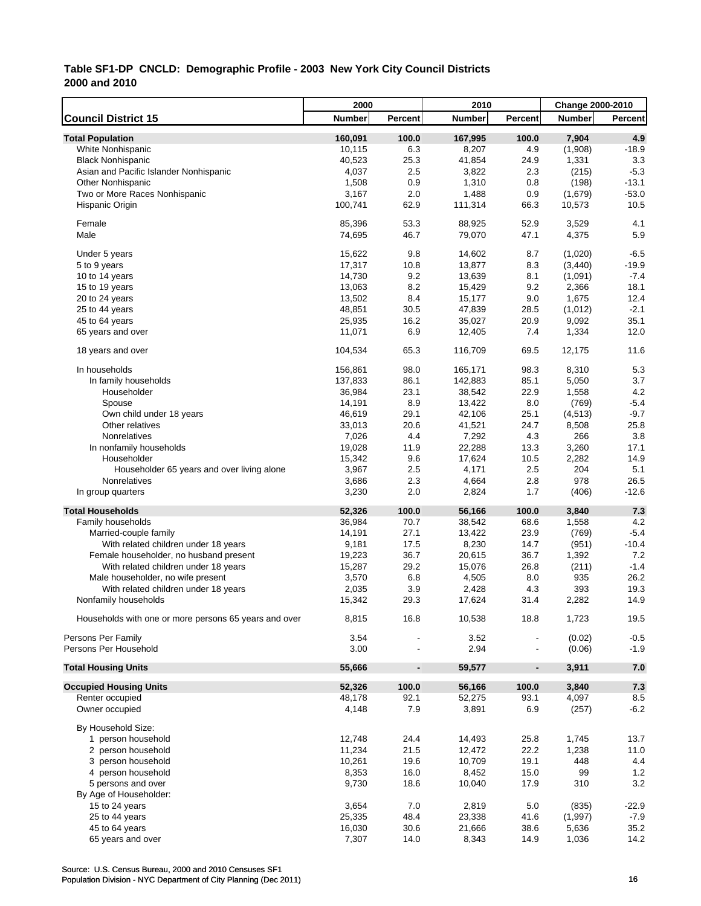**Table SF1-DP CNCLD: Demographic Profile - 2003 New York City Council Districts 2000 and 2010**

| Council District 15 | 2000 Number | 2000 Percent | 2010 Number | 2010 Percent | Change 2000-2010 Number | Change 2000-2010 Percent |
|---|---|---|---|---|---|---|
| **Total Population** | **160,091** | **100.0** | **167,995** | **100.0** | **7,904** | **4.9** |
| White Nonhispanic | 10,115 | 6.3 | 8,207 | 4.9 | (1,908) | -18.9 |
| Black Nonhispanic | 40,523 | 25.3 | 41,854 | 24.9 | 1,331 | 3.3 |
| Asian and Pacific Islander Nonhispanic | 4,037 | 2.5 | 3,822 | 2.3 | (215) | -5.3 |
| Other Nonhispanic | 1,508 | 0.9 | 1,310 | 0.8 | (198) | -13.1 |
| Two or More Races Nonhispanic | 3,167 | 2.0 | 1,488 | 0.9 | (1,679) | -53.0 |
| Hispanic Origin | 100,741 | 62.9 | 111,314 | 66.3 | 10,573 | 10.5 |
| Female | 85,396 | 53.3 | 88,925 | 52.9 | 3,529 | 4.1 |
| Male | 74,695 | 46.7 | 79,070 | 47.1 | 4,375 | 5.9 |
| Under 5 years | 15,622 | 9.8 | 14,602 | 8.7 | (1,020) | -6.5 |
| 5 to 9 years | 17,317 | 10.8 | 13,877 | 8.3 | (3,440) | -19.9 |
| 10 to 14 years | 14,730 | 9.2 | 13,639 | 8.1 | (1,091) | -7.4 |
| 15 to 19 years | 13,063 | 8.2 | 15,429 | 9.2 | 2,366 | 18.1 |
| 20 to 24 years | 13,502 | 8.4 | 15,177 | 9.0 | 1,675 | 12.4 |
| 25 to 44 years | 48,851 | 30.5 | 47,839 | 28.5 | (1,012) | -2.1 |
| 45 to 64 years | 25,935 | 16.2 | 35,027 | 20.9 | 9,092 | 35.1 |
| 65 years and over | 11,071 | 6.9 | 12,405 | 7.4 | 1,334 | 12.0 |
| 18 years and over | 104,534 | 65.3 | 116,709 | 69.5 | 12,175 | 11.6 |
| In households | 156,861 | 98.0 | 165,171 | 98.3 | 8,310 | 5.3 |
| In family households | 137,833 | 86.1 | 142,883 | 85.1 | 5,050 | 3.7 |
| Householder | 36,984 | 23.1 | 38,542 | 22.9 | 1,558 | 4.2 |
| Spouse | 14,191 | 8.9 | 13,422 | 8.0 | (769) | -5.4 |
| Own child under 18 years | 46,619 | 29.1 | 42,106 | 25.1 | (4,513) | -9.7 |
| Other relatives | 33,013 | 20.6 | 41,521 | 24.7 | 8,508 | 25.8 |
| Nonrelatives | 7,026 | 4.4 | 7,292 | 4.3 | 266 | 3.8 |
| In nonfamily households | 19,028 | 11.9 | 22,288 | 13.3 | 3,260 | 17.1 |
| Householder | 15,342 | 9.6 | 17,624 | 10.5 | 2,282 | 14.9 |
| Householder 65 years and over living alone | 3,967 | 2.5 | 4,171 | 2.5 | 204 | 5.1 |
| Nonrelatives | 3,686 | 2.3 | 4,664 | 2.8 | 978 | 26.5 |
| In group quarters | 3,230 | 2.0 | 2,824 | 1.7 | (406) | -12.6 |
| **Total Households** | **52,326** | **100.0** | **56,166** | **100.0** | **3,840** | **7.3** |
| Family households | 36,984 | 70.7 | 38,542 | 68.6 | 1,558 | 4.2 |
| Married-couple family | 14,191 | 27.1 | 13,422 | 23.9 | (769) | -5.4 |
| With related children under 18 years | 9,181 | 17.5 | 8,230 | 14.7 | (951) | -10.4 |
| Female householder, no husband present | 19,223 | 36.7 | 20,615 | 36.7 | 1,392 | 7.2 |
| With related children under 18 years | 15,287 | 29.2 | 15,076 | 26.8 | (211) | -1.4 |
| Male householder, no wife present | 3,570 | 6.8 | 4,505 | 8.0 | 935 | 26.2 |
| With related children under 18 years | 2,035 | 3.9 | 2,428 | 4.3 | 393 | 19.3 |
| Nonfamily households | 15,342 | 29.3 | 17,624 | 31.4 | 2,282 | 14.9 |
| Households with one or more persons 65 years and over | 8,815 | 16.8 | 10,538 | 18.8 | 1,723 | 19.5 |
| Persons Per Family | 3.54 | - | 3.52 | - | (0.02) | -0.5 |
| Persons Per Household | 3.00 | - | 2.94 | - | (0.06) | -1.9 |
| **Total Housing Units** | **55,666** | **-** | **59,577** | **-** | **3,911** | **7.0** |
| **Occupied Housing Units** | **52,326** | **100.0** | **56,166** | **100.0** | **3,840** | **7.3** |
| Renter occupied | 48,178 | 92.1 | 52,275 | 93.1 | 4,097 | 8.5 |
| Owner occupied | 4,148 | 7.9 | 3,891 | 6.9 | (257) | -6.2 |
| By Household Size: | | | | | | |
| 1 person household | 12,748 | 24.4 | 14,493 | 25.8 | 1,745 | 13.7 |
| 2 person household | 11,234 | 21.5 | 12,472 | 22.2 | 1,238 | 11.0 |
| 3 person household | 10,261 | 19.6 | 10,709 | 19.1 | 448 | 4.4 |
| 4 person household | 8,353 | 16.0 | 8,452 | 15.0 | 99 | 1.2 |
| 5 persons and over | 9,730 | 18.6 | 10,040 | 17.9 | 310 | 3.2 |
| By Age of Householder: | | | | | | |
| 15 to 24 years | 3,654 | 7.0 | 2,819 | 5.0 | (835) | -22.9 |
| 25 to 44 years | 25,335 | 48.4 | 23,338 | 41.6 | (1,997) | -7.9 |
| 45 to 64 years | 16,030 | 30.6 | 21,666 | 38.6 | 5,636 | 35.2 |
| 65 years and over | 7,307 | 14.0 | 8,343 | 14.9 | 1,036 | 14.2 |

Source: U.S. Census Bureau, 2000 and 2010 Censuses SF1
Population Division - NYC Department of City Planning (Dec 2011)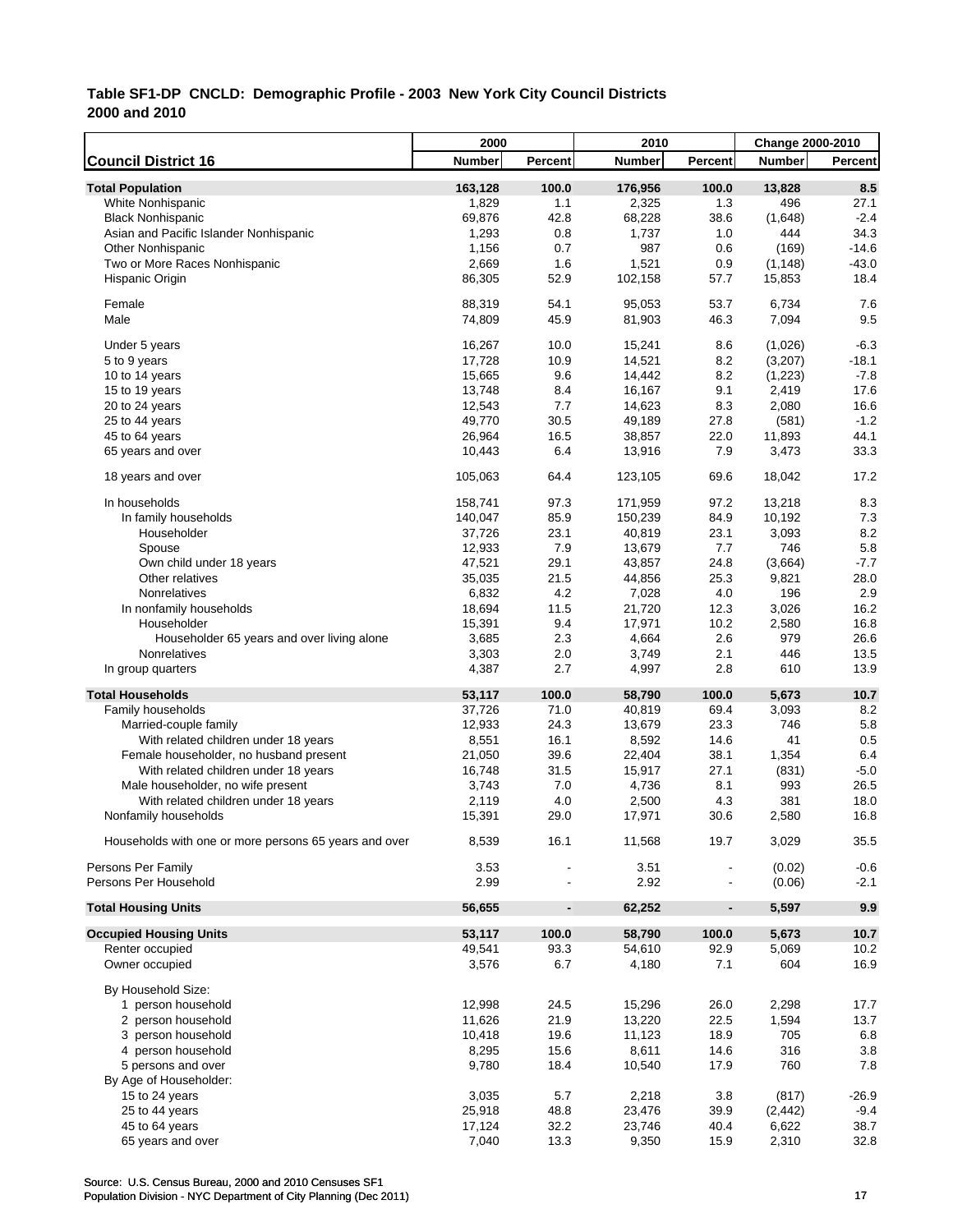## Table SF1-DP CNCLD: Demographic Profile - 2003 New York City Council Districts
## 2000 and 2010

| Council District 16 | 2000 Number | 2000 Percent | 2010 Number | 2010 Percent | Change 2000-2010 Number | Change 2000-2010 Percent |
|---|---|---|---|---|---|---|
| **Total Population** | **163,128** | **100.0** | **176,956** | **100.0** | **13,828** | **8.5** |
| White Nonhispanic | 1,829 | 1.1 | 2,325 | 1.3 | 496 | 27.1 |
| Black Nonhispanic | 69,876 | 42.8 | 68,228 | 38.6 | (1,648) | -2.4 |
| Asian and Pacific Islander Nonhispanic | 1,293 | 0.8 | 1,737 | 1.0 | 444 | 34.3 |
| Other Nonhispanic | 1,156 | 0.7 | 987 | 0.6 | (169) | -14.6 |
| Two or More Races Nonhispanic | 2,669 | 1.6 | 1,521 | 0.9 | (1,148) | -43.0 |
| Hispanic Origin | 86,305 | 52.9 | 102,158 | 57.7 | 15,853 | 18.4 |
| Female | 88,319 | 54.1 | 95,053 | 53.7 | 6,734 | 7.6 |
| Male | 74,809 | 45.9 | 81,903 | 46.3 | 7,094 | 9.5 |
| Under 5 years | 16,267 | 10.0 | 15,241 | 8.6 | (1,026) | -6.3 |
| 5 to 9 years | 17,728 | 10.9 | 14,521 | 8.2 | (3,207) | -18.1 |
| 10 to 14 years | 15,665 | 9.6 | 14,442 | 8.2 | (1,223) | -7.8 |
| 15 to 19 years | 13,748 | 8.4 | 16,167 | 9.1 | 2,419 | 17.6 |
| 20 to 24 years | 12,543 | 7.7 | 14,623 | 8.3 | 2,080 | 16.6 |
| 25 to 44 years | 49,770 | 30.5 | 49,189 | 27.8 | (581) | -1.2 |
| 45 to 64 years | 26,964 | 16.5 | 38,857 | 22.0 | 11,893 | 44.1 |
| 65 years and over | 10,443 | 6.4 | 13,916 | 7.9 | 3,473 | 33.3 |
| 18 years and over | 105,063 | 64.4 | 123,105 | 69.6 | 18,042 | 17.2 |
| In households | 158,741 | 97.3 | 171,959 | 97.2 | 13,218 | 8.3 |
| In family households | 140,047 | 85.9 | 150,239 | 84.9 | 10,192 | 7.3 |
| Householder | 37,726 | 23.1 | 40,819 | 23.1 | 3,093 | 8.2 |
| Spouse | 12,933 | 7.9 | 13,679 | 7.7 | 746 | 5.8 |
| Own child under 18 years | 47,521 | 29.1 | 43,857 | 24.8 | (3,664) | -7.7 |
| Other relatives | 35,035 | 21.5 | 44,856 | 25.3 | 9,821 | 28.0 |
| Nonrelatives | 6,832 | 4.2 | 7,028 | 4.0 | 196 | 2.9 |
| In nonfamily households | 18,694 | 11.5 | 21,720 | 12.3 | 3,026 | 16.2 |
| Householder | 15,391 | 9.4 | 17,971 | 10.2 | 2,580 | 16.8 |
| Householder 65 years and over living alone | 3,685 | 2.3 | 4,664 | 2.6 | 979 | 26.6 |
| Nonrelatives | 3,303 | 2.0 | 3,749 | 2.1 | 446 | 13.5 |
| In group quarters | 4,387 | 2.7 | 4,997 | 2.8 | 610 | 13.9 |
| **Total Households** | **53,117** | **100.0** | **58,790** | **100.0** | **5,673** | **10.7** |
| Family households | 37,726 | 71.0 | 40,819 | 69.4 | 3,093 | 8.2 |
| Married-couple family | 12,933 | 24.3 | 13,679 | 23.3 | 746 | 5.8 |
| With related children under 18 years | 8,551 | 16.1 | 8,592 | 14.6 | 41 | 0.5 |
| Female householder, no husband present | 21,050 | 39.6 | 22,404 | 38.1 | 1,354 | 6.4 |
| With related children under 18 years | 16,748 | 31.5 | 15,917 | 27.1 | (831) | -5.0 |
| Male householder, no wife present | 3,743 | 7.0 | 4,736 | 8.1 | 993 | 26.5 |
| With related children under 18 years | 2,119 | 4.0 | 2,500 | 4.3 | 381 | 18.0 |
| Nonfamily households | 15,391 | 29.0 | 17,971 | 30.6 | 2,580 | 16.8 |
| Households with one or more persons 65 years and over | 8,539 | 16.1 | 11,568 | 19.7 | 3,029 | 35.5 |
| Persons Per Family | 3.53 | - | 3.51 | - | (0.02) | -0.6 |
| Persons Per Household | 2.99 | - | 2.92 | - | (0.06) | -2.1 |
| **Total Housing Units** | **56,655** | **-** | **62,252** | **-** | **5,597** | **9.9** |
| **Occupied Housing Units** | **53,117** | **100.0** | **58,790** | **100.0** | **5,673** | **10.7** |
| Renter occupied | 49,541 | 93.3 | 54,610 | 92.9 | 5,069 | 10.2 |
| Owner occupied | 3,576 | 6.7 | 4,180 | 7.1 | 604 | 16.9 |
| By Household Size: | | | | | | |
| 1 person household | 12,998 | 24.5 | 15,296 | 26.0 | 2,298 | 17.7 |
| 2 person household | 11,626 | 21.9 | 13,220 | 22.5 | 1,594 | 13.7 |
| 3 person household | 10,418 | 19.6 | 11,123 | 18.9 | 705 | 6.8 |
| 4 person household | 8,295 | 15.6 | 8,611 | 14.6 | 316 | 3.8 |
| 5 persons and over | 9,780 | 18.4 | 10,540 | 17.9 | 760 | 7.8 |
| By Age of Householder: | | | | | | |
| 15 to 24 years | 3,035 | 5.7 | 2,218 | 3.8 | (817) | -26.9 |
| 25 to 44 years | 25,918 | 48.8 | 23,476 | 39.9 | (2,442) | -9.4 |
| 45 to 64 years | 17,124 | 32.2 | 23,746 | 40.4 | 6,622 | 38.7 |
| 65 years and over | 7,040 | 13.3 | 9,350 | 15.9 | 2,310 | 32.8 |

Source: U.S. Census Bureau, 2000 and 2010 Censuses SF1
Population Division - NYC Department of City Planning (Dec 2011)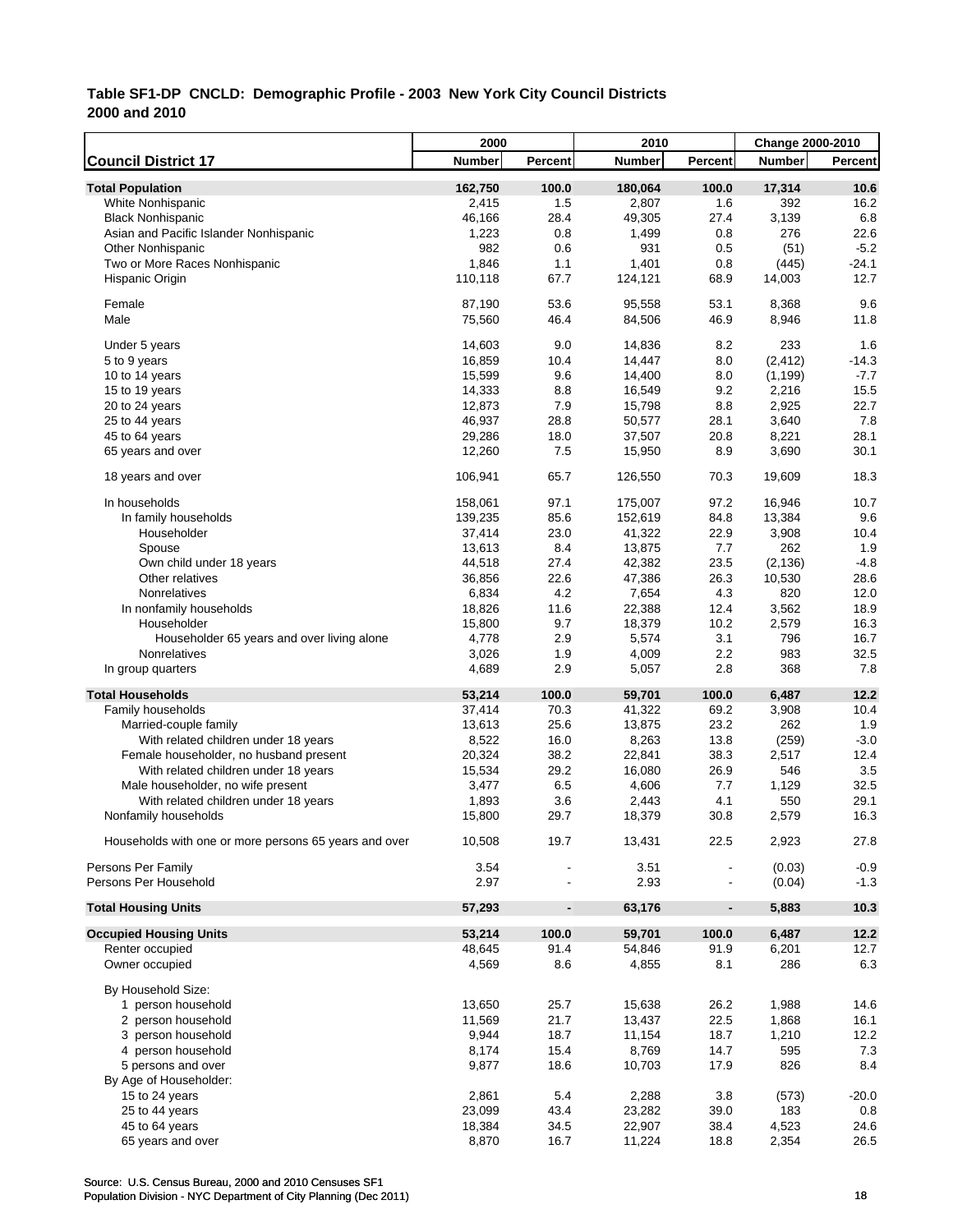**Table SF1-DP CNCLD: Demographic Profile - 2003 New York City Council Districts**
**2000 and 2010**

| Council District 17 | 2000 Number | 2000 Percent | 2010 Number | 2010 Percent | Change 2000-2010 Number | Change 2000-2010 Percent |
|---|---|---|---|---|---|---|
| **Total Population** | **162,750** | **100.0** | **180,064** | **100.0** | **17,314** | **10.6** |
| White Nonhispanic | 2,415 | 1.5 | 2,807 | 1.6 | 392 | 16.2 |
| Black Nonhispanic | 46,166 | 28.4 | 49,305 | 27.4 | 3,139 | 6.8 |
| Asian and Pacific Islander Nonhispanic | 1,223 | 0.8 | 1,499 | 0.8 | 276 | 22.6 |
| Other Nonhispanic | 982 | 0.6 | 931 | 0.5 | (51) | -5.2 |
| Two or More Races Nonhispanic | 1,846 | 1.1 | 1,401 | 0.8 | (445) | -24.1 |
| Hispanic Origin | 110,118 | 67.7 | 124,121 | 68.9 | 14,003 | 12.7 |
| Female | 87,190 | 53.6 | 95,558 | 53.1 | 8,368 | 9.6 |
| Male | 75,560 | 46.4 | 84,506 | 46.9 | 8,946 | 11.8 |
| Under 5 years | 14,603 | 9.0 | 14,836 | 8.2 | 233 | 1.6 |
| 5 to 9 years | 16,859 | 10.4 | 14,447 | 8.0 | (2,412) | -14.3 |
| 10 to 14 years | 15,599 | 9.6 | 14,400 | 8.0 | (1,199) | -7.7 |
| 15 to 19 years | 14,333 | 8.8 | 16,549 | 9.2 | 2,216 | 15.5 |
| 20 to 24 years | 12,873 | 7.9 | 15,798 | 8.8 | 2,925 | 22.7 |
| 25 to 44 years | 46,937 | 28.8 | 50,577 | 28.1 | 3,640 | 7.8 |
| 45 to 64 years | 29,286 | 18.0 | 37,507 | 20.8 | 8,221 | 28.1 |
| 65 years and over | 12,260 | 7.5 | 15,950 | 8.9 | 3,690 | 30.1 |
| 18 years and over | 106,941 | 65.7 | 126,550 | 70.3 | 19,609 | 18.3 |
| In households | 158,061 | 97.1 | 175,007 | 97.2 | 16,946 | 10.7 |
| In family households | 139,235 | 85.6 | 152,619 | 84.8 | 13,384 | 9.6 |
| Householder | 37,414 | 23.0 | 41,322 | 22.9 | 3,908 | 10.4 |
| Spouse | 13,613 | 8.4 | 13,875 | 7.7 | 262 | 1.9 |
| Own child under 18 years | 44,518 | 27.4 | 42,382 | 23.5 | (2,136) | -4.8 |
| Other relatives | 36,856 | 22.6 | 47,386 | 26.3 | 10,530 | 28.6 |
| Nonrelatives | 6,834 | 4.2 | 7,654 | 4.3 | 820 | 12.0 |
| In nonfamily households | 18,826 | 11.6 | 22,388 | 12.4 | 3,562 | 18.9 |
| Householder | 15,800 | 9.7 | 18,379 | 10.2 | 2,579 | 16.3 |
| Householder 65 years and over living alone | 4,778 | 2.9 | 5,574 | 3.1 | 796 | 16.7 |
| Nonrelatives | 3,026 | 1.9 | 4,009 | 2.2 | 983 | 32.5 |
| In group quarters | 4,689 | 2.9 | 5,057 | 2.8 | 368 | 7.8 |
| **Total Households** | **53,214** | **100.0** | **59,701** | **100.0** | **6,487** | **12.2** |
| Family households | 37,414 | 70.3 | 41,322 | 69.2 | 3,908 | 10.4 |
| Married-couple family | 13,613 | 25.6 | 13,875 | 23.2 | 262 | 1.9 |
| With related children under 18 years | 8,522 | 16.0 | 8,263 | 13.8 | (259) | -3.0 |
| Female householder, no husband present | 20,324 | 38.2 | 22,841 | 38.3 | 2,517 | 12.4 |
| With related children under 18 years | 15,534 | 29.2 | 16,080 | 26.9 | 546 | 3.5 |
| Male householder, no wife present | 3,477 | 6.5 | 4,606 | 7.7 | 1,129 | 32.5 |
| With related children under 18 years | 1,893 | 3.6 | 2,443 | 4.1 | 550 | 29.1 |
| Nonfamily households | 15,800 | 29.7 | 18,379 | 30.8 | 2,579 | 16.3 |
| Households with one or more persons 65 years and over | 10,508 | 19.7 | 13,431 | 22.5 | 2,923 | 27.8 |
| Persons Per Family | 3.54 | - | 3.51 | - | (0.03) | -0.9 |
| Persons Per Household | 2.97 | - | 2.93 | - | (0.04) | -1.3 |
| **Total Housing Units** | **57,293** | **-** | **63,176** | **-** | **5,883** | **10.3** |
| **Occupied Housing Units** | **53,214** | **100.0** | **59,701** | **100.0** | **6,487** | **12.2** |
| Renter occupied | 48,645 | 91.4 | 54,846 | 91.9 | 6,201 | 12.7 |
| Owner occupied | 4,569 | 8.6 | 4,855 | 8.1 | 286 | 6.3 |
| By Household Size: | | | | | | |
| 1 person household | 13,650 | 25.7 | 15,638 | 26.2 | 1,988 | 14.6 |
| 2 person household | 11,569 | 21.7 | 13,437 | 22.5 | 1,868 | 16.1 |
| 3 person household | 9,944 | 18.7 | 11,154 | 18.7 | 1,210 | 12.2 |
| 4 person household | 8,174 | 15.4 | 8,769 | 14.7 | 595 | 7.3 |
| 5 persons and over | 9,877 | 18.6 | 10,703 | 17.9 | 826 | 8.4 |
| By Age of Householder: | | | | | | |
| 15 to 24 years | 2,861 | 5.4 | 2,288 | 3.8 | (573) | -20.0 |
| 25 to 44 years | 23,099 | 43.4 | 23,282 | 39.0 | 183 | 0.8 |
| 45 to 64 years | 18,384 | 34.5 | 22,907 | 38.4 | 4,523 | 24.6 |
| 65 years and over | 8,870 | 16.7 | 11,224 | 18.8 | 2,354 | 26.5 |

Source: U.S. Census Bureau, 2000 and 2010 Censuses SF1
Population Division - NYC Department of City Planning (Dec 2011)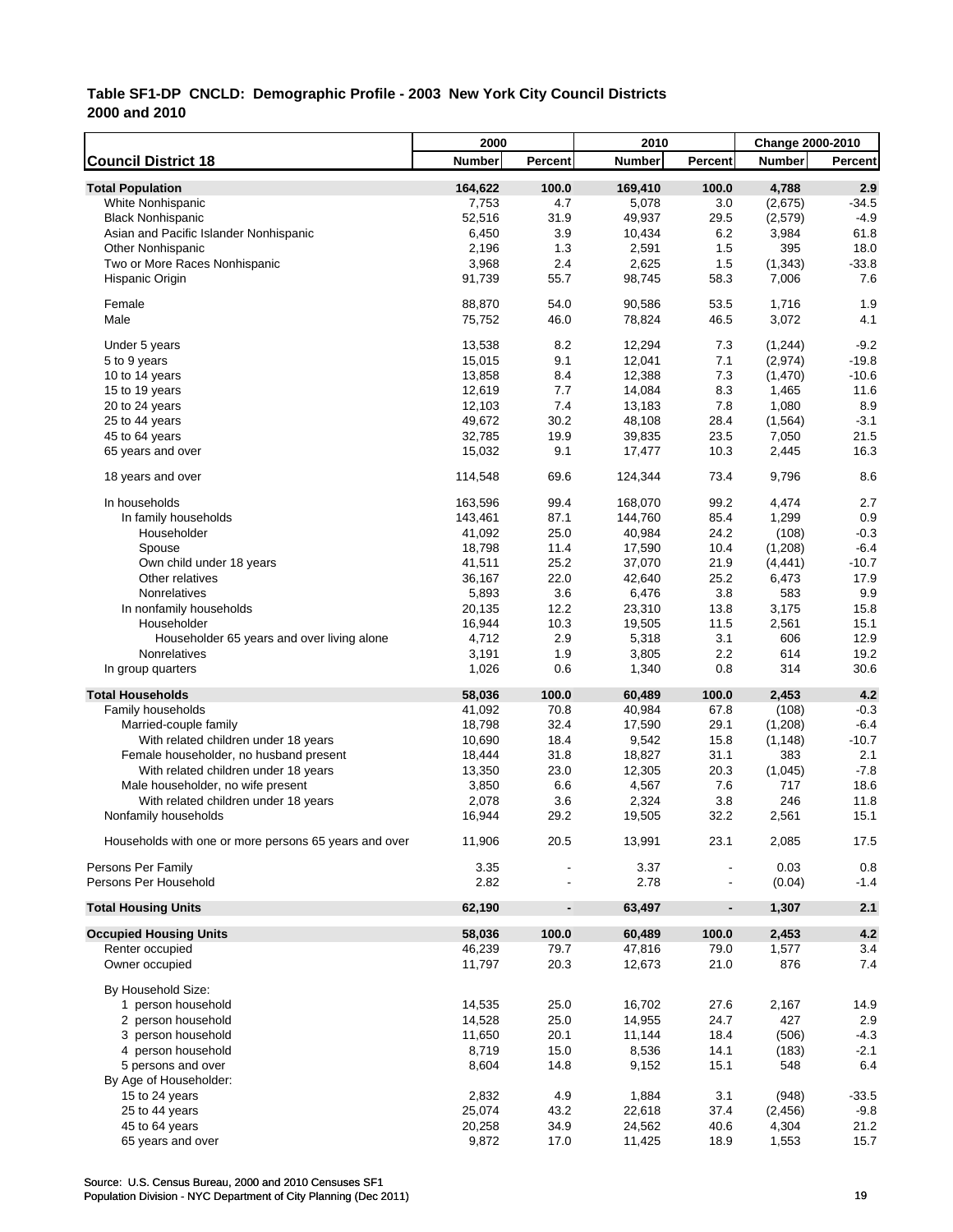# Table SF1-DP CNCLD: Demographic Profile - 2003 New York City Council Districts
## 2000 and 2010

| Council District 18 | 2000 Number | 2000 Percent | 2010 Number | 2010 Percent | Change 2000-2010 Number | Change 2000-2010 Percent |
|---|---|---|---|---|---|---|
| **Total Population** | **164,622** | **100.0** | **169,410** | **100.0** | **4,788** | **2.9** |
| White Nonhispanic | 7,753 | 4.7 | 5,078 | 3.0 | (2,675) | -34.5 |
| Black Nonhispanic | 52,516 | 31.9 | 49,937 | 29.5 | (2,579) | -4.9 |
| Asian and Pacific Islander Nonhispanic | 6,450 | 3.9 | 10,434 | 6.2 | 3,984 | 61.8 |
| Other Nonhispanic | 2,196 | 1.3 | 2,591 | 1.5 | 395 | 18.0 |
| Two or More Races Nonhispanic | 3,968 | 2.4 | 2,625 | 1.5 | (1,343) | -33.8 |
| Hispanic Origin | 91,739 | 55.7 | 98,745 | 58.3 | 7,006 | 7.6 |
| Female | 88,870 | 54.0 | 90,586 | 53.5 | 1,716 | 1.9 |
| Male | 75,752 | 46.0 | 78,824 | 46.5 | 3,072 | 4.1 |
| Under 5 years | 13,538 | 8.2 | 12,294 | 7.3 | (1,244) | -9.2 |
| 5 to 9 years | 15,015 | 9.1 | 12,041 | 7.1 | (2,974) | -19.8 |
| 10 to 14 years | 13,858 | 8.4 | 12,388 | 7.3 | (1,470) | -10.6 |
| 15 to 19 years | 12,619 | 7.7 | 14,084 | 8.3 | 1,465 | 11.6 |
| 20 to 24 years | 12,103 | 7.4 | 13,183 | 7.8 | 1,080 | 8.9 |
| 25 to 44 years | 49,672 | 30.2 | 48,108 | 28.4 | (1,564) | -3.1 |
| 45 to 64 years | 32,785 | 19.9 | 39,835 | 23.5 | 7,050 | 21.5 |
| 65 years and over | 15,032 | 9.1 | 17,477 | 10.3 | 2,445 | 16.3 |
| 18 years and over | 114,548 | 69.6 | 124,344 | 73.4 | 9,796 | 8.6 |
| In households | 163,596 | 99.4 | 168,070 | 99.2 | 4,474 | 2.7 |
| In family households | 143,461 | 87.1 | 144,760 | 85.4 | 1,299 | 0.9 |
| Householder | 41,092 | 25.0 | 40,984 | 24.2 | (108) | -0.3 |
| Spouse | 18,798 | 11.4 | 17,590 | 10.4 | (1,208) | -6.4 |
| Own child under 18 years | 41,511 | 25.2 | 37,070 | 21.9 | (4,441) | -10.7 |
| Other relatives | 36,167 | 22.0 | 42,640 | 25.2 | 6,473 | 17.9 |
| Nonrelatives | 5,893 | 3.6 | 6,476 | 3.8 | 583 | 9.9 |
| In nonfamily households | 20,135 | 12.2 | 23,310 | 13.8 | 3,175 | 15.8 |
| Householder | 16,944 | 10.3 | 19,505 | 11.5 | 2,561 | 15.1 |
| Householder 65 years and over living alone | 4,712 | 2.9 | 5,318 | 3.1 | 606 | 12.9 |
| Nonrelatives | 3,191 | 1.9 | 3,805 | 2.2 | 614 | 19.2 |
| In group quarters | 1,026 | 0.6 | 1,340 | 0.8 | 314 | 30.6 |
| **Total Households** | **58,036** | **100.0** | **60,489** | **100.0** | **2,453** | **4.2** |
| Family households | 41,092 | 70.8 | 40,984 | 67.8 | (108) | -0.3 |
| Married-couple family | 18,798 | 32.4 | 17,590 | 29.1 | (1,208) | -6.4 |
| With related children under 18 years | 10,690 | 18.4 | 9,542 | 15.8 | (1,148) | -10.7 |
| Female householder, no husband present | 18,444 | 31.8 | 18,827 | 31.1 | 383 | 2.1 |
| With related children under 18 years | 13,350 | 23.0 | 12,305 | 20.3 | (1,045) | -7.8 |
| Male householder, no wife present | 3,850 | 6.6 | 4,567 | 7.6 | 717 | 18.6 |
| With related children under 18 years | 2,078 | 3.6 | 2,324 | 3.8 | 246 | 11.8 |
| Nonfamily households | 16,944 | 29.2 | 19,505 | 32.2 | 2,561 | 15.1 |
| Households with one or more persons 65 years and over | 11,906 | 20.5 | 13,991 | 23.1 | 2,085 | 17.5 |
| Persons Per Family | 3.35 | - | 3.37 | - | 0.03 | 0.8 |
| Persons Per Household | 2.82 | - | 2.78 | - | (0.04) | -1.4 |
| **Total Housing Units** | **62,190** | **-** | **63,497** | **-** | **1,307** | **2.1** |
| **Occupied Housing Units** | **58,036** | **100.0** | **60,489** | **100.0** | **2,453** | **4.2** |
| Renter occupied | 46,239 | 79.7 | 47,816 | 79.0 | 1,577 | 3.4 |
| Owner occupied | 11,797 | 20.3 | 12,673 | 21.0 | 876 | 7.4 |
| By Household Size: | | | | | | |
| 1 person household | 14,535 | 25.0 | 16,702 | 27.6 | 2,167 | 14.9 |
| 2 person household | 14,528 | 25.0 | 14,955 | 24.7 | 427 | 2.9 |
| 3 person household | 11,650 | 20.1 | 11,144 | 18.4 | (506) | -4.3 |
| 4 person household | 8,719 | 15.0 | 8,536 | 14.1 | (183) | -2.1 |
| 5 persons and over | 8,604 | 14.8 | 9,152 | 15.1 | 548 | 6.4 |
| By Age of Householder: | | | | | | |
| 15 to 24 years | 2,832 | 4.9 | 1,884 | 3.1 | (948) | -33.5 |
| 25 to 44 years | 25,074 | 43.2 | 22,618 | 37.4 | (2,456) | -9.8 |
| 45 to 64 years | 20,258 | 34.9 | 24,562 | 40.6 | 4,304 | 21.2 |
| 65 years and over | 9,872 | 17.0 | 11,425 | 18.9 | 1,553 | 15.7 |

Source: U.S. Census Bureau, 2000 and 2010 Censuses SF1
Population Division - NYC Department of City Planning (Dec 2011)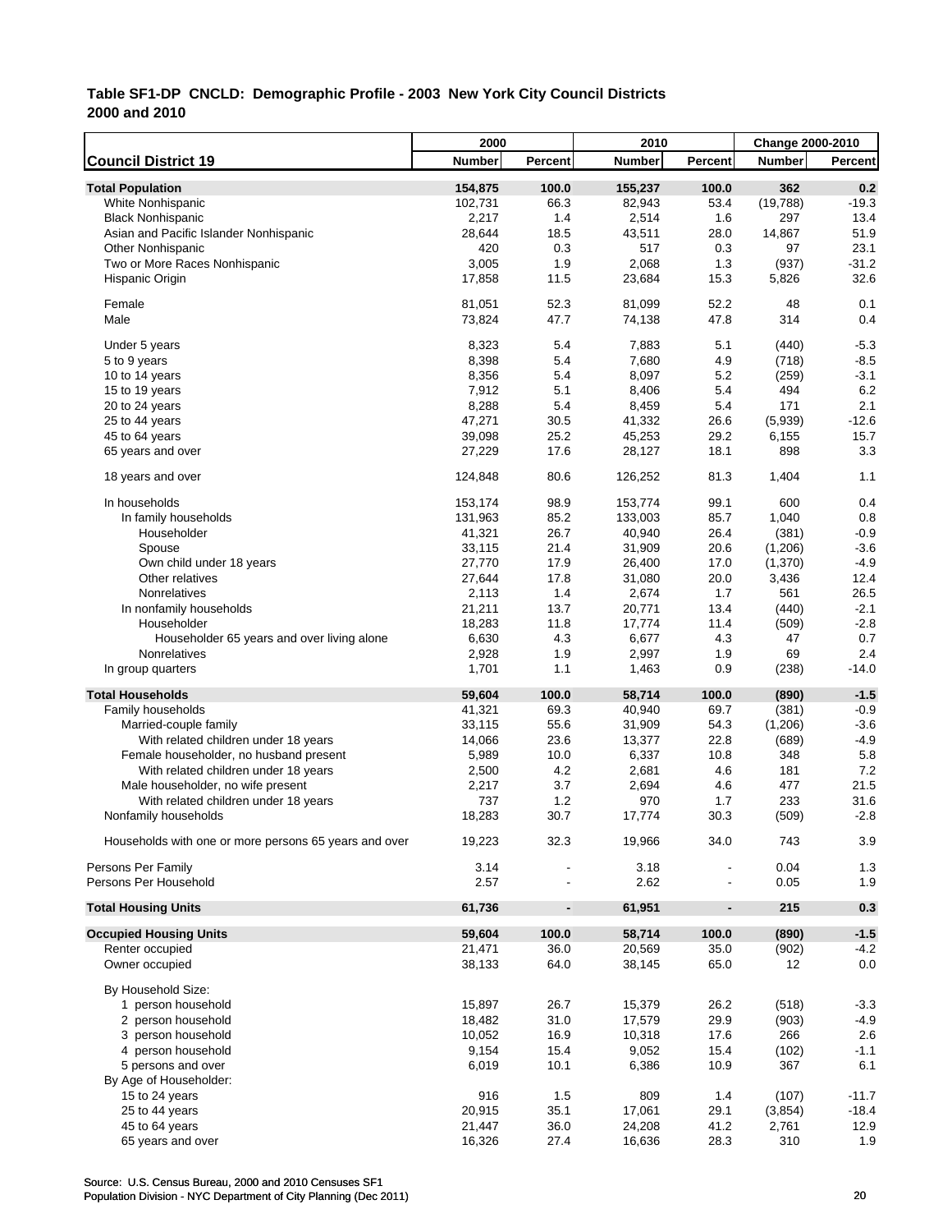**Table SF1-DP CNCLD: Demographic Profile - 2003 New York City Council Districts**
**2000 and 2010**

| | 2000 | | 2010 | | Change 2000-2010 | |
|---|---|---|---|---|---|---|
| **Council District 19** | **Number** | **Percent** | **Number** | **Percent** | **Number** | **Percent** |
| **Total Population** | **154,875** | **100.0** | **155,237** | **100.0** | **362** | **0.2** |
| White Nonhispanic | 102,731 | 66.3 | 82,943 | 53.4 | (19,788) | -19.3 |
| Black Nonhispanic | 2,217 | 1.4 | 2,514 | 1.6 | 297 | 13.4 |
| Asian and Pacific Islander Nonhispanic | 28,644 | 18.5 | 43,511 | 28.0 | 14,867 | 51.9 |
| Other Nonhispanic | 420 | 0.3 | 517 | 0.3 | 97 | 23.1 |
| Two or More Races Nonhispanic | 3,005 | 1.9 | 2,068 | 1.3 | (937) | -31.2 |
| Hispanic Origin | 17,858 | 11.5 | 23,684 | 15.3 | 5,826 | 32.6 |
| Female | 81,051 | 52.3 | 81,099 | 52.2 | 48 | 0.1 |
| Male | 73,824 | 47.7 | 74,138 | 47.8 | 314 | 0.4 |
| Under 5 years | 8,323 | 5.4 | 7,883 | 5.1 | (440) | -5.3 |
| 5 to 9 years | 8,398 | 5.4 | 7,680 | 4.9 | (718) | -8.5 |
| 10 to 14 years | 8,356 | 5.4 | 8,097 | 5.2 | (259) | -3.1 |
| 15 to 19 years | 7,912 | 5.1 | 8,406 | 5.4 | 494 | 6.2 |
| 20 to 24 years | 8,288 | 5.4 | 8,459 | 5.4 | 171 | 2.1 |
| 25 to 44 years | 47,271 | 30.5 | 41,332 | 26.6 | (5,939) | -12.6 |
| 45 to 64 years | 39,098 | 25.2 | 45,253 | 29.2 | 6,155 | 15.7 |
| 65 years and over | 27,229 | 17.6 | 28,127 | 18.1 | 898 | 3.3 |
| 18 years and over | 124,848 | 80.6 | 126,252 | 81.3 | 1,404 | 1.1 |
| In households | 153,174 | 98.9 | 153,774 | 99.1 | 600 | 0.4 |
| In family households | 131,963 | 85.2 | 133,003 | 85.7 | 1,040 | 0.8 |
| Householder | 41,321 | 26.7 | 40,940 | 26.4 | (381) | -0.9 |
| Spouse | 33,115 | 21.4 | 31,909 | 20.6 | (1,206) | -3.6 |
| Own child under 18 years | 27,770 | 17.9 | 26,400 | 17.0 | (1,370) | -4.9 |
| Other relatives | 27,644 | 17.8 | 31,080 | 20.0 | 3,436 | 12.4 |
| Nonrelatives | 2,113 | 1.4 | 2,674 | 1.7 | 561 | 26.5 |
| In nonfamily households | 21,211 | 13.7 | 20,771 | 13.4 | (440) | -2.1 |
| Householder | 18,283 | 11.8 | 17,774 | 11.4 | (509) | -2.8 |
| Householder 65 years and over living alone | 6,630 | 4.3 | 6,677 | 4.3 | 47 | 0.7 |
| Nonrelatives | 2,928 | 1.9 | 2,997 | 1.9 | 69 | 2.4 |
| In group quarters | 1,701 | 1.1 | 1,463 | 0.9 | (238) | -14.0 |
| **Total Households** | **59,604** | **100.0** | **58,714** | **100.0** | **(890)** | **-1.5** |
| Family households | 41,321 | 69.3 | 40,940 | 69.7 | (381) | -0.9 |
| Married-couple family | 33,115 | 55.6 | 31,909 | 54.3 | (1,206) | -3.6 |
| With related children under 18 years | 14,066 | 23.6 | 13,377 | 22.8 | (689) | -4.9 |
| Female householder, no husband present | 5,989 | 10.0 | 6,337 | 10.8 | 348 | 5.8 |
| With related children under 18 years | 2,500 | 4.2 | 2,681 | 4.6 | 181 | 7.2 |
| Male householder, no wife present | 2,217 | 3.7 | 2,694 | 4.6 | 477 | 21.5 |
| With related children under 18 years | 737 | 1.2 | 970 | 1.7 | 233 | 31.6 |
| Nonfamily households | 18,283 | 30.7 | 17,774 | 30.3 | (509) | -2.8 |
| Households with one or more persons 65 years and over | 19,223 | 32.3 | 19,966 | 34.0 | 743 | 3.9 |
| Persons Per Family | 3.14 | - | 3.18 | - | 0.04 | 1.3 |
| Persons Per Household | 2.57 | - | 2.62 | - | 0.05 | 1.9 |
| **Total Housing Units** | **61,736** | **-** | **61,951** | **-** | **215** | **0.3** |
| **Occupied Housing Units** | **59,604** | **100.0** | **58,714** | **100.0** | **(890)** | **-1.5** |
| Renter occupied | 21,471 | 36.0 | 20,569 | 35.0 | (902) | -4.2 |
| Owner occupied | 38,133 | 64.0 | 38,145 | 65.0 | 12 | 0.0 |
| By Household Size: | | | | | | |
| 1 person household | 15,897 | 26.7 | 15,379 | 26.2 | (518) | -3.3 |
| 2 person household | 18,482 | 31.0 | 17,579 | 29.9 | (903) | -4.9 |
| 3 person household | 10,052 | 16.9 | 10,318 | 17.6 | 266 | 2.6 |
| 4 person household | 9,154 | 15.4 | 9,052 | 15.4 | (102) | -1.1 |
| 5 persons and over | 6,019 | 10.1 | 6,386 | 10.9 | 367 | 6.1 |
| By Age of Householder: | | | | | | |
| 15 to 24 years | 916 | 1.5 | 809 | 1.4 | (107) | -11.7 |
| 25 to 44 years | 20,915 | 35.1 | 17,061 | 29.1 | (3,854) | -18.4 |
| 45 to 64 years | 21,447 | 36.0 | 24,208 | 41.2 | 2,761 | 12.9 |
| 65 years and over | 16,326 | 27.4 | 16,636 | 28.3 | 310 | 1.9 |

Source: U.S. Census Bureau, 2000 and 2010 Censuses SF1
Population Division - NYC Department of City Planning (Dec 2011)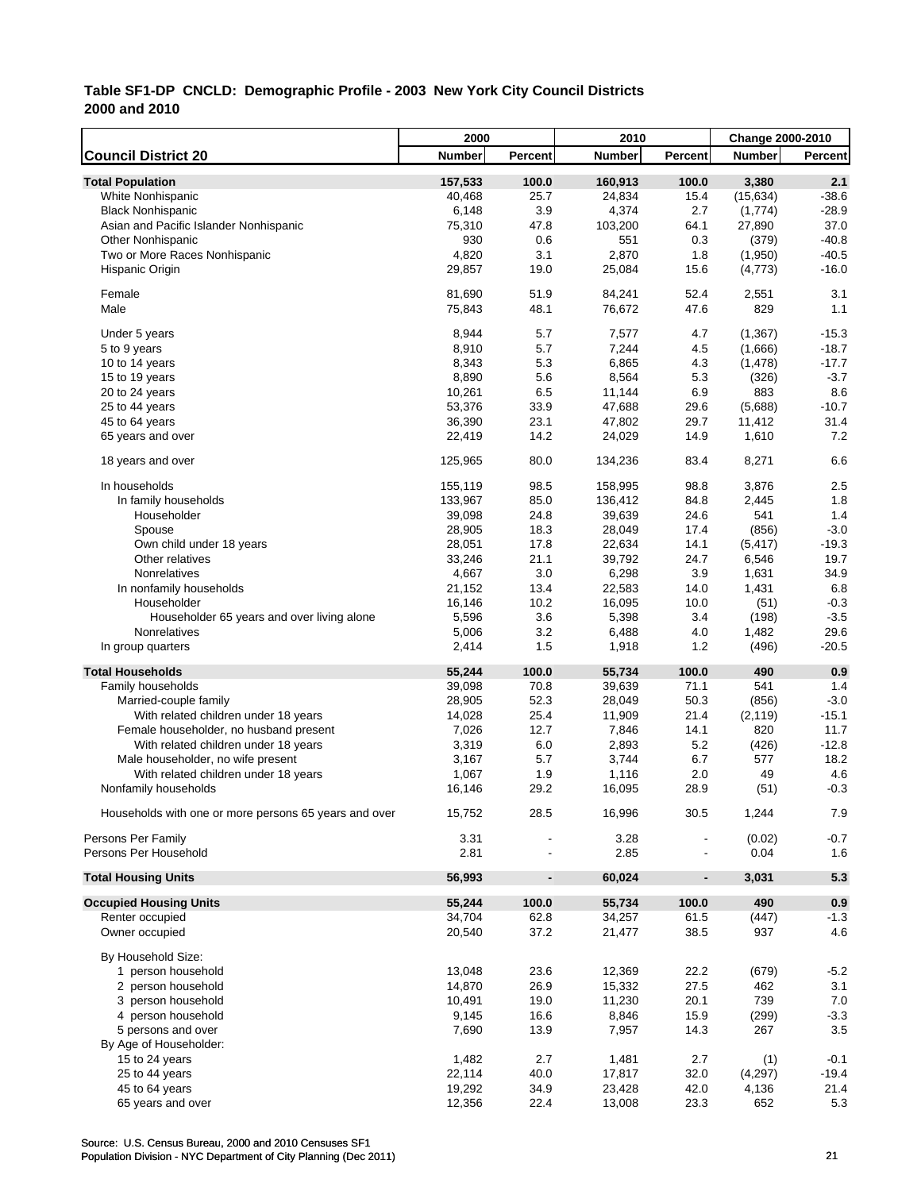**Table SF1-DP CNCLD: Demographic Profile - 2003 New York City Council Districts 2000 and 2010**

| Council District 20 | 2000 Number | 2000 Percent | 2010 Number | 2010 Percent | Change 2000-2010 Number | Change 2000-2010 Percent |
|---|---|---|---|---|---|---|
| **Total Population** | **157,533** | **100.0** | **160,913** | **100.0** | **3,380** | **2.1** |
| White Nonhispanic | 40,468 | 25.7 | 24,834 | 15.4 | (15,634) | -38.6 |
| Black Nonhispanic | 6,148 | 3.9 | 4,374 | 2.7 | (1,774) | -28.9 |
| Asian and Pacific Islander Nonhispanic | 75,310 | 47.8 | 103,200 | 64.1 | 27,890 | 37.0 |
| Other Nonhispanic | 930 | 0.6 | 551 | 0.3 | (379) | -40.8 |
| Two or More Races Nonhispanic | 4,820 | 3.1 | 2,870 | 1.8 | (1,950) | -40.5 |
| Hispanic Origin | 29,857 | 19.0 | 25,084 | 15.6 | (4,773) | -16.0 |
| Female | 81,690 | 51.9 | 84,241 | 52.4 | 2,551 | 3.1 |
| Male | 75,843 | 48.1 | 76,672 | 47.6 | 829 | 1.1 |
| Under 5 years | 8,944 | 5.7 | 7,577 | 4.7 | (1,367) | -15.3 |
| 5 to 9 years | 8,910 | 5.7 | 7,244 | 4.5 | (1,666) | -18.7 |
| 10 to 14 years | 8,343 | 5.3 | 6,865 | 4.3 | (1,478) | -17.7 |
| 15 to 19 years | 8,890 | 5.6 | 8,564 | 5.3 | (326) | -3.7 |
| 20 to 24 years | 10,261 | 6.5 | 11,144 | 6.9 | 883 | 8.6 |
| 25 to 44 years | 53,376 | 33.9 | 47,688 | 29.6 | (5,688) | -10.7 |
| 45 to 64 years | 36,390 | 23.1 | 47,802 | 29.7 | 11,412 | 31.4 |
| 65 years and over | 22,419 | 14.2 | 24,029 | 14.9 | 1,610 | 7.2 |
| 18 years and over | 125,965 | 80.0 | 134,236 | 83.4 | 8,271 | 6.6 |
| In households | 155,119 | 98.5 | 158,995 | 98.8 | 3,876 | 2.5 |
| In family households | 133,967 | 85.0 | 136,412 | 84.8 | 2,445 | 1.8 |
| Householder | 39,098 | 24.8 | 39,639 | 24.6 | 541 | 1.4 |
| Spouse | 28,905 | 18.3 | 28,049 | 17.4 | (856) | -3.0 |
| Own child under 18 years | 28,051 | 17.8 | 22,634 | 14.1 | (5,417) | -19.3 |
| Other relatives | 33,246 | 21.1 | 39,792 | 24.7 | 6,546 | 19.7 |
| Nonrelatives | 4,667 | 3.0 | 6,298 | 3.9 | 1,631 | 34.9 |
| In nonfamily households | 21,152 | 13.4 | 22,583 | 14.0 | 1,431 | 6.8 |
| Householder | 16,146 | 10.2 | 16,095 | 10.0 | (51) | -0.3 |
| Householder 65 years and over living alone | 5,596 | 3.6 | 5,398 | 3.4 | (198) | -3.5 |
| Nonrelatives | 5,006 | 3.2 | 6,488 | 4.0 | 1,482 | 29.6 |
| In group quarters | 2,414 | 1.5 | 1,918 | 1.2 | (496) | -20.5 |
| **Total Households** | **55,244** | **100.0** | **55,734** | **100.0** | **490** | **0.9** |
| Family households | 39,098 | 70.8 | 39,639 | 71.1 | 541 | 1.4 |
| Married-couple family | 28,905 | 52.3 | 28,049 | 50.3 | (856) | -3.0 |
| With related children under 18 years | 14,028 | 25.4 | 11,909 | 21.4 | (2,119) | -15.1 |
| Female householder, no husband present | 7,026 | 12.7 | 7,846 | 14.1 | 820 | 11.7 |
| With related children under 18 years | 3,319 | 6.0 | 2,893 | 5.2 | (426) | -12.8 |
| Male householder, no wife present | 3,167 | 5.7 | 3,744 | 6.7 | 577 | 18.2 |
| With related children under 18 years | 1,067 | 1.9 | 1,116 | 2.0 | 49 | 4.6 |
| Nonfamily households | 16,146 | 29.2 | 16,095 | 28.9 | (51) | -0.3 |
| Households with one or more persons 65 years and over | 15,752 | 28.5 | 16,996 | 30.5 | 1,244 | 7.9 |
| Persons Per Family | 3.31 | - | 3.28 | - | (0.02) | -0.7 |
| Persons Per Household | 2.81 | - | 2.85 | - | 0.04 | 1.6 |
| **Total Housing Units** | **56,993** | **-** | **60,024** | **-** | **3,031** | **5.3** |
| **Occupied Housing Units** | **55,244** | **100.0** | **55,734** | **100.0** | **490** | **0.9** |
| Renter occupied | 34,704 | 62.8 | 34,257 | 61.5 | (447) | -1.3 |
| Owner occupied | 20,540 | 37.2 | 21,477 | 38.5 | 937 | 4.6 |
| By Household Size: | | | | | | |
| 1 person household | 13,048 | 23.6 | 12,369 | 22.2 | (679) | -5.2 |
| 2 person household | 14,870 | 26.9 | 15,332 | 27.5 | 462 | 3.1 |
| 3 person household | 10,491 | 19.0 | 11,230 | 20.1 | 739 | 7.0 |
| 4 person household | 9,145 | 16.6 | 8,846 | 15.9 | (299) | -3.3 |
| 5 persons and over | 7,690 | 13.9 | 7,957 | 14.3 | 267 | 3.5 |
| By Age of Householder: | | | | | | |
| 15 to 24 years | 1,482 | 2.7 | 1,481 | 2.7 | (1) | -0.1 |
| 25 to 44 years | 22,114 | 40.0 | 17,817 | 32.0 | (4,297) | -19.4 |
| 45 to 64 years | 19,292 | 34.9 | 23,428 | 42.0 | 4,136 | 21.4 |
| 65 years and over | 12,356 | 22.4 | 13,008 | 23.3 | 652 | 5.3 |

Source: U.S. Census Bureau, 2000 and 2010 Censuses SF1
Population Division - NYC Department of City Planning (Dec 2011)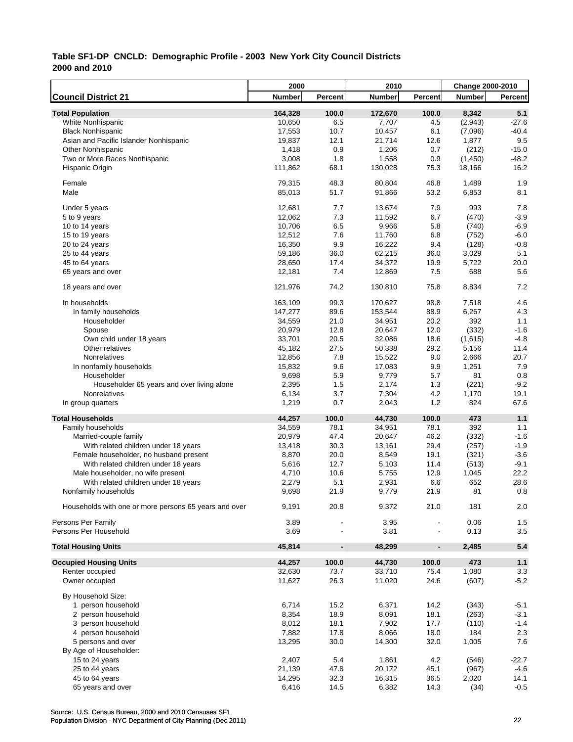**Table SF1-DP CNCLD: Demographic Profile - 2003 New York City Council Districts**
**2000 and 2010**

| Council District 21 | 2000 Number | 2000 Percent | 2010 Number | 2010 Percent | Change 2000-2010 Number | Change 2000-2010 Percent |
|---|---|---|---|---|---|---|
| **Total Population** | **164,328** | **100.0** | **172,670** | **100.0** | **8,342** | **5.1** |
| White Nonhispanic | 10,650 | 6.5 | 7,707 | 4.5 | (2,943) | -27.6 |
| Black Nonhispanic | 17,553 | 10.7 | 10,457 | 6.1 | (7,096) | -40.4 |
| Asian and Pacific Islander Nonhispanic | 19,837 | 12.1 | 21,714 | 12.6 | 1,877 | 9.5 |
| Other Nonhispanic | 1,418 | 0.9 | 1,206 | 0.7 | (212) | -15.0 |
| Two or More Races Nonhispanic | 3,008 | 1.8 | 1,558 | 0.9 | (1,450) | -48.2 |
| Hispanic Origin | 111,862 | 68.1 | 130,028 | 75.3 | 18,166 | 16.2 |
| Female | 79,315 | 48.3 | 80,804 | 46.8 | 1,489 | 1.9 |
| Male | 85,013 | 51.7 | 91,866 | 53.2 | 6,853 | 8.1 |
| Under 5 years | 12,681 | 7.7 | 13,674 | 7.9 | 993 | 7.8 |
| 5 to 9 years | 12,062 | 7.3 | 11,592 | 6.7 | (470) | -3.9 |
| 10 to 14 years | 10,706 | 6.5 | 9,966 | 5.8 | (740) | -6.9 |
| 15 to 19 years | 12,512 | 7.6 | 11,760 | 6.8 | (752) | -6.0 |
| 20 to 24 years | 16,350 | 9.9 | 16,222 | 9.4 | (128) | -0.8 |
| 25 to 44 years | 59,186 | 36.0 | 62,215 | 36.0 | 3,029 | 5.1 |
| 45 to 64 years | 28,650 | 17.4 | 34,372 | 19.9 | 5,722 | 20.0 |
| 65 years and over | 12,181 | 7.4 | 12,869 | 7.5 | 688 | 5.6 |
| 18 years and over | 121,976 | 74.2 | 130,810 | 75.8 | 8,834 | 7.2 |
| In households | 163,109 | 99.3 | 170,627 | 98.8 | 7,518 | 4.6 |
| In family households | 147,277 | 89.6 | 153,544 | 88.9 | 6,267 | 4.3 |
| Householder | 34,559 | 21.0 | 34,951 | 20.2 | 392 | 1.1 |
| Spouse | 20,979 | 12.8 | 20,647 | 12.0 | (332) | -1.6 |
| Own child under 18 years | 33,701 | 20.5 | 32,086 | 18.6 | (1,615) | -4.8 |
| Other relatives | 45,182 | 27.5 | 50,338 | 29.2 | 5,156 | 11.4 |
| Nonrelatives | 12,856 | 7.8 | 15,522 | 9.0 | 2,666 | 20.7 |
| In nonfamily households | 15,832 | 9.6 | 17,083 | 9.9 | 1,251 | 7.9 |
| Householder | 9,698 | 5.9 | 9,779 | 5.7 | 81 | 0.8 |
| Householder 65 years and over living alone | 2,395 | 1.5 | 2,174 | 1.3 | (221) | -9.2 |
| Nonrelatives | 6,134 | 3.7 | 7,304 | 4.2 | 1,170 | 19.1 |
| In group quarters | 1,219 | 0.7 | 2,043 | 1.2 | 824 | 67.6 |
| **Total Households** | **44,257** | **100.0** | **44,730** | **100.0** | **473** | **1.1** |
| Family households | 34,559 | 78.1 | 34,951 | 78.1 | 392 | 1.1 |
| Married-couple family | 20,979 | 47.4 | 20,647 | 46.2 | (332) | -1.6 |
| With related children under 18 years | 13,418 | 30.3 | 13,161 | 29.4 | (257) | -1.9 |
| Female householder, no husband present | 8,870 | 20.0 | 8,549 | 19.1 | (321) | -3.6 |
| With related children under 18 years | 5,616 | 12.7 | 5,103 | 11.4 | (513) | -9.1 |
| Male householder, no wife present | 4,710 | 10.6 | 5,755 | 12.9 | 1,045 | 22.2 |
| With related children under 18 years | 2,279 | 5.1 | 2,931 | 6.6 | 652 | 28.6 |
| Nonfamily households | 9,698 | 21.9 | 9,779 | 21.9 | 81 | 0.8 |
| Households with one or more persons 65 years and over | 9,191 | 20.8 | 9,372 | 21.0 | 181 | 2.0 |
| Persons Per Family | 3.89 | - | 3.95 | - | 0.06 | 1.5 |
| Persons Per Household | 3.69 | - | 3.81 | - | 0.13 | 3.5 |
| **Total Housing Units** | **45,814** | **-** | **48,299** | **-** | **2,485** | **5.4** |
| **Occupied Housing Units** | **44,257** | **100.0** | **44,730** | **100.0** | **473** | **1.1** |
| Renter occupied | 32,630 | 73.7 | 33,710 | 75.4 | 1,080 | 3.3 |
| Owner occupied | 11,627 | 26.3 | 11,020 | 24.6 | (607) | -5.2 |
| By Household Size: | | | | | | |
| 1 person household | 6,714 | 15.2 | 6,371 | 14.2 | (343) | -5.1 |
| 2 person household | 8,354 | 18.9 | 8,091 | 18.1 | (263) | -3.1 |
| 3 person household | 8,012 | 18.1 | 7,902 | 17.7 | (110) | -1.4 |
| 4 person household | 7,882 | 17.8 | 8,066 | 18.0 | 184 | 2.3 |
| 5 persons and over | 13,295 | 30.0 | 14,300 | 32.0 | 1,005 | 7.6 |
| By Age of Householder: | | | | | | |
| 15 to 24 years | 2,407 | 5.4 | 1,861 | 4.2 | (546) | -22.7 |
| 25 to 44 years | 21,139 | 47.8 | 20,172 | 45.1 | (967) | -4.6 |
| 45 to 64 years | 14,295 | 32.3 | 16,315 | 36.5 | 2,020 | 14.1 |
| 65 years and over | 6,416 | 14.5 | 6,382 | 14.3 | (34) | -0.5 |

Source: U.S. Census Bureau, 2000 and 2010 Censuses SF1
Population Division - NYC Department of City Planning (Dec 2011)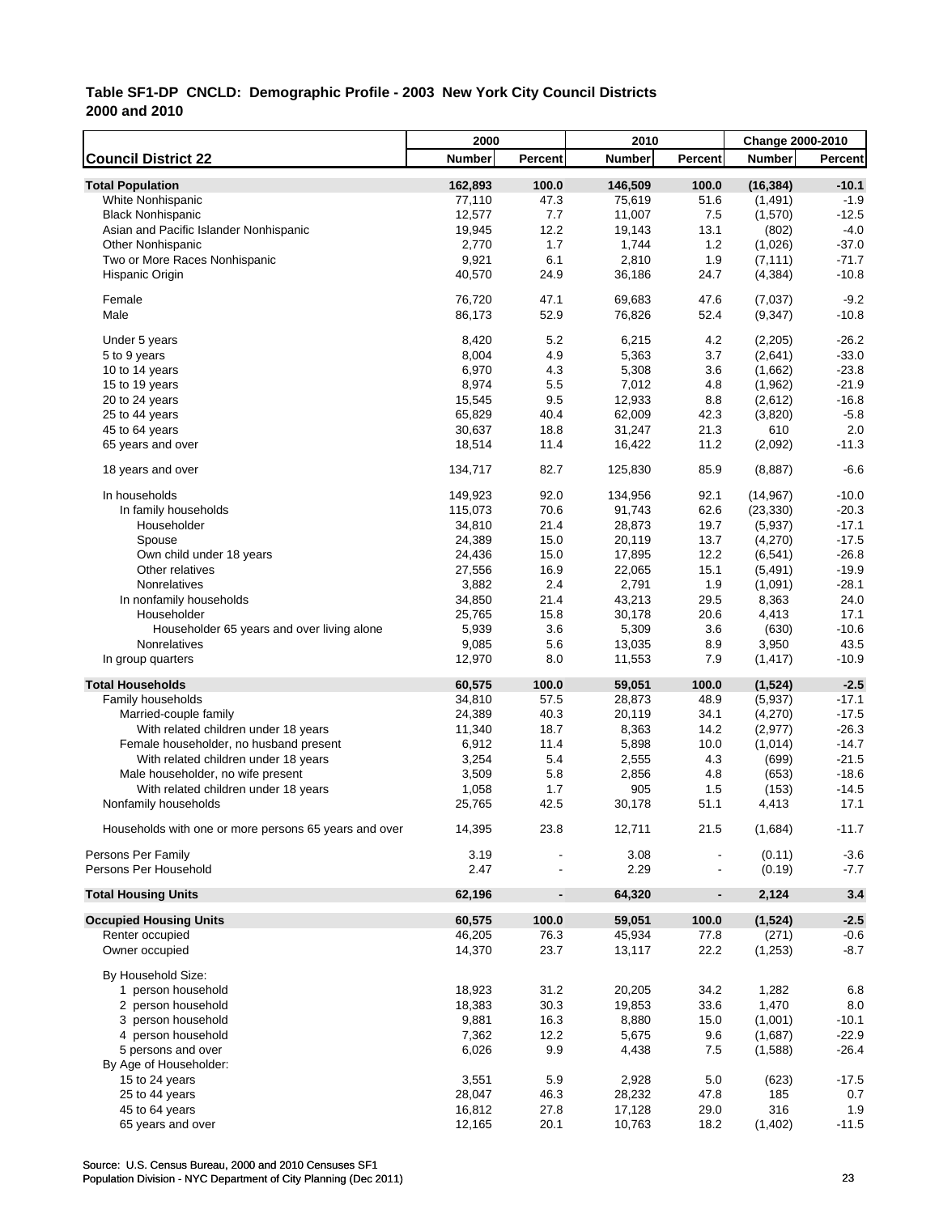**Table SF1-DP CNCLD: Demographic Profile - 2003 New York City Council Districts**
**2000 and 2010**

| Council District 22 | 2000 Number | 2000 Percent | 2010 Number | 2010 Percent | Change 2000-2010 Number | Change 2000-2010 Percent |
|---|---|---|---|---|---|---|
| **Total Population** | **162,893** | **100.0** | **146,509** | **100.0** | **(16,384)** | **-10.1** |
| White Nonhispanic | 77,110 | 47.3 | 75,619 | 51.6 | (1,491) | -1.9 |
| Black Nonhispanic | 12,577 | 7.7 | 11,007 | 7.5 | (1,570) | -12.5 |
| Asian and Pacific Islander Nonhispanic | 19,945 | 12.2 | 19,143 | 13.1 | (802) | -4.0 |
| Other Nonhispanic | 2,770 | 1.7 | 1,744 | 1.2 | (1,026) | -37.0 |
| Two or More Races Nonhispanic | 9,921 | 6.1 | 2,810 | 1.9 | (7,111) | -71.7 |
| Hispanic Origin | 40,570 | 24.9 | 36,186 | 24.7 | (4,384) | -10.8 |
| Female | 76,720 | 47.1 | 69,683 | 47.6 | (7,037) | -9.2 |
| Male | 86,173 | 52.9 | 76,826 | 52.4 | (9,347) | -10.8 |
| Under 5 years | 8,420 | 5.2 | 6,215 | 4.2 | (2,205) | -26.2 |
| 5 to 9 years | 8,004 | 4.9 | 5,363 | 3.7 | (2,641) | -33.0 |
| 10 to 14 years | 6,970 | 4.3 | 5,308 | 3.6 | (1,662) | -23.8 |
| 15 to 19 years | 8,974 | 5.5 | 7,012 | 4.8 | (1,962) | -21.9 |
| 20 to 24 years | 15,545 | 9.5 | 12,933 | 8.8 | (2,612) | -16.8 |
| 25 to 44 years | 65,829 | 40.4 | 62,009 | 42.3 | (3,820) | -5.8 |
| 45 to 64 years | 30,637 | 18.8 | 31,247 | 21.3 | 610 | 2.0 |
| 65 years and over | 18,514 | 11.4 | 16,422 | 11.2 | (2,092) | -11.3 |
| 18 years and over | 134,717 | 82.7 | 125,830 | 85.9 | (8,887) | -6.6 |
| In households | 149,923 | 92.0 | 134,956 | 92.1 | (14,967) | -10.0 |
| In family households | 115,073 | 70.6 | 91,743 | 62.6 | (23,330) | -20.3 |
| Householder | 34,810 | 21.4 | 28,873 | 19.7 | (5,937) | -17.1 |
| Spouse | 24,389 | 15.0 | 20,119 | 13.7 | (4,270) | -17.5 |
| Own child under 18 years | 24,436 | 15.0 | 17,895 | 12.2 | (6,541) | -26.8 |
| Other relatives | 27,556 | 16.9 | 22,065 | 15.1 | (5,491) | -19.9 |
| Nonrelatives | 3,882 | 2.4 | 2,791 | 1.9 | (1,091) | -28.1 |
| In nonfamily households | 34,850 | 21.4 | 43,213 | 29.5 | 8,363 | 24.0 |
| Householder | 25,765 | 15.8 | 30,178 | 20.6 | 4,413 | 17.1 |
| Householder 65 years and over living alone | 5,939 | 3.6 | 5,309 | 3.6 | (630) | -10.6 |
| Nonrelatives | 9,085 | 5.6 | 13,035 | 8.9 | 3,950 | 43.5 |
| In group quarters | 12,970 | 8.0 | 11,553 | 7.9 | (1,417) | -10.9 |
| **Total Households** | **60,575** | **100.0** | **59,051** | **100.0** | **(1,524)** | **-2.5** |
| Family households | 34,810 | 57.5 | 28,873 | 48.9 | (5,937) | -17.1 |
| Married-couple family | 24,389 | 40.3 | 20,119 | 34.1 | (4,270) | -17.5 |
| With related children under 18 years | 11,340 | 18.7 | 8,363 | 14.2 | (2,977) | -26.3 |
| Female householder, no husband present | 6,912 | 11.4 | 5,898 | 10.0 | (1,014) | -14.7 |
| With related children under 18 years | 3,254 | 5.4 | 2,555 | 4.3 | (699) | -21.5 |
| Male householder, no wife present | 3,509 | 5.8 | 2,856 | 4.8 | (653) | -18.6 |
| With related children under 18 years | 1,058 | 1.7 | 905 | 1.5 | (153) | -14.5 |
| Nonfamily households | 25,765 | 42.5 | 30,178 | 51.1 | 4,413 | 17.1 |
| Households with one or more persons 65 years and over | 14,395 | 23.8 | 12,711 | 21.5 | (1,684) | -11.7 |
| Persons Per Family | 3.19 | - | 3.08 | - | (0.11) | -3.6 |
| Persons Per Household | 2.47 | - | 2.29 | - | (0.19) | -7.7 |
| **Total Housing Units** | **62,196** | **-** | **64,320** | **-** | **2,124** | **3.4** |
| **Occupied Housing Units** | **60,575** | **100.0** | **59,051** | **100.0** | **(1,524)** | **-2.5** |
| Renter occupied | 46,205 | 76.3 | 45,934 | 77.8 | (271) | -0.6 |
| Owner occupied | 14,370 | 23.7 | 13,117 | 22.2 | (1,253) | -8.7 |
| By Household Size: | | | | | | |
| 1 person household | 18,923 | 31.2 | 20,205 | 34.2 | 1,282 | 6.8 |
| 2 person household | 18,383 | 30.3 | 19,853 | 33.6 | 1,470 | 8.0 |
| 3 person household | 9,881 | 16.3 | 8,880 | 15.0 | (1,001) | -10.1 |
| 4 person household | 7,362 | 12.2 | 5,675 | 9.6 | (1,687) | -22.9 |
| 5 persons and over | 6,026 | 9.9 | 4,438 | 7.5 | (1,588) | -26.4 |
| By Age of Householder: | | | | | | |
| 15 to 24 years | 3,551 | 5.9 | 2,928 | 5.0 | (623) | -17.5 |
| 25 to 44 years | 28,047 | 46.3 | 28,232 | 47.8 | 185 | 0.7 |
| 45 to 64 years | 16,812 | 27.8 | 17,128 | 29.0 | 316 | 1.9 |
| 65 years and over | 12,165 | 20.1 | 10,763 | 18.2 | (1,402) | -11.5 |

Source: U.S. Census Bureau, 2000 and 2010 Censuses SF1
Population Division - NYC Department of City Planning (Dec 2011)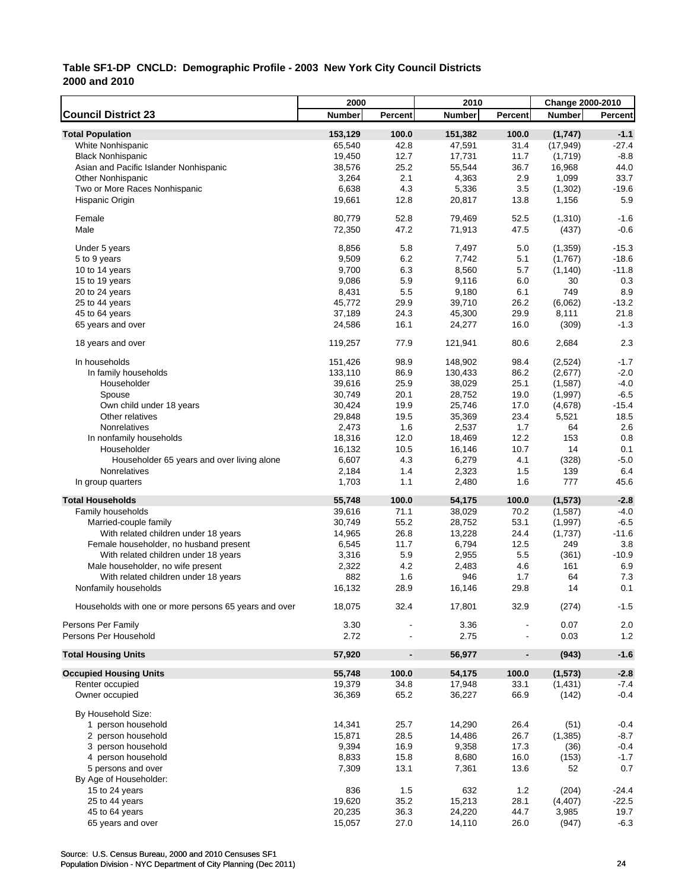**Table SF1-DP CNCLD: Demographic Profile - 2003 New York City Council Districts**
**2000 and 2010**

| Council District 23 | 2000 Number | 2000 Percent | 2010 Number | 2010 Percent | Change 2000-2010 Number | Change 2000-2010 Percent |
|---|---|---|---|---|---|---|
| **Total Population** | **153,129** | **100.0** | **151,382** | **100.0** | **(1,747)** | **-1.1** |
| White Nonhispanic | 65,540 | 42.8 | 47,591 | 31.4 | (17,949) | -27.4 |
| Black Nonhispanic | 19,450 | 12.7 | 17,731 | 11.7 | (1,719) | -8.8 |
| Asian and Pacific Islander Nonhispanic | 38,576 | 25.2 | 55,544 | 36.7 | 16,968 | 44.0 |
| Other Nonhispanic | 3,264 | 2.1 | 4,363 | 2.9 | 1,099 | 33.7 |
| Two or More Races Nonhispanic | 6,638 | 4.3 | 5,336 | 3.5 | (1,302) | -19.6 |
| Hispanic Origin | 19,661 | 12.8 | 20,817 | 13.8 | 1,156 | 5.9 |
| Female | 80,779 | 52.8 | 79,469 | 52.5 | (1,310) | -1.6 |
| Male | 72,350 | 47.2 | 71,913 | 47.5 | (437) | -0.6 |
| Under 5 years | 8,856 | 5.8 | 7,497 | 5.0 | (1,359) | -15.3 |
| 5 to 9 years | 9,509 | 6.2 | 7,742 | 5.1 | (1,767) | -18.6 |
| 10 to 14 years | 9,700 | 6.3 | 8,560 | 5.7 | (1,140) | -11.8 |
| 15 to 19 years | 9,086 | 5.9 | 9,116 | 6.0 | 30 | 0.3 |
| 20 to 24 years | 8,431 | 5.5 | 9,180 | 6.1 | 749 | 8.9 |
| 25 to 44 years | 45,772 | 29.9 | 39,710 | 26.2 | (6,062) | -13.2 |
| 45 to 64 years | 37,189 | 24.3 | 45,300 | 29.9 | 8,111 | 21.8 |
| 65 years and over | 24,586 | 16.1 | 24,277 | 16.0 | (309) | -1.3 |
| 18 years and over | 119,257 | 77.9 | 121,941 | 80.6 | 2,684 | 2.3 |
| In households | 151,426 | 98.9 | 148,902 | 98.4 | (2,524) | -1.7 |
| In family households | 133,110 | 86.9 | 130,433 | 86.2 | (2,677) | -2.0 |
| Householder | 39,616 | 25.9 | 38,029 | 25.1 | (1,587) | -4.0 |
| Spouse | 30,749 | 20.1 | 28,752 | 19.0 | (1,997) | -6.5 |
| Own child under 18 years | 30,424 | 19.9 | 25,746 | 17.0 | (4,678) | -15.4 |
| Other relatives | 29,848 | 19.5 | 35,369 | 23.4 | 5,521 | 18.5 |
| Nonrelatives | 2,473 | 1.6 | 2,537 | 1.7 | 64 | 2.6 |
| In nonfamily households | 18,316 | 12.0 | 18,469 | 12.2 | 153 | 0.8 |
| Householder | 16,132 | 10.5 | 16,146 | 10.7 | 14 | 0.1 |
| Householder 65 years and over living alone | 6,607 | 4.3 | 6,279 | 4.1 | (328) | -5.0 |
| Nonrelatives | 2,184 | 1.4 | 2,323 | 1.5 | 139 | 6.4 |
| In group quarters | 1,703 | 1.1 | 2,480 | 1.6 | 777 | 45.6 |
| **Total Households** | **55,748** | **100.0** | **54,175** | **100.0** | **(1,573)** | **-2.8** |
| Family households | 39,616 | 71.1 | 38,029 | 70.2 | (1,587) | -4.0 |
| Married-couple family | 30,749 | 55.2 | 28,752 | 53.1 | (1,997) | -6.5 |
| With related children under 18 years | 14,965 | 26.8 | 13,228 | 24.4 | (1,737) | -11.6 |
| Female householder, no husband present | 6,545 | 11.7 | 6,794 | 12.5 | 249 | 3.8 |
| With related children under 18 years | 3,316 | 5.9 | 2,955 | 5.5 | (361) | -10.9 |
| Male householder, no wife present | 2,322 | 4.2 | 2,483 | 4.6 | 161 | 6.9 |
| With related children under 18 years | 882 | 1.6 | 946 | 1.7 | 64 | 7.3 |
| Nonfamily households | 16,132 | 28.9 | 16,146 | 29.8 | 14 | 0.1 |
| Households with one or more persons 65 years and over | 18,075 | 32.4 | 17,801 | 32.9 | (274) | -1.5 |
| Persons Per Family | 3.30 | - | 3.36 | - | 0.07 | 2.0 |
| Persons Per Household | 2.72 | - | 2.75 | - | 0.03 | 1.2 |
| **Total Housing Units** | **57,920** | **-** | **56,977** | **-** | **(943)** | **-1.6** |
| **Occupied Housing Units** | **55,748** | **100.0** | **54,175** | **100.0** | **(1,573)** | **-2.8** |
| Renter occupied | 19,379 | 34.8 | 17,948 | 33.1 | (1,431) | -7.4 |
| Owner occupied | 36,369 | 65.2 | 36,227 | 66.9 | (142) | -0.4 |
| By Household Size: | | | | | | |
| 1 person household | 14,341 | 25.7 | 14,290 | 26.4 | (51) | -0.4 |
| 2 person household | 15,871 | 28.5 | 14,486 | 26.7 | (1,385) | -8.7 |
| 3 person household | 9,394 | 16.9 | 9,358 | 17.3 | (36) | -0.4 |
| 4 person household | 8,833 | 15.8 | 8,680 | 16.0 | (153) | -1.7 |
| 5 persons and over | 7,309 | 13.1 | 7,361 | 13.6 | 52 | 0.7 |
| By Age of Householder: | | | | | | |
| 15 to 24 years | 836 | 1.5 | 632 | 1.2 | (204) | -24.4 |
| 25 to 44 years | 19,620 | 35.2 | 15,213 | 28.1 | (4,407) | -22.5 |
| 45 to 64 years | 20,235 | 36.3 | 24,220 | 44.7 | 3,985 | 19.7 |
| 65 years and over | 15,057 | 27.0 | 14,110 | 26.0 | (947) | -6.3 |

Source: U.S. Census Bureau, 2000 and 2010 Censuses SF1
Population Division - NYC Department of City Planning (Dec 2011)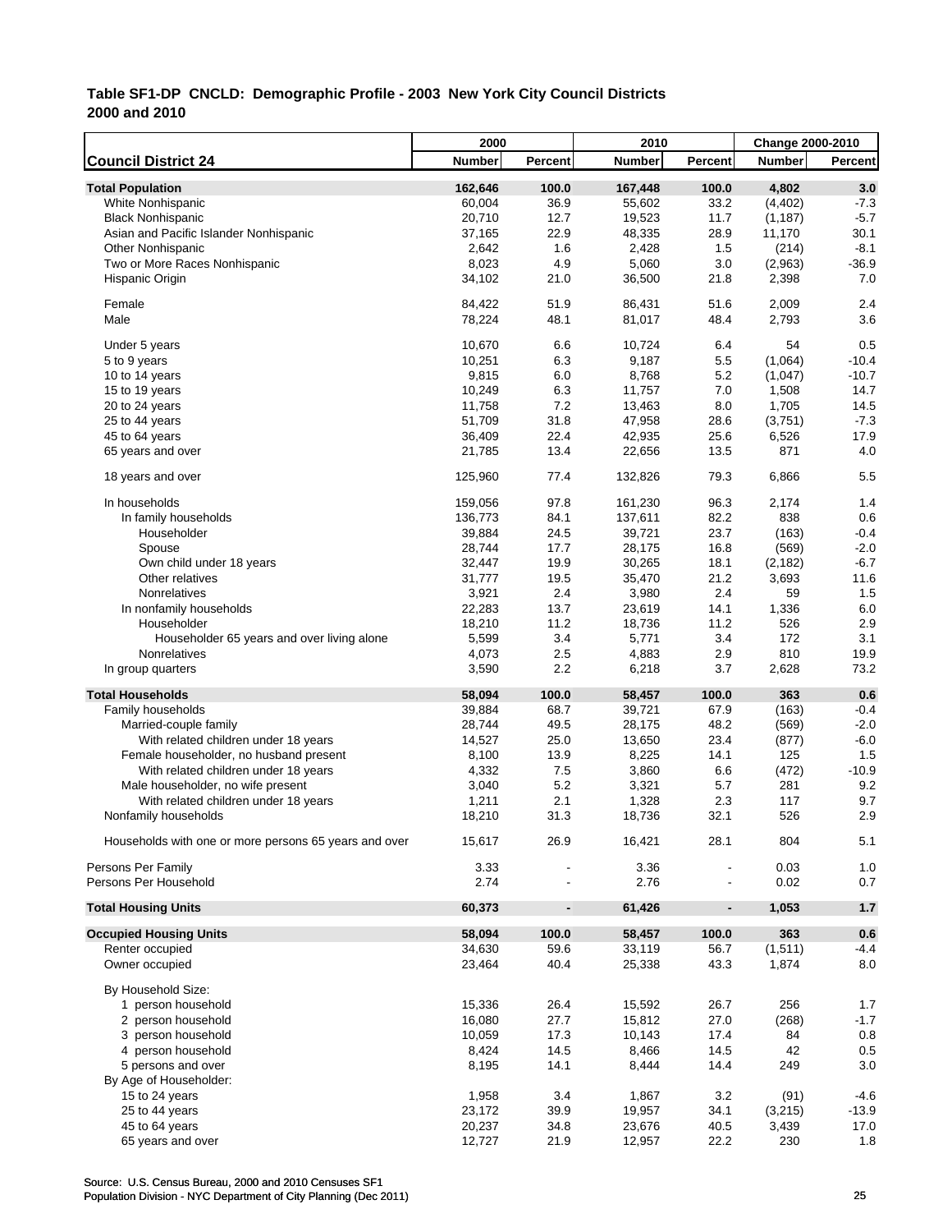**Table SF1-DP CNCLD: Demographic Profile - 2003 New York City Council Districts**
**2000 and 2010**

| Council District 24 | 2000 Number | 2000 Percent | 2010 Number | 2010 Percent | Change 2000-2010 Number | Change 2000-2010 Percent |
|---|---|---|---|---|---|---|
| **Total Population** | **162,646** | **100.0** | **167,448** | **100.0** | **4,802** | **3.0** |
| White Nonhispanic | 60,004 | 36.9 | 55,602 | 33.2 | (4,402) | -7.3 |
| Black Nonhispanic | 20,710 | 12.7 | 19,523 | 11.7 | (1,187) | -5.7 |
| Asian and Pacific Islander Nonhispanic | 37,165 | 22.9 | 48,335 | 28.9 | 11,170 | 30.1 |
| Other Nonhispanic | 2,642 | 1.6 | 2,428 | 1.5 | (214) | -8.1 |
| Two or More Races Nonhispanic | 8,023 | 4.9 | 5,060 | 3.0 | (2,963) | -36.9 |
| Hispanic Origin | 34,102 | 21.0 | 36,500 | 21.8 | 2,398 | 7.0 |
| Female | 84,422 | 51.9 | 86,431 | 51.6 | 2,009 | 2.4 |
| Male | 78,224 | 48.1 | 81,017 | 48.4 | 2,793 | 3.6 |
| Under 5 years | 10,670 | 6.6 | 10,724 | 6.4 | 54 | 0.5 |
| 5 to 9 years | 10,251 | 6.3 | 9,187 | 5.5 | (1,064) | -10.4 |
| 10 to 14 years | 9,815 | 6.0 | 8,768 | 5.2 | (1,047) | -10.7 |
| 15 to 19 years | 10,249 | 6.3 | 11,757 | 7.0 | 1,508 | 14.7 |
| 20 to 24 years | 11,758 | 7.2 | 13,463 | 8.0 | 1,705 | 14.5 |
| 25 to 44 years | 51,709 | 31.8 | 47,958 | 28.6 | (3,751) | -7.3 |
| 45 to 64 years | 36,409 | 22.4 | 42,935 | 25.6 | 6,526 | 17.9 |
| 65 years and over | 21,785 | 13.4 | 22,656 | 13.5 | 871 | 4.0 |
| 18 years and over | 125,960 | 77.4 | 132,826 | 79.3 | 6,866 | 5.5 |
| In households | 159,056 | 97.8 | 161,230 | 96.3 | 2,174 | 1.4 |
| In family households | 136,773 | 84.1 | 137,611 | 82.2 | 838 | 0.6 |
| Householder | 39,884 | 24.5 | 39,721 | 23.7 | (163) | -0.4 |
| Spouse | 28,744 | 17.7 | 28,175 | 16.8 | (569) | -2.0 |
| Own child under 18 years | 32,447 | 19.9 | 30,265 | 18.1 | (2,182) | -6.7 |
| Other relatives | 31,777 | 19.5 | 35,470 | 21.2 | 3,693 | 11.6 |
| Nonrelatives | 3,921 | 2.4 | 3,980 | 2.4 | 59 | 1.5 |
| In nonfamily households | 22,283 | 13.7 | 23,619 | 14.1 | 1,336 | 6.0 |
| Householder | 18,210 | 11.2 | 18,736 | 11.2 | 526 | 2.9 |
| Householder 65 years and over living alone | 5,599 | 3.4 | 5,771 | 3.4 | 172 | 3.1 |
| Nonrelatives | 4,073 | 2.5 | 4,883 | 2.9 | 810 | 19.9 |
| In group quarters | 3,590 | 2.2 | 6,218 | 3.7 | 2,628 | 73.2 |
| **Total Households** | **58,094** | **100.0** | **58,457** | **100.0** | **363** | **0.6** |
| Family households | 39,884 | 68.7 | 39,721 | 67.9 | (163) | -0.4 |
| Married-couple family | 28,744 | 49.5 | 28,175 | 48.2 | (569) | -2.0 |
| With related children under 18 years | 14,527 | 25.0 | 13,650 | 23.4 | (877) | -6.0 |
| Female householder, no husband present | 8,100 | 13.9 | 8,225 | 14.1 | 125 | 1.5 |
| With related children under 18 years | 4,332 | 7.5 | 3,860 | 6.6 | (472) | -10.9 |
| Male householder, no wife present | 3,040 | 5.2 | 3,321 | 5.7 | 281 | 9.2 |
| With related children under 18 years | 1,211 | 2.1 | 1,328 | 2.3 | 117 | 9.7 |
| Nonfamily households | 18,210 | 31.3 | 18,736 | 32.1 | 526 | 2.9 |
| Households with one or more persons 65 years and over | 15,617 | 26.9 | 16,421 | 28.1 | 804 | 5.1 |
| Persons Per Family | 3.33 | - | 3.36 | - | 0.03 | 1.0 |
| Persons Per Household | 2.74 | - | 2.76 | - | 0.02 | 0.7 |
| **Total Housing Units** | **60,373** | **-** | **61,426** | **-** | **1,053** | **1.7** |
| **Occupied Housing Units** | **58,094** | **100.0** | **58,457** | **100.0** | **363** | **0.6** |
| Renter occupied | 34,630 | 59.6 | 33,119 | 56.7 | (1,511) | -4.4 |
| Owner occupied | 23,464 | 40.4 | 25,338 | 43.3 | 1,874 | 8.0 |
| By Household Size: | | | | | | |
| 1 person household | 15,336 | 26.4 | 15,592 | 26.7 | 256 | 1.7 |
| 2 person household | 16,080 | 27.7 | 15,812 | 27.0 | (268) | -1.7 |
| 3 person household | 10,059 | 17.3 | 10,143 | 17.4 | 84 | 0.8 |
| 4 person household | 8,424 | 14.5 | 8,466 | 14.5 | 42 | 0.5 |
| 5 persons and over | 8,195 | 14.1 | 8,444 | 14.4 | 249 | 3.0 |
| By Age of Householder: | | | | | | |
| 15 to 24 years | 1,958 | 3.4 | 1,867 | 3.2 | (91) | -4.6 |
| 25 to 44 years | 23,172 | 39.9 | 19,957 | 34.1 | (3,215) | -13.9 |
| 45 to 64 years | 20,237 | 34.8 | 23,676 | 40.5 | 3,439 | 17.0 |
| 65 years and over | 12,727 | 21.9 | 12,957 | 22.2 | 230 | 1.8 |

Source: U.S. Census Bureau, 2000 and 2010 Censuses SF1
Population Division - NYC Department of City Planning (Dec 2011)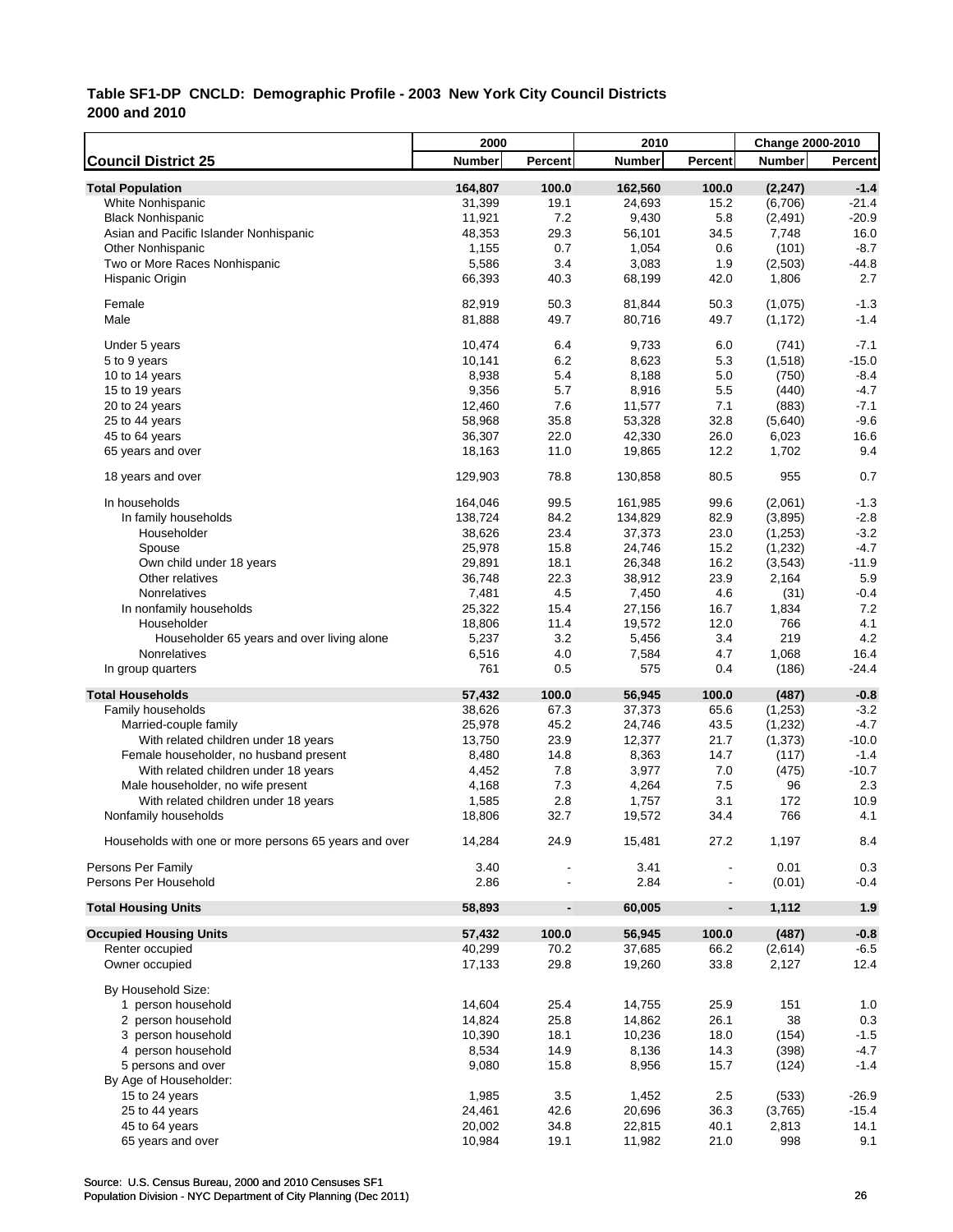**Table SF1-DP CNCLD: Demographic Profile - 2003 New York City Council Districts 2000 and 2010**

| Council District 25 | 2000 Number | 2000 Percent | 2010 Number | 2010 Percent | Change 2000-2010 Number | Change 2000-2010 Percent |
|---|---|---|---|---|---|---|
| **Total Population** | **164,807** | **100.0** | **162,560** | **100.0** | **(2,247)** | **-1.4** |
| White Nonhispanic | 31,399 | 19.1 | 24,693 | 15.2 | (6,706) | -21.4 |
| Black Nonhispanic | 11,921 | 7.2 | 9,430 | 5.8 | (2,491) | -20.9 |
| Asian and Pacific Islander Nonhispanic | 48,353 | 29.3 | 56,101 | 34.5 | 7,748 | 16.0 |
| Other Nonhispanic | 1,155 | 0.7 | 1,054 | 0.6 | (101) | -8.7 |
| Two or More Races Nonhispanic | 5,586 | 3.4 | 3,083 | 1.9 | (2,503) | -44.8 |
| Hispanic Origin | 66,393 | 40.3 | 68,199 | 42.0 | 1,806 | 2.7 |
| Female | 82,919 | 50.3 | 81,844 | 50.3 | (1,075) | -1.3 |
| Male | 81,888 | 49.7 | 80,716 | 49.7 | (1,172) | -1.4 |
| Under 5 years | 10,474 | 6.4 | 9,733 | 6.0 | (741) | -7.1 |
| 5 to 9 years | 10,141 | 6.2 | 8,623 | 5.3 | (1,518) | -15.0 |
| 10 to 14 years | 8,938 | 5.4 | 8,188 | 5.0 | (750) | -8.4 |
| 15 to 19 years | 9,356 | 5.7 | 8,916 | 5.5 | (440) | -4.7 |
| 20 to 24 years | 12,460 | 7.6 | 11,577 | 7.1 | (883) | -7.1 |
| 25 to 44 years | 58,968 | 35.8 | 53,328 | 32.8 | (5,640) | -9.6 |
| 45 to 64 years | 36,307 | 22.0 | 42,330 | 26.0 | 6,023 | 16.6 |
| 65 years and over | 18,163 | 11.0 | 19,865 | 12.2 | 1,702 | 9.4 |
| 18 years and over | 129,903 | 78.8 | 130,858 | 80.5 | 955 | 0.7 |
| In households | 164,046 | 99.5 | 161,985 | 99.6 | (2,061) | -1.3 |
| In family households | 138,724 | 84.2 | 134,829 | 82.9 | (3,895) | -2.8 |
| Householder | 38,626 | 23.4 | 37,373 | 23.0 | (1,253) | -3.2 |
| Spouse | 25,978 | 15.8 | 24,746 | 15.2 | (1,232) | -4.7 |
| Own child under 18 years | 29,891 | 18.1 | 26,348 | 16.2 | (3,543) | -11.9 |
| Other relatives | 36,748 | 22.3 | 38,912 | 23.9 | 2,164 | 5.9 |
| Nonrelatives | 7,481 | 4.5 | 7,450 | 4.6 | (31) | -0.4 |
| In nonfamily households | 25,322 | 15.4 | 27,156 | 16.7 | 1,834 | 7.2 |
| Householder | 18,806 | 11.4 | 19,572 | 12.0 | 766 | 4.1 |
| Householder 65 years and over living alone | 5,237 | 3.2 | 5,456 | 3.4 | 219 | 4.2 |
| Nonrelatives | 6,516 | 4.0 | 7,584 | 4.7 | 1,068 | 16.4 |
| In group quarters | 761 | 0.5 | 575 | 0.4 | (186) | -24.4 |
| **Total Households** | **57,432** | **100.0** | **56,945** | **100.0** | **(487)** | **-0.8** |
| Family households | 38,626 | 67.3 | 37,373 | 65.6 | (1,253) | -3.2 |
| Married-couple family | 25,978 | 45.2 | 24,746 | 43.5 | (1,232) | -4.7 |
| With related children under 18 years | 13,750 | 23.9 | 12,377 | 21.7 | (1,373) | -10.0 |
| Female householder, no husband present | 8,480 | 14.8 | 8,363 | 14.7 | (117) | -1.4 |
| With related children under 18 years | 4,452 | 7.8 | 3,977 | 7.0 | (475) | -10.7 |
| Male householder, no wife present | 4,168 | 7.3 | 4,264 | 7.5 | 96 | 2.3 |
| With related children under 18 years | 1,585 | 2.8 | 1,757 | 3.1 | 172 | 10.9 |
| Nonfamily households | 18,806 | 32.7 | 19,572 | 34.4 | 766 | 4.1 |
| Households with one or more persons 65 years and over | 14,284 | 24.9 | 15,481 | 27.2 | 1,197 | 8.4 |
| Persons Per Family | 3.40 | - | 3.41 | - | 0.01 | 0.3 |
| Persons Per Household | 2.86 | - | 2.84 | - | (0.01) | -0.4 |
| **Total Housing Units** | **58,893** | **-** | **60,005** | **-** | **1,112** | **1.9** |
| **Occupied Housing Units** | **57,432** | **100.0** | **56,945** | **100.0** | **(487)** | **-0.8** |
| Renter occupied | 40,299 | 70.2 | 37,685 | 66.2 | (2,614) | -6.5 |
| Owner occupied | 17,133 | 29.8 | 19,260 | 33.8 | 2,127 | 12.4 |
| By Household Size: | | | | | | |
| 1 person household | 14,604 | 25.4 | 14,755 | 25.9 | 151 | 1.0 |
| 2 person household | 14,824 | 25.8 | 14,862 | 26.1 | 38 | 0.3 |
| 3 person household | 10,390 | 18.1 | 10,236 | 18.0 | (154) | -1.5 |
| 4 person household | 8,534 | 14.9 | 8,136 | 14.3 | (398) | -4.7 |
| 5 persons and over | 9,080 | 15.8 | 8,956 | 15.7 | (124) | -1.4 |
| By Age of Householder: | | | | | | |
| 15 to 24 years | 1,985 | 3.5 | 1,452 | 2.5 | (533) | -26.9 |
| 25 to 44 years | 24,461 | 42.6 | 20,696 | 36.3 | (3,765) | -15.4 |
| 45 to 64 years | 20,002 | 34.8 | 22,815 | 40.1 | 2,813 | 14.1 |
| 65 years and over | 10,984 | 19.1 | 11,982 | 21.0 | 998 | 9.1 |

Source: U.S. Census Bureau, 2000 and 2010 Censuses SF1
Population Division - NYC Department of City Planning (Dec 2011)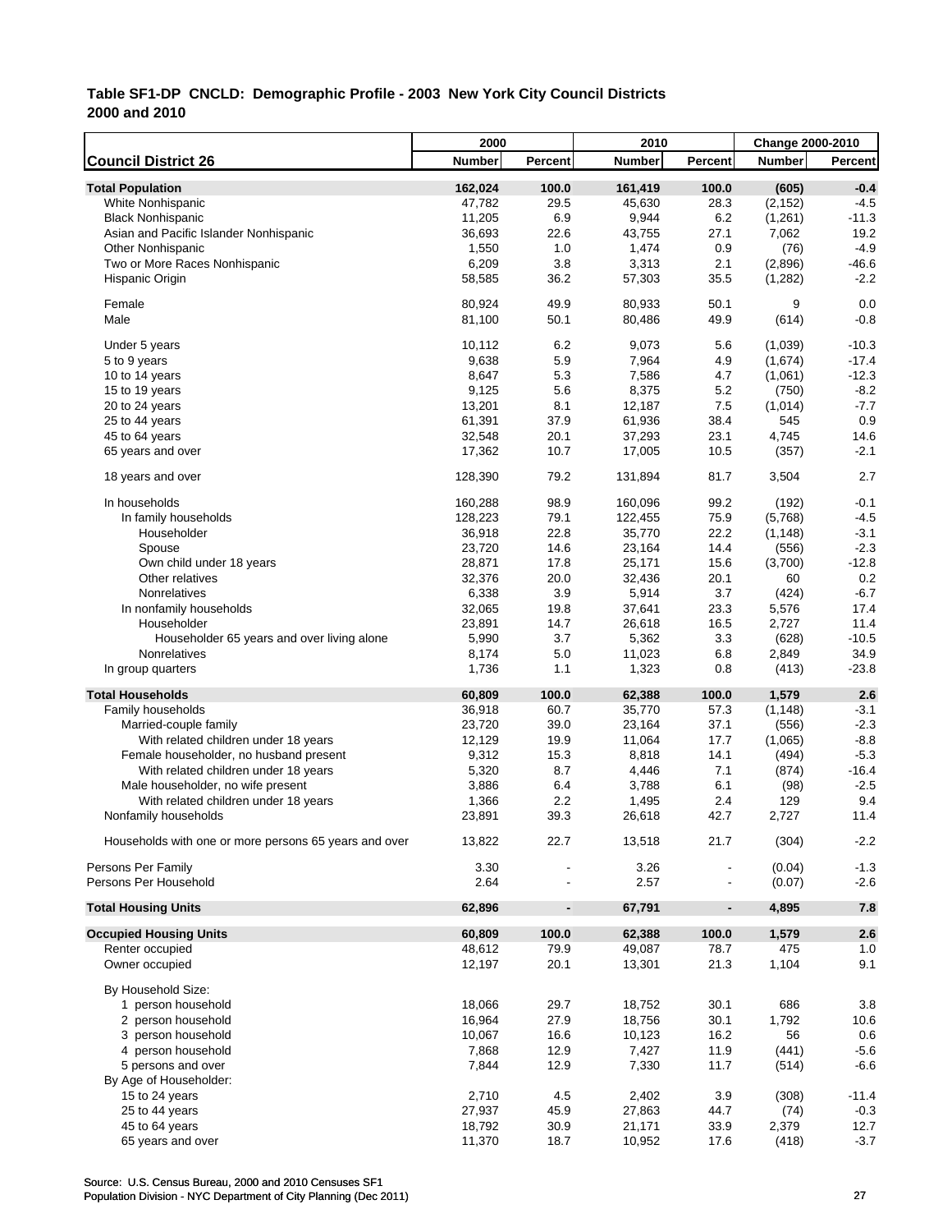**Table SF1-DP CNCLD: Demographic Profile - 2003 New York City Council Districts 2000 and 2010**

| Council District 26 | 2000 Number | 2000 Percent | 2010 Number | 2010 Percent | Change 2000-2010 Number | Change 2000-2010 Percent |
|---|---|---|---|---|---|---|
| **Total Population** | **162,024** | **100.0** | **161,419** | **100.0** | **(605)** | **-0.4** |
| White Nonhispanic | 47,782 | 29.5 | 45,630 | 28.3 | (2,152) | -4.5 |
| Black Nonhispanic | 11,205 | 6.9 | 9,944 | 6.2 | (1,261) | -11.3 |
| Asian and Pacific Islander Nonhispanic | 36,693 | 22.6 | 43,755 | 27.1 | 7,062 | 19.2 |
| Other Nonhispanic | 1,550 | 1.0 | 1,474 | 0.9 | (76) | -4.9 |
| Two or More Races Nonhispanic | 6,209 | 3.8 | 3,313 | 2.1 | (2,896) | -46.6 |
| Hispanic Origin | 58,585 | 36.2 | 57,303 | 35.5 | (1,282) | -2.2 |
| Female | 80,924 | 49.9 | 80,933 | 50.1 | 9 | 0.0 |
| Male | 81,100 | 50.1 | 80,486 | 49.9 | (614) | -0.8 |
| Under 5 years | 10,112 | 6.2 | 9,073 | 5.6 | (1,039) | -10.3 |
| 5 to 9 years | 9,638 | 5.9 | 7,964 | 4.9 | (1,674) | -17.4 |
| 10 to 14 years | 8,647 | 5.3 | 7,586 | 4.7 | (1,061) | -12.3 |
| 15 to 19 years | 9,125 | 5.6 | 8,375 | 5.2 | (750) | -8.2 |
| 20 to 24 years | 13,201 | 8.1 | 12,187 | 7.5 | (1,014) | -7.7 |
| 25 to 44 years | 61,391 | 37.9 | 61,936 | 38.4 | 545 | 0.9 |
| 45 to 64 years | 32,548 | 20.1 | 37,293 | 23.1 | 4,745 | 14.6 |
| 65 years and over | 17,362 | 10.7 | 17,005 | 10.5 | (357) | -2.1 |
| 18 years and over | 128,390 | 79.2 | 131,894 | 81.7 | 3,504 | 2.7 |
| In households | 160,288 | 98.9 | 160,096 | 99.2 | (192) | -0.1 |
| In family households | 128,223 | 79.1 | 122,455 | 75.9 | (5,768) | -4.5 |
| Householder | 36,918 | 22.8 | 35,770 | 22.2 | (1,148) | -3.1 |
| Spouse | 23,720 | 14.6 | 23,164 | 14.4 | (556) | -2.3 |
| Own child under 18 years | 28,871 | 17.8 | 25,171 | 15.6 | (3,700) | -12.8 |
| Other relatives | 32,376 | 20.0 | 32,436 | 20.1 | 60 | 0.2 |
| Nonrelatives | 6,338 | 3.9 | 5,914 | 3.7 | (424) | -6.7 |
| In nonfamily households | 32,065 | 19.8 | 37,641 | 23.3 | 5,576 | 17.4 |
| Householder | 23,891 | 14.7 | 26,618 | 16.5 | 2,727 | 11.4 |
| Householder 65 years and over living alone | 5,990 | 3.7 | 5,362 | 3.3 | (628) | -10.5 |
| Nonrelatives | 8,174 | 5.0 | 11,023 | 6.8 | 2,849 | 34.9 |
| In group quarters | 1,736 | 1.1 | 1,323 | 0.8 | (413) | -23.8 |
| **Total Households** | **60,809** | **100.0** | **62,388** | **100.0** | **1,579** | **2.6** |
| Family households | 36,918 | 60.7 | 35,770 | 57.3 | (1,148) | -3.1 |
| Married-couple family | 23,720 | 39.0 | 23,164 | 37.1 | (556) | -2.3 |
| With related children under 18 years | 12,129 | 19.9 | 11,064 | 17.7 | (1,065) | -8.8 |
| Female householder, no husband present | 9,312 | 15.3 | 8,818 | 14.1 | (494) | -5.3 |
| With related children under 18 years | 5,320 | 8.7 | 4,446 | 7.1 | (874) | -16.4 |
| Male householder, no wife present | 3,886 | 6.4 | 3,788 | 6.1 | (98) | -2.5 |
| With related children under 18 years | 1,366 | 2.2 | 1,495 | 2.4 | 129 | 9.4 |
| Nonfamily households | 23,891 | 39.3 | 26,618 | 42.7 | 2,727 | 11.4 |
| Households with one or more persons 65 years and over | 13,822 | 22.7 | 13,518 | 21.7 | (304) | -2.2 |
| Persons Per Family | 3.30 | - | 3.26 | - | (0.04) | -1.3 |
| Persons Per Household | 2.64 | - | 2.57 | - | (0.07) | -2.6 |
| **Total Housing Units** | **62,896** | **-** | **67,791** | **-** | **4,895** | **7.8** |
| **Occupied Housing Units** | **60,809** | **100.0** | **62,388** | **100.0** | **1,579** | **2.6** |
| Renter occupied | 48,612 | 79.9 | 49,087 | 78.7 | 475 | 1.0 |
| Owner occupied | 12,197 | 20.1 | 13,301 | 21.3 | 1,104 | 9.1 |
| By Household Size: | | | | | | |
| 1 person household | 18,066 | 29.7 | 18,752 | 30.1 | 686 | 3.8 |
| 2 person household | 16,964 | 27.9 | 18,756 | 30.1 | 1,792 | 10.6 |
| 3 person household | 10,067 | 16.6 | 10,123 | 16.2 | 56 | 0.6 |
| 4 person household | 7,868 | 12.9 | 7,427 | 11.9 | (441) | -5.6 |
| 5 persons and over | 7,844 | 12.9 | 7,330 | 11.7 | (514) | -6.6 |
| By Age of Householder: | | | | | | |
| 15 to 24 years | 2,710 | 4.5 | 2,402 | 3.9 | (308) | -11.4 |
| 25 to 44 years | 27,937 | 45.9 | 27,863 | 44.7 | (74) | -0.3 |
| 45 to 64 years | 18,792 | 30.9 | 21,171 | 33.9 | 2,379 | 12.7 |
| 65 years and over | 11,370 | 18.7 | 10,952 | 17.6 | (418) | -3.7 |

Source: U.S. Census Bureau, 2000 and 2010 Censuses SF1
Population Division - NYC Department of City Planning (Dec 2011)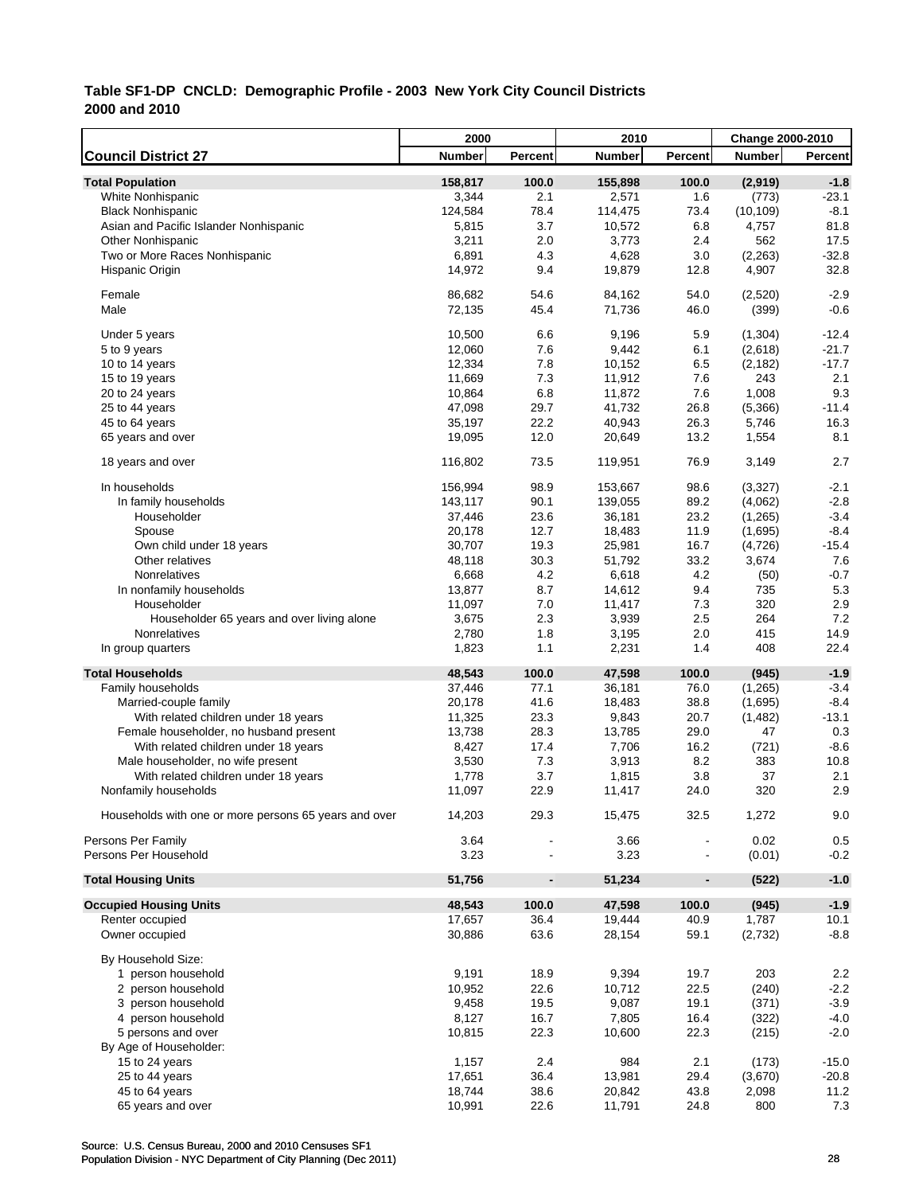**Table SF1-DP CNCLD: Demographic Profile - 2003 New York City Council Districts**
**2000 and 2010**

| Council District 27 | 2000 Number | 2000 Percent | 2010 Number | 2010 Percent | Change 2000-2010 Number | Change 2000-2010 Percent |
|---|---|---|---|---|---|---|
| **Total Population** | **158,817** | **100.0** | **155,898** | **100.0** | **(2,919)** | **-1.8** |
| White Nonhispanic | 3,344 | 2.1 | 2,571 | 1.6 | (773) | -23.1 |
| Black Nonhispanic | 124,584 | 78.4 | 114,475 | 73.4 | (10,109) | -8.1 |
| Asian and Pacific Islander Nonhispanic | 5,815 | 3.7 | 10,572 | 6.8 | 4,757 | 81.8 |
| Other Nonhispanic | 3,211 | 2.0 | 3,773 | 2.4 | 562 | 17.5 |
| Two or More Races Nonhispanic | 6,891 | 4.3 | 4,628 | 3.0 | (2,263) | -32.8 |
| Hispanic Origin | 14,972 | 9.4 | 19,879 | 12.8 | 4,907 | 32.8 |
| Female | 86,682 | 54.6 | 84,162 | 54.0 | (2,520) | -2.9 |
| Male | 72,135 | 45.4 | 71,736 | 46.0 | (399) | -0.6 |
| Under 5 years | 10,500 | 6.6 | 9,196 | 5.9 | (1,304) | -12.4 |
| 5 to 9 years | 12,060 | 7.6 | 9,442 | 6.1 | (2,618) | -21.7 |
| 10 to 14 years | 12,334 | 7.8 | 10,152 | 6.5 | (2,182) | -17.7 |
| 15 to 19 years | 11,669 | 7.3 | 11,912 | 7.6 | 243 | 2.1 |
| 20 to 24 years | 10,864 | 6.8 | 11,872 | 7.6 | 1,008 | 9.3 |
| 25 to 44 years | 47,098 | 29.7 | 41,732 | 26.8 | (5,366) | -11.4 |
| 45 to 64 years | 35,197 | 22.2 | 40,943 | 26.3 | 5,746 | 16.3 |
| 65 years and over | 19,095 | 12.0 | 20,649 | 13.2 | 1,554 | 8.1 |
| 18 years and over | 116,802 | 73.5 | 119,951 | 76.9 | 3,149 | 2.7 |
| In households | 156,994 | 98.9 | 153,667 | 98.6 | (3,327) | -2.1 |
| In family households | 143,117 | 90.1 | 139,055 | 89.2 | (4,062) | -2.8 |
| Householder | 37,446 | 23.6 | 36,181 | 23.2 | (1,265) | -3.4 |
| Spouse | 20,178 | 12.7 | 18,483 | 11.9 | (1,695) | -8.4 |
| Own child under 18 years | 30,707 | 19.3 | 25,981 | 16.7 | (4,726) | -15.4 |
| Other relatives | 48,118 | 30.3 | 51,792 | 33.2 | 3,674 | 7.6 |
| Nonrelatives | 6,668 | 4.2 | 6,618 | 4.2 | (50) | -0.7 |
| In nonfamily households | 13,877 | 8.7 | 14,612 | 9.4 | 735 | 5.3 |
| Householder | 11,097 | 7.0 | 11,417 | 7.3 | 320 | 2.9 |
| Householder 65 years and over living alone | 3,675 | 2.3 | 3,939 | 2.5 | 264 | 7.2 |
| Nonrelatives | 2,780 | 1.8 | 3,195 | 2.0 | 415 | 14.9 |
| In group quarters | 1,823 | 1.1 | 2,231 | 1.4 | 408 | 22.4 |
| **Total Households** | **48,543** | **100.0** | **47,598** | **100.0** | **(945)** | **-1.9** |
| Family households | 37,446 | 77.1 | 36,181 | 76.0 | (1,265) | -3.4 |
| Married-couple family | 20,178 | 41.6 | 18,483 | 38.8 | (1,695) | -8.4 |
| With related children under 18 years | 11,325 | 23.3 | 9,843 | 20.7 | (1,482) | -13.1 |
| Female householder, no husband present | 13,738 | 28.3 | 13,785 | 29.0 | 47 | 0.3 |
| With related children under 18 years | 8,427 | 17.4 | 7,706 | 16.2 | (721) | -8.6 |
| Male householder, no wife present | 3,530 | 7.3 | 3,913 | 8.2 | 383 | 10.8 |
| With related children under 18 years | 1,778 | 3.7 | 1,815 | 3.8 | 37 | 2.1 |
| Nonfamily households | 11,097 | 22.9 | 11,417 | 24.0 | 320 | 2.9 |
| Households with one or more persons 65 years and over | 14,203 | 29.3 | 15,475 | 32.5 | 1,272 | 9.0 |
| Persons Per Family | 3.64 | - | 3.66 | - | 0.02 | 0.5 |
| Persons Per Household | 3.23 | - | 3.23 | - | (0.01) | -0.2 |
| **Total Housing Units** | **51,756** | **-** | **51,234** | **-** | **(522)** | **-1.0** |
| **Occupied Housing Units** | **48,543** | **100.0** | **47,598** | **100.0** | **(945)** | **-1.9** |
| Renter occupied | 17,657 | 36.4 | 19,444 | 40.9 | 1,787 | 10.1 |
| Owner occupied | 30,886 | 63.6 | 28,154 | 59.1 | (2,732) | -8.8 |
| By Household Size: | | | | | | |
| 1 person household | 9,191 | 18.9 | 9,394 | 19.7 | 203 | 2.2 |
| 2 person household | 10,952 | 22.6 | 10,712 | 22.5 | (240) | -2.2 |
| 3 person household | 9,458 | 19.5 | 9,087 | 19.1 | (371) | -3.9 |
| 4 person household | 8,127 | 16.7 | 7,805 | 16.4 | (322) | -4.0 |
| 5 persons and over | 10,815 | 22.3 | 10,600 | 22.3 | (215) | -2.0 |
| By Age of Householder: | | | | | | |
| 15 to 24 years | 1,157 | 2.4 | 984 | 2.1 | (173) | -15.0 |
| 25 to 44 years | 17,651 | 36.4 | 13,981 | 29.4 | (3,670) | -20.8 |
| 45 to 64 years | 18,744 | 38.6 | 20,842 | 43.8 | 2,098 | 11.2 |
| 65 years and over | 10,991 | 22.6 | 11,791 | 24.8 | 800 | 7.3 |

Source: U.S. Census Bureau, 2000 and 2010 Censuses SF1
Population Division - NYC Department of City Planning (Dec 2011)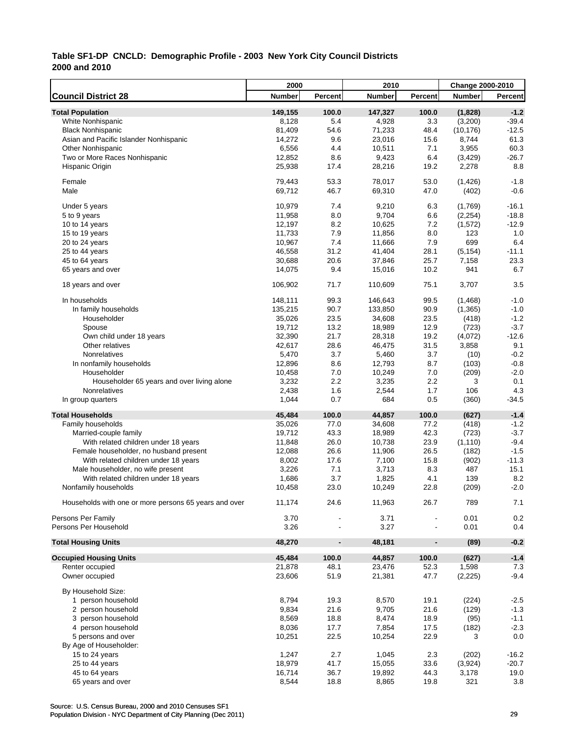**Table SF1-DP CNCLD: Demographic Profile - 2003 New York City Council Districts**
**2000 and 2010**

| Council District 28 | 2000 Number | 2000 Percent | 2010 Number | 2010 Percent | Change 2000-2010 Number | Change 2000-2010 Percent |
|---|---|---|---|---|---|---|
| **Total Population** | **149,155** | **100.0** | **147,327** | **100.0** | **(1,828)** | **-1.2** |
| White Nonhispanic | 8,128 | 5.4 | 4,928 | 3.3 | (3,200) | -39.4 |
| Black Nonhispanic | 81,409 | 54.6 | 71,233 | 48.4 | (10,176) | -12.5 |
| Asian and Pacific Islander Nonhispanic | 14,272 | 9.6 | 23,016 | 15.6 | 8,744 | 61.3 |
| Other Nonhispanic | 6,556 | 4.4 | 10,511 | 7.1 | 3,955 | 60.3 |
| Two or More Races Nonhispanic | 12,852 | 8.6 | 9,423 | 6.4 | (3,429) | -26.7 |
| Hispanic Origin | 25,938 | 17.4 | 28,216 | 19.2 | 2,278 | 8.8 |
| Female | 79,443 | 53.3 | 78,017 | 53.0 | (1,426) | -1.8 |
| Male | 69,712 | 46.7 | 69,310 | 47.0 | (402) | -0.6 |
| Under 5 years | 10,979 | 7.4 | 9,210 | 6.3 | (1,769) | -16.1 |
| 5 to 9 years | 11,958 | 8.0 | 9,704 | 6.6 | (2,254) | -18.8 |
| 10 to 14 years | 12,197 | 8.2 | 10,625 | 7.2 | (1,572) | -12.9 |
| 15 to 19 years | 11,733 | 7.9 | 11,856 | 8.0 | 123 | 1.0 |
| 20 to 24 years | 10,967 | 7.4 | 11,666 | 7.9 | 699 | 6.4 |
| 25 to 44 years | 46,558 | 31.2 | 41,404 | 28.1 | (5,154) | -11.1 |
| 45 to 64 years | 30,688 | 20.6 | 37,846 | 25.7 | 7,158 | 23.3 |
| 65 years and over | 14,075 | 9.4 | 15,016 | 10.2 | 941 | 6.7 |
| 18 years and over | 106,902 | 71.7 | 110,609 | 75.1 | 3,707 | 3.5 |
| In households | 148,111 | 99.3 | 146,643 | 99.5 | (1,468) | -1.0 |
| In family households | 135,215 | 90.7 | 133,850 | 90.9 | (1,365) | -1.0 |
| Householder | 35,026 | 23.5 | 34,608 | 23.5 | (418) | -1.2 |
| Spouse | 19,712 | 13.2 | 18,989 | 12.9 | (723) | -3.7 |
| Own child under 18 years | 32,390 | 21.7 | 28,318 | 19.2 | (4,072) | -12.6 |
| Other relatives | 42,617 | 28.6 | 46,475 | 31.5 | 3,858 | 9.1 |
| Nonrelatives | 5,470 | 3.7 | 5,460 | 3.7 | (10) | -0.2 |
| In nonfamily households | 12,896 | 8.6 | 12,793 | 8.7 | (103) | -0.8 |
| Householder | 10,458 | 7.0 | 10,249 | 7.0 | (209) | -2.0 |
| Householder 65 years and over living alone | 3,232 | 2.2 | 3,235 | 2.2 | 3 | 0.1 |
| Nonrelatives | 2,438 | 1.6 | 2,544 | 1.7 | 106 | 4.3 |
| In group quarters | 1,044 | 0.7 | 684 | 0.5 | (360) | -34.5 |
| **Total Households** | **45,484** | **100.0** | **44,857** | **100.0** | **(627)** | **-1.4** |
| Family households | 35,026 | 77.0 | 34,608 | 77.2 | (418) | -1.2 |
| Married-couple family | 19,712 | 43.3 | 18,989 | 42.3 | (723) | -3.7 |
| With related children under 18 years | 11,848 | 26.0 | 10,738 | 23.9 | (1,110) | -9.4 |
| Female householder, no husband present | 12,088 | 26.6 | 11,906 | 26.5 | (182) | -1.5 |
| With related children under 18 years | 8,002 | 17.6 | 7,100 | 15.8 | (902) | -11.3 |
| Male householder, no wife present | 3,226 | 7.1 | 3,713 | 8.3 | 487 | 15.1 |
| With related children under 18 years | 1,686 | 3.7 | 1,825 | 4.1 | 139 | 8.2 |
| Nonfamily households | 10,458 | 23.0 | 10,249 | 22.8 | (209) | -2.0 |
| Households with one or more persons 65 years and over | 11,174 | 24.6 | 11,963 | 26.7 | 789 | 7.1 |
| Persons Per Family | 3.70 | - | 3.71 | - | 0.01 | 0.2 |
| Persons Per Household | 3.26 | - | 3.27 | - | 0.01 | 0.4 |
| **Total Housing Units** | **48,270** | **-** | **48,181** | **-** | **(89)** | **-0.2** |
| **Occupied Housing Units** | **45,484** | **100.0** | **44,857** | **100.0** | **(627)** | **-1.4** |
| Renter occupied | 21,878 | 48.1 | 23,476 | 52.3 | 1,598 | 7.3 |
| Owner occupied | 23,606 | 51.9 | 21,381 | 47.7 | (2,225) | -9.4 |
| By Household Size: | | | | | | |
| 1 person household | 8,794 | 19.3 | 8,570 | 19.1 | (224) | -2.5 |
| 2 person household | 9,834 | 21.6 | 9,705 | 21.6 | (129) | -1.3 |
| 3 person household | 8,569 | 18.8 | 8,474 | 18.9 | (95) | -1.1 |
| 4 person household | 8,036 | 17.7 | 7,854 | 17.5 | (182) | -2.3 |
| 5 persons and over | 10,251 | 22.5 | 10,254 | 22.9 | 3 | 0.0 |
| By Age of Householder: | | | | | | |
| 15 to 24 years | 1,247 | 2.7 | 1,045 | 2.3 | (202) | -16.2 |
| 25 to 44 years | 18,979 | 41.7 | 15,055 | 33.6 | (3,924) | -20.7 |
| 45 to 64 years | 16,714 | 36.7 | 19,892 | 44.3 | 3,178 | 19.0 |
| 65 years and over | 8,544 | 18.8 | 8,865 | 19.8 | 321 | 3.8 |

Source: U.S. Census Bureau, 2000 and 2010 Censuses SF1
Population Division - NYC Department of City Planning (Dec 2011)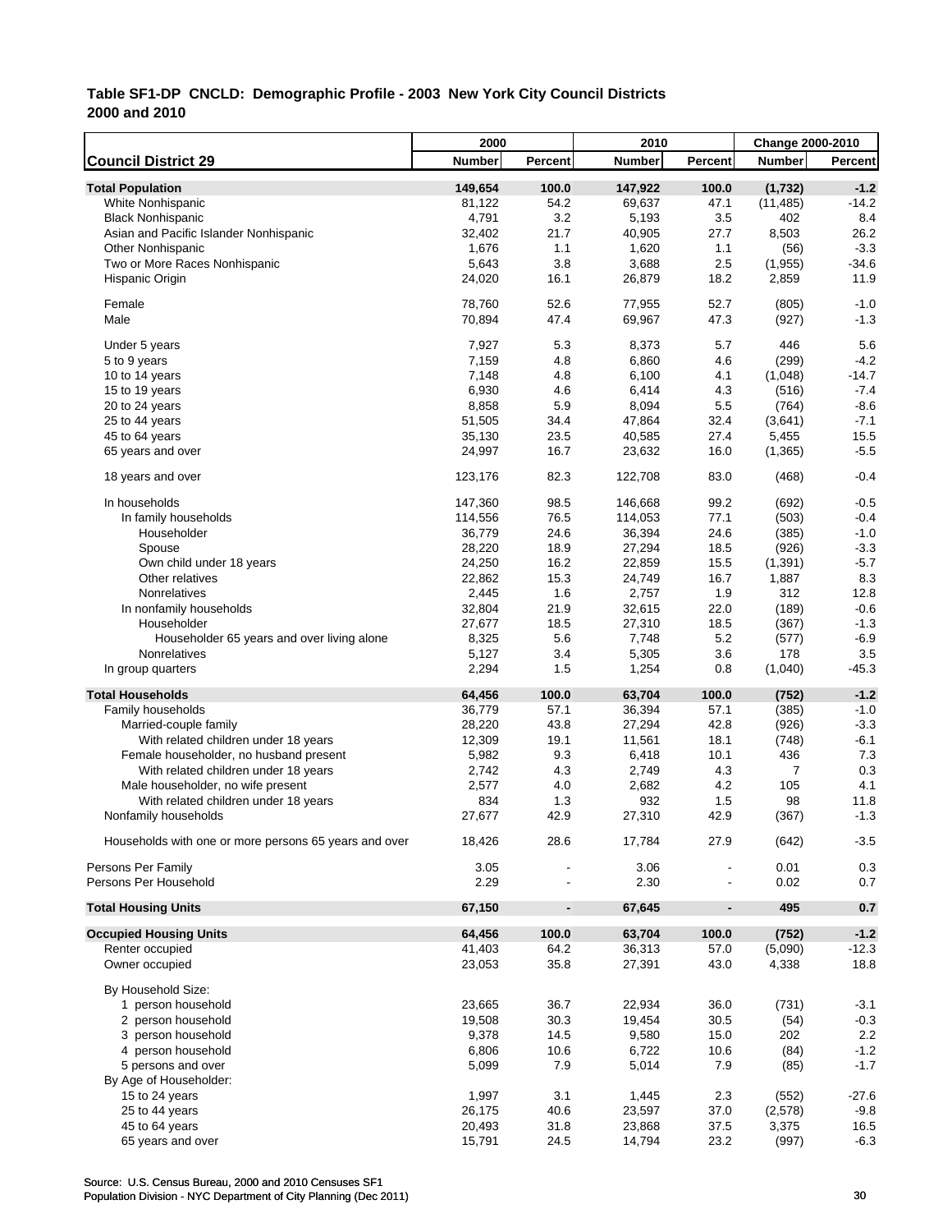**Table SF1-DP CNCLD: Demographic Profile - 2003 New York City Council Districts**
**2000 and 2010**

| Council District 29 | 2000 Number | 2000 Percent | 2010 Number | 2010 Percent | Change 2000-2010 Number | Change 2000-2010 Percent |
|---|---|---|---|---|---|---|
| **Total Population** | **149,654** | **100.0** | **147,922** | **100.0** | **(1,732)** | **-1.2** |
| White Nonhispanic | 81,122 | 54.2 | 69,637 | 47.1 | (11,485) | -14.2 |
| Black Nonhispanic | 4,791 | 3.2 | 5,193 | 3.5 | 402 | 8.4 |
| Asian and Pacific Islander Nonhispanic | 32,402 | 21.7 | 40,905 | 27.7 | 8,503 | 26.2 |
| Other Nonhispanic | 1,676 | 1.1 | 1,620 | 1.1 | (56) | -3.3 |
| Two or More Races Nonhispanic | 5,643 | 3.8 | 3,688 | 2.5 | (1,955) | -34.6 |
| Hispanic Origin | 24,020 | 16.1 | 26,879 | 18.2 | 2,859 | 11.9 |
| Female | 78,760 | 52.6 | 77,955 | 52.7 | (805) | -1.0 |
| Male | 70,894 | 47.4 | 69,967 | 47.3 | (927) | -1.3 |
| Under 5 years | 7,927 | 5.3 | 8,373 | 5.7 | 446 | 5.6 |
| 5 to 9 years | 7,159 | 4.8 | 6,860 | 4.6 | (299) | -4.2 |
| 10 to 14 years | 7,148 | 4.8 | 6,100 | 4.1 | (1,048) | -14.7 |
| 15 to 19 years | 6,930 | 4.6 | 6,414 | 4.3 | (516) | -7.4 |
| 20 to 24 years | 8,858 | 5.9 | 8,094 | 5.5 | (764) | -8.6 |
| 25 to 44 years | 51,505 | 34.4 | 47,864 | 32.4 | (3,641) | -7.1 |
| 45 to 64 years | 35,130 | 23.5 | 40,585 | 27.4 | 5,455 | 15.5 |
| 65 years and over | 24,997 | 16.7 | 23,632 | 16.0 | (1,365) | -5.5 |
| 18 years and over | 123,176 | 82.3 | 122,708 | 83.0 | (468) | -0.4 |
| In households | 147,360 | 98.5 | 146,668 | 99.2 | (692) | -0.5 |
| In family households | 114,556 | 76.5 | 114,053 | 77.1 | (503) | -0.4 |
| Householder | 36,779 | 24.6 | 36,394 | 24.6 | (385) | -1.0 |
| Spouse | 28,220 | 18.9 | 27,294 | 18.5 | (926) | -3.3 |
| Own child under 18 years | 24,250 | 16.2 | 22,859 | 15.5 | (1,391) | -5.7 |
| Other relatives | 22,862 | 15.3 | 24,749 | 16.7 | 1,887 | 8.3 |
| Nonrelatives | 2,445 | 1.6 | 2,757 | 1.9 | 312 | 12.8 |
| In nonfamily households | 32,804 | 21.9 | 32,615 | 22.0 | (189) | -0.6 |
| Householder | 27,677 | 18.5 | 27,310 | 18.5 | (367) | -1.3 |
| Householder 65 years and over living alone | 8,325 | 5.6 | 7,748 | 5.2 | (577) | -6.9 |
| Nonrelatives | 5,127 | 3.4 | 5,305 | 3.6 | 178 | 3.5 |
| In group quarters | 2,294 | 1.5 | 1,254 | 0.8 | (1,040) | -45.3 |
| **Total Households** | **64,456** | **100.0** | **63,704** | **100.0** | **(752)** | **-1.2** |
| Family households | 36,779 | 57.1 | 36,394 | 57.1 | (385) | -1.0 |
| Married-couple family | 28,220 | 43.8 | 27,294 | 42.8 | (926) | -3.3 |
| With related children under 18 years | 12,309 | 19.1 | 11,561 | 18.1 | (748) | -6.1 |
| Female householder, no husband present | 5,982 | 9.3 | 6,418 | 10.1 | 436 | 7.3 |
| With related children under 18 years | 2,742 | 4.3 | 2,749 | 4.3 | 7 | 0.3 |
| Male householder, no wife present | 2,577 | 4.0 | 2,682 | 4.2 | 105 | 4.1 |
| With related children under 18 years | 834 | 1.3 | 932 | 1.5 | 98 | 11.8 |
| Nonfamily households | 27,677 | 42.9 | 27,310 | 42.9 | (367) | -1.3 |
| Households with one or more persons 65 years and over | 18,426 | 28.6 | 17,784 | 27.9 | (642) | -3.5 |
| Persons Per Family | 3.05 | - | 3.06 | - | 0.01 | 0.3 |
| Persons Per Household | 2.29 | - | 2.30 | - | 0.02 | 0.7 |
| **Total Housing Units** | **67,150** | **-** | **67,645** | **-** | **495** | **0.7** |
| **Occupied Housing Units** | **64,456** | **100.0** | **63,704** | **100.0** | **(752)** | **-1.2** |
| Renter occupied | 41,403 | 64.2 | 36,313 | 57.0 | (5,090) | -12.3 |
| Owner occupied | 23,053 | 35.8 | 27,391 | 43.0 | 4,338 | 18.8 |
| By Household Size: | | | | | | |
| 1 person household | 23,665 | 36.7 | 22,934 | 36.0 | (731) | -3.1 |
| 2 person household | 19,508 | 30.3 | 19,454 | 30.5 | (54) | -0.3 |
| 3 person household | 9,378 | 14.5 | 9,580 | 15.0 | 202 | 2.2 |
| 4 person household | 6,806 | 10.6 | 6,722 | 10.6 | (84) | -1.2 |
| 5 persons and over | 5,099 | 7.9 | 5,014 | 7.9 | (85) | -1.7 |
| By Age of Householder: | | | | | | |
| 15 to 24 years | 1,997 | 3.1 | 1,445 | 2.3 | (552) | -27.6 |
| 25 to 44 years | 26,175 | 40.6 | 23,597 | 37.0 | (2,578) | -9.8 |
| 45 to 64 years | 20,493 | 31.8 | 23,868 | 37.5 | 3,375 | 16.5 |
| 65 years and over | 15,791 | 24.5 | 14,794 | 23.2 | (997) | -6.3 |

Source: U.S. Census Bureau, 2000 and 2010 Censuses SF1
Population Division - NYC Department of City Planning (Dec 2011)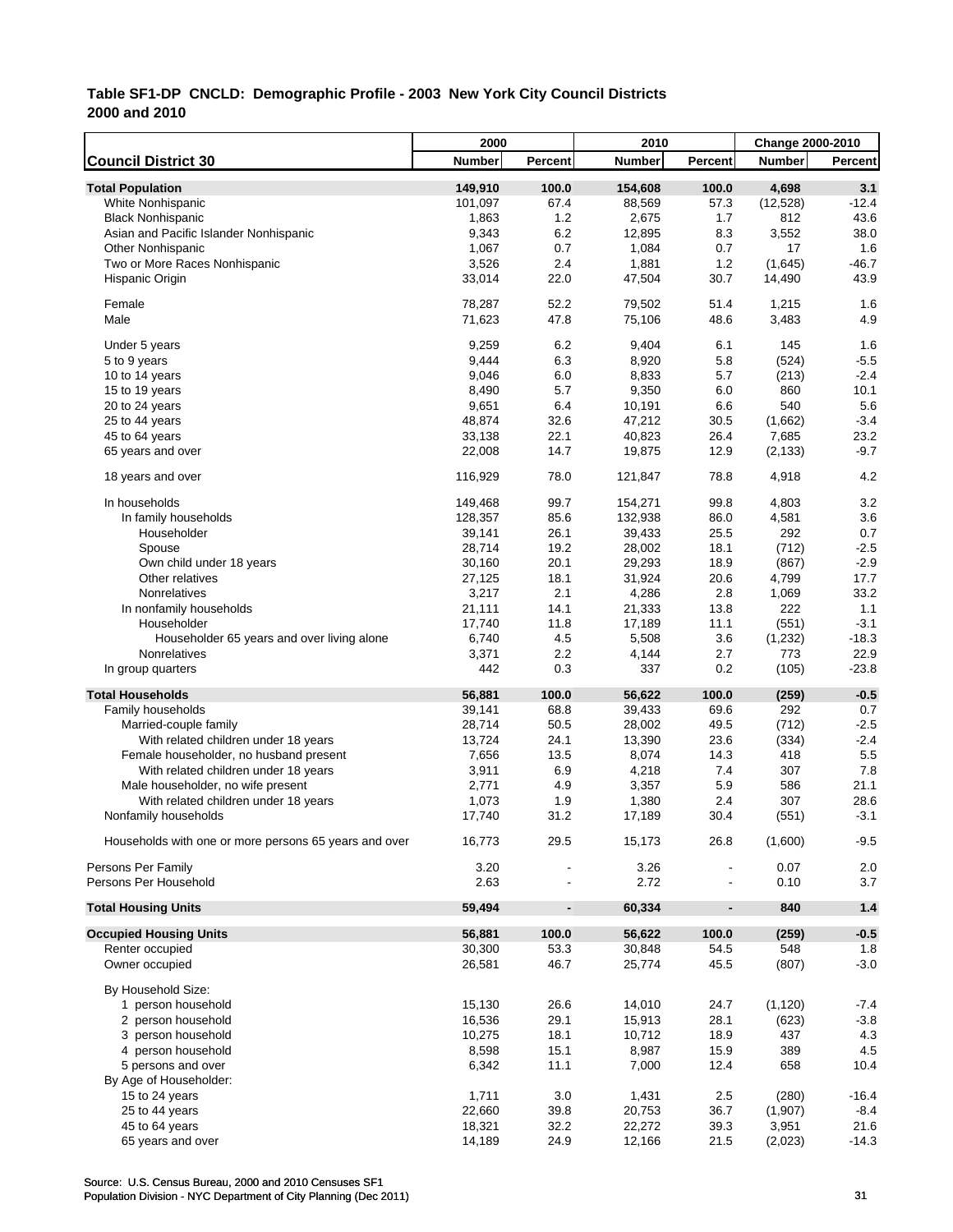**Table SF1-DP CNCLD: Demographic Profile - 2003 New York City Council Districts**
**2000 and 2010**

| Council District 30 | 2000 Number | 2000 Percent | 2010 Number | 2010 Percent | Change 2000-2010 Number | Change 2000-2010 Percent |
|---|---|---|---|---|---|---|
| **Total Population** | **149,910** | **100.0** | **154,608** | **100.0** | **4,698** | **3.1** |
| White Nonhispanic | 101,097 | 67.4 | 88,569 | 57.3 | (12,528) | -12.4 |
| Black Nonhispanic | 1,863 | 1.2 | 2,675 | 1.7 | 812 | 43.6 |
| Asian and Pacific Islander Nonhispanic | 9,343 | 6.2 | 12,895 | 8.3 | 3,552 | 38.0 |
| Other Nonhispanic | 1,067 | 0.7 | 1,084 | 0.7 | 17 | 1.6 |
| Two or More Races Nonhispanic | 3,526 | 2.4 | 1,881 | 1.2 | (1,645) | -46.7 |
| Hispanic Origin | 33,014 | 22.0 | 47,504 | 30.7 | 14,490 | 43.9 |
| Female | 78,287 | 52.2 | 79,502 | 51.4 | 1,215 | 1.6 |
| Male | 71,623 | 47.8 | 75,106 | 48.6 | 3,483 | 4.9 |
| Under 5 years | 9,259 | 6.2 | 9,404 | 6.1 | 145 | 1.6 |
| 5 to 9 years | 9,444 | 6.3 | 8,920 | 5.8 | (524) | -5.5 |
| 10 to 14 years | 9,046 | 6.0 | 8,833 | 5.7 | (213) | -2.4 |
| 15 to 19 years | 8,490 | 5.7 | 9,350 | 6.0 | 860 | 10.1 |
| 20 to 24 years | 9,651 | 6.4 | 10,191 | 6.6 | 540 | 5.6 |
| 25 to 44 years | 48,874 | 32.6 | 47,212 | 30.5 | (1,662) | -3.4 |
| 45 to 64 years | 33,138 | 22.1 | 40,823 | 26.4 | 7,685 | 23.2 |
| 65 years and over | 22,008 | 14.7 | 19,875 | 12.9 | (2,133) | -9.7 |
| 18 years and over | 116,929 | 78.0 | 121,847 | 78.8 | 4,918 | 4.2 |
| In households | 149,468 | 99.7 | 154,271 | 99.8 | 4,803 | 3.2 |
| In family households | 128,357 | 85.6 | 132,938 | 86.0 | 4,581 | 3.6 |
| Householder | 39,141 | 26.1 | 39,433 | 25.5 | 292 | 0.7 |
| Spouse | 28,714 | 19.2 | 28,002 | 18.1 | (712) | -2.5 |
| Own child under 18 years | 30,160 | 20.1 | 29,293 | 18.9 | (867) | -2.9 |
| Other relatives | 27,125 | 18.1 | 31,924 | 20.6 | 4,799 | 17.7 |
| Nonrelatives | 3,217 | 2.1 | 4,286 | 2.8 | 1,069 | 33.2 |
| In nonfamily households | 21,111 | 14.1 | 21,333 | 13.8 | 222 | 1.1 |
| Householder | 17,740 | 11.8 | 17,189 | 11.1 | (551) | -3.1 |
| Householder 65 years and over living alone | 6,740 | 4.5 | 5,508 | 3.6 | (1,232) | -18.3 |
| Nonrelatives | 3,371 | 2.2 | 4,144 | 2.7 | 773 | 22.9 |
| In group quarters | 442 | 0.3 | 337 | 0.2 | (105) | -23.8 |
| **Total Households** | **56,881** | **100.0** | **56,622** | **100.0** | **(259)** | **-0.5** |
| Family households | 39,141 | 68.8 | 39,433 | 69.6 | 292 | 0.7 |
| Married-couple family | 28,714 | 50.5 | 28,002 | 49.5 | (712) | -2.5 |
| With related children under 18 years | 13,724 | 24.1 | 13,390 | 23.6 | (334) | -2.4 |
| Female householder, no husband present | 7,656 | 13.5 | 8,074 | 14.3 | 418 | 5.5 |
| With related children under 18 years | 3,911 | 6.9 | 4,218 | 7.4 | 307 | 7.8 |
| Male householder, no wife present | 2,771 | 4.9 | 3,357 | 5.9 | 586 | 21.1 |
| With related children under 18 years | 1,073 | 1.9 | 1,380 | 2.4 | 307 | 28.6 |
| Nonfamily households | 17,740 | 31.2 | 17,189 | 30.4 | (551) | -3.1 |
| Households with one or more persons 65 years and over | 16,773 | 29.5 | 15,173 | 26.8 | (1,600) | -9.5 |
| Persons Per Family | 3.20 | - | 3.26 | - | 0.07 | 2.0 |
| Persons Per Household | 2.63 | - | 2.72 | - | 0.10 | 3.7 |
| **Total Housing Units** | **59,494** | **-** | **60,334** | **-** | **840** | **1.4** |
| **Occupied Housing Units** | **56,881** | **100.0** | **56,622** | **100.0** | **(259)** | **-0.5** |
| Renter occupied | 30,300 | 53.3 | 30,848 | 54.5 | 548 | 1.8 |
| Owner occupied | 26,581 | 46.7 | 25,774 | 45.5 | (807) | -3.0 |
| By Household Size: | | | | | | |
| 1 person household | 15,130 | 26.6 | 14,010 | 24.7 | (1,120) | -7.4 |
| 2 person household | 16,536 | 29.1 | 15,913 | 28.1 | (623) | -3.8 |
| 3 person household | 10,275 | 18.1 | 10,712 | 18.9 | 437 | 4.3 |
| 4 person household | 8,598 | 15.1 | 8,987 | 15.9 | 389 | 4.5 |
| 5 persons and over | 6,342 | 11.1 | 7,000 | 12.4 | 658 | 10.4 |
| By Age of Householder: | | | | | | |
| 15 to 24 years | 1,711 | 3.0 | 1,431 | 2.5 | (280) | -16.4 |
| 25 to 44 years | 22,660 | 39.8 | 20,753 | 36.7 | (1,907) | -8.4 |
| 45 to 64 years | 18,321 | 32.2 | 22,272 | 39.3 | 3,951 | 21.6 |
| 65 years and over | 14,189 | 24.9 | 12,166 | 21.5 | (2,023) | -14.3 |

Source: U.S. Census Bureau, 2000 and 2010 Censuses SF1
Population Division - NYC Department of City Planning (Dec 2011)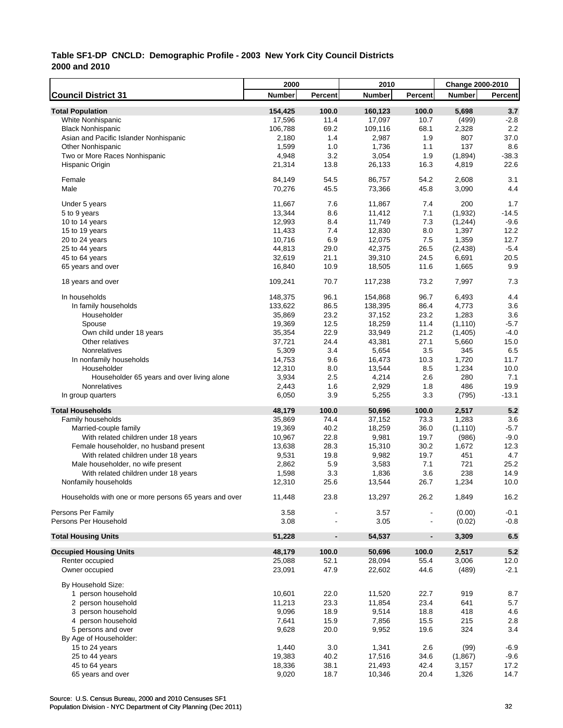**Table SF1-DP CNCLD: Demographic Profile - 2003 New York City Council Districts 2000 and 2010**

| Council District 31 | 2000 Number | 2000 Percent | 2010 Number | 2010 Percent | Change 2000-2010 Number | Change 2000-2010 Percent |
|---|---|---|---|---|---|---|
| **Total Population** | **154,425** | **100.0** | **160,123** | **100.0** | **5,698** | **3.7** |
| White Nonhispanic | 17,596 | 11.4 | 17,097 | 10.7 | (499) | -2.8 |
| Black Nonhispanic | 106,788 | 69.2 | 109,116 | 68.1 | 2,328 | 2.2 |
| Asian and Pacific Islander Nonhispanic | 2,180 | 1.4 | 2,987 | 1.9 | 807 | 37.0 |
| Other Nonhispanic | 1,599 | 1.0 | 1,736 | 1.1 | 137 | 8.6 |
| Two or More Races Nonhispanic | 4,948 | 3.2 | 3,054 | 1.9 | (1,894) | -38.3 |
| Hispanic Origin | 21,314 | 13.8 | 26,133 | 16.3 | 4,819 | 22.6 |
| Female | 84,149 | 54.5 | 86,757 | 54.2 | 2,608 | 3.1 |
| Male | 70,276 | 45.5 | 73,366 | 45.8 | 3,090 | 4.4 |
| Under 5 years | 11,667 | 7.6 | 11,867 | 7.4 | 200 | 1.7 |
| 5 to 9 years | 13,344 | 8.6 | 11,412 | 7.1 | (1,932) | -14.5 |
| 10 to 14 years | 12,993 | 8.4 | 11,749 | 7.3 | (1,244) | -9.6 |
| 15 to 19 years | 11,433 | 7.4 | 12,830 | 8.0 | 1,397 | 12.2 |
| 20 to 24 years | 10,716 | 6.9 | 12,075 | 7.5 | 1,359 | 12.7 |
| 25 to 44 years | 44,813 | 29.0 | 42,375 | 26.5 | (2,438) | -5.4 |
| 45 to 64 years | 32,619 | 21.1 | 39,310 | 24.5 | 6,691 | 20.5 |
| 65 years and over | 16,840 | 10.9 | 18,505 | 11.6 | 1,665 | 9.9 |
| 18 years and over | 109,241 | 70.7 | 117,238 | 73.2 | 7,997 | 7.3 |
| In households | 148,375 | 96.1 | 154,868 | 96.7 | 6,493 | 4.4 |
| In family households | 133,622 | 86.5 | 138,395 | 86.4 | 4,773 | 3.6 |
| Householder | 35,869 | 23.2 | 37,152 | 23.2 | 1,283 | 3.6 |
| Spouse | 19,369 | 12.5 | 18,259 | 11.4 | (1,110) | -5.7 |
| Own child under 18 years | 35,354 | 22.9 | 33,949 | 21.2 | (1,405) | -4.0 |
| Other relatives | 37,721 | 24.4 | 43,381 | 27.1 | 5,660 | 15.0 |
| Nonrelatives | 5,309 | 3.4 | 5,654 | 3.5 | 345 | 6.5 |
| In nonfamily households | 14,753 | 9.6 | 16,473 | 10.3 | 1,720 | 11.7 |
| Householder | 12,310 | 8.0 | 13,544 | 8.5 | 1,234 | 10.0 |
| Householder 65 years and over living alone | 3,934 | 2.5 | 4,214 | 2.6 | 280 | 7.1 |
| Nonrelatives | 2,443 | 1.6 | 2,929 | 1.8 | 486 | 19.9 |
| In group quarters | 6,050 | 3.9 | 5,255 | 3.3 | (795) | -13.1 |
| **Total Households** | **48,179** | **100.0** | **50,696** | **100.0** | **2,517** | **5.2** |
| Family households | 35,869 | 74.4 | 37,152 | 73.3 | 1,283 | 3.6 |
| Married-couple family | 19,369 | 40.2 | 18,259 | 36.0 | (1,110) | -5.7 |
| With related children under 18 years | 10,967 | 22.8 | 9,981 | 19.7 | (986) | -9.0 |
| Female householder, no husband present | 13,638 | 28.3 | 15,310 | 30.2 | 1,672 | 12.3 |
| With related children under 18 years | 9,531 | 19.8 | 9,982 | 19.7 | 451 | 4.7 |
| Male householder, no wife present | 2,862 | 5.9 | 3,583 | 7.1 | 721 | 25.2 |
| With related children under 18 years | 1,598 | 3.3 | 1,836 | 3.6 | 238 | 14.9 |
| Nonfamily households | 12,310 | 25.6 | 13,544 | 26.7 | 1,234 | 10.0 |
| Households with one or more persons 65 years and over | 11,448 | 23.8 | 13,297 | 26.2 | 1,849 | 16.2 |
| Persons Per Family | 3.58 | - | 3.57 | - | (0.00) | -0.1 |
| Persons Per Household | 3.08 | - | 3.05 | - | (0.02) | -0.8 |
| **Total Housing Units** | **51,228** | **-** | **54,537** | **-** | **3,309** | **6.5** |
| **Occupied Housing Units** | **48,179** | **100.0** | **50,696** | **100.0** | **2,517** | **5.2** |
| Renter occupied | 25,088 | 52.1 | 28,094 | 55.4 | 3,006 | 12.0 |
| Owner occupied | 23,091 | 47.9 | 22,602 | 44.6 | (489) | -2.1 |
| By Household Size: | | | | | | |
| 1 person household | 10,601 | 22.0 | 11,520 | 22.7 | 919 | 8.7 |
| 2 person household | 11,213 | 23.3 | 11,854 | 23.4 | 641 | 5.7 |
| 3 person household | 9,096 | 18.9 | 9,514 | 18.8 | 418 | 4.6 |
| 4 person household | 7,641 | 15.9 | 7,856 | 15.5 | 215 | 2.8 |
| 5 persons and over | 9,628 | 20.0 | 9,952 | 19.6 | 324 | 3.4 |
| By Age of Householder: | | | | | | |
| 15 to 24 years | 1,440 | 3.0 | 1,341 | 2.6 | (99) | -6.9 |
| 25 to 44 years | 19,383 | 40.2 | 17,516 | 34.6 | (1,867) | -9.6 |
| 45 to 64 years | 18,336 | 38.1 | 21,493 | 42.4 | 3,157 | 17.2 |
| 65 years and over | 9,020 | 18.7 | 10,346 | 20.4 | 1,326 | 14.7 |

Source: U.S. Census Bureau, 2000 and 2010 Censuses SF1
Population Division - NYC Department of City Planning (Dec 2011)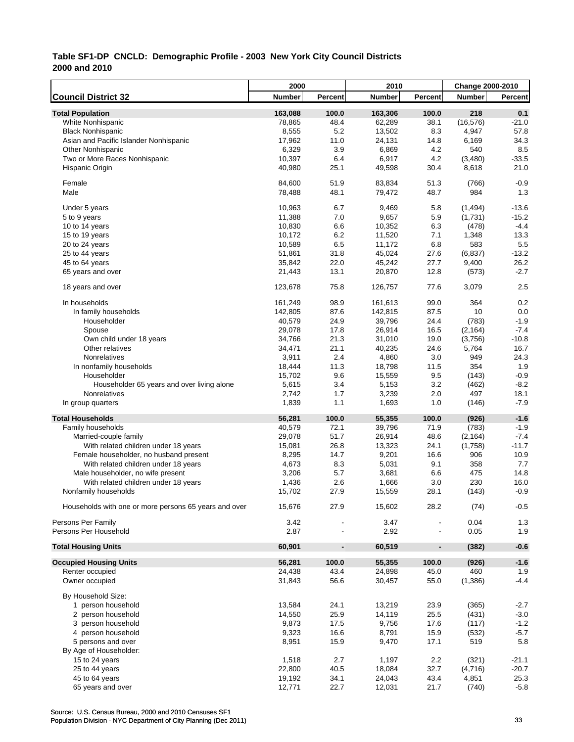**Table SF1-DP CNCLD: Demographic Profile - 2003 New York City Council Districts**
**2000 and 2010**

| Council District 32 | 2000 Number | 2000 Percent | 2010 Number | 2010 Percent | Change 2000-2010 Number | Change 2000-2010 Percent |
|---|---|---|---|---|---|---|
| **Total Population** | **163,088** | **100.0** | **163,306** | **100.0** | **218** | **0.1** |
| White Nonhispanic | 78,865 | 48.4 | 62,289 | 38.1 | (16,576) | -21.0 |
| Black Nonhispanic | 8,555 | 5.2 | 13,502 | 8.3 | 4,947 | 57.8 |
| Asian and Pacific Islander Nonhispanic | 17,962 | 11.0 | 24,131 | 14.8 | 6,169 | 34.3 |
| Other Nonhispanic | 6,329 | 3.9 | 6,869 | 4.2 | 540 | 8.5 |
| Two or More Races Nonhispanic | 10,397 | 6.4 | 6,917 | 4.2 | (3,480) | -33.5 |
| Hispanic Origin | 40,980 | 25.1 | 49,598 | 30.4 | 8,618 | 21.0 |
| Female | 84,600 | 51.9 | 83,834 | 51.3 | (766) | -0.9 |
| Male | 78,488 | 48.1 | 79,472 | 48.7 | 984 | 1.3 |
| Under 5 years | 10,963 | 6.7 | 9,469 | 5.8 | (1,494) | -13.6 |
| 5 to 9 years | 11,388 | 7.0 | 9,657 | 5.9 | (1,731) | -15.2 |
| 10 to 14 years | 10,830 | 6.6 | 10,352 | 6.3 | (478) | -4.4 |
| 15 to 19 years | 10,172 | 6.2 | 11,520 | 7.1 | 1,348 | 13.3 |
| 20 to 24 years | 10,589 | 6.5 | 11,172 | 6.8 | 583 | 5.5 |
| 25 to 44 years | 51,861 | 31.8 | 45,024 | 27.6 | (6,837) | -13.2 |
| 45 to 64 years | 35,842 | 22.0 | 45,242 | 27.7 | 9,400 | 26.2 |
| 65 years and over | 21,443 | 13.1 | 20,870 | 12.8 | (573) | -2.7 |
| 18 years and over | 123,678 | 75.8 | 126,757 | 77.6 | 3,079 | 2.5 |
| In households | 161,249 | 98.9 | 161,613 | 99.0 | 364 | 0.2 |
| In family households | 142,805 | 87.6 | 142,815 | 87.5 | 10 | 0.0 |
| Householder | 40,579 | 24.9 | 39,796 | 24.4 | (783) | -1.9 |
| Spouse | 29,078 | 17.8 | 26,914 | 16.5 | (2,164) | -7.4 |
| Own child under 18 years | 34,766 | 21.3 | 31,010 | 19.0 | (3,756) | -10.8 |
| Other relatives | 34,471 | 21.1 | 40,235 | 24.6 | 5,764 | 16.7 |
| Nonrelatives | 3,911 | 2.4 | 4,860 | 3.0 | 949 | 24.3 |
| In nonfamily households | 18,444 | 11.3 | 18,798 | 11.5 | 354 | 1.9 |
| Householder | 15,702 | 9.6 | 15,559 | 9.5 | (143) | -0.9 |
| Householder 65 years and over living alone | 5,615 | 3.4 | 5,153 | 3.2 | (462) | -8.2 |
| Nonrelatives | 2,742 | 1.7 | 3,239 | 2.0 | 497 | 18.1 |
| In group quarters | 1,839 | 1.1 | 1,693 | 1.0 | (146) | -7.9 |
| **Total Households** | **56,281** | **100.0** | **55,355** | **100.0** | **(926)** | **-1.6** |
| Family households | 40,579 | 72.1 | 39,796 | 71.9 | (783) | -1.9 |
| Married-couple family | 29,078 | 51.7 | 26,914 | 48.6 | (2,164) | -7.4 |
| With related children under 18 years | 15,081 | 26.8 | 13,323 | 24.1 | (1,758) | -11.7 |
| Female householder, no husband present | 8,295 | 14.7 | 9,201 | 16.6 | 906 | 10.9 |
| With related children under 18 years | 4,673 | 8.3 | 5,031 | 9.1 | 358 | 7.7 |
| Male householder, no wife present | 3,206 | 5.7 | 3,681 | 6.6 | 475 | 14.8 |
| With related children under 18 years | 1,436 | 2.6 | 1,666 | 3.0 | 230 | 16.0 |
| Nonfamily households | 15,702 | 27.9 | 15,559 | 28.1 | (143) | -0.9 |
| Households with one or more persons 65 years and over | 15,676 | 27.9 | 15,602 | 28.2 | (74) | -0.5 |
| Persons Per Family | 3.42 | - | 3.47 | - | 0.04 | 1.3 |
| Persons Per Household | 2.87 | - | 2.92 | - | 0.05 | 1.9 |
| **Total Housing Units** | **60,901** | **-** | **60,519** | **-** | **(382)** | **-0.6** |
| **Occupied Housing Units** | **56,281** | **100.0** | **55,355** | **100.0** | **(926)** | **-1.6** |
| Renter occupied | 24,438 | 43.4 | 24,898 | 45.0 | 460 | 1.9 |
| Owner occupied | 31,843 | 56.6 | 30,457 | 55.0 | (1,386) | -4.4 |
| By Household Size: | | | | | | |
| 1 person household | 13,584 | 24.1 | 13,219 | 23.9 | (365) | -2.7 |
| 2 person household | 14,550 | 25.9 | 14,119 | 25.5 | (431) | -3.0 |
| 3 person household | 9,873 | 17.5 | 9,756 | 17.6 | (117) | -1.2 |
| 4 person household | 9,323 | 16.6 | 8,791 | 15.9 | (532) | -5.7 |
| 5 persons and over | 8,951 | 15.9 | 9,470 | 17.1 | 519 | 5.8 |
| By Age of Householder: | | | | | | |
| 15 to 24 years | 1,518 | 2.7 | 1,197 | 2.2 | (321) | -21.1 |
| 25 to 44 years | 22,800 | 40.5 | 18,084 | 32.7 | (4,716) | -20.7 |
| 45 to 64 years | 19,192 | 34.1 | 24,043 | 43.4 | 4,851 | 25.3 |
| 65 years and over | 12,771 | 22.7 | 12,031 | 21.7 | (740) | -5.8 |

Source: U.S. Census Bureau, 2000 and 2010 Censuses SF1
Population Division - NYC Department of City Planning (Dec 2011)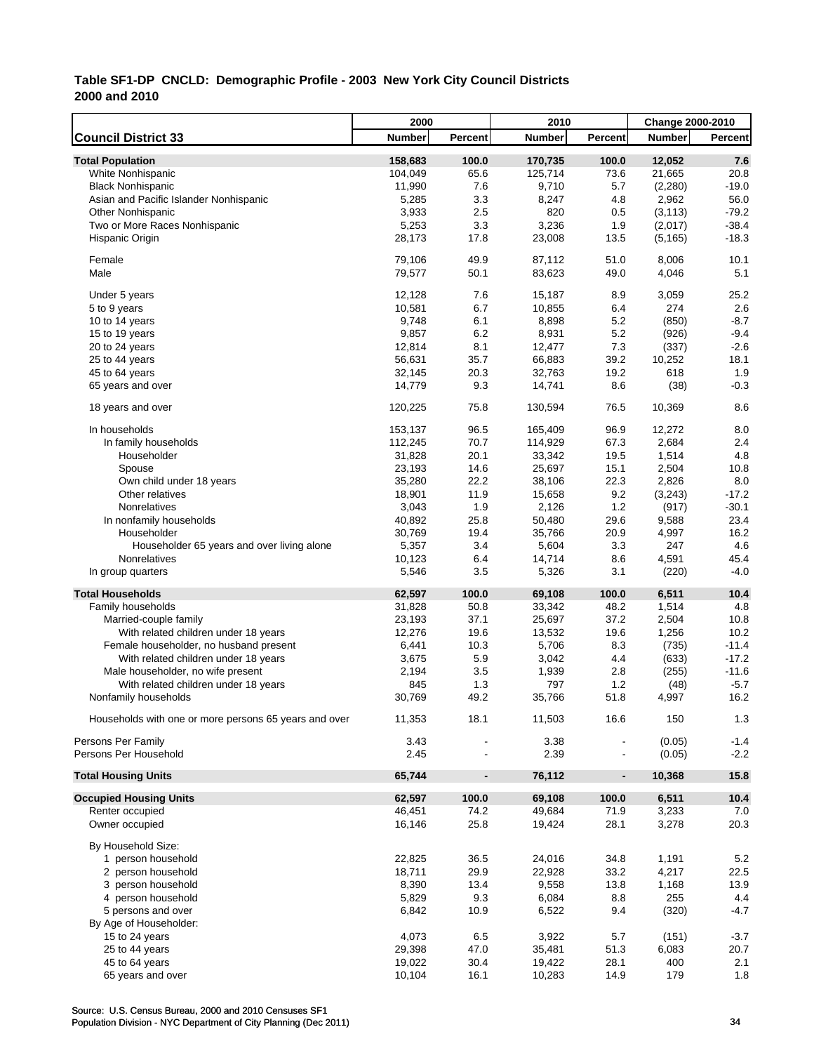**Table SF1-DP CNCLD: Demographic Profile - 2003 New York City Council Districts**
**2000 and 2010**

| Council District 33 | 2000 Number | 2000 Percent | 2010 Number | 2010 Percent | Change 2000-2010 Number | Change 2000-2010 Percent |
|---|---|---|---|---|---|---|
| **Total Population** | **158,683** | **100.0** | **170,735** | **100.0** | **12,052** | **7.6** |
| White Nonhispanic | 104,049 | 65.6 | 125,714 | 73.6 | 21,665 | 20.8 |
| Black Nonhispanic | 11,990 | 7.6 | 9,710 | 5.7 | (2,280) | -19.0 |
| Asian and Pacific Islander Nonhispanic | 5,285 | 3.3 | 8,247 | 4.8 | 2,962 | 56.0 |
| Other Nonhispanic | 3,933 | 2.5 | 820 | 0.5 | (3,113) | -79.2 |
| Two or More Races Nonhispanic | 5,253 | 3.3 | 3,236 | 1.9 | (2,017) | -38.4 |
| Hispanic Origin | 28,173 | 17.8 | 23,008 | 13.5 | (5,165) | -18.3 |
| Female | 79,106 | 49.9 | 87,112 | 51.0 | 8,006 | 10.1 |
| Male | 79,577 | 50.1 | 83,623 | 49.0 | 4,046 | 5.1 |
| Under 5 years | 12,128 | 7.6 | 15,187 | 8.9 | 3,059 | 25.2 |
| 5 to 9 years | 10,581 | 6.7 | 10,855 | 6.4 | 274 | 2.6 |
| 10 to 14 years | 9,748 | 6.1 | 8,898 | 5.2 | (850) | -8.7 |
| 15 to 19 years | 9,857 | 6.2 | 8,931 | 5.2 | (926) | -9.4 |
| 20 to 24 years | 12,814 | 8.1 | 12,477 | 7.3 | (337) | -2.6 |
| 25 to 44 years | 56,631 | 35.7 | 66,883 | 39.2 | 10,252 | 18.1 |
| 45 to 64 years | 32,145 | 20.3 | 32,763 | 19.2 | 618 | 1.9 |
| 65 years and over | 14,779 | 9.3 | 14,741 | 8.6 | (38) | -0.3 |
| 18 years and over | 120,225 | 75.8 | 130,594 | 76.5 | 10,369 | 8.6 |
| In households | 153,137 | 96.5 | 165,409 | 96.9 | 12,272 | 8.0 |
| In family households | 112,245 | 70.7 | 114,929 | 67.3 | 2,684 | 2.4 |
| Householder | 31,828 | 20.1 | 33,342 | 19.5 | 1,514 | 4.8 |
| Spouse | 23,193 | 14.6 | 25,697 | 15.1 | 2,504 | 10.8 |
| Own child under 18 years | 35,280 | 22.2 | 38,106 | 22.3 | 2,826 | 8.0 |
| Other relatives | 18,901 | 11.9 | 15,658 | 9.2 | (3,243) | -17.2 |
| Nonrelatives | 3,043 | 1.9 | 2,126 | 1.2 | (917) | -30.1 |
| In nonfamily households | 40,892 | 25.8 | 50,480 | 29.6 | 9,588 | 23.4 |
| Householder | 30,769 | 19.4 | 35,766 | 20.9 | 4,997 | 16.2 |
| Householder 65 years and over living alone | 5,357 | 3.4 | 5,604 | 3.3 | 247 | 4.6 |
| Nonrelatives | 10,123 | 6.4 | 14,714 | 8.6 | 4,591 | 45.4 |
| In group quarters | 5,546 | 3.5 | 5,326 | 3.1 | (220) | -4.0 |
| **Total Households** | **62,597** | **100.0** | **69,108** | **100.0** | **6,511** | **10.4** |
| Family households | 31,828 | 50.8 | 33,342 | 48.2 | 1,514 | 4.8 |
| Married-couple family | 23,193 | 37.1 | 25,697 | 37.2 | 2,504 | 10.8 |
| With related children under 18 years | 12,276 | 19.6 | 13,532 | 19.6 | 1,256 | 10.2 |
| Female householder, no husband present | 6,441 | 10.3 | 5,706 | 8.3 | (735) | -11.4 |
| With related children under 18 years | 3,675 | 5.9 | 3,042 | 4.4 | (633) | -17.2 |
| Male householder, no wife present | 2,194 | 3.5 | 1,939 | 2.8 | (255) | -11.6 |
| With related children under 18 years | 845 | 1.3 | 797 | 1.2 | (48) | -5.7 |
| Nonfamily households | 30,769 | 49.2 | 35,766 | 51.8 | 4,997 | 16.2 |
| Households with one or more persons 65 years and over | 11,353 | 18.1 | 11,503 | 16.6 | 150 | 1.3 |
| Persons Per Family | 3.43 | - | 3.38 | - | (0.05) | -1.4 |
| Persons Per Household | 2.45 | - | 2.39 | - | (0.05) | -2.2 |
| **Total Housing Units** | **65,744** | **-** | **76,112** | **-** | **10,368** | **15.8** |
| **Occupied Housing Units** | **62,597** | **100.0** | **69,108** | **100.0** | **6,511** | **10.4** |
| Renter occupied | 46,451 | 74.2 | 49,684 | 71.9 | 3,233 | 7.0 |
| Owner occupied | 16,146 | 25.8 | 19,424 | 28.1 | 3,278 | 20.3 |
| By Household Size: | | | | | | |
| 1 person household | 22,825 | 36.5 | 24,016 | 34.8 | 1,191 | 5.2 |
| 2 person household | 18,711 | 29.9 | 22,928 | 33.2 | 4,217 | 22.5 |
| 3 person household | 8,390 | 13.4 | 9,558 | 13.8 | 1,168 | 13.9 |
| 4 person household | 5,829 | 9.3 | 6,084 | 8.8 | 255 | 4.4 |
| 5 persons and over | 6,842 | 10.9 | 6,522 | 9.4 | (320) | -4.7 |
| By Age of Householder: | | | | | | |
| 15 to 24 years | 4,073 | 6.5 | 3,922 | 5.7 | (151) | -3.7 |
| 25 to 44 years | 29,398 | 47.0 | 35,481 | 51.3 | 6,083 | 20.7 |
| 45 to 64 years | 19,022 | 30.4 | 19,422 | 28.1 | 400 | 2.1 |
| 65 years and over | 10,104 | 16.1 | 10,283 | 14.9 | 179 | 1.8 |

Source: U.S. Census Bureau, 2000 and 2010 Censuses SF1
Population Division - NYC Department of City Planning (Dec 2011)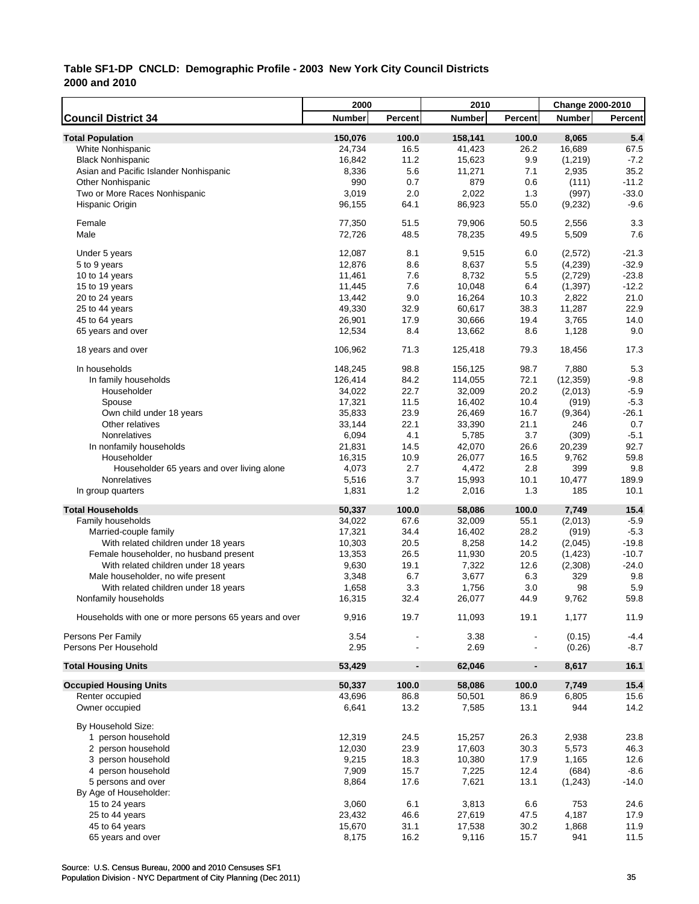**Table SF1-DP CNCLD: Demographic Profile - 2003 New York City Council Districts**
**2000 and 2010**

| Council District 34 | 2000 Number | 2000 Percent | 2010 Number | 2010 Percent | Change 2000-2010 Number | Change 2000-2010 Percent |
|---|---|---|---|---|---|---|
| **Total Population** | **150,076** | **100.0** | **158,141** | **100.0** | **8,065** | **5.4** |
| White Nonhispanic | 24,734 | 16.5 | 41,423 | 26.2 | 16,689 | 67.5 |
| Black Nonhispanic | 16,842 | 11.2 | 15,623 | 9.9 | (1,219) | -7.2 |
| Asian and Pacific Islander Nonhispanic | 8,336 | 5.6 | 11,271 | 7.1 | 2,935 | 35.2 |
| Other Nonhispanic | 990 | 0.7 | 879 | 0.6 | (111) | -11.2 |
| Two or More Races Nonhispanic | 3,019 | 2.0 | 2,022 | 1.3 | (997) | -33.0 |
| Hispanic Origin | 96,155 | 64.1 | 86,923 | 55.0 | (9,232) | -9.6 |
| Female | 77,350 | 51.5 | 79,906 | 50.5 | 2,556 | 3.3 |
| Male | 72,726 | 48.5 | 78,235 | 49.5 | 5,509 | 7.6 |
| Under 5 years | 12,087 | 8.1 | 9,515 | 6.0 | (2,572) | -21.3 |
| 5 to 9 years | 12,876 | 8.6 | 8,637 | 5.5 | (4,239) | -32.9 |
| 10 to 14 years | 11,461 | 7.6 | 8,732 | 5.5 | (2,729) | -23.8 |
| 15 to 19 years | 11,445 | 7.6 | 10,048 | 6.4 | (1,397) | -12.2 |
| 20 to 24 years | 13,442 | 9.0 | 16,264 | 10.3 | 2,822 | 21.0 |
| 25 to 44 years | 49,330 | 32.9 | 60,617 | 38.3 | 11,287 | 22.9 |
| 45 to 64 years | 26,901 | 17.9 | 30,666 | 19.4 | 3,765 | 14.0 |
| 65 years and over | 12,534 | 8.4 | 13,662 | 8.6 | 1,128 | 9.0 |
| 18 years and over | 106,962 | 71.3 | 125,418 | 79.3 | 18,456 | 17.3 |
| In households | 148,245 | 98.8 | 156,125 | 98.7 | 7,880 | 5.3 |
| In family households | 126,414 | 84.2 | 114,055 | 72.1 | (12,359) | -9.8 |
| Householder | 34,022 | 22.7 | 32,009 | 20.2 | (2,013) | -5.9 |
| Spouse | 17,321 | 11.5 | 16,402 | 10.4 | (919) | -5.3 |
| Own child under 18 years | 35,833 | 23.9 | 26,469 | 16.7 | (9,364) | -26.1 |
| Other relatives | 33,144 | 22.1 | 33,390 | 21.1 | 246 | 0.7 |
| Nonrelatives | 6,094 | 4.1 | 5,785 | 3.7 | (309) | -5.1 |
| In nonfamily households | 21,831 | 14.5 | 42,070 | 26.6 | 20,239 | 92.7 |
| Householder | 16,315 | 10.9 | 26,077 | 16.5 | 9,762 | 59.8 |
| Householder 65 years and over living alone | 4,073 | 2.7 | 4,472 | 2.8 | 399 | 9.8 |
| Nonrelatives | 5,516 | 3.7 | 15,993 | 10.1 | 10,477 | 189.9 |
| In group quarters | 1,831 | 1.2 | 2,016 | 1.3 | 185 | 10.1 |
| **Total Households** | **50,337** | **100.0** | **58,086** | **100.0** | **7,749** | **15.4** |
| Family households | 34,022 | 67.6 | 32,009 | 55.1 | (2,013) | -5.9 |
| Married-couple family | 17,321 | 34.4 | 16,402 | 28.2 | (919) | -5.3 |
| With related children under 18 years | 10,303 | 20.5 | 8,258 | 14.2 | (2,045) | -19.8 |
| Female householder, no husband present | 13,353 | 26.5 | 11,930 | 20.5 | (1,423) | -10.7 |
| With related children under 18 years | 9,630 | 19.1 | 7,322 | 12.6 | (2,308) | -24.0 |
| Male householder, no wife present | 3,348 | 6.7 | 3,677 | 6.3 | 329 | 9.8 |
| With related children under 18 years | 1,658 | 3.3 | 1,756 | 3.0 | 98 | 5.9 |
| Nonfamily households | 16,315 | 32.4 | 26,077 | 44.9 | 9,762 | 59.8 |
| Households with one or more persons 65 years and over | 9,916 | 19.7 | 11,093 | 19.1 | 1,177 | 11.9 |
| Persons Per Family | 3.54 | - | 3.38 | - | (0.15) | -4.4 |
| Persons Per Household | 2.95 | - | 2.69 | - | (0.26) | -8.7 |
| **Total Housing Units** | **53,429** | **-** | **62,046** | **-** | **8,617** | **16.1** |
| **Occupied Housing Units** | **50,337** | **100.0** | **58,086** | **100.0** | **7,749** | **15.4** |
| Renter occupied | 43,696 | 86.8 | 50,501 | 86.9 | 6,805 | 15.6 |
| Owner occupied | 6,641 | 13.2 | 7,585 | 13.1 | 944 | 14.2 |
| By Household Size: | | | | | | |
| 1 person household | 12,319 | 24.5 | 15,257 | 26.3 | 2,938 | 23.8 |
| 2 person household | 12,030 | 23.9 | 17,603 | 30.3 | 5,573 | 46.3 |
| 3 person household | 9,215 | 18.3 | 10,380 | 17.9 | 1,165 | 12.6 |
| 4 person household | 7,909 | 15.7 | 7,225 | 12.4 | (684) | -8.6 |
| 5 persons and over | 8,864 | 17.6 | 7,621 | 13.1 | (1,243) | -14.0 |
| By Age of Householder: | | | | | | |
| 15 to 24 years | 3,060 | 6.1 | 3,813 | 6.6 | 753 | 24.6 |
| 25 to 44 years | 23,432 | 46.6 | 27,619 | 47.5 | 4,187 | 17.9 |
| 45 to 64 years | 15,670 | 31.1 | 17,538 | 30.2 | 1,868 | 11.9 |
| 65 years and over | 8,175 | 16.2 | 9,116 | 15.7 | 941 | 11.5 |

Source: U.S. Census Bureau, 2000 and 2010 Censuses SF1
Population Division - NYC Department of City Planning (Dec 2011)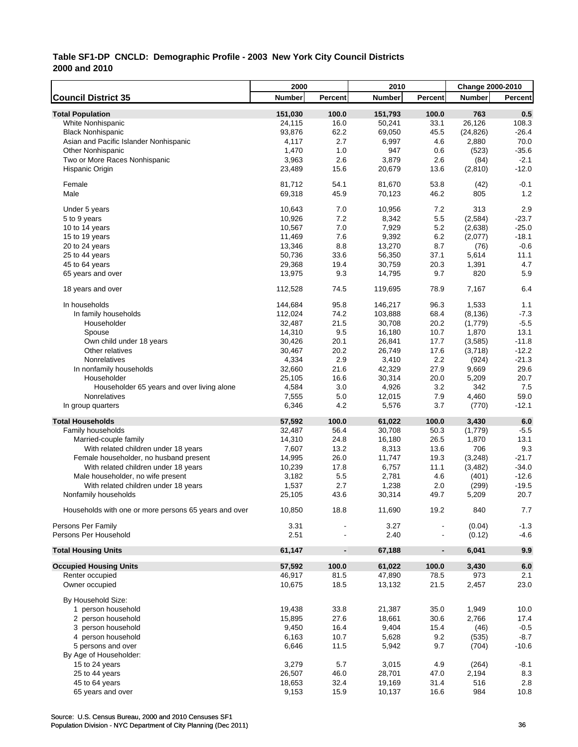**Table SF1-DP CNCLD: Demographic Profile - 2003 New York City Council Districts**
**2000 and 2010**

| Council District 35 | 2000 Number | 2000 Percent | 2010 Number | 2010 Percent | Change 2000-2010 Number | Change 2000-2010 Percent |
|---|---|---|---|---|---|---|
| **Total Population** | **151,030** | **100.0** | **151,793** | **100.0** | **763** | **0.5** |
| White Nonhispanic | 24,115 | 16.0 | 50,241 | 33.1 | 26,126 | 108.3 |
| Black Nonhispanic | 93,876 | 62.2 | 69,050 | 45.5 | (24,826) | -26.4 |
| Asian and Pacific Islander Nonhispanic | 4,117 | 2.7 | 6,997 | 4.6 | 2,880 | 70.0 |
| Other Nonhispanic | 1,470 | 1.0 | 947 | 0.6 | (523) | -35.6 |
| Two or More Races Nonhispanic | 3,963 | 2.6 | 3,879 | 2.6 | (84) | -2.1 |
| Hispanic Origin | 23,489 | 15.6 | 20,679 | 13.6 | (2,810) | -12.0 |
| Female | 81,712 | 54.1 | 81,670 | 53.8 | (42) | -0.1 |
| Male | 69,318 | 45.9 | 70,123 | 46.2 | 805 | 1.2 |
| Under 5 years | 10,643 | 7.0 | 10,956 | 7.2 | 313 | 2.9 |
| 5 to 9 years | 10,926 | 7.2 | 8,342 | 5.5 | (2,584) | -23.7 |
| 10 to 14 years | 10,567 | 7.0 | 7,929 | 5.2 | (2,638) | -25.0 |
| 15 to 19 years | 11,469 | 7.6 | 9,392 | 6.2 | (2,077) | -18.1 |
| 20 to 24 years | 13,346 | 8.8 | 13,270 | 8.7 | (76) | -0.6 |
| 25 to 44 years | 50,736 | 33.6 | 56,350 | 37.1 | 5,614 | 11.1 |
| 45 to 64 years | 29,368 | 19.4 | 30,759 | 20.3 | 1,391 | 4.7 |
| 65 years and over | 13,975 | 9.3 | 14,795 | 9.7 | 820 | 5.9 |
| 18 years and over | 112,528 | 74.5 | 119,695 | 78.9 | 7,167 | 6.4 |
| In households | 144,684 | 95.8 | 146,217 | 96.3 | 1,533 | 1.1 |
| In family households | 112,024 | 74.2 | 103,888 | 68.4 | (8,136) | -7.3 |
| Householder | 32,487 | 21.5 | 30,708 | 20.2 | (1,779) | -5.5 |
| Spouse | 14,310 | 9.5 | 16,180 | 10.7 | 1,870 | 13.1 |
| Own child under 18 years | 30,426 | 20.1 | 26,841 | 17.7 | (3,585) | -11.8 |
| Other relatives | 30,467 | 20.2 | 26,749 | 17.6 | (3,718) | -12.2 |
| Nonrelatives | 4,334 | 2.9 | 3,410 | 2.2 | (924) | -21.3 |
| In nonfamily households | 32,660 | 21.6 | 42,329 | 27.9 | 9,669 | 29.6 |
| Householder | 25,105 | 16.6 | 30,314 | 20.0 | 5,209 | 20.7 |
| Householder 65 years and over living alone | 4,584 | 3.0 | 4,926 | 3.2 | 342 | 7.5 |
| Nonrelatives | 7,555 | 5.0 | 12,015 | 7.9 | 4,460 | 59.0 |
| In group quarters | 6,346 | 4.2 | 5,576 | 3.7 | (770) | -12.1 |
| **Total Households** | **57,592** | **100.0** | **61,022** | **100.0** | **3,430** | **6.0** |
| Family households | 32,487 | 56.4 | 30,708 | 50.3 | (1,779) | -5.5 |
| Married-couple family | 14,310 | 24.8 | 16,180 | 26.5 | 1,870 | 13.1 |
| With related children under 18 years | 7,607 | 13.2 | 8,313 | 13.6 | 706 | 9.3 |
| Female householder, no husband present | 14,995 | 26.0 | 11,747 | 19.3 | (3,248) | -21.7 |
| With related children under 18 years | 10,239 | 17.8 | 6,757 | 11.1 | (3,482) | -34.0 |
| Male householder, no wife present | 3,182 | 5.5 | 2,781 | 4.6 | (401) | -12.6 |
| With related children under 18 years | 1,537 | 2.7 | 1,238 | 2.0 | (299) | -19.5 |
| Nonfamily households | 25,105 | 43.6 | 30,314 | 49.7 | 5,209 | 20.7 |
| Households with one or more persons 65 years and over | 10,850 | 18.8 | 11,690 | 19.2 | 840 | 7.7 |
| Persons Per Family | 3.31 | - | 3.27 | - | (0.04) | -1.3 |
| Persons Per Household | 2.51 | - | 2.40 | - | (0.12) | -4.6 |
| **Total Housing Units** | **61,147** | **-** | **67,188** | **-** | **6,041** | **9.9** |
| **Occupied Housing Units** | **57,592** | **100.0** | **61,022** | **100.0** | **3,430** | **6.0** |
| Renter occupied | 46,917 | 81.5 | 47,890 | 78.5 | 973 | 2.1 |
| Owner occupied | 10,675 | 18.5 | 13,132 | 21.5 | 2,457 | 23.0 |
| By Household Size: | | | | | | |
| 1 person household | 19,438 | 33.8 | 21,387 | 35.0 | 1,949 | 10.0 |
| 2 person household | 15,895 | 27.6 | 18,661 | 30.6 | 2,766 | 17.4 |
| 3 person household | 9,450 | 16.4 | 9,404 | 15.4 | (46) | -0.5 |
| 4 person household | 6,163 | 10.7 | 5,628 | 9.2 | (535) | -8.7 |
| 5 persons and over | 6,646 | 11.5 | 5,942 | 9.7 | (704) | -10.6 |
| By Age of Householder: | | | | | | |
| 15 to 24 years | 3,279 | 5.7 | 3,015 | 4.9 | (264) | -8.1 |
| 25 to 44 years | 26,507 | 46.0 | 28,701 | 47.0 | 2,194 | 8.3 |
| 45 to 64 years | 18,653 | 32.4 | 19,169 | 31.4 | 516 | 2.8 |
| 65 years and over | 9,153 | 15.9 | 10,137 | 16.6 | 984 | 10.8 |

Source: U.S. Census Bureau, 2000 and 2010 Censuses SF1
Population Division - NYC Department of City Planning (Dec 2011)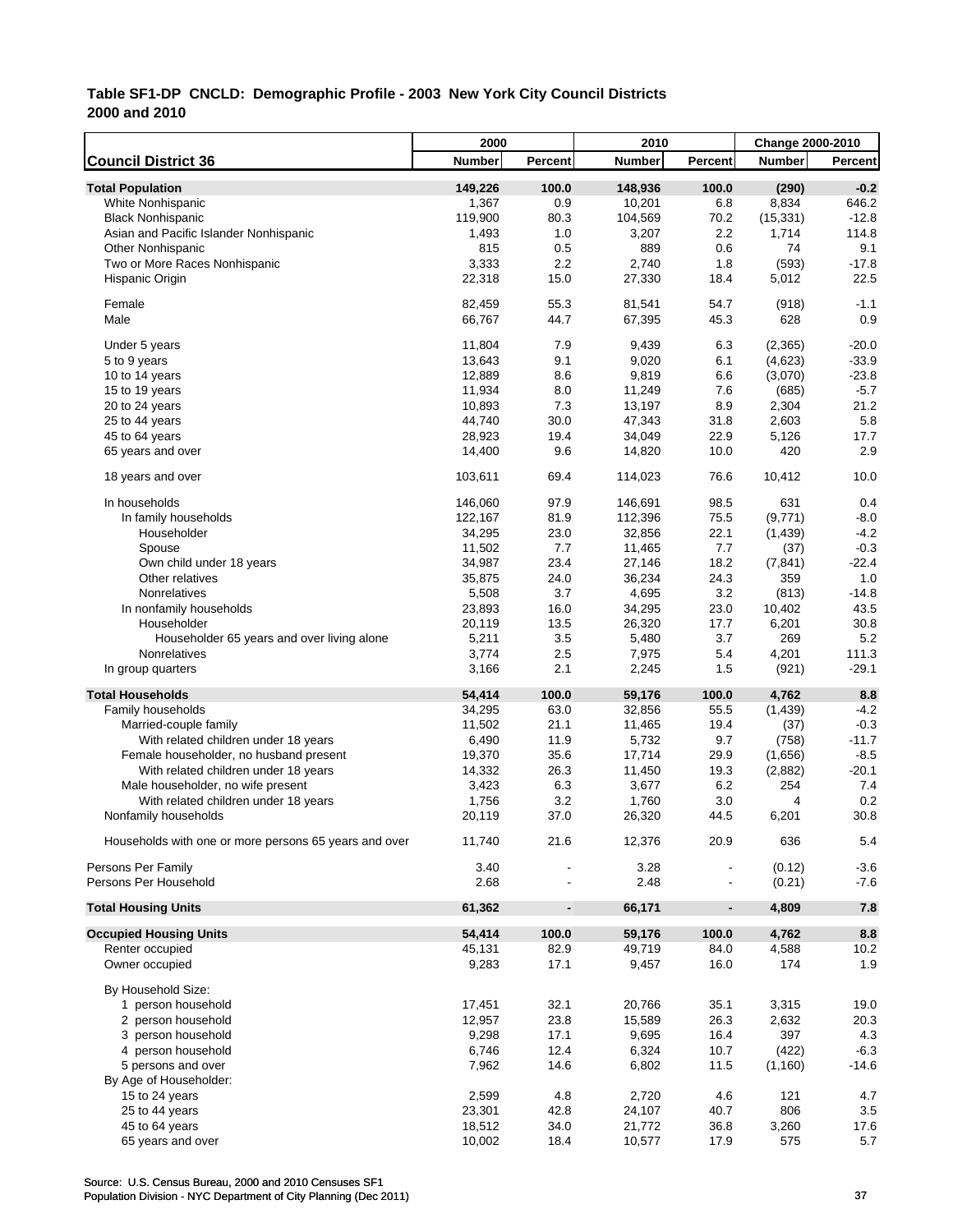## Table SF1-DP CNCLD: Demographic Profile - 2003 New York City Council Districts
## 2000 and 2010

| Council District 36 | 2000 Number | 2000 Percent | 2010 Number | 2010 Percent | Change 2000-2010 Number | Change 2000-2010 Percent |
|---|---|---|---|---|---|---|
| **Total Population** | **149,226** | **100.0** | **148,936** | **100.0** | **(290)** | **-0.2** |
| White Nonhispanic | 1,367 | 0.9 | 10,201 | 6.8 | 8,834 | 646.2 |
| Black Nonhispanic | 119,900 | 80.3 | 104,569 | 70.2 | (15,331) | -12.8 |
| Asian and Pacific Islander Nonhispanic | 1,493 | 1.0 | 3,207 | 2.2 | 1,714 | 114.8 |
| Other Nonhispanic | 815 | 0.5 | 889 | 0.6 | 74 | 9.1 |
| Two or More Races Nonhispanic | 3,333 | 2.2 | 2,740 | 1.8 | (593) | -17.8 |
| Hispanic Origin | 22,318 | 15.0 | 27,330 | 18.4 | 5,012 | 22.5 |
| Female | 82,459 | 55.3 | 81,541 | 54.7 | (918) | -1.1 |
| Male | 66,767 | 44.7 | 67,395 | 45.3 | 628 | 0.9 |
| Under 5 years | 11,804 | 7.9 | 9,439 | 6.3 | (2,365) | -20.0 |
| 5 to 9 years | 13,643 | 9.1 | 9,020 | 6.1 | (4,623) | -33.9 |
| 10 to 14 years | 12,889 | 8.6 | 9,819 | 6.6 | (3,070) | -23.8 |
| 15 to 19 years | 11,934 | 8.0 | 11,249 | 7.6 | (685) | -5.7 |
| 20 to 24 years | 10,893 | 7.3 | 13,197 | 8.9 | 2,304 | 21.2 |
| 25 to 44 years | 44,740 | 30.0 | 47,343 | 31.8 | 2,603 | 5.8 |
| 45 to 64 years | 28,923 | 19.4 | 34,049 | 22.9 | 5,126 | 17.7 |
| 65 years and over | 14,400 | 9.6 | 14,820 | 10.0 | 420 | 2.9 |
| 18 years and over | 103,611 | 69.4 | 114,023 | 76.6 | 10,412 | 10.0 |
| In households | 146,060 | 97.9 | 146,691 | 98.5 | 631 | 0.4 |
| In family households | 122,167 | 81.9 | 112,396 | 75.5 | (9,771) | -8.0 |
| Householder | 34,295 | 23.0 | 32,856 | 22.1 | (1,439) | -4.2 |
| Spouse | 11,502 | 7.7 | 11,465 | 7.7 | (37) | -0.3 |
| Own child under 18 years | 34,987 | 23.4 | 27,146 | 18.2 | (7,841) | -22.4 |
| Other relatives | 35,875 | 24.0 | 36,234 | 24.3 | 359 | 1.0 |
| Nonrelatives | 5,508 | 3.7 | 4,695 | 3.2 | (813) | -14.8 |
| In nonfamily households | 23,893 | 16.0 | 34,295 | 23.0 | 10,402 | 43.5 |
| Householder | 20,119 | 13.5 | 26,320 | 17.7 | 6,201 | 30.8 |
| Householder 65 years and over living alone | 5,211 | 3.5 | 5,480 | 3.7 | 269 | 5.2 |
| Nonrelatives | 3,774 | 2.5 | 7,975 | 5.4 | 4,201 | 111.3 |
| In group quarters | 3,166 | 2.1 | 2,245 | 1.5 | (921) | -29.1 |
| **Total Households** | **54,414** | **100.0** | **59,176** | **100.0** | **4,762** | **8.8** |
| Family households | 34,295 | 63.0 | 32,856 | 55.5 | (1,439) | -4.2 |
| Married-couple family | 11,502 | 21.1 | 11,465 | 19.4 | (37) | -0.3 |
| With related children under 18 years | 6,490 | 11.9 | 5,732 | 9.7 | (758) | -11.7 |
| Female householder, no husband present | 19,370 | 35.6 | 17,714 | 29.9 | (1,656) | -8.5 |
| With related children under 18 years | 14,332 | 26.3 | 11,450 | 19.3 | (2,882) | -20.1 |
| Male householder, no wife present | 3,423 | 6.3 | 3,677 | 6.2 | 254 | 7.4 |
| With related children under 18 years | 1,756 | 3.2 | 1,760 | 3.0 | 4 | 0.2 |
| Nonfamily households | 20,119 | 37.0 | 26,320 | 44.5 | 6,201 | 30.8 |
| Households with one or more persons 65 years and over | 11,740 | 21.6 | 12,376 | 20.9 | 636 | 5.4 |
| Persons Per Family | 3.40 | - | 3.28 | - | (0.12) | -3.6 |
| Persons Per Household | 2.68 | - | 2.48 | - | (0.21) | -7.6 |
| **Total Housing Units** | **61,362** | **-** | **66,171** | **-** | **4,809** | **7.8** |
| **Occupied Housing Units** | **54,414** | **100.0** | **59,176** | **100.0** | **4,762** | **8.8** |
| Renter occupied | 45,131 | 82.9 | 49,719 | 84.0 | 4,588 | 10.2 |
| Owner occupied | 9,283 | 17.1 | 9,457 | 16.0 | 174 | 1.9 |
| By Household Size: | | | | | | |
| 1 person household | 17,451 | 32.1 | 20,766 | 35.1 | 3,315 | 19.0 |
| 2 person household | 12,957 | 23.8 | 15,589 | 26.3 | 2,632 | 20.3 |
| 3 person household | 9,298 | 17.1 | 9,695 | 16.4 | 397 | 4.3 |
| 4 person household | 6,746 | 12.4 | 6,324 | 10.7 | (422) | -6.3 |
| 5 persons and over | 7,962 | 14.6 | 6,802 | 11.5 | (1,160) | -14.6 |
| By Age of Householder: | | | | | | |
| 15 to 24 years | 2,599 | 4.8 | 2,720 | 4.6 | 121 | 4.7 |
| 25 to 44 years | 23,301 | 42.8 | 24,107 | 40.7 | 806 | 3.5 |
| 45 to 64 years | 18,512 | 34.0 | 21,772 | 36.8 | 3,260 | 17.6 |
| 65 years and over | 10,002 | 18.4 | 10,577 | 17.9 | 575 | 5.7 |

Source: U.S. Census Bureau, 2000 and 2010 Censuses SF1
Population Division - NYC Department of City Planning (Dec 2011)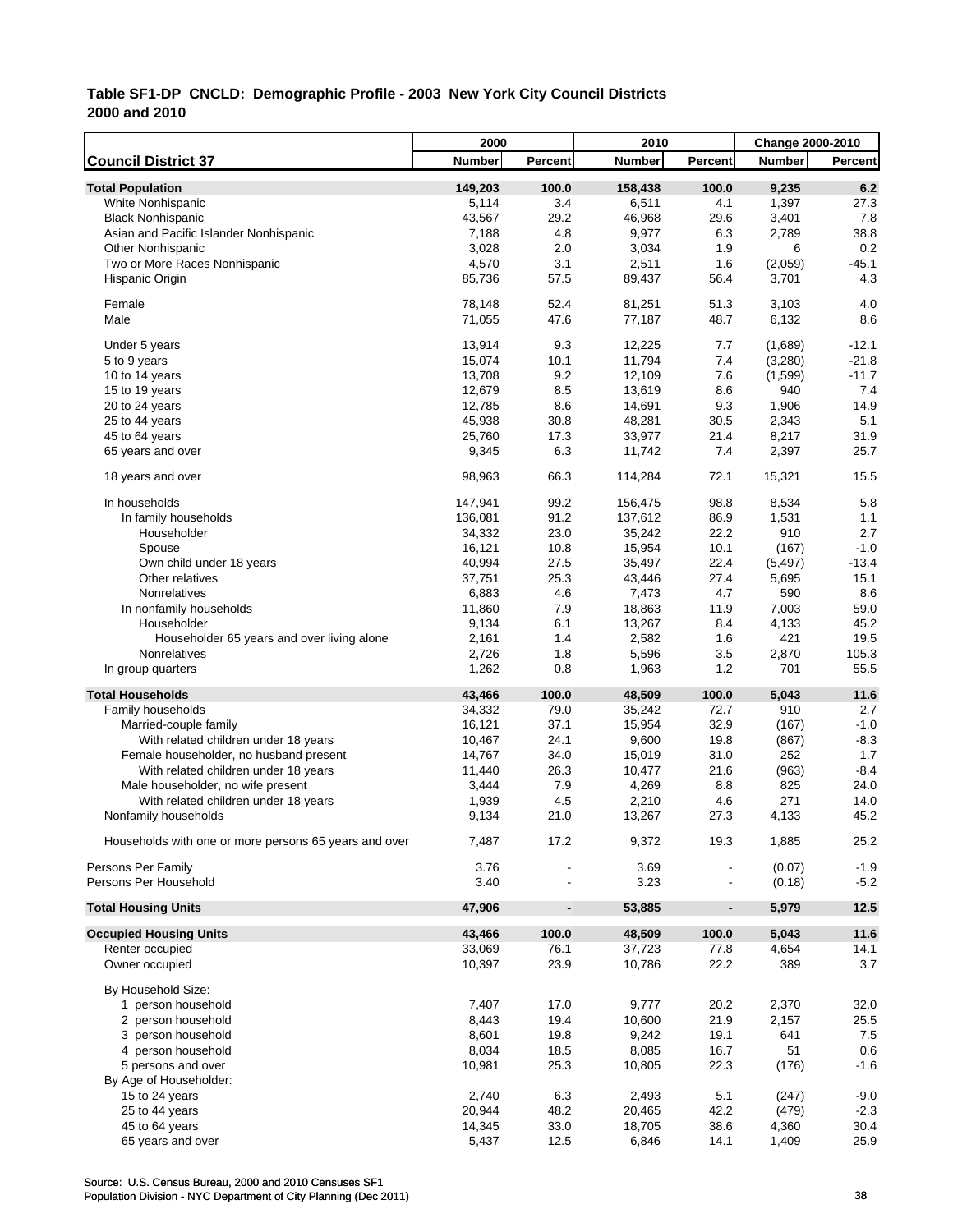**Table SF1-DP CNCLD: Demographic Profile - 2003 New York City Council Districts**
**2000 and 2010**

| Council District 37 | 2000 Number | 2000 Percent | 2010 Number | 2010 Percent | Change 2000-2010 Number | Change 2000-2010 Percent |
|---|---|---|---|---|---|---|
| **Total Population** | **149,203** | **100.0** | **158,438** | **100.0** | **9,235** | **6.2** |
| White Nonhispanic | 5,114 | 3.4 | 6,511 | 4.1 | 1,397 | 27.3 |
| Black Nonhispanic | 43,567 | 29.2 | 46,968 | 29.6 | 3,401 | 7.8 |
| Asian and Pacific Islander Nonhispanic | 7,188 | 4.8 | 9,977 | 6.3 | 2,789 | 38.8 |
| Other Nonhispanic | 3,028 | 2.0 | 3,034 | 1.9 | 6 | 0.2 |
| Two or More Races Nonhispanic | 4,570 | 3.1 | 2,511 | 1.6 | (2,059) | -45.1 |
| Hispanic Origin | 85,736 | 57.5 | 89,437 | 56.4 | 3,701 | 4.3 |
| Female | 78,148 | 52.4 | 81,251 | 51.3 | 3,103 | 4.0 |
| Male | 71,055 | 47.6 | 77,187 | 48.7 | 6,132 | 8.6 |
| Under 5 years | 13,914 | 9.3 | 12,225 | 7.7 | (1,689) | -12.1 |
| 5 to 9 years | 15,074 | 10.1 | 11,794 | 7.4 | (3,280) | -21.8 |
| 10 to 14 years | 13,708 | 9.2 | 12,109 | 7.6 | (1,599) | -11.7 |
| 15 to 19 years | 12,679 | 8.5 | 13,619 | 8.6 | 940 | 7.4 |
| 20 to 24 years | 12,785 | 8.6 | 14,691 | 9.3 | 1,906 | 14.9 |
| 25 to 44 years | 45,938 | 30.8 | 48,281 | 30.5 | 2,343 | 5.1 |
| 45 to 64 years | 25,760 | 17.3 | 33,977 | 21.4 | 8,217 | 31.9 |
| 65 years and over | 9,345 | 6.3 | 11,742 | 7.4 | 2,397 | 25.7 |
| 18 years and over | 98,963 | 66.3 | 114,284 | 72.1 | 15,321 | 15.5 |
| In households | 147,941 | 99.2 | 156,475 | 98.8 | 8,534 | 5.8 |
| In family households | 136,081 | 91.2 | 137,612 | 86.9 | 1,531 | 1.1 |
| Householder | 34,332 | 23.0 | 35,242 | 22.2 | 910 | 2.7 |
| Spouse | 16,121 | 10.8 | 15,954 | 10.1 | (167) | -1.0 |
| Own child under 18 years | 40,994 | 27.5 | 35,497 | 22.4 | (5,497) | -13.4 |
| Other relatives | 37,751 | 25.3 | 43,446 | 27.4 | 5,695 | 15.1 |
| Nonrelatives | 6,883 | 4.6 | 7,473 | 4.7 | 590 | 8.6 |
| In nonfamily households | 11,860 | 7.9 | 18,863 | 11.9 | 7,003 | 59.0 |
| Householder | 9,134 | 6.1 | 13,267 | 8.4 | 4,133 | 45.2 |
| Householder 65 years and over living alone | 2,161 | 1.4 | 2,582 | 1.6 | 421 | 19.5 |
| Nonrelatives | 2,726 | 1.8 | 5,596 | 3.5 | 2,870 | 105.3 |
| In group quarters | 1,262 | 0.8 | 1,963 | 1.2 | 701 | 55.5 |
| **Total Households** | **43,466** | **100.0** | **48,509** | **100.0** | **5,043** | **11.6** |
| Family households | 34,332 | 79.0 | 35,242 | 72.7 | 910 | 2.7 |
| Married-couple family | 16,121 | 37.1 | 15,954 | 32.9 | (167) | -1.0 |
| With related children under 18 years | 10,467 | 24.1 | 9,600 | 19.8 | (867) | -8.3 |
| Female householder, no husband present | 14,767 | 34.0 | 15,019 | 31.0 | 252 | 1.7 |
| With related children under 18 years | 11,440 | 26.3 | 10,477 | 21.6 | (963) | -8.4 |
| Male householder, no wife present | 3,444 | 7.9 | 4,269 | 8.8 | 825 | 24.0 |
| With related children under 18 years | 1,939 | 4.5 | 2,210 | 4.6 | 271 | 14.0 |
| Nonfamily households | 9,134 | 21.0 | 13,267 | 27.3 | 4,133 | 45.2 |
| Households with one or more persons 65 years and over | 7,487 | 17.2 | 9,372 | 19.3 | 1,885 | 25.2 |
| Persons Per Family | 3.76 | - | 3.69 | - | (0.07) | -1.9 |
| Persons Per Household | 3.40 | - | 3.23 | - | (0.18) | -5.2 |
| **Total Housing Units** | **47,906** | **-** | **53,885** | **-** | **5,979** | **12.5** |
| **Occupied Housing Units** | **43,466** | **100.0** | **48,509** | **100.0** | **5,043** | **11.6** |
| Renter occupied | 33,069 | 76.1 | 37,723 | 77.8 | 4,654 | 14.1 |
| Owner occupied | 10,397 | 23.9 | 10,786 | 22.2 | 389 | 3.7 |
| By Household Size: | | | | | | |
| 1 person household | 7,407 | 17.0 | 9,777 | 20.2 | 2,370 | 32.0 |
| 2 person household | 8,443 | 19.4 | 10,600 | 21.9 | 2,157 | 25.5 |
| 3 person household | 8,601 | 19.8 | 9,242 | 19.1 | 641 | 7.5 |
| 4 person household | 8,034 | 18.5 | 8,085 | 16.7 | 51 | 0.6 |
| 5 persons and over | 10,981 | 25.3 | 10,805 | 22.3 | (176) | -1.6 |
| By Age of Householder: | | | | | | |
| 15 to 24 years | 2,740 | 6.3 | 2,493 | 5.1 | (247) | -9.0 |
| 25 to 44 years | 20,944 | 48.2 | 20,465 | 42.2 | (479) | -2.3 |
| 45 to 64 years | 14,345 | 33.0 | 18,705 | 38.6 | 4,360 | 30.4 |
| 65 years and over | 5,437 | 12.5 | 6,846 | 14.1 | 1,409 | 25.9 |

Source: U.S. Census Bureau, 2000 and 2010 Censuses SF1
Population Division - NYC Department of City Planning (Dec 2011)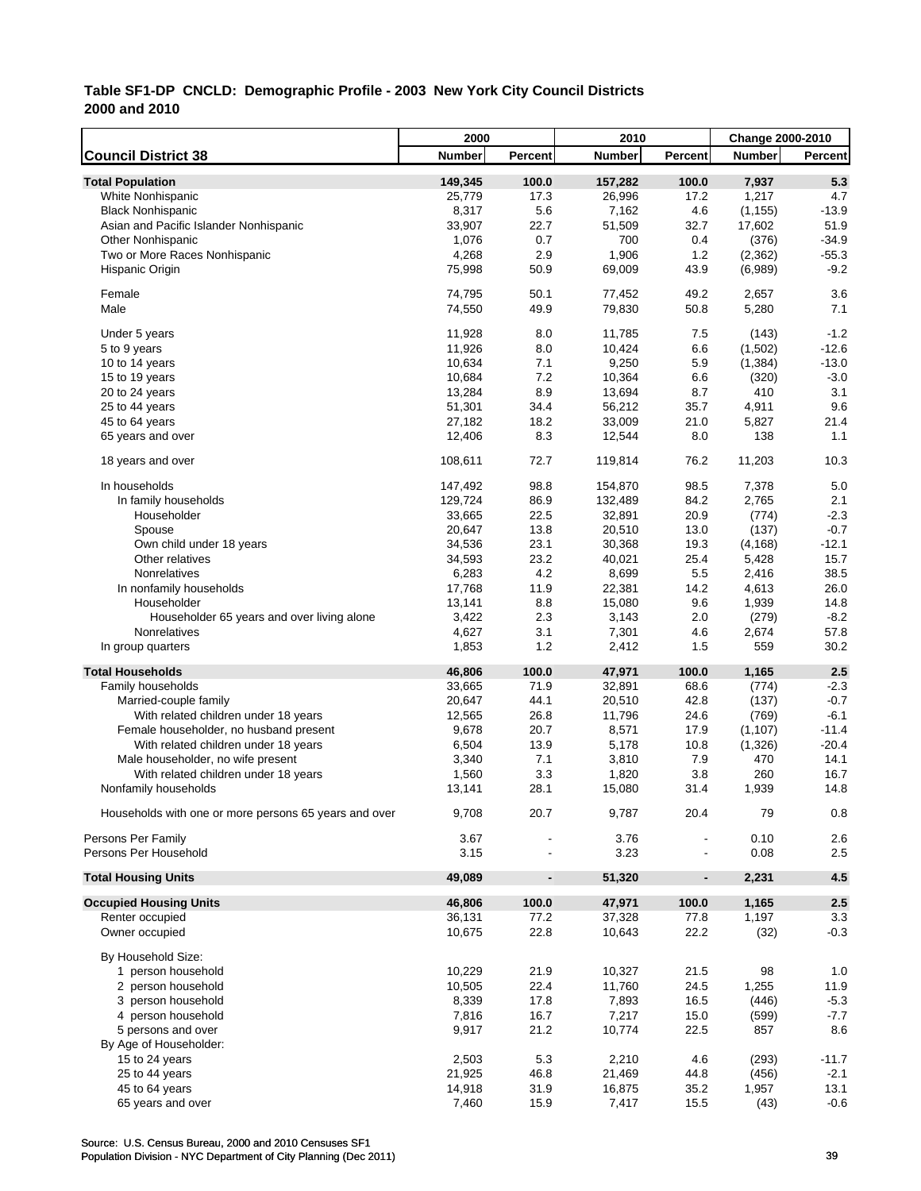**Table SF1-DP CNCLD: Demographic Profile - 2003 New York City Council Districts**
**2000 and 2010**

| Council District 38 | 2000 Number | 2000 Percent | 2010 Number | 2010 Percent | Change 2000-2010 Number | Change 2000-2010 Percent |
|---|---|---|---|---|---|---|
| **Total Population** | **149,345** | **100.0** | **157,282** | **100.0** | **7,937** | **5.3** |
| White Nonhispanic | 25,779 | 17.3 | 26,996 | 17.2 | 1,217 | 4.7 |
| Black Nonhispanic | 8,317 | 5.6 | 7,162 | 4.6 | (1,155) | -13.9 |
| Asian and Pacific Islander Nonhispanic | 33,907 | 22.7 | 51,509 | 32.7 | 17,602 | 51.9 |
| Other Nonhispanic | 1,076 | 0.7 | 700 | 0.4 | (376) | -34.9 |
| Two or More Races Nonhispanic | 4,268 | 2.9 | 1,906 | 1.2 | (2,362) | -55.3 |
| Hispanic Origin | 75,998 | 50.9 | 69,009 | 43.9 | (6,989) | -9.2 |
| Female | 74,795 | 50.1 | 77,452 | 49.2 | 2,657 | 3.6 |
| Male | 74,550 | 49.9 | 79,830 | 50.8 | 5,280 | 7.1 |
| Under 5 years | 11,928 | 8.0 | 11,785 | 7.5 | (143) | -1.2 |
| 5 to 9 years | 11,926 | 8.0 | 10,424 | 6.6 | (1,502) | -12.6 |
| 10 to 14 years | 10,634 | 7.1 | 9,250 | 5.9 | (1,384) | -13.0 |
| 15 to 19 years | 10,684 | 7.2 | 10,364 | 6.6 | (320) | -3.0 |
| 20 to 24 years | 13,284 | 8.9 | 13,694 | 8.7 | 410 | 3.1 |
| 25 to 44 years | 51,301 | 34.4 | 56,212 | 35.7 | 4,911 | 9.6 |
| 45 to 64 years | 27,182 | 18.2 | 33,009 | 21.0 | 5,827 | 21.4 |
| 65 years and over | 12,406 | 8.3 | 12,544 | 8.0 | 138 | 1.1 |
| 18 years and over | 108,611 | 72.7 | 119,814 | 76.2 | 11,203 | 10.3 |
| In households | 147,492 | 98.8 | 154,870 | 98.5 | 7,378 | 5.0 |
| In family households | 129,724 | 86.9 | 132,489 | 84.2 | 2,765 | 2.1 |
| Householder | 33,665 | 22.5 | 32,891 | 20.9 | (774) | -2.3 |
| Spouse | 20,647 | 13.8 | 20,510 | 13.0 | (137) | -0.7 |
| Own child under 18 years | 34,536 | 23.1 | 30,368 | 19.3 | (4,168) | -12.1 |
| Other relatives | 34,593 | 23.2 | 40,021 | 25.4 | 5,428 | 15.7 |
| Nonrelatives | 6,283 | 4.2 | 8,699 | 5.5 | 2,416 | 38.5 |
| In nonfamily households | 17,768 | 11.9 | 22,381 | 14.2 | 4,613 | 26.0 |
| Householder | 13,141 | 8.8 | 15,080 | 9.6 | 1,939 | 14.8 |
| Householder 65 years and over living alone | 3,422 | 2.3 | 3,143 | 2.0 | (279) | -8.2 |
| Nonrelatives | 4,627 | 3.1 | 7,301 | 4.6 | 2,674 | 57.8 |
| In group quarters | 1,853 | 1.2 | 2,412 | 1.5 | 559 | 30.2 |
| **Total Households** | **46,806** | **100.0** | **47,971** | **100.0** | **1,165** | **2.5** |
| Family households | 33,665 | 71.9 | 32,891 | 68.6 | (774) | -2.3 |
| Married-couple family | 20,647 | 44.1 | 20,510 | 42.8 | (137) | -0.7 |
| With related children under 18 years | 12,565 | 26.8 | 11,796 | 24.6 | (769) | -6.1 |
| Female householder, no husband present | 9,678 | 20.7 | 8,571 | 17.9 | (1,107) | -11.4 |
| With related children under 18 years | 6,504 | 13.9 | 5,178 | 10.8 | (1,326) | -20.4 |
| Male householder, no wife present | 3,340 | 7.1 | 3,810 | 7.9 | 470 | 14.1 |
| With related children under 18 years | 1,560 | 3.3 | 1,820 | 3.8 | 260 | 16.7 |
| Nonfamily households | 13,141 | 28.1 | 15,080 | 31.4 | 1,939 | 14.8 |
| Households with one or more persons 65 years and over | 9,708 | 20.7 | 9,787 | 20.4 | 79 | 0.8 |
| Persons Per Family | 3.67 | - | 3.76 | - | 0.10 | 2.6 |
| Persons Per Household | 3.15 | - | 3.23 | - | 0.08 | 2.5 |
| **Total Housing Units** | **49,089** | **-** | **51,320** | **-** | **2,231** | **4.5** |
| **Occupied Housing Units** | **46,806** | **100.0** | **47,971** | **100.0** | **1,165** | **2.5** |
| Renter occupied | 36,131 | 77.2 | 37,328 | 77.8 | 1,197 | 3.3 |
| Owner occupied | 10,675 | 22.8 | 10,643 | 22.2 | (32) | -0.3 |
| By Household Size: | | | | | | |
| 1 person household | 10,229 | 21.9 | 10,327 | 21.5 | 98 | 1.0 |
| 2 person household | 10,505 | 22.4 | 11,760 | 24.5 | 1,255 | 11.9 |
| 3 person household | 8,339 | 17.8 | 7,893 | 16.5 | (446) | -5.3 |
| 4 person household | 7,816 | 16.7 | 7,217 | 15.0 | (599) | -7.7 |
| 5 persons and over | 9,917 | 21.2 | 10,774 | 22.5 | 857 | 8.6 |
| By Age of Householder: | | | | | | |
| 15 to 24 years | 2,503 | 5.3 | 2,210 | 4.6 | (293) | -11.7 |
| 25 to 44 years | 21,925 | 46.8 | 21,469 | 44.8 | (456) | -2.1 |
| 45 to 64 years | 14,918 | 31.9 | 16,875 | 35.2 | 1,957 | 13.1 |
| 65 years and over | 7,460 | 15.9 | 7,417 | 15.5 | (43) | -0.6 |

Source: U.S. Census Bureau, 2000 and 2010 Censuses SF1
Population Division - NYC Department of City Planning (Dec 2011)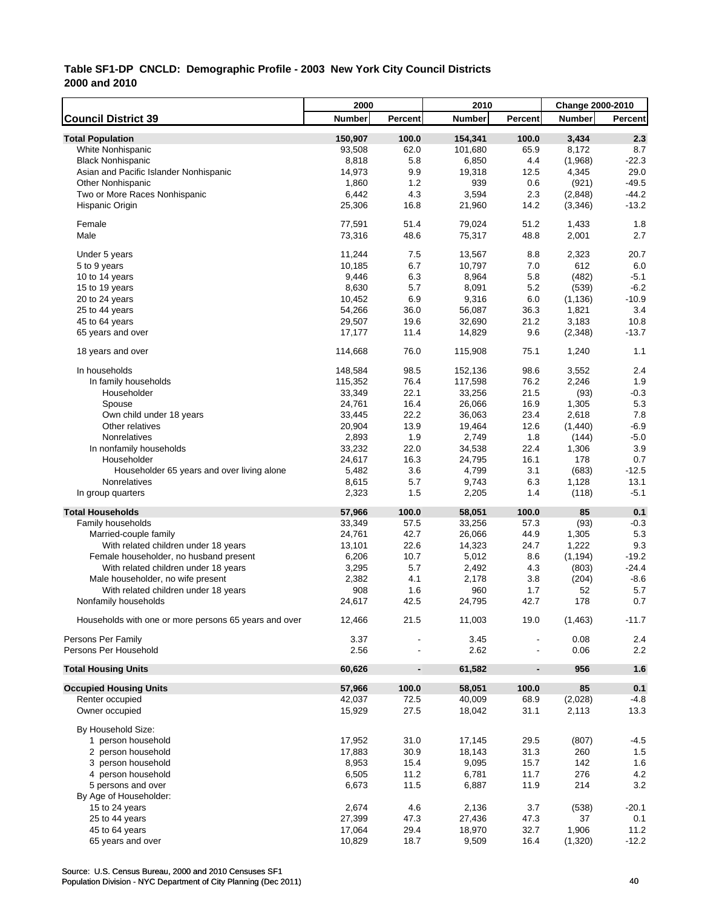**Table SF1-DP CNCLD: Demographic Profile - 2003 New York City Council Districts**
**2000 and 2010**

| Council District 39 | 2000 Number | 2000 Percent | 2010 Number | 2010 Percent | Change 2000-2010 Number | Change 2000-2010 Percent |
|---|---|---|---|---|---|---|
| **Total Population** | **150,907** | **100.0** | **154,341** | **100.0** | **3,434** | **2.3** |
| White Nonhispanic | 93,508 | 62.0 | 101,680 | 65.9 | 8,172 | 8.7 |
| Black Nonhispanic | 8,818 | 5.8 | 6,850 | 4.4 | (1,968) | -22.3 |
| Asian and Pacific Islander Nonhispanic | 14,973 | 9.9 | 19,318 | 12.5 | 4,345 | 29.0 |
| Other Nonhispanic | 1,860 | 1.2 | 939 | 0.6 | (921) | -49.5 |
| Two or More Races Nonhispanic | 6,442 | 4.3 | 3,594 | 2.3 | (2,848) | -44.2 |
| Hispanic Origin | 25,306 | 16.8 | 21,960 | 14.2 | (3,346) | -13.2 |
| Female | 77,591 | 51.4 | 79,024 | 51.2 | 1,433 | 1.8 |
| Male | 73,316 | 48.6 | 75,317 | 48.8 | 2,001 | 2.7 |
| Under 5 years | 11,244 | 7.5 | 13,567 | 8.8 | 2,323 | 20.7 |
| 5 to 9 years | 10,185 | 6.7 | 10,797 | 7.0 | 612 | 6.0 |
| 10 to 14 years | 9,446 | 6.3 | 8,964 | 5.8 | (482) | -5.1 |
| 15 to 19 years | 8,630 | 5.7 | 8,091 | 5.2 | (539) | -6.2 |
| 20 to 24 years | 10,452 | 6.9 | 9,316 | 6.0 | (1,136) | -10.9 |
| 25 to 44 years | 54,266 | 36.0 | 56,087 | 36.3 | 1,821 | 3.4 |
| 45 to 64 years | 29,507 | 19.6 | 32,690 | 21.2 | 3,183 | 10.8 |
| 65 years and over | 17,177 | 11.4 | 14,829 | 9.6 | (2,348) | -13.7 |
| 18 years and over | 114,668 | 76.0 | 115,908 | 75.1 | 1,240 | 1.1 |
| In households | 148,584 | 98.5 | 152,136 | 98.6 | 3,552 | 2.4 |
| In family households | 115,352 | 76.4 | 117,598 | 76.2 | 2,246 | 1.9 |
| Householder | 33,349 | 22.1 | 33,256 | 21.5 | (93) | -0.3 |
| Spouse | 24,761 | 16.4 | 26,066 | 16.9 | 1,305 | 5.3 |
| Own child under 18 years | 33,445 | 22.2 | 36,063 | 23.4 | 2,618 | 7.8 |
| Other relatives | 20,904 | 13.9 | 19,464 | 12.6 | (1,440) | -6.9 |
| Nonrelatives | 2,893 | 1.9 | 2,749 | 1.8 | (144) | -5.0 |
| In nonfamily households | 33,232 | 22.0 | 34,538 | 22.4 | 1,306 | 3.9 |
| Householder | 24,617 | 16.3 | 24,795 | 16.1 | 178 | 0.7 |
| Householder 65 years and over living alone | 5,482 | 3.6 | 4,799 | 3.1 | (683) | -12.5 |
| Nonrelatives | 8,615 | 5.7 | 9,743 | 6.3 | 1,128 | 13.1 |
| In group quarters | 2,323 | 1.5 | 2,205 | 1.4 | (118) | -5.1 |
| **Total Households** | **57,966** | **100.0** | **58,051** | **100.0** | **85** | **0.1** |
| Family households | 33,349 | 57.5 | 33,256 | 57.3 | (93) | -0.3 |
| Married-couple family | 24,761 | 42.7 | 26,066 | 44.9 | 1,305 | 5.3 |
| With related children under 18 years | 13,101 | 22.6 | 14,323 | 24.7 | 1,222 | 9.3 |
| Female householder, no husband present | 6,206 | 10.7 | 5,012 | 8.6 | (1,194) | -19.2 |
| With related children under 18 years | 3,295 | 5.7 | 2,492 | 4.3 | (803) | -24.4 |
| Male householder, no wife present | 2,382 | 4.1 | 2,178 | 3.8 | (204) | -8.6 |
| With related children under 18 years | 908 | 1.6 | 960 | 1.7 | 52 | 5.7 |
| Nonfamily households | 24,617 | 42.5 | 24,795 | 42.7 | 178 | 0.7 |
| Households with one or more persons 65 years and over | 12,466 | 21.5 | 11,003 | 19.0 | (1,463) | -11.7 |
| Persons Per Family | 3.37 | - | 3.45 | - | 0.08 | 2.4 |
| Persons Per Household | 2.56 | - | 2.62 | - | 0.06 | 2.2 |
| **Total Housing Units** | **60,626** | **-** | **61,582** | **-** | **956** | **1.6** |
| **Occupied Housing Units** | **57,966** | **100.0** | **58,051** | **100.0** | **85** | **0.1** |
| Renter occupied | 42,037 | 72.5 | 40,009 | 68.9 | (2,028) | -4.8 |
| Owner occupied | 15,929 | 27.5 | 18,042 | 31.1 | 2,113 | 13.3 |
| By Household Size: | | | | | | |
| 1 person household | 17,952 | 31.0 | 17,145 | 29.5 | (807) | -4.5 |
| 2 person household | 17,883 | 30.9 | 18,143 | 31.3 | 260 | 1.5 |
| 3 person household | 8,953 | 15.4 | 9,095 | 15.7 | 142 | 1.6 |
| 4 person household | 6,505 | 11.2 | 6,781 | 11.7 | 276 | 4.2 |
| 5 persons and over | 6,673 | 11.5 | 6,887 | 11.9 | 214 | 3.2 |
| By Age of Householder: | | | | | | |
| 15 to 24 years | 2,674 | 4.6 | 2,136 | 3.7 | (538) | -20.1 |
| 25 to 44 years | 27,399 | 47.3 | 27,436 | 47.3 | 37 | 0.1 |
| 45 to 64 years | 17,064 | 29.4 | 18,970 | 32.7 | 1,906 | 11.2 |
| 65 years and over | 10,829 | 18.7 | 9,509 | 16.4 | (1,320) | -12.2 |

Source: U.S. Census Bureau, 2000 and 2010 Censuses SF1
Population Division - NYC Department of City Planning (Dec 2011)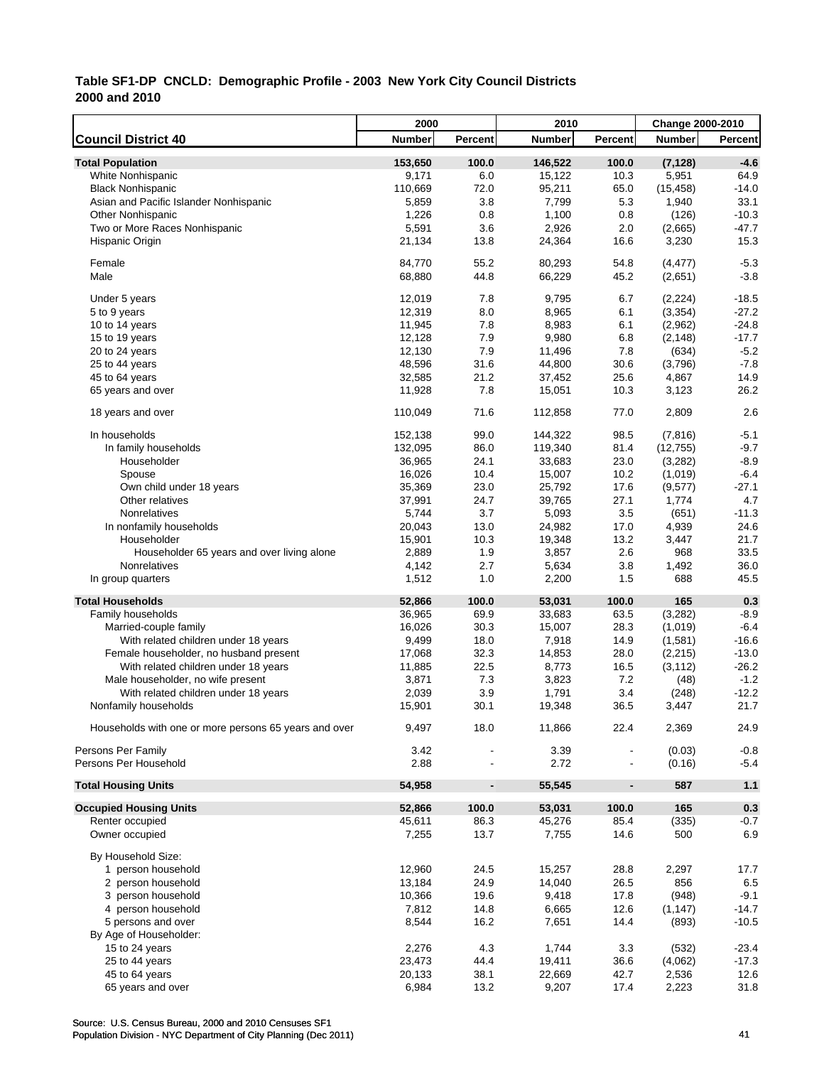**Table SF1-DP CNCLD: Demographic Profile - 2003 New York City Council Districts 2000 and 2010**

| Council District 40 | 2000 Number | 2000 Percent | 2010 Number | 2010 Percent | Change 2000-2010 Number | Change 2000-2010 Percent |
|---|---|---|---|---|---|---|
| **Total Population** | **153,650** | **100.0** | **146,522** | **100.0** | **(7,128)** | **-4.6** |
| White Nonhispanic | 9,171 | 6.0 | 15,122 | 10.3 | 5,951 | 64.9 |
| Black Nonhispanic | 110,669 | 72.0 | 95,211 | 65.0 | (15,458) | -14.0 |
| Asian and Pacific Islander Nonhispanic | 5,859 | 3.8 | 7,799 | 5.3 | 1,940 | 33.1 |
| Other Nonhispanic | 1,226 | 0.8 | 1,100 | 0.8 | (126) | -10.3 |
| Two or More Races Nonhispanic | 5,591 | 3.6 | 2,926 | 2.0 | (2,665) | -47.7 |
| Hispanic Origin | 21,134 | 13.8 | 24,364 | 16.6 | 3,230 | 15.3 |
| Female | 84,770 | 55.2 | 80,293 | 54.8 | (4,477) | -5.3 |
| Male | 68,880 | 44.8 | 66,229 | 45.2 | (2,651) | -3.8 |
| Under 5 years | 12,019 | 7.8 | 9,795 | 6.7 | (2,224) | -18.5 |
| 5 to 9 years | 12,319 | 8.0 | 8,965 | 6.1 | (3,354) | -27.2 |
| 10 to 14 years | 11,945 | 7.8 | 8,983 | 6.1 | (2,962) | -24.8 |
| 15 to 19 years | 12,128 | 7.9 | 9,980 | 6.8 | (2,148) | -17.7 |
| 20 to 24 years | 12,130 | 7.9 | 11,496 | 7.8 | (634) | -5.2 |
| 25 to 44 years | 48,596 | 31.6 | 44,800 | 30.6 | (3,796) | -7.8 |
| 45 to 64 years | 32,585 | 21.2 | 37,452 | 25.6 | 4,867 | 14.9 |
| 65 years and over | 11,928 | 7.8 | 15,051 | 10.3 | 3,123 | 26.2 |
| 18 years and over | 110,049 | 71.6 | 112,858 | 77.0 | 2,809 | 2.6 |
| In households | 152,138 | 99.0 | 144,322 | 98.5 | (7,816) | -5.1 |
| In family households | 132,095 | 86.0 | 119,340 | 81.4 | (12,755) | -9.7 |
| Householder | 36,965 | 24.1 | 33,683 | 23.0 | (3,282) | -8.9 |
| Spouse | 16,026 | 10.4 | 15,007 | 10.2 | (1,019) | -6.4 |
| Own child under 18 years | 35,369 | 23.0 | 25,792 | 17.6 | (9,577) | -27.1 |
| Other relatives | 37,991 | 24.7 | 39,765 | 27.1 | 1,774 | 4.7 |
| Nonrelatives | 5,744 | 3.7 | 5,093 | 3.5 | (651) | -11.3 |
| In nonfamily households | 20,043 | 13.0 | 24,982 | 17.0 | 4,939 | 24.6 |
| Householder | 15,901 | 10.3 | 19,348 | 13.2 | 3,447 | 21.7 |
| Householder 65 years and over living alone | 2,889 | 1.9 | 3,857 | 2.6 | 968 | 33.5 |
| Nonrelatives | 4,142 | 2.7 | 5,634 | 3.8 | 1,492 | 36.0 |
| In group quarters | 1,512 | 1.0 | 2,200 | 1.5 | 688 | 45.5 |
| **Total Households** | **52,866** | **100.0** | **53,031** | **100.0** | **165** | **0.3** |
| Family households | 36,965 | 69.9 | 33,683 | 63.5 | (3,282) | -8.9 |
| Married-couple family | 16,026 | 30.3 | 15,007 | 28.3 | (1,019) | -6.4 |
| With related children under 18 years | 9,499 | 18.0 | 7,918 | 14.9 | (1,581) | -16.6 |
| Female householder, no husband present | 17,068 | 32.3 | 14,853 | 28.0 | (2,215) | -13.0 |
| With related children under 18 years | 11,885 | 22.5 | 8,773 | 16.5 | (3,112) | -26.2 |
| Male householder, no wife present | 3,871 | 7.3 | 3,823 | 7.2 | (48) | -1.2 |
| With related children under 18 years | 2,039 | 3.9 | 1,791 | 3.4 | (248) | -12.2 |
| Nonfamily households | 15,901 | 30.1 | 19,348 | 36.5 | 3,447 | 21.7 |
| Households with one or more persons 65 years and over | 9,497 | 18.0 | 11,866 | 22.4 | 2,369 | 24.9 |
| Persons Per Family | 3.42 | - | 3.39 | - | (0.03) | -0.8 |
| Persons Per Household | 2.88 | - | 2.72 | - | (0.16) | -5.4 |
| **Total Housing Units** | **54,958** | **-** | **55,545** | **-** | **587** | **1.1** |
| **Occupied Housing Units** | **52,866** | **100.0** | **53,031** | **100.0** | **165** | **0.3** |
| Renter occupied | 45,611 | 86.3 | 45,276 | 85.4 | (335) | -0.7 |
| Owner occupied | 7,255 | 13.7 | 7,755 | 14.6 | 500 | 6.9 |
| By Household Size: | | | | | | |
| 1 person household | 12,960 | 24.5 | 15,257 | 28.8 | 2,297 | 17.7 |
| 2 person household | 13,184 | 24.9 | 14,040 | 26.5 | 856 | 6.5 |
| 3 person household | 10,366 | 19.6 | 9,418 | 17.8 | (948) | -9.1 |
| 4 person household | 7,812 | 14.8 | 6,665 | 12.6 | (1,147) | -14.7 |
| 5 persons and over | 8,544 | 16.2 | 7,651 | 14.4 | (893) | -10.5 |
| By Age of Householder: | | | | | | |
| 15 to 24 years | 2,276 | 4.3 | 1,744 | 3.3 | (532) | -23.4 |
| 25 to 44 years | 23,473 | 44.4 | 19,411 | 36.6 | (4,062) | -17.3 |
| 45 to 64 years | 20,133 | 38.1 | 22,669 | 42.7 | 2,536 | 12.6 |
| 65 years and over | 6,984 | 13.2 | 9,207 | 17.4 | 2,223 | 31.8 |

Source: U.S. Census Bureau, 2000 and 2010 Censuses SF1
Population Division - NYC Department of City Planning (Dec 2011)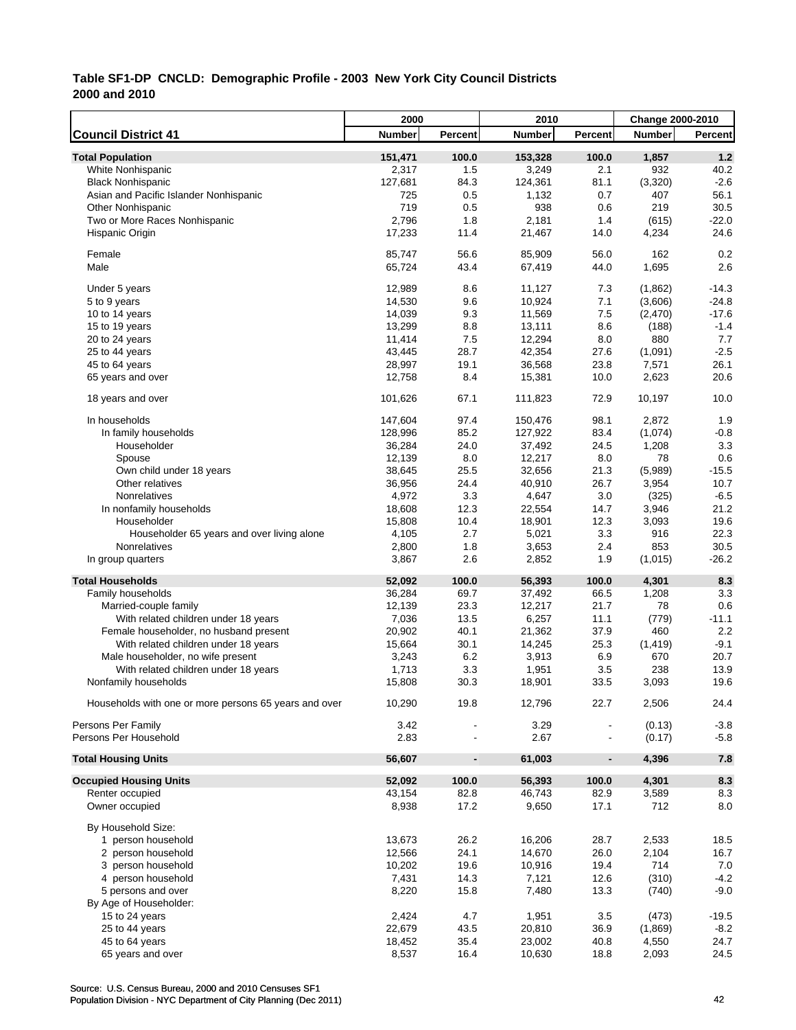## Table SF1-DP CNCLD: Demographic Profile - 2003 New York City Council Districts 2000 and 2010

| Council District 41 | 2000 Number | 2000 Percent | 2010 Number | 2010 Percent | Change 2000-2010 Number | Change 2000-2010 Percent |
|---|---|---|---|---|---|---|
| **Total Population** | **151,471** | **100.0** | **153,328** | **100.0** | **1,857** | **1.2** |
| White Nonhispanic | 2,317 | 1.5 | 3,249 | 2.1 | 932 | 40.2 |
| Black Nonhispanic | 127,681 | 84.3 | 124,361 | 81.1 | (3,320) | -2.6 |
| Asian and Pacific Islander Nonhispanic | 725 | 0.5 | 1,132 | 0.7 | 407 | 56.1 |
| Other Nonhispanic | 719 | 0.5 | 938 | 0.6 | 219 | 30.5 |
| Two or More Races Nonhispanic | 2,796 | 1.8 | 2,181 | 1.4 | (615) | -22.0 |
| Hispanic Origin | 17,233 | 11.4 | 21,467 | 14.0 | 4,234 | 24.6 |
| Female | 85,747 | 56.6 | 85,909 | 56.0 | 162 | 0.2 |
| Male | 65,724 | 43.4 | 67,419 | 44.0 | 1,695 | 2.6 |
| Under 5 years | 12,989 | 8.6 | 11,127 | 7.3 | (1,862) | -14.3 |
| 5 to 9 years | 14,530 | 9.6 | 10,924 | 7.1 | (3,606) | -24.8 |
| 10 to 14 years | 14,039 | 9.3 | 11,569 | 7.5 | (2,470) | -17.6 |
| 15 to 19 years | 13,299 | 8.8 | 13,111 | 8.6 | (188) | -1.4 |
| 20 to 24 years | 11,414 | 7.5 | 12,294 | 8.0 | 880 | 7.7 |
| 25 to 44 years | 43,445 | 28.7 | 42,354 | 27.6 | (1,091) | -2.5 |
| 45 to 64 years | 28,997 | 19.1 | 36,568 | 23.8 | 7,571 | 26.1 |
| 65 years and over | 12,758 | 8.4 | 15,381 | 10.0 | 2,623 | 20.6 |
| 18 years and over | 101,626 | 67.1 | 111,823 | 72.9 | 10,197 | 10.0 |
| In households | 147,604 | 97.4 | 150,476 | 98.1 | 2,872 | 1.9 |
| In family households | 128,996 | 85.2 | 127,922 | 83.4 | (1,074) | -0.8 |
| Householder | 36,284 | 24.0 | 37,492 | 24.5 | 1,208 | 3.3 |
| Spouse | 12,139 | 8.0 | 12,217 | 8.0 | 78 | 0.6 |
| Own child under 18 years | 38,645 | 25.5 | 32,656 | 21.3 | (5,989) | -15.5 |
| Other relatives | 36,956 | 24.4 | 40,910 | 26.7 | 3,954 | 10.7 |
| Nonrelatives | 4,972 | 3.3 | 4,647 | 3.0 | (325) | -6.5 |
| In nonfamily households | 18,608 | 12.3 | 22,554 | 14.7 | 3,946 | 21.2 |
| Householder | 15,808 | 10.4 | 18,901 | 12.3 | 3,093 | 19.6 |
| Householder 65 years and over living alone | 4,105 | 2.7 | 5,021 | 3.3 | 916 | 22.3 |
| Nonrelatives | 2,800 | 1.8 | 3,653 | 2.4 | 853 | 30.5 |
| In group quarters | 3,867 | 2.6 | 2,852 | 1.9 | (1,015) | -26.2 |
| **Total Households** | **52,092** | **100.0** | **56,393** | **100.0** | **4,301** | **8.3** |
| Family households | 36,284 | 69.7 | 37,492 | 66.5 | 1,208 | 3.3 |
| Married-couple family | 12,139 | 23.3 | 12,217 | 21.7 | 78 | 0.6 |
| With related children under 18 years | 7,036 | 13.5 | 6,257 | 11.1 | (779) | -11.1 |
| Female householder, no husband present | 20,902 | 40.1 | 21,362 | 37.9 | 460 | 2.2 |
| With related children under 18 years | 15,664 | 30.1 | 14,245 | 25.3 | (1,419) | -9.1 |
| Male householder, no wife present | 3,243 | 6.2 | 3,913 | 6.9 | 670 | 20.7 |
| With related children under 18 years | 1,713 | 3.3 | 1,951 | 3.5 | 238 | 13.9 |
| Nonfamily households | 15,808 | 30.3 | 18,901 | 33.5 | 3,093 | 19.6 |
| Households with one or more persons 65 years and over | 10,290 | 19.8 | 12,796 | 22.7 | 2,506 | 24.4 |
| Persons Per Family | 3.42 | - | 3.29 | - | (0.13) | -3.8 |
| Persons Per Household | 2.83 | - | 2.67 | - | (0.17) | -5.8 |
| **Total Housing Units** | **56,607** | **-** | **61,003** | **-** | **4,396** | **7.8** |
| **Occupied Housing Units** | **52,092** | **100.0** | **56,393** | **100.0** | **4,301** | **8.3** |
| Renter occupied | 43,154 | 82.8 | 46,743 | 82.9 | 3,589 | 8.3 |
| Owner occupied | 8,938 | 17.2 | 9,650 | 17.1 | 712 | 8.0 |
| By Household Size: | | | | | | |
| 1 person household | 13,673 | 26.2 | 16,206 | 28.7 | 2,533 | 18.5 |
| 2 person household | 12,566 | 24.1 | 14,670 | 26.0 | 2,104 | 16.7 |
| 3 person household | 10,202 | 19.6 | 10,916 | 19.4 | 714 | 7.0 |
| 4 person household | 7,431 | 14.3 | 7,121 | 12.6 | (310) | -4.2 |
| 5 persons and over | 8,220 | 15.8 | 7,480 | 13.3 | (740) | -9.0 |
| By Age of Householder: | | | | | | |
| 15 to 24 years | 2,424 | 4.7 | 1,951 | 3.5 | (473) | -19.5 |
| 25 to 44 years | 22,679 | 43.5 | 20,810 | 36.9 | (1,869) | -8.2 |
| 45 to 64 years | 18,452 | 35.4 | 23,002 | 40.8 | 4,550 | 24.7 |
| 65 years and over | 8,537 | 16.4 | 10,630 | 18.8 | 2,093 | 24.5 |

Source: U.S. Census Bureau, 2000 and 2010 Censuses SF1
Population Division - NYC Department of City Planning (Dec 2011)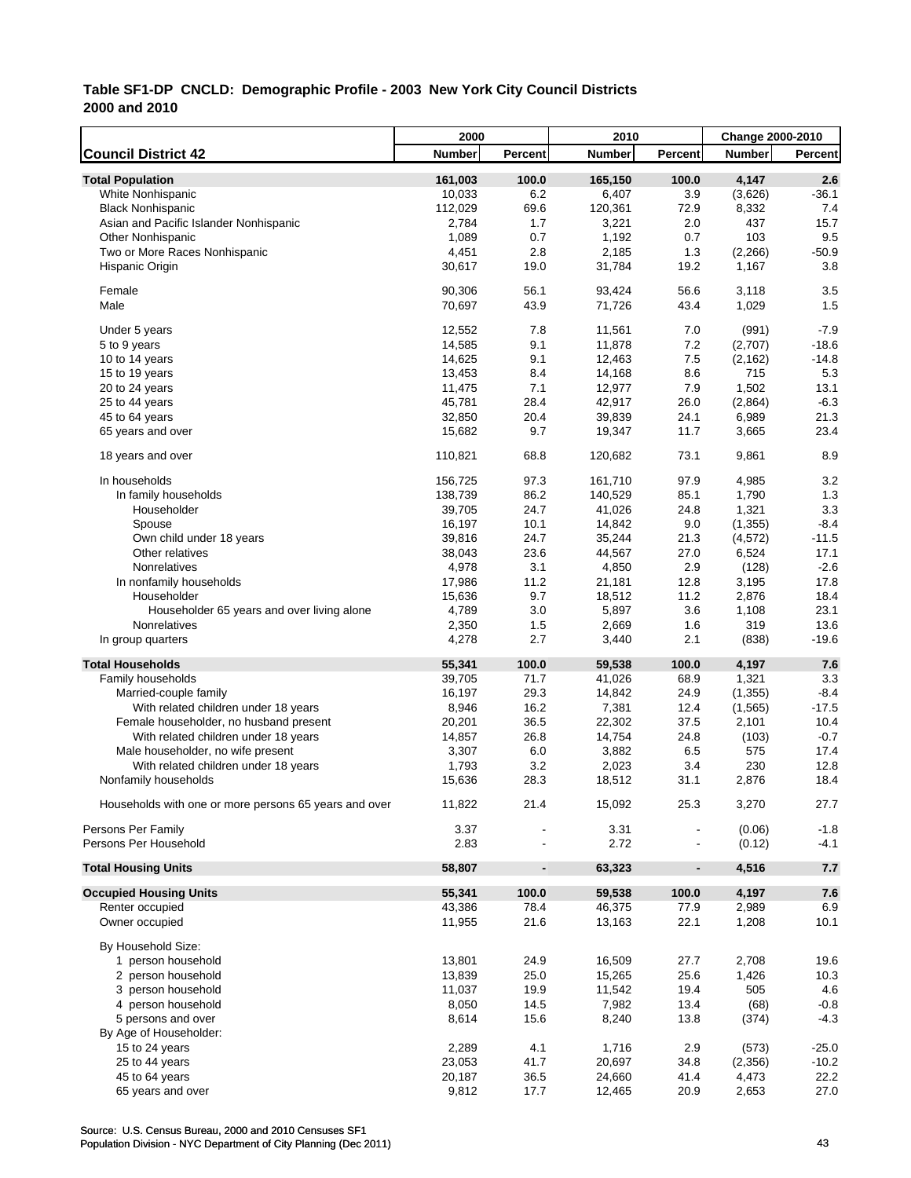**Table SF1-DP CNCLD: Demographic Profile - 2003 New York City Council Districts**
**2000 and 2010**

| Council District 42 | 2000 Number | 2000 Percent | 2010 Number | 2010 Percent | Change 2000-2010 Number | Change 2000-2010 Percent |
|---|---|---|---|---|---|---|
| **Total Population** | **161,003** | **100.0** | **165,150** | **100.0** | **4,147** | **2.6** |
| White Nonhispanic | 10,033 | 6.2 | 6,407 | 3.9 | (3,626) | -36.1 |
| Black Nonhispanic | 112,029 | 69.6 | 120,361 | 72.9 | 8,332 | 7.4 |
| Asian and Pacific Islander Nonhispanic | 2,784 | 1.7 | 3,221 | 2.0 | 437 | 15.7 |
| Other Nonhispanic | 1,089 | 0.7 | 1,192 | 0.7 | 103 | 9.5 |
| Two or More Races Nonhispanic | 4,451 | 2.8 | 2,185 | 1.3 | (2,266) | -50.9 |
| Hispanic Origin | 30,617 | 19.0 | 31,784 | 19.2 | 1,167 | 3.8 |
| Female | 90,306 | 56.1 | 93,424 | 56.6 | 3,118 | 3.5 |
| Male | 70,697 | 43.9 | 71,726 | 43.4 | 1,029 | 1.5 |
| Under 5 years | 12,552 | 7.8 | 11,561 | 7.0 | (991) | -7.9 |
| 5 to 9 years | 14,585 | 9.1 | 11,878 | 7.2 | (2,707) | -18.6 |
| 10 to 14 years | 14,625 | 9.1 | 12,463 | 7.5 | (2,162) | -14.8 |
| 15 to 19 years | 13,453 | 8.4 | 14,168 | 8.6 | 715 | 5.3 |
| 20 to 24 years | 11,475 | 7.1 | 12,977 | 7.9 | 1,502 | 13.1 |
| 25 to 44 years | 45,781 | 28.4 | 42,917 | 26.0 | (2,864) | -6.3 |
| 45 to 64 years | 32,850 | 20.4 | 39,839 | 24.1 | 6,989 | 21.3 |
| 65 years and over | 15,682 | 9.7 | 19,347 | 11.7 | 3,665 | 23.4 |
| 18 years and over | 110,821 | 68.8 | 120,682 | 73.1 | 9,861 | 8.9 |
| In households | 156,725 | 97.3 | 161,710 | 97.9 | 4,985 | 3.2 |
| In family households | 138,739 | 86.2 | 140,529 | 85.1 | 1,790 | 1.3 |
| Householder | 39,705 | 24.7 | 41,026 | 24.8 | 1,321 | 3.3 |
| Spouse | 16,197 | 10.1 | 14,842 | 9.0 | (1,355) | -8.4 |
| Own child under 18 years | 39,816 | 24.7 | 35,244 | 21.3 | (4,572) | -11.5 |
| Other relatives | 38,043 | 23.6 | 44,567 | 27.0 | 6,524 | 17.1 |
| Nonrelatives | 4,978 | 3.1 | 4,850 | 2.9 | (128) | -2.6 |
| In nonfamily households | 17,986 | 11.2 | 21,181 | 12.8 | 3,195 | 17.8 |
| Householder | 15,636 | 9.7 | 18,512 | 11.2 | 2,876 | 18.4 |
| Householder 65 years and over living alone | 4,789 | 3.0 | 5,897 | 3.6 | 1,108 | 23.1 |
| Nonrelatives | 2,350 | 1.5 | 2,669 | 1.6 | 319 | 13.6 |
| In group quarters | 4,278 | 2.7 | 3,440 | 2.1 | (838) | -19.6 |
| **Total Households** | **55,341** | **100.0** | **59,538** | **100.0** | **4,197** | **7.6** |
| Family households | 39,705 | 71.7 | 41,026 | 68.9 | 1,321 | 3.3 |
| Married-couple family | 16,197 | 29.3 | 14,842 | 24.9 | (1,355) | -8.4 |
| With related children under 18 years | 8,946 | 16.2 | 7,381 | 12.4 | (1,565) | -17.5 |
| Female householder, no husband present | 20,201 | 36.5 | 22,302 | 37.5 | 2,101 | 10.4 |
| With related children under 18 years | 14,857 | 26.8 | 14,754 | 24.8 | (103) | -0.7 |
| Male householder, no wife present | 3,307 | 6.0 | 3,882 | 6.5 | 575 | 17.4 |
| With related children under 18 years | 1,793 | 3.2 | 2,023 | 3.4 | 230 | 12.8 |
| Nonfamily households | 15,636 | 28.3 | 18,512 | 31.1 | 2,876 | 18.4 |
| Households with one or more persons 65 years and over | 11,822 | 21.4 | 15,092 | 25.3 | 3,270 | 27.7 |
| Persons Per Family | 3.37 | - | 3.31 | - | (0.06) | -1.8 |
| Persons Per Household | 2.83 | - | 2.72 | - | (0.12) | -4.1 |
| **Total Housing Units** | **58,807** | **-** | **63,323** | **-** | **4,516** | **7.7** |
| **Occupied Housing Units** | **55,341** | **100.0** | **59,538** | **100.0** | **4,197** | **7.6** |
| Renter occupied | 43,386 | 78.4 | 46,375 | 77.9 | 2,989 | 6.9 |
| Owner occupied | 11,955 | 21.6 | 13,163 | 22.1 | 1,208 | 10.1 |
| By Household Size: | | | | | | |
| 1 person household | 13,801 | 24.9 | 16,509 | 27.7 | 2,708 | 19.6 |
| 2 person household | 13,839 | 25.0 | 15,265 | 25.6 | 1,426 | 10.3 |
| 3 person household | 11,037 | 19.9 | 11,542 | 19.4 | 505 | 4.6 |
| 4 person household | 8,050 | 14.5 | 7,982 | 13.4 | (68) | -0.8 |
| 5 persons and over | 8,614 | 15.6 | 8,240 | 13.8 | (374) | -4.3 |
| By Age of Householder: | | | | | | |
| 15 to 24 years | 2,289 | 4.1 | 1,716 | 2.9 | (573) | -25.0 |
| 25 to 44 years | 23,053 | 41.7 | 20,697 | 34.8 | (2,356) | -10.2 |
| 45 to 64 years | 20,187 | 36.5 | 24,660 | 41.4 | 4,473 | 22.2 |
| 65 years and over | 9,812 | 17.7 | 12,465 | 20.9 | 2,653 | 27.0 |

Source: U.S. Census Bureau, 2000 and 2010 Censuses SF1
Population Division - NYC Department of City Planning (Dec 2011)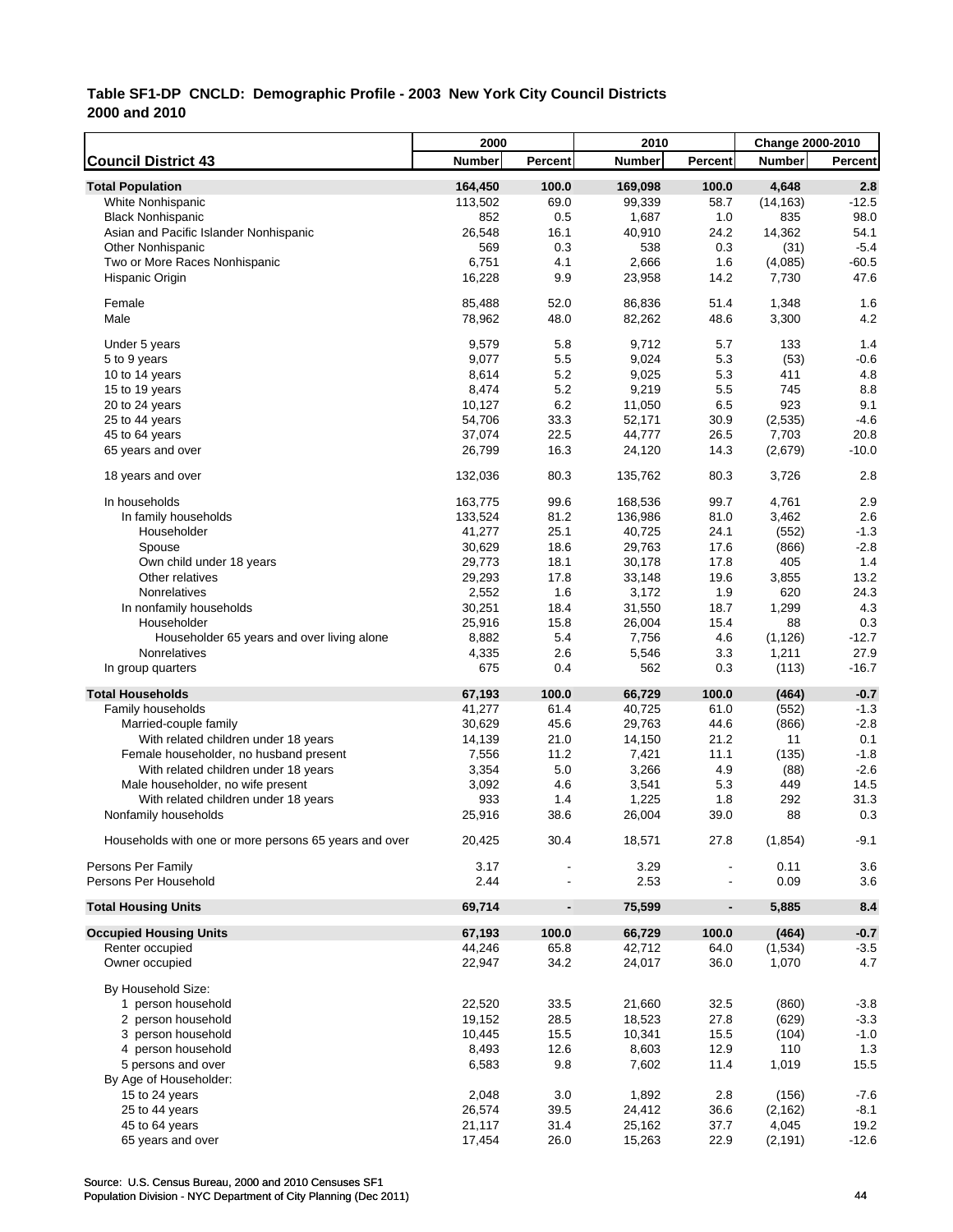**Table SF1-DP CNCLD: Demographic Profile - 2003 New York City Council Districts**
**2000 and 2010**

| | 2000 | | 2010 | | Change 2000-2010 | |
|---|---|---|---|---|---|---|
| **Council District 43** | **Number** | **Percent** | **Number** | **Percent** | **Number** | **Percent** |
| **Total Population** | **164,450** | **100.0** | **169,098** | **100.0** | **4,648** | **2.8** |
| White Nonhispanic | 113,502 | 69.0 | 99,339 | 58.7 | (14,163) | -12.5 |
| Black Nonhispanic | 852 | 0.5 | 1,687 | 1.0 | 835 | 98.0 |
| Asian and Pacific Islander Nonhispanic | 26,548 | 16.1 | 40,910 | 24.2 | 14,362 | 54.1 |
| Other Nonhispanic | 569 | 0.3 | 538 | 0.3 | (31) | -5.4 |
| Two or More Races Nonhispanic | 6,751 | 4.1 | 2,666 | 1.6 | (4,085) | -60.5 |
| Hispanic Origin | 16,228 | 9.9 | 23,958 | 14.2 | 7,730 | 47.6 |
| Female | 85,488 | 52.0 | 86,836 | 51.4 | 1,348 | 1.6 |
| Male | 78,962 | 48.0 | 82,262 | 48.6 | 3,300 | 4.2 |
| Under 5 years | 9,579 | 5.8 | 9,712 | 5.7 | 133 | 1.4 |
| 5 to 9 years | 9,077 | 5.5 | 9,024 | 5.3 | (53) | -0.6 |
| 10 to 14 years | 8,614 | 5.2 | 9,025 | 5.3 | 411 | 4.8 |
| 15 to 19 years | 8,474 | 5.2 | 9,219 | 5.5 | 745 | 8.8 |
| 20 to 24 years | 10,127 | 6.2 | 11,050 | 6.5 | 923 | 9.1 |
| 25 to 44 years | 54,706 | 33.3 | 52,171 | 30.9 | (2,535) | -4.6 |
| 45 to 64 years | 37,074 | 22.5 | 44,777 | 26.5 | 7,703 | 20.8 |
| 65 years and over | 26,799 | 16.3 | 24,120 | 14.3 | (2,679) | -10.0 |
| 18 years and over | 132,036 | 80.3 | 135,762 | 80.3 | 3,726 | 2.8 |
| In households | 163,775 | 99.6 | 168,536 | 99.7 | 4,761 | 2.9 |
| In family households | 133,524 | 81.2 | 136,986 | 81.0 | 3,462 | 2.6 |
| Householder | 41,277 | 25.1 | 40,725 | 24.1 | (552) | -1.3 |
| Spouse | 30,629 | 18.6 | 29,763 | 17.6 | (866) | -2.8 |
| Own child under 18 years | 29,773 | 18.1 | 30,178 | 17.8 | 405 | 1.4 |
| Other relatives | 29,293 | 17.8 | 33,148 | 19.6 | 3,855 | 13.2 |
| Nonrelatives | 2,552 | 1.6 | 3,172 | 1.9 | 620 | 24.3 |
| In nonfamily households | 30,251 | 18.4 | 31,550 | 18.7 | 1,299 | 4.3 |
| Householder | 25,916 | 15.8 | 26,004 | 15.4 | 88 | 0.3 |
| Householder 65 years and over living alone | 8,882 | 5.4 | 7,756 | 4.6 | (1,126) | -12.7 |
| Nonrelatives | 4,335 | 2.6 | 5,546 | 3.3 | 1,211 | 27.9 |
| In group quarters | 675 | 0.4 | 562 | 0.3 | (113) | -16.7 |
| **Total Households** | **67,193** | **100.0** | **66,729** | **100.0** | **(464)** | **-0.7** |
| Family households | 41,277 | 61.4 | 40,725 | 61.0 | (552) | -1.3 |
| Married-couple family | 30,629 | 45.6 | 29,763 | 44.6 | (866) | -2.8 |
| With related children under 18 years | 14,139 | 21.0 | 14,150 | 21.2 | 11 | 0.1 |
| Female householder, no husband present | 7,556 | 11.2 | 7,421 | 11.1 | (135) | -1.8 |
| With related children under 18 years | 3,354 | 5.0 | 3,266 | 4.9 | (88) | -2.6 |
| Male householder, no wife present | 3,092 | 4.6 | 3,541 | 5.3 | 449 | 14.5 |
| With related children under 18 years | 933 | 1.4 | 1,225 | 1.8 | 292 | 31.3 |
| Nonfamily households | 25,916 | 38.6 | 26,004 | 39.0 | 88 | 0.3 |
| Households with one or more persons 65 years and over | 20,425 | 30.4 | 18,571 | 27.8 | (1,854) | -9.1 |
| Persons Per Family | 3.17 | - | 3.29 | - | 0.11 | 3.6 |
| Persons Per Household | 2.44 | - | 2.53 | - | 0.09 | 3.6 |
| **Total Housing Units** | **69,714** | **-** | **75,599** | **-** | **5,885** | **8.4** |
| **Occupied Housing Units** | **67,193** | **100.0** | **66,729** | **100.0** | **(464)** | **-0.7** |
| Renter occupied | 44,246 | 65.8 | 42,712 | 64.0 | (1,534) | -3.5 |
| Owner occupied | 22,947 | 34.2 | 24,017 | 36.0 | 1,070 | 4.7 |
| By Household Size: | | | | | | |
| 1 person household | 22,520 | 33.5 | 21,660 | 32.5 | (860) | -3.8 |
| 2 person household | 19,152 | 28.5 | 18,523 | 27.8 | (629) | -3.3 |
| 3 person household | 10,445 | 15.5 | 10,341 | 15.5 | (104) | -1.0 |
| 4 person household | 8,493 | 12.6 | 8,603 | 12.9 | 110 | 1.3 |
| 5 persons and over | 6,583 | 9.8 | 7,602 | 11.4 | 1,019 | 15.5 |
| By Age of Householder: | | | | | | |
| 15 to 24 years | 2,048 | 3.0 | 1,892 | 2.8 | (156) | -7.6 |
| 25 to 44 years | 26,574 | 39.5 | 24,412 | 36.6 | (2,162) | -8.1 |
| 45 to 64 years | 21,117 | 31.4 | 25,162 | 37.7 | 4,045 | 19.2 |
| 65 years and over | 17,454 | 26.0 | 15,263 | 22.9 | (2,191) | -12.6 |

Source: U.S. Census Bureau, 2000 and 2010 Censuses SF1
Population Division - NYC Department of City Planning (Dec 2011)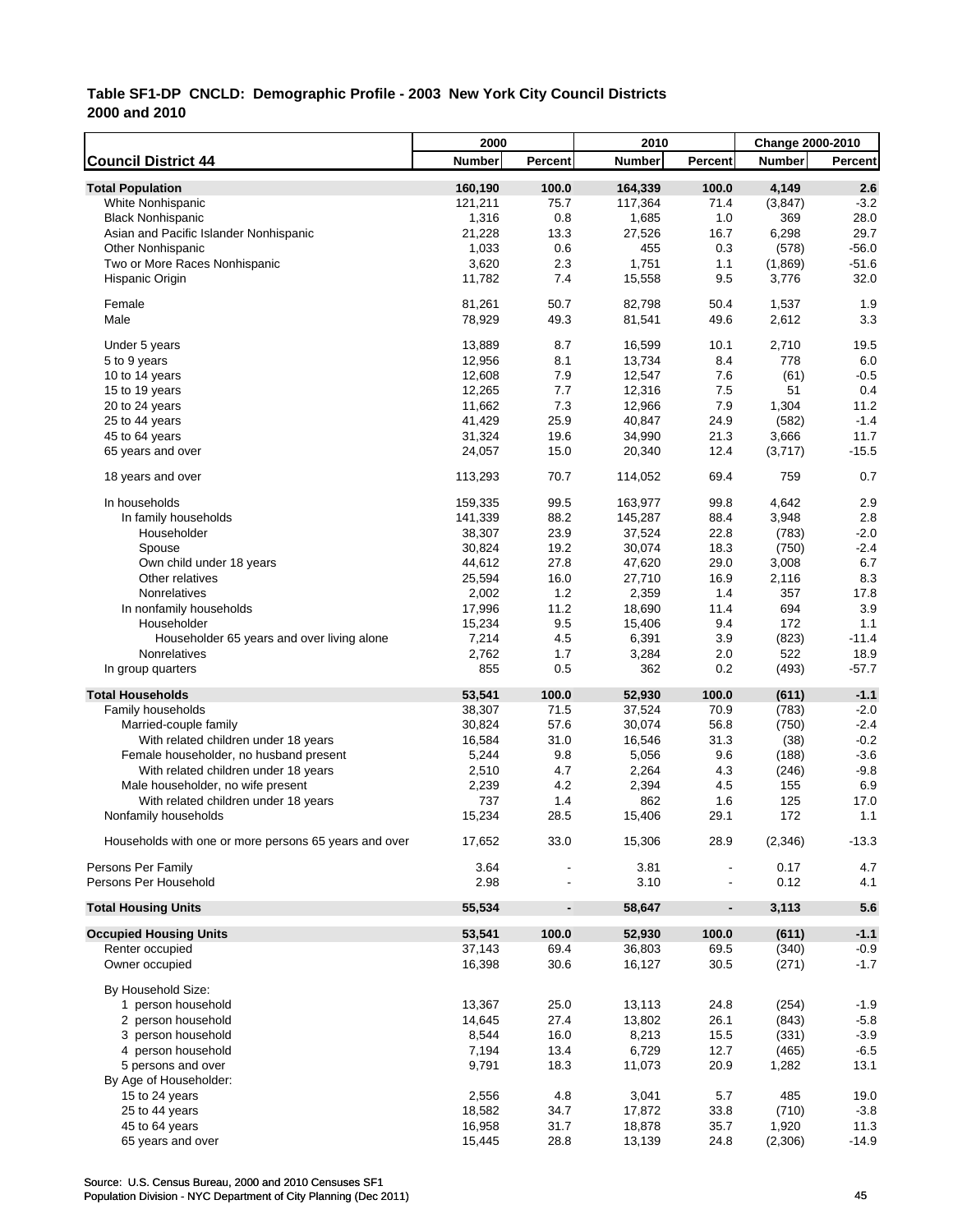# Table SF1-DP CNCLD: Demographic Profile - 2003 New York City Council Districts
## 2000 and 2010

| Council District 44 | 2000 Number | 2000 Percent | 2010 Number | 2010 Percent | Change 2000-2010 Number | Change 2000-2010 Percent |
|---|---|---|---|---|---|---|
| **Total Population** | **160,190** | **100.0** | **164,339** | **100.0** | **4,149** | **2.6** |
| White Nonhispanic | 121,211 | 75.7 | 117,364 | 71.4 | (3,847) | -3.2 |
| Black Nonhispanic | 1,316 | 0.8 | 1,685 | 1.0 | 369 | 28.0 |
| Asian and Pacific Islander Nonhispanic | 21,228 | 13.3 | 27,526 | 16.7 | 6,298 | 29.7 |
| Other Nonhispanic | 1,033 | 0.6 | 455 | 0.3 | (578) | -56.0 |
| Two or More Races Nonhispanic | 3,620 | 2.3 | 1,751 | 1.1 | (1,869) | -51.6 |
| Hispanic Origin | 11,782 | 7.4 | 15,558 | 9.5 | 3,776 | 32.0 |
| Female | 81,261 | 50.7 | 82,798 | 50.4 | 1,537 | 1.9 |
| Male | 78,929 | 49.3 | 81,541 | 49.6 | 2,612 | 3.3 |
| Under 5 years | 13,889 | 8.7 | 16,599 | 10.1 | 2,710 | 19.5 |
| 5 to 9 years | 12,956 | 8.1 | 13,734 | 8.4 | 778 | 6.0 |
| 10 to 14 years | 12,608 | 7.9 | 12,547 | 7.6 | (61) | -0.5 |
| 15 to 19 years | 12,265 | 7.7 | 12,316 | 7.5 | 51 | 0.4 |
| 20 to 24 years | 11,662 | 7.3 | 12,966 | 7.9 | 1,304 | 11.2 |
| 25 to 44 years | 41,429 | 25.9 | 40,847 | 24.9 | (582) | -1.4 |
| 45 to 64 years | 31,324 | 19.6 | 34,990 | 21.3 | 3,666 | 11.7 |
| 65 years and over | 24,057 | 15.0 | 20,340 | 12.4 | (3,717) | -15.5 |
| 18 years and over | 113,293 | 70.7 | 114,052 | 69.4 | 759 | 0.7 |
| In households | 159,335 | 99.5 | 163,977 | 99.8 | 4,642 | 2.9 |
| In family households | 141,339 | 88.2 | 145,287 | 88.4 | 3,948 | 2.8 |
| Householder | 38,307 | 23.9 | 37,524 | 22.8 | (783) | -2.0 |
| Spouse | 30,824 | 19.2 | 30,074 | 18.3 | (750) | -2.4 |
| Own child under 18 years | 44,612 | 27.8 | 47,620 | 29.0 | 3,008 | 6.7 |
| Other relatives | 25,594 | 16.0 | 27,710 | 16.9 | 2,116 | 8.3 |
| Nonrelatives | 2,002 | 1.2 | 2,359 | 1.4 | 357 | 17.8 |
| In nonfamily households | 17,996 | 11.2 | 18,690 | 11.4 | 694 | 3.9 |
| Householder | 15,234 | 9.5 | 15,406 | 9.4 | 172 | 1.1 |
| Householder 65 years and over living alone | 7,214 | 4.5 | 6,391 | 3.9 | (823) | -11.4 |
| Nonrelatives | 2,762 | 1.7 | 3,284 | 2.0 | 522 | 18.9 |
| In group quarters | 855 | 0.5 | 362 | 0.2 | (493) | -57.7 |
| **Total Households** | **53,541** | **100.0** | **52,930** | **100.0** | **(611)** | **-1.1** |
| Family households | 38,307 | 71.5 | 37,524 | 70.9 | (783) | -2.0 |
| Married-couple family | 30,824 | 57.6 | 30,074 | 56.8 | (750) | -2.4 |
| With related children under 18 years | 16,584 | 31.0 | 16,546 | 31.3 | (38) | -0.2 |
| Female householder, no husband present | 5,244 | 9.8 | 5,056 | 9.6 | (188) | -3.6 |
| With related children under 18 years | 2,510 | 4.7 | 2,264 | 4.3 | (246) | -9.8 |
| Male householder, no wife present | 2,239 | 4.2 | 2,394 | 4.5 | 155 | 6.9 |
| With related children under 18 years | 737 | 1.4 | 862 | 1.6 | 125 | 17.0 |
| Nonfamily households | 15,234 | 28.5 | 15,406 | 29.1 | 172 | 1.1 |
| Households with one or more persons 65 years and over | 17,652 | 33.0 | 15,306 | 28.9 | (2,346) | -13.3 |
| Persons Per Family | 3.64 | - | 3.81 | - | 0.17 | 4.7 |
| Persons Per Household | 2.98 | - | 3.10 | - | 0.12 | 4.1 |
| **Total Housing Units** | **55,534** | **-** | **58,647** | **-** | **3,113** | **5.6** |
| **Occupied Housing Units** | **53,541** | **100.0** | **52,930** | **100.0** | **(611)** | **-1.1** |
| Renter occupied | 37,143 | 69.4 | 36,803 | 69.5 | (340) | -0.9 |
| Owner occupied | 16,398 | 30.6 | 16,127 | 30.5 | (271) | -1.7 |
| By Household Size: | | | | | | |
| 1 person household | 13,367 | 25.0 | 13,113 | 24.8 | (254) | -1.9 |
| 2 person household | 14,645 | 27.4 | 13,802 | 26.1 | (843) | -5.8 |
| 3 person household | 8,544 | 16.0 | 8,213 | 15.5 | (331) | -3.9 |
| 4 person household | 7,194 | 13.4 | 6,729 | 12.7 | (465) | -6.5 |
| 5 persons and over | 9,791 | 18.3 | 11,073 | 20.9 | 1,282 | 13.1 |
| By Age of Householder: | | | | | | |
| 15 to 24 years | 2,556 | 4.8 | 3,041 | 5.7 | 485 | 19.0 |
| 25 to 44 years | 18,582 | 34.7 | 17,872 | 33.8 | (710) | -3.8 |
| 45 to 64 years | 16,958 | 31.7 | 18,878 | 35.7 | 1,920 | 11.3 |
| 65 years and over | 15,445 | 28.8 | 13,139 | 24.8 | (2,306) | -14.9 |

Source: U.S. Census Bureau, 2000 and 2010 Censuses SF1
Population Division - NYC Department of City Planning (Dec 2011)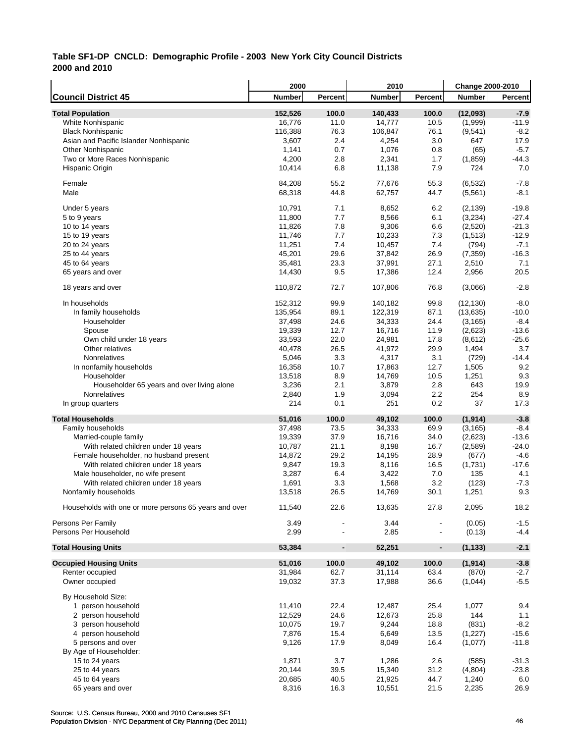**Table SF1-DP CNCLD: Demographic Profile - 2003 New York City Council Districts**
**2000 and 2010**

| Council District 45 | 2000 Number | 2000 Percent | 2010 Number | 2010 Percent | Change 2000-2010 Number | Change 2000-2010 Percent |
|---|---|---|---|---|---|---|
| **Total Population** | **152,526** | **100.0** | **140,433** | **100.0** | **(12,093)** | **-7.9** |
| White Nonhispanic | 16,776 | 11.0 | 14,777 | 10.5 | (1,999) | -11.9 |
| Black Nonhispanic | 116,388 | 76.3 | 106,847 | 76.1 | (9,541) | -8.2 |
| Asian and Pacific Islander Nonhispanic | 3,607 | 2.4 | 4,254 | 3.0 | 647 | 17.9 |
| Other Nonhispanic | 1,141 | 0.7 | 1,076 | 0.8 | (65) | -5.7 |
| Two or More Races Nonhispanic | 4,200 | 2.8 | 2,341 | 1.7 | (1,859) | -44.3 |
| Hispanic Origin | 10,414 | 6.8 | 11,138 | 7.9 | 724 | 7.0 |
| Female | 84,208 | 55.2 | 77,676 | 55.3 | (6,532) | -7.8 |
| Male | 68,318 | 44.8 | 62,757 | 44.7 | (5,561) | -8.1 |
| Under 5 years | 10,791 | 7.1 | 8,652 | 6.2 | (2,139) | -19.8 |
| 5 to 9 years | 11,800 | 7.7 | 8,566 | 6.1 | (3,234) | -27.4 |
| 10 to 14 years | 11,826 | 7.8 | 9,306 | 6.6 | (2,520) | -21.3 |
| 15 to 19 years | 11,746 | 7.7 | 10,233 | 7.3 | (1,513) | -12.9 |
| 20 to 24 years | 11,251 | 7.4 | 10,457 | 7.4 | (794) | -7.1 |
| 25 to 44 years | 45,201 | 29.6 | 37,842 | 26.9 | (7,359) | -16.3 |
| 45 to 64 years | 35,481 | 23.3 | 37,991 | 27.1 | 2,510 | 7.1 |
| 65 years and over | 14,430 | 9.5 | 17,386 | 12.4 | 2,956 | 20.5 |
| 18 years and over | 110,872 | 72.7 | 107,806 | 76.8 | (3,066) | -2.8 |
| In households | 152,312 | 99.9 | 140,182 | 99.8 | (12,130) | -8.0 |
| In family households | 135,954 | 89.1 | 122,319 | 87.1 | (13,635) | -10.0 |
| Householder | 37,498 | 24.6 | 34,333 | 24.4 | (3,165) | -8.4 |
| Spouse | 19,339 | 12.7 | 16,716 | 11.9 | (2,623) | -13.6 |
| Own child under 18 years | 33,593 | 22.0 | 24,981 | 17.8 | (8,612) | -25.6 |
| Other relatives | 40,478 | 26.5 | 41,972 | 29.9 | 1,494 | 3.7 |
| Nonrelatives | 5,046 | 3.3 | 4,317 | 3.1 | (729) | -14.4 |
| In nonfamily households | 16,358 | 10.7 | 17,863 | 12.7 | 1,505 | 9.2 |
| Householder | 13,518 | 8.9 | 14,769 | 10.5 | 1,251 | 9.3 |
| Householder 65 years and over living alone | 3,236 | 2.1 | 3,879 | 2.8 | 643 | 19.9 |
| Nonrelatives | 2,840 | 1.9 | 3,094 | 2.2 | 254 | 8.9 |
| In group quarters | 214 | 0.1 | 251 | 0.2 | 37 | 17.3 |
| **Total Households** | **51,016** | **100.0** | **49,102** | **100.0** | **(1,914)** | **-3.8** |
| Family households | 37,498 | 73.5 | 34,333 | 69.9 | (3,165) | -8.4 |
| Married-couple family | 19,339 | 37.9 | 16,716 | 34.0 | (2,623) | -13.6 |
| With related children under 18 years | 10,787 | 21.1 | 8,198 | 16.7 | (2,589) | -24.0 |
| Female householder, no husband present | 14,872 | 29.2 | 14,195 | 28.9 | (677) | -4.6 |
| With related children under 18 years | 9,847 | 19.3 | 8,116 | 16.5 | (1,731) | -17.6 |
| Male householder, no wife present | 3,287 | 6.4 | 3,422 | 7.0 | 135 | 4.1 |
| With related children under 18 years | 1,691 | 3.3 | 1,568 | 3.2 | (123) | -7.3 |
| Nonfamily households | 13,518 | 26.5 | 14,769 | 30.1 | 1,251 | 9.3 |
| Households with one or more persons 65 years and over | 11,540 | 22.6 | 13,635 | 27.8 | 2,095 | 18.2 |
| Persons Per Family | 3.49 | - | 3.44 | - | (0.05) | -1.5 |
| Persons Per Household | 2.99 | - | 2.85 | - | (0.13) | -4.4 |
| **Total Housing Units** | **53,384** | **-** | **52,251** | **-** | **(1,133)** | **-2.1** |
| **Occupied Housing Units** | **51,016** | **100.0** | **49,102** | **100.0** | **(1,914)** | **-3.8** |
| Renter occupied | 31,984 | 62.7 | 31,114 | 63.4 | (870) | -2.7 |
| Owner occupied | 19,032 | 37.3 | 17,988 | 36.6 | (1,044) | -5.5 |
| By Household Size: | | | | | | |
| 1 person household | 11,410 | 22.4 | 12,487 | 25.4 | 1,077 | 9.4 |
| 2 person household | 12,529 | 24.6 | 12,673 | 25.8 | 144 | 1.1 |
| 3 person household | 10,075 | 19.7 | 9,244 | 18.8 | (831) | -8.2 |
| 4 person household | 7,876 | 15.4 | 6,649 | 13.5 | (1,227) | -15.6 |
| 5 persons and over | 9,126 | 17.9 | 8,049 | 16.4 | (1,077) | -11.8 |
| By Age of Householder: | | | | | | |
| 15 to 24 years | 1,871 | 3.7 | 1,286 | 2.6 | (585) | -31.3 |
| 25 to 44 years | 20,144 | 39.5 | 15,340 | 31.2 | (4,804) | -23.8 |
| 45 to 64 years | 20,685 | 40.5 | 21,925 | 44.7 | 1,240 | 6.0 |
| 65 years and over | 8,316 | 16.3 | 10,551 | 21.5 | 2,235 | 26.9 |

Source: U.S. Census Bureau, 2000 and 2010 Censuses SF1
Population Division - NYC Department of City Planning (Dec 2011)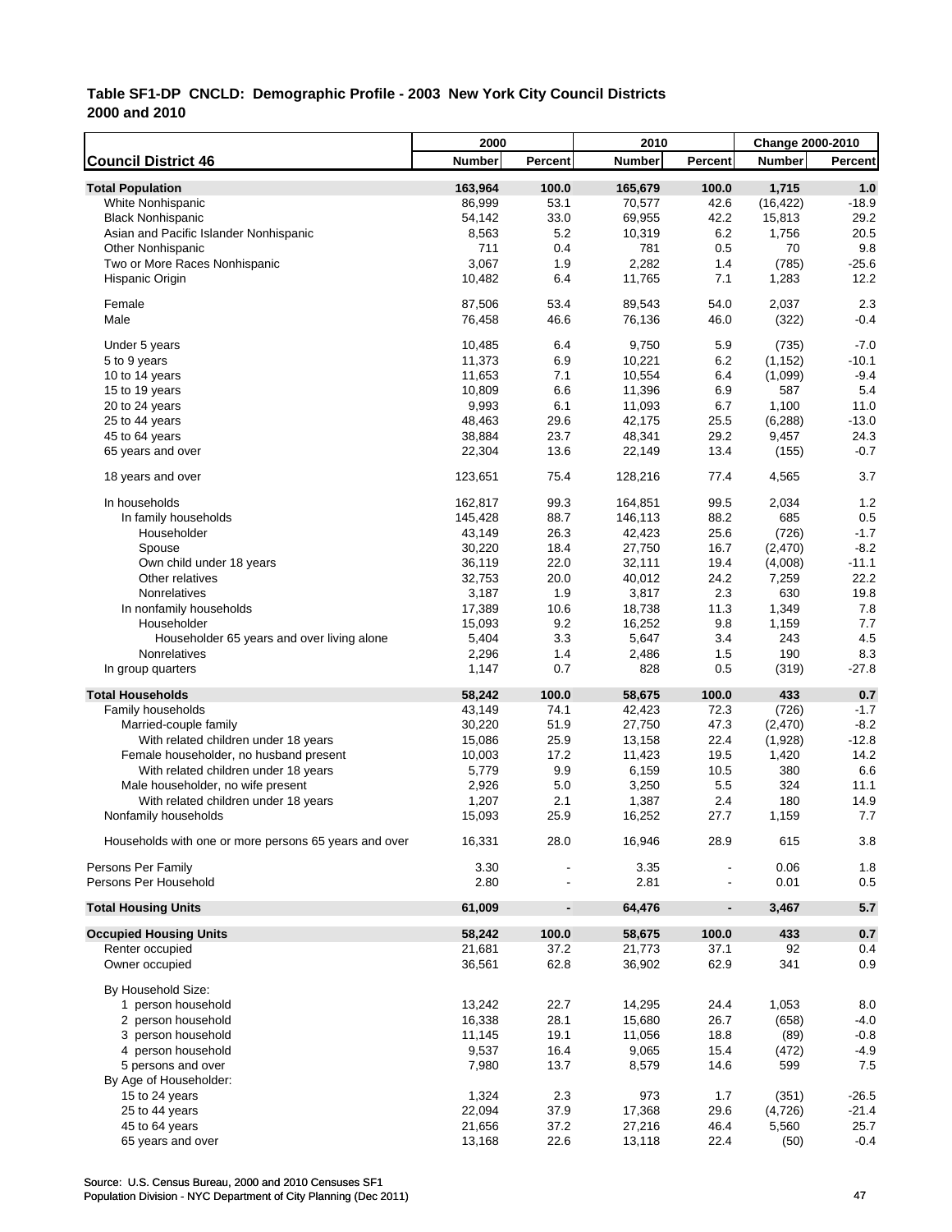**Table SF1-DP CNCLD: Demographic Profile - 2003 New York City Council Districts**
**2000 and 2010**

| Council District 46 | 2000 Number | 2000 Percent | 2010 Number | 2010 Percent | Change 2000-2010 Number | Change 2000-2010 Percent |
|---|---|---|---|---|---|---|
| **Total Population** | **163,964** | **100.0** | **165,679** | **100.0** | **1,715** | **1.0** |
| White Nonhispanic | 86,999 | 53.1 | 70,577 | 42.6 | (16,422) | -18.9 |
| Black Nonhispanic | 54,142 | 33.0 | 69,955 | 42.2 | 15,813 | 29.2 |
| Asian and Pacific Islander Nonhispanic | 8,563 | 5.2 | 10,319 | 6.2 | 1,756 | 20.5 |
| Other Nonhispanic | 711 | 0.4 | 781 | 0.5 | 70 | 9.8 |
| Two or More Races Nonhispanic | 3,067 | 1.9 | 2,282 | 1.4 | (785) | -25.6 |
| Hispanic Origin | 10,482 | 6.4 | 11,765 | 7.1 | 1,283 | 12.2 |
| Female | 87,506 | 53.4 | 89,543 | 54.0 | 2,037 | 2.3 |
| Male | 76,458 | 46.6 | 76,136 | 46.0 | (322) | -0.4 |
| Under 5 years | 10,485 | 6.4 | 9,750 | 5.9 | (735) | -7.0 |
| 5 to 9 years | 11,373 | 6.9 | 10,221 | 6.2 | (1,152) | -10.1 |
| 10 to 14 years | 11,653 | 7.1 | 10,554 | 6.4 | (1,099) | -9.4 |
| 15 to 19 years | 10,809 | 6.6 | 11,396 | 6.9 | 587 | 5.4 |
| 20 to 24 years | 9,993 | 6.1 | 11,093 | 6.7 | 1,100 | 11.0 |
| 25 to 44 years | 48,463 | 29.6 | 42,175 | 25.5 | (6,288) | -13.0 |
| 45 to 64 years | 38,884 | 23.7 | 48,341 | 29.2 | 9,457 | 24.3 |
| 65 years and over | 22,304 | 13.6 | 22,149 | 13.4 | (155) | -0.7 |
| 18 years and over | 123,651 | 75.4 | 128,216 | 77.4 | 4,565 | 3.7 |
| In households | 162,817 | 99.3 | 164,851 | 99.5 | 2,034 | 1.2 |
| In family households | 145,428 | 88.7 | 146,113 | 88.2 | 685 | 0.5 |
| Householder | 43,149 | 26.3 | 42,423 | 25.6 | (726) | -1.7 |
| Spouse | 30,220 | 18.4 | 27,750 | 16.7 | (2,470) | -8.2 |
| Own child under 18 years | 36,119 | 22.0 | 32,111 | 19.4 | (4,008) | -11.1 |
| Other relatives | 32,753 | 20.0 | 40,012 | 24.2 | 7,259 | 22.2 |
| Nonrelatives | 3,187 | 1.9 | 3,817 | 2.3 | 630 | 19.8 |
| In nonfamily households | 17,389 | 10.6 | 18,738 | 11.3 | 1,349 | 7.8 |
| Householder | 15,093 | 9.2 | 16,252 | 9.8 | 1,159 | 7.7 |
| Householder 65 years and over living alone | 5,404 | 3.3 | 5,647 | 3.4 | 243 | 4.5 |
| Nonrelatives | 2,296 | 1.4 | 2,486 | 1.5 | 190 | 8.3 |
| In group quarters | 1,147 | 0.7 | 828 | 0.5 | (319) | -27.8 |
| **Total Households** | **58,242** | **100.0** | **58,675** | **100.0** | **433** | **0.7** |
| Family households | 43,149 | 74.1 | 42,423 | 72.3 | (726) | -1.7 |
| Married-couple family | 30,220 | 51.9 | 27,750 | 47.3 | (2,470) | -8.2 |
| With related children under 18 years | 15,086 | 25.9 | 13,158 | 22.4 | (1,928) | -12.8 |
| Female householder, no husband present | 10,003 | 17.2 | 11,423 | 19.5 | 1,420 | 14.2 |
| With related children under 18 years | 5,779 | 9.9 | 6,159 | 10.5 | 380 | 6.6 |
| Male householder, no wife present | 2,926 | 5.0 | 3,250 | 5.5 | 324 | 11.1 |
| With related children under 18 years | 1,207 | 2.1 | 1,387 | 2.4 | 180 | 14.9 |
| Nonfamily households | 15,093 | 25.9 | 16,252 | 27.7 | 1,159 | 7.7 |
| Households with one or more persons 65 years and over | 16,331 | 28.0 | 16,946 | 28.9 | 615 | 3.8 |
| Persons Per Family | 3.30 | - | 3.35 | - | 0.06 | 1.8 |
| Persons Per Household | 2.80 | - | 2.81 | - | 0.01 | 0.5 |
| **Total Housing Units** | **61,009** | **-** | **64,476** | **-** | **3,467** | **5.7** |
| **Occupied Housing Units** | **58,242** | **100.0** | **58,675** | **100.0** | **433** | **0.7** |
| Renter occupied | 21,681 | 37.2 | 21,773 | 37.1 | 92 | 0.4 |
| Owner occupied | 36,561 | 62.8 | 36,902 | 62.9 | 341 | 0.9 |
| By Household Size: | | | | | | |
| 1 person household | 13,242 | 22.7 | 14,295 | 24.4 | 1,053 | 8.0 |
| 2 person household | 16,338 | 28.1 | 15,680 | 26.7 | (658) | -4.0 |
| 3 person household | 11,145 | 19.1 | 11,056 | 18.8 | (89) | -0.8 |
| 4 person household | 9,537 | 16.4 | 9,065 | 15.4 | (472) | -4.9 |
| 5 persons and over | 7,980 | 13.7 | 8,579 | 14.6 | 599 | 7.5 |
| By Age of Householder: | | | | | | |
| 15 to 24 years | 1,324 | 2.3 | 973 | 1.7 | (351) | -26.5 |
| 25 to 44 years | 22,094 | 37.9 | 17,368 | 29.6 | (4,726) | -21.4 |
| 45 to 64 years | 21,656 | 37.2 | 27,216 | 46.4 | 5,560 | 25.7 |
| 65 years and over | 13,168 | 22.6 | 13,118 | 22.4 | (50) | -0.4 |

Source: U.S. Census Bureau, 2000 and 2010 Censuses SF1
Population Division - NYC Department of City Planning (Dec 2011)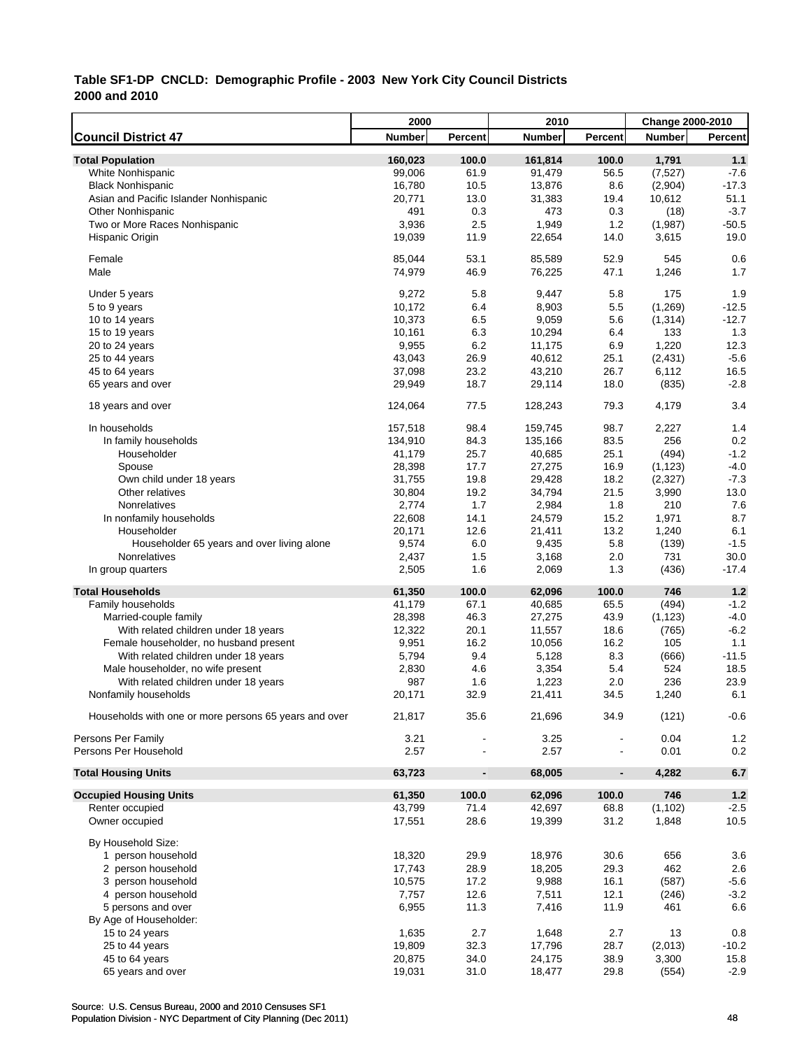**Table SF1-DP CNCLD: Demographic Profile - 2003 New York City Council Districts**
**2000 and 2010**

| Council District 47 | 2000 Number | 2000 Percent | 2010 Number | 2010 Percent | Change 2000-2010 Number | Change 2000-2010 Percent |
|---|---|---|---|---|---|---|
| **Total Population** | **160,023** | **100.0** | **161,814** | **100.0** | **1,791** | **1.1** |
| White Nonhispanic | 99,006 | 61.9 | 91,479 | 56.5 | (7,527) | -7.6 |
| Black Nonhispanic | 16,780 | 10.5 | 13,876 | 8.6 | (2,904) | -17.3 |
| Asian and Pacific Islander Nonhispanic | 20,771 | 13.0 | 31,383 | 19.4 | 10,612 | 51.1 |
| Other Nonhispanic | 491 | 0.3 | 473 | 0.3 | (18) | -3.7 |
| Two or More Races Nonhispanic | 3,936 | 2.5 | 1,949 | 1.2 | (1,987) | -50.5 |
| Hispanic Origin | 19,039 | 11.9 | 22,654 | 14.0 | 3,615 | 19.0 |
| Female | 85,044 | 53.1 | 85,589 | 52.9 | 545 | 0.6 |
| Male | 74,979 | 46.9 | 76,225 | 47.1 | 1,246 | 1.7 |
| Under 5 years | 9,272 | 5.8 | 9,447 | 5.8 | 175 | 1.9 |
| 5 to 9 years | 10,172 | 6.4 | 8,903 | 5.5 | (1,269) | -12.5 |
| 10 to 14 years | 10,373 | 6.5 | 9,059 | 5.6 | (1,314) | -12.7 |
| 15 to 19 years | 10,161 | 6.3 | 10,294 | 6.4 | 133 | 1.3 |
| 20 to 24 years | 9,955 | 6.2 | 11,175 | 6.9 | 1,220 | 12.3 |
| 25 to 44 years | 43,043 | 26.9 | 40,612 | 25.1 | (2,431) | -5.6 |
| 45 to 64 years | 37,098 | 23.2 | 43,210 | 26.7 | 6,112 | 16.5 |
| 65 years and over | 29,949 | 18.7 | 29,114 | 18.0 | (835) | -2.8 |
| 18 years and over | 124,064 | 77.5 | 128,243 | 79.3 | 4,179 | 3.4 |
| In households | 157,518 | 98.4 | 159,745 | 98.7 | 2,227 | 1.4 |
| In family households | 134,910 | 84.3 | 135,166 | 83.5 | 256 | 0.2 |
| Householder | 41,179 | 25.7 | 40,685 | 25.1 | (494) | -1.2 |
| Spouse | 28,398 | 17.7 | 27,275 | 16.9 | (1,123) | -4.0 |
| Own child under 18 years | 31,755 | 19.8 | 29,428 | 18.2 | (2,327) | -7.3 |
| Other relatives | 30,804 | 19.2 | 34,794 | 21.5 | 3,990 | 13.0 |
| Nonrelatives | 2,774 | 1.7 | 2,984 | 1.8 | 210 | 7.6 |
| In nonfamily households | 22,608 | 14.1 | 24,579 | 15.2 | 1,971 | 8.7 |
| Householder | 20,171 | 12.6 | 21,411 | 13.2 | 1,240 | 6.1 |
| Householder 65 years and over living alone | 9,574 | 6.0 | 9,435 | 5.8 | (139) | -1.5 |
| Nonrelatives | 2,437 | 1.5 | 3,168 | 2.0 | 731 | 30.0 |
| In group quarters | 2,505 | 1.6 | 2,069 | 1.3 | (436) | -17.4 |
| **Total Households** | **61,350** | **100.0** | **62,096** | **100.0** | **746** | **1.2** |
| Family households | 41,179 | 67.1 | 40,685 | 65.5 | (494) | -1.2 |
| Married-couple family | 28,398 | 46.3 | 27,275 | 43.9 | (1,123) | -4.0 |
| With related children under 18 years | 12,322 | 20.1 | 11,557 | 18.6 | (765) | -6.2 |
| Female householder, no husband present | 9,951 | 16.2 | 10,056 | 16.2 | 105 | 1.1 |
| With related children under 18 years | 5,794 | 9.4 | 5,128 | 8.3 | (666) | -11.5 |
| Male householder, no wife present | 2,830 | 4.6 | 3,354 | 5.4 | 524 | 18.5 |
| With related children under 18 years | 987 | 1.6 | 1,223 | 2.0 | 236 | 23.9 |
| Nonfamily households | 20,171 | 32.9 | 21,411 | 34.5 | 1,240 | 6.1 |
| Households with one or more persons 65 years and over | 21,817 | 35.6 | 21,696 | 34.9 | (121) | -0.6 |
| Persons Per Family | 3.21 | - | 3.25 | - | 0.04 | 1.2 |
| Persons Per Household | 2.57 | - | 2.57 | - | 0.01 | 0.2 |
| **Total Housing Units** | **63,723** | **-** | **68,005** | **-** | **4,282** | **6.7** |
| **Occupied Housing Units** | **61,350** | **100.0** | **62,096** | **100.0** | **746** | **1.2** |
| Renter occupied | 43,799 | 71.4 | 42,697 | 68.8 | (1,102) | -2.5 |
| Owner occupied | 17,551 | 28.6 | 19,399 | 31.2 | 1,848 | 10.5 |
| By Household Size: | | | | | | |
| 1 person household | 18,320 | 29.9 | 18,976 | 30.6 | 656 | 3.6 |
| 2 person household | 17,743 | 28.9 | 18,205 | 29.3 | 462 | 2.6 |
| 3 person household | 10,575 | 17.2 | 9,988 | 16.1 | (587) | -5.6 |
| 4 person household | 7,757 | 12.6 | 7,511 | 12.1 | (246) | -3.2 |
| 5 persons and over | 6,955 | 11.3 | 7,416 | 11.9 | 461 | 6.6 |
| By Age of Householder: | | | | | | |
| 15 to 24 years | 1,635 | 2.7 | 1,648 | 2.7 | 13 | 0.8 |
| 25 to 44 years | 19,809 | 32.3 | 17,796 | 28.7 | (2,013) | -10.2 |
| 45 to 64 years | 20,875 | 34.0 | 24,175 | 38.9 | 3,300 | 15.8 |
| 65 years and over | 19,031 | 31.0 | 18,477 | 29.8 | (554) | -2.9 |

Source: U.S. Census Bureau, 2000 and 2010 Censuses SF1
Population Division - NYC Department of City Planning (Dec 2011)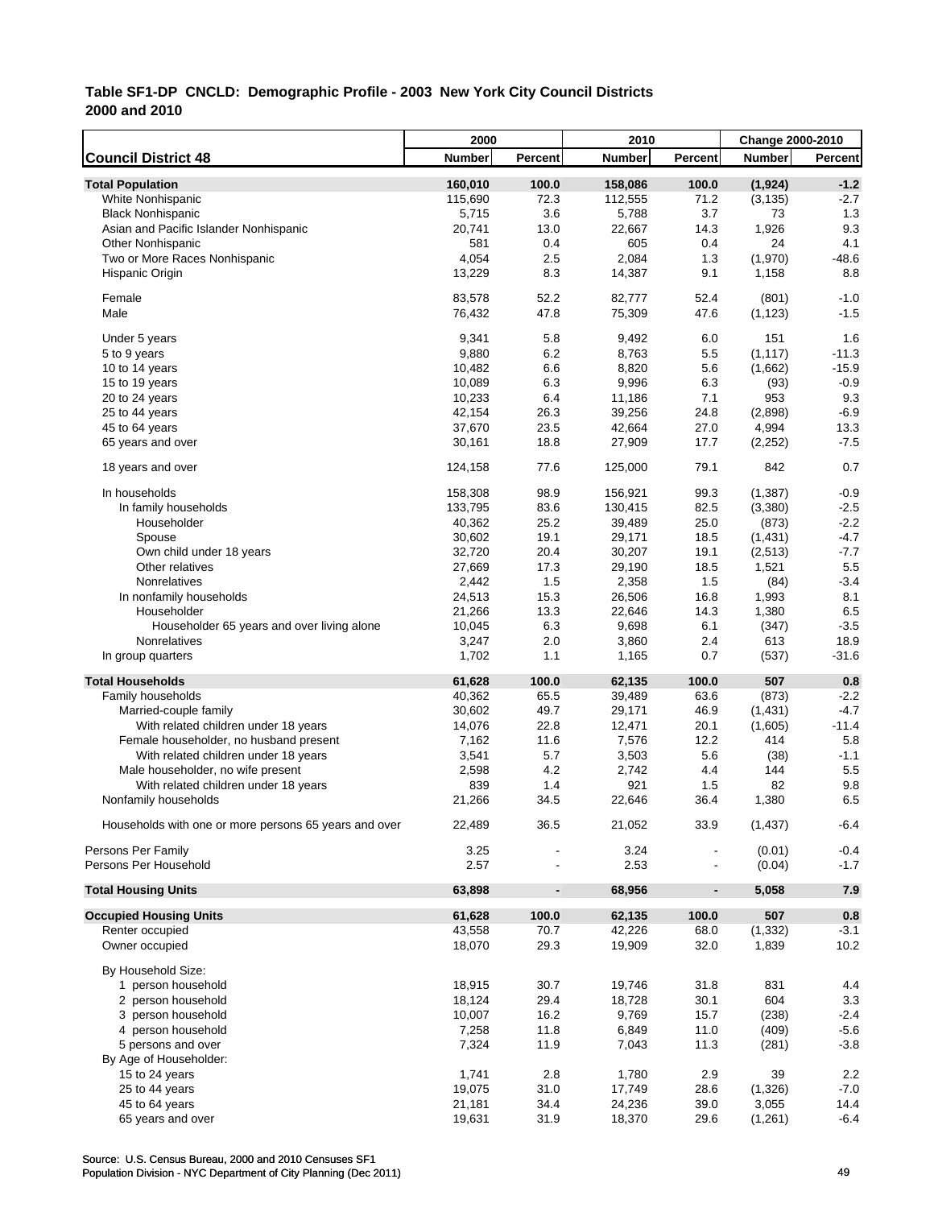**Table SF1-DP CNCLD: Demographic Profile - 2003 New York City Council Districts**
**2000 and 2010**

| Council District 48 | 2000 Number | 2000 Percent | 2010 Number | 2010 Percent | Change 2000-2010 Number | Change 2000-2010 Percent |
|---|---|---|---|---|---|---|
| **Total Population** | **160,010** | **100.0** | **158,086** | **100.0** | **(1,924)** | **-1.2** |
| White Nonhispanic | 115,690 | 72.3 | 112,555 | 71.2 | (3,135) | -2.7 |
| Black Nonhispanic | 5,715 | 3.6 | 5,788 | 3.7 | 73 | 1.3 |
| Asian and Pacific Islander Nonhispanic | 20,741 | 13.0 | 22,667 | 14.3 | 1,926 | 9.3 |
| Other Nonhispanic | 581 | 0.4 | 605 | 0.4 | 24 | 4.1 |
| Two or More Races Nonhispanic | 4,054 | 2.5 | 2,084 | 1.3 | (1,970) | -48.6 |
| Hispanic Origin | 13,229 | 8.3 | 14,387 | 9.1 | 1,158 | 8.8 |
| Female | 83,578 | 52.2 | 82,777 | 52.4 | (801) | -1.0 |
| Male | 76,432 | 47.8 | 75,309 | 47.6 | (1,123) | -1.5 |
| Under 5 years | 9,341 | 5.8 | 9,492 | 6.0 | 151 | 1.6 |
| 5 to 9 years | 9,880 | 6.2 | 8,763 | 5.5 | (1,117) | -11.3 |
| 10 to 14 years | 10,482 | 6.6 | 8,820 | 5.6 | (1,662) | -15.9 |
| 15 to 19 years | 10,089 | 6.3 | 9,996 | 6.3 | (93) | -0.9 |
| 20 to 24 years | 10,233 | 6.4 | 11,186 | 7.1 | 953 | 9.3 |
| 25 to 44 years | 42,154 | 26.3 | 39,256 | 24.8 | (2,898) | -6.9 |
| 45 to 64 years | 37,670 | 23.5 | 42,664 | 27.0 | 4,994 | 13.3 |
| 65 years and over | 30,161 | 18.8 | 27,909 | 17.7 | (2,252) | -7.5 |
| 18 years and over | 124,158 | 77.6 | 125,000 | 79.1 | 842 | 0.7 |
| In households | 158,308 | 98.9 | 156,921 | 99.3 | (1,387) | -0.9 |
| In family households | 133,795 | 83.6 | 130,415 | 82.5 | (3,380) | -2.5 |
| Householder | 40,362 | 25.2 | 39,489 | 25.0 | (873) | -2.2 |
| Spouse | 30,602 | 19.1 | 29,171 | 18.5 | (1,431) | -4.7 |
| Own child under 18 years | 32,720 | 20.4 | 30,207 | 19.1 | (2,513) | -7.7 |
| Other relatives | 27,669 | 17.3 | 29,190 | 18.5 | 1,521 | 5.5 |
| Nonrelatives | 2,442 | 1.5 | 2,358 | 1.5 | (84) | -3.4 |
| In nonfamily households | 24,513 | 15.3 | 26,506 | 16.8 | 1,993 | 8.1 |
| Householder | 21,266 | 13.3 | 22,646 | 14.3 | 1,380 | 6.5 |
| Householder 65 years and over living alone | 10,045 | 6.3 | 9,698 | 6.1 | (347) | -3.5 |
| Nonrelatives | 3,247 | 2.0 | 3,860 | 2.4 | 613 | 18.9 |
| In group quarters | 1,702 | 1.1 | 1,165 | 0.7 | (537) | -31.6 |
| **Total Households** | **61,628** | **100.0** | **62,135** | **100.0** | **507** | **0.8** |
| Family households | 40,362 | 65.5 | 39,489 | 63.6 | (873) | -2.2 |
| Married-couple family | 30,602 | 49.7 | 29,171 | 46.9 | (1,431) | -4.7 |
| With related children under 18 years | 14,076 | 22.8 | 12,471 | 20.1 | (1,605) | -11.4 |
| Female householder, no husband present | 7,162 | 11.6 | 7,576 | 12.2 | 414 | 5.8 |
| With related children under 18 years | 3,541 | 5.7 | 3,503 | 5.6 | (38) | -1.1 |
| Male householder, no wife present | 2,598 | 4.2 | 2,742 | 4.4 | 144 | 5.5 |
| With related children under 18 years | 839 | 1.4 | 921 | 1.5 | 82 | 9.8 |
| Nonfamily households | 21,266 | 34.5 | 22,646 | 36.4 | 1,380 | 6.5 |
| Households with one or more persons 65 years and over | 22,489 | 36.5 | 21,052 | 33.9 | (1,437) | -6.4 |
| Persons Per Family | 3.25 | - | 3.24 | - | (0.01) | -0.4 |
| Persons Per Household | 2.57 | - | 2.53 | - | (0.04) | -1.7 |
| **Total Housing Units** | **63,898** | **-** | **68,956** | **-** | **5,058** | **7.9** |
| **Occupied Housing Units** | **61,628** | **100.0** | **62,135** | **100.0** | **507** | **0.8** |
| Renter occupied | 43,558 | 70.7 | 42,226 | 68.0 | (1,332) | -3.1 |
| Owner occupied | 18,070 | 29.3 | 19,909 | 32.0 | 1,839 | 10.2 |
| By Household Size: | | | | | | |
| 1 person household | 18,915 | 30.7 | 19,746 | 31.8 | 831 | 4.4 |
| 2 person household | 18,124 | 29.4 | 18,728 | 30.1 | 604 | 3.3 |
| 3 person household | 10,007 | 16.2 | 9,769 | 15.7 | (238) | -2.4 |
| 4 person household | 7,258 | 11.8 | 6,849 | 11.0 | (409) | -5.6 |
| 5 persons and over | 7,324 | 11.9 | 7,043 | 11.3 | (281) | -3.8 |
| By Age of Householder: | | | | | | |
| 15 to 24 years | 1,741 | 2.8 | 1,780 | 2.9 | 39 | 2.2 |
| 25 to 44 years | 19,075 | 31.0 | 17,749 | 28.6 | (1,326) | -7.0 |
| 45 to 64 years | 21,181 | 34.4 | 24,236 | 39.0 | 3,055 | 14.4 |
| 65 years and over | 19,631 | 31.9 | 18,370 | 29.6 | (1,261) | -6.4 |

Source: U.S. Census Bureau, 2000 and 2010 Censuses SF1
Population Division - NYC Department of City Planning (Dec 2011)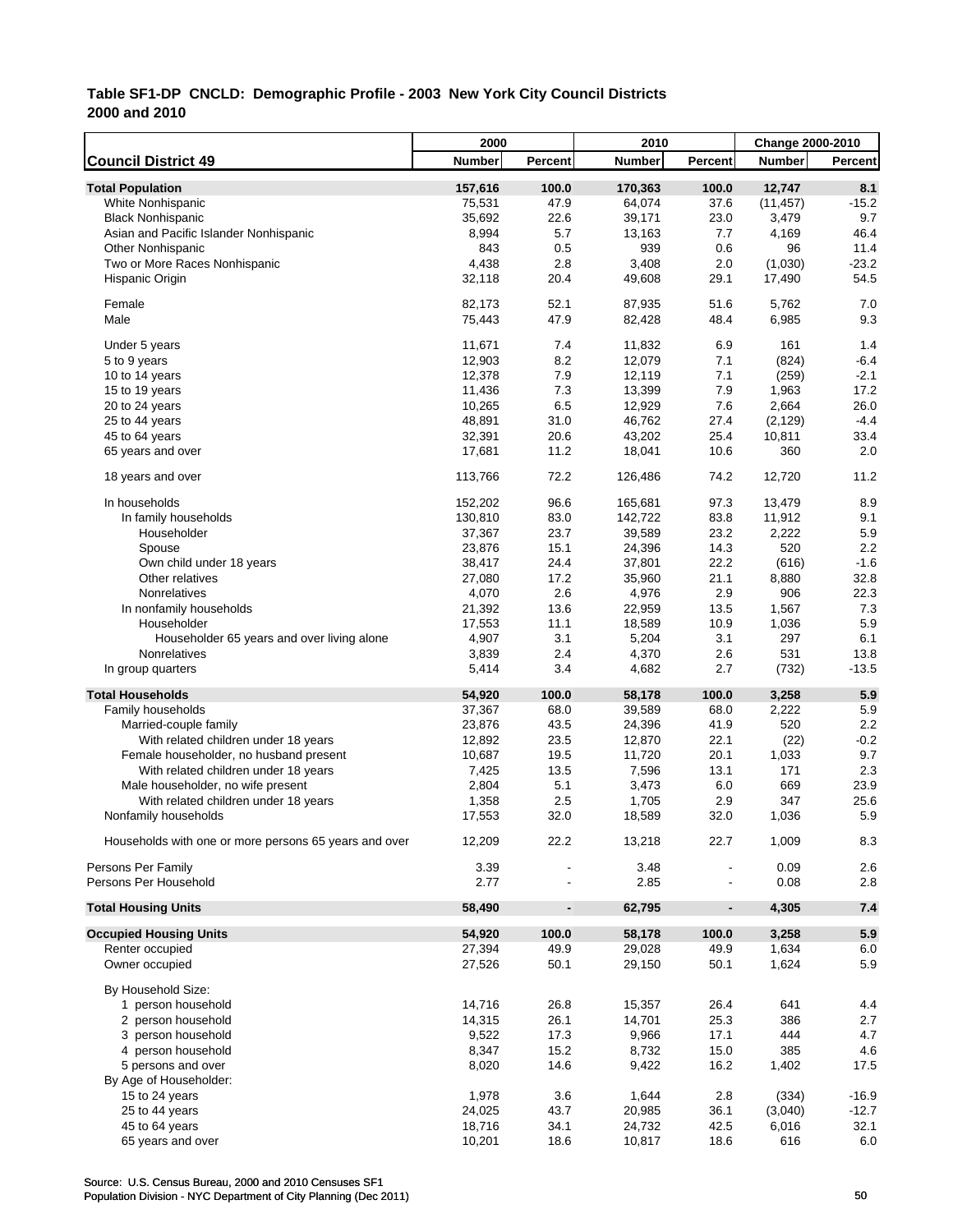**Table SF1-DP CNCLD: Demographic Profile - 2003 New York City Council Districts 2000 and 2010**

| Council District 49 | 2000 Number | 2000 Percent | 2010 Number | 2010 Percent | Change 2000-2010 Number | Change 2000-2010 Percent |
|---|---|---|---|---|---|---|
| **Total Population** | **157,616** | **100.0** | **170,363** | **100.0** | **12,747** | **8.1** |
| White Nonhispanic | 75,531 | 47.9 | 64,074 | 37.6 | (11,457) | -15.2 |
| Black Nonhispanic | 35,692 | 22.6 | 39,171 | 23.0 | 3,479 | 9.7 |
| Asian and Pacific Islander Nonhispanic | 8,994 | 5.7 | 13,163 | 7.7 | 4,169 | 46.4 |
| Other Nonhispanic | 843 | 0.5 | 939 | 0.6 | 96 | 11.4 |
| Two or More Races Nonhispanic | 4,438 | 2.8 | 3,408 | 2.0 | (1,030) | -23.2 |
| Hispanic Origin | 32,118 | 20.4 | 49,608 | 29.1 | 17,490 | 54.5 |
| Female | 82,173 | 52.1 | 87,935 | 51.6 | 5,762 | 7.0 |
| Male | 75,443 | 47.9 | 82,428 | 48.4 | 6,985 | 9.3 |
| Under 5 years | 11,671 | 7.4 | 11,832 | 6.9 | 161 | 1.4 |
| 5 to 9 years | 12,903 | 8.2 | 12,079 | 7.1 | (824) | -6.4 |
| 10 to 14 years | 12,378 | 7.9 | 12,119 | 7.1 | (259) | -2.1 |
| 15 to 19 years | 11,436 | 7.3 | 13,399 | 7.9 | 1,963 | 17.2 |
| 20 to 24 years | 10,265 | 6.5 | 12,929 | 7.6 | 2,664 | 26.0 |
| 25 to 44 years | 48,891 | 31.0 | 46,762 | 27.4 | (2,129) | -4.4 |
| 45 to 64 years | 32,391 | 20.6 | 43,202 | 25.4 | 10,811 | 33.4 |
| 65 years and over | 17,681 | 11.2 | 18,041 | 10.6 | 360 | 2.0 |
| 18 years and over | 113,766 | 72.2 | 126,486 | 74.2 | 12,720 | 11.2 |
| In households | 152,202 | 96.6 | 165,681 | 97.3 | 13,479 | 8.9 |
| In family households | 130,810 | 83.0 | 142,722 | 83.8 | 11,912 | 9.1 |
| Householder | 37,367 | 23.7 | 39,589 | 23.2 | 2,222 | 5.9 |
| Spouse | 23,876 | 15.1 | 24,396 | 14.3 | 520 | 2.2 |
| Own child under 18 years | 38,417 | 24.4 | 37,801 | 22.2 | (616) | -1.6 |
| Other relatives | 27,080 | 17.2 | 35,960 | 21.1 | 8,880 | 32.8 |
| Nonrelatives | 4,070 | 2.6 | 4,976 | 2.9 | 906 | 22.3 |
| In nonfamily households | 21,392 | 13.6 | 22,959 | 13.5 | 1,567 | 7.3 |
| Householder | 17,553 | 11.1 | 18,589 | 10.9 | 1,036 | 5.9 |
| Householder 65 years and over living alone | 4,907 | 3.1 | 5,204 | 3.1 | 297 | 6.1 |
| Nonrelatives | 3,839 | 2.4 | 4,370 | 2.6 | 531 | 13.8 |
| In group quarters | 5,414 | 3.4 | 4,682 | 2.7 | (732) | -13.5 |
| **Total Households** | **54,920** | **100.0** | **58,178** | **100.0** | **3,258** | **5.9** |
| Family households | 37,367 | 68.0 | 39,589 | 68.0 | 2,222 | 5.9 |
| Married-couple family | 23,876 | 43.5 | 24,396 | 41.9 | 520 | 2.2 |
| With related children under 18 years | 12,892 | 23.5 | 12,870 | 22.1 | (22) | -0.2 |
| Female householder, no husband present | 10,687 | 19.5 | 11,720 | 20.1 | 1,033 | 9.7 |
| With related children under 18 years | 7,425 | 13.5 | 7,596 | 13.1 | 171 | 2.3 |
| Male householder, no wife present | 2,804 | 5.1 | 3,473 | 6.0 | 669 | 23.9 |
| With related children under 18 years | 1,358 | 2.5 | 1,705 | 2.9 | 347 | 25.6 |
| Nonfamily households | 17,553 | 32.0 | 18,589 | 32.0 | 1,036 | 5.9 |
| Households with one or more persons 65 years and over | 12,209 | 22.2 | 13,218 | 22.7 | 1,009 | 8.3 |
| Persons Per Family | 3.39 | - | 3.48 | - | 0.09 | 2.6 |
| Persons Per Household | 2.77 | - | 2.85 | - | 0.08 | 2.8 |
| **Total Housing Units** | **58,490** | **-** | **62,795** | **-** | **4,305** | **7.4** |
| **Occupied Housing Units** | **54,920** | **100.0** | **58,178** | **100.0** | **3,258** | **5.9** |
| Renter occupied | 27,394 | 49.9 | 29,028 | 49.9 | 1,634 | 6.0 |
| Owner occupied | 27,526 | 50.1 | 29,150 | 50.1 | 1,624 | 5.9 |
| By Household Size: | | | | | | |
| 1 person household | 14,716 | 26.8 | 15,357 | 26.4 | 641 | 4.4 |
| 2 person household | 14,315 | 26.1 | 14,701 | 25.3 | 386 | 2.7 |
| 3 person household | 9,522 | 17.3 | 9,966 | 17.1 | 444 | 4.7 |
| 4 person household | 8,347 | 15.2 | 8,732 | 15.0 | 385 | 4.6 |
| 5 persons and over | 8,020 | 14.6 | 9,422 | 16.2 | 1,402 | 17.5 |
| By Age of Householder: | | | | | | |
| 15 to 24 years | 1,978 | 3.6 | 1,644 | 2.8 | (334) | -16.9 |
| 25 to 44 years | 24,025 | 43.7 | 20,985 | 36.1 | (3,040) | -12.7 |
| 45 to 64 years | 18,716 | 34.1 | 24,732 | 42.5 | 6,016 | 32.1 |
| 65 years and over | 10,201 | 18.6 | 10,817 | 18.6 | 616 | 6.0 |

Source: U.S. Census Bureau, 2000 and 2010 Censuses SF1
Population Division - NYC Department of City Planning (Dec 2011)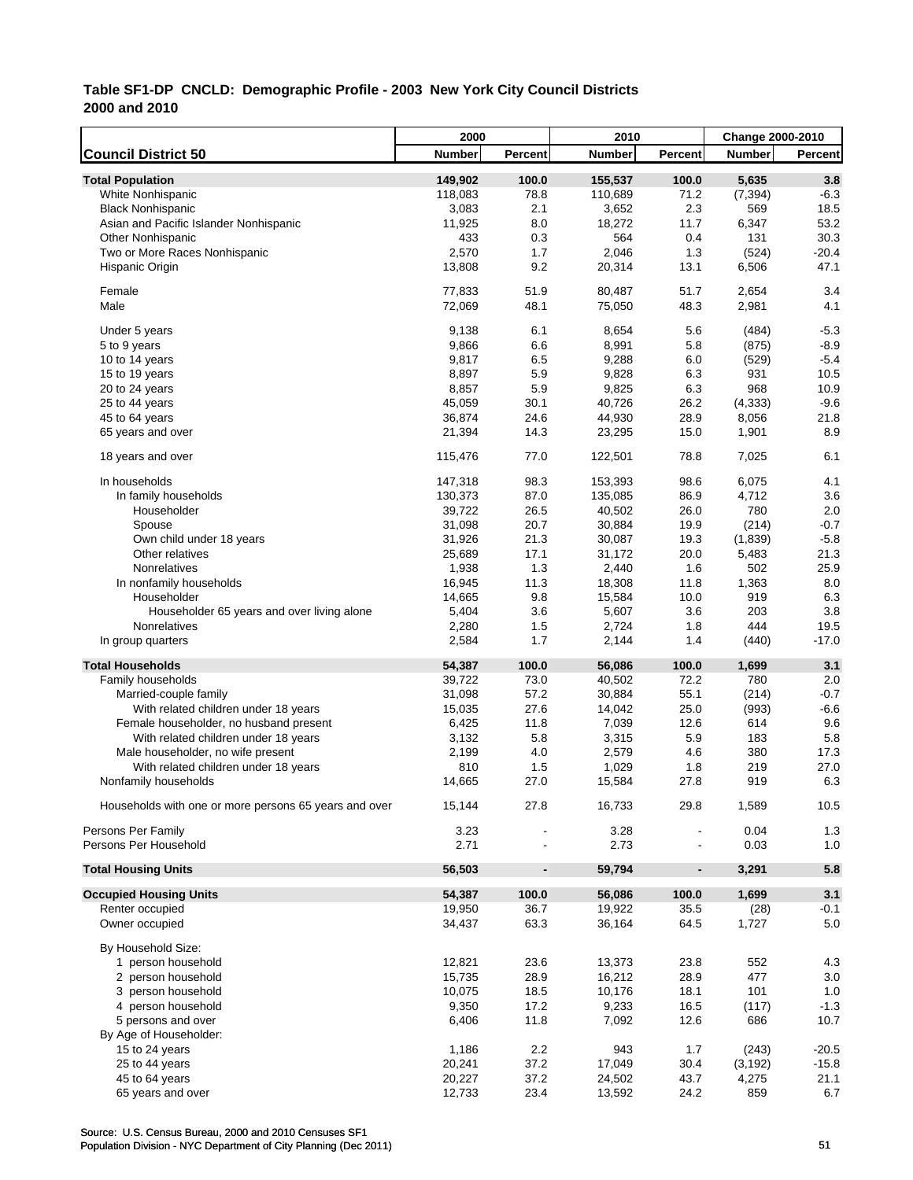**Table SF1-DP CNCLD: Demographic Profile - 2003 New York City Council Districts**
**2000 and 2010**

| Council District 50 | 2000 Number | 2000 Percent | 2010 Number | 2010 Percent | Change 2000-2010 Number | Change 2000-2010 Percent |
|---|---|---|---|---|---|---|
| **Total Population** | **149,902** | **100.0** | **155,537** | **100.0** | **5,635** | **3.8** |
| White Nonhispanic | 118,083 | 78.8 | 110,689 | 71.2 | (7,394) | -6.3 |
| Black Nonhispanic | 3,083 | 2.1 | 3,652 | 2.3 | 569 | 18.5 |
| Asian and Pacific Islander Nonhispanic | 11,925 | 8.0 | 18,272 | 11.7 | 6,347 | 53.2 |
| Other Nonhispanic | 433 | 0.3 | 564 | 0.4 | 131 | 30.3 |
| Two or More Races Nonhispanic | 2,570 | 1.7 | 2,046 | 1.3 | (524) | -20.4 |
| Hispanic Origin | 13,808 | 9.2 | 20,314 | 13.1 | 6,506 | 47.1 |
| Female | 77,833 | 51.9 | 80,487 | 51.7 | 2,654 | 3.4 |
| Male | 72,069 | 48.1 | 75,050 | 48.3 | 2,981 | 4.1 |
| Under 5 years | 9,138 | 6.1 | 8,654 | 5.6 | (484) | -5.3 |
| 5 to 9 years | 9,866 | 6.6 | 8,991 | 5.8 | (875) | -8.9 |
| 10 to 14 years | 9,817 | 6.5 | 9,288 | 6.0 | (529) | -5.4 |
| 15 to 19 years | 8,897 | 5.9 | 9,828 | 6.3 | 931 | 10.5 |
| 20 to 24 years | 8,857 | 5.9 | 9,825 | 6.3 | 968 | 10.9 |
| 25 to 44 years | 45,059 | 30.1 | 40,726 | 26.2 | (4,333) | -9.6 |
| 45 to 64 years | 36,874 | 24.6 | 44,930 | 28.9 | 8,056 | 21.8 |
| 65 years and over | 21,394 | 14.3 | 23,295 | 15.0 | 1,901 | 8.9 |
| 18 years and over | 115,476 | 77.0 | 122,501 | 78.8 | 7,025 | 6.1 |
| In households | 147,318 | 98.3 | 153,393 | 98.6 | 6,075 | 4.1 |
| In family households | 130,373 | 87.0 | 135,085 | 86.9 | 4,712 | 3.6 |
| Householder | 39,722 | 26.5 | 40,502 | 26.0 | 780 | 2.0 |
| Spouse | 31,098 | 20.7 | 30,884 | 19.9 | (214) | -0.7 |
| Own child under 18 years | 31,926 | 21.3 | 30,087 | 19.3 | (1,839) | -5.8 |
| Other relatives | 25,689 | 17.1 | 31,172 | 20.0 | 5,483 | 21.3 |
| Nonrelatives | 1,938 | 1.3 | 2,440 | 1.6 | 502 | 25.9 |
| In nonfamily households | 16,945 | 11.3 | 18,308 | 11.8 | 1,363 | 8.0 |
| Householder | 14,665 | 9.8 | 15,584 | 10.0 | 919 | 6.3 |
| Householder 65 years and over living alone | 5,404 | 3.6 | 5,607 | 3.6 | 203 | 3.8 |
| Nonrelatives | 2,280 | 1.5 | 2,724 | 1.8 | 444 | 19.5 |
| In group quarters | 2,584 | 1.7 | 2,144 | 1.4 | (440) | -17.0 |
| **Total Households** | **54,387** | **100.0** | **56,086** | **100.0** | **1,699** | **3.1** |
| Family households | 39,722 | 73.0 | 40,502 | 72.2 | 780 | 2.0 |
| Married-couple family | 31,098 | 57.2 | 30,884 | 55.1 | (214) | -0.7 |
| With related children under 18 years | 15,035 | 27.6 | 14,042 | 25.0 | (993) | -6.6 |
| Female householder, no husband present | 6,425 | 11.8 | 7,039 | 12.6 | 614 | 9.6 |
| With related children under 18 years | 3,132 | 5.8 | 3,315 | 5.9 | 183 | 5.8 |
| Male householder, no wife present | 2,199 | 4.0 | 2,579 | 4.6 | 380 | 17.3 |
| With related children under 18 years | 810 | 1.5 | 1,029 | 1.8 | 219 | 27.0 |
| Nonfamily households | 14,665 | 27.0 | 15,584 | 27.8 | 919 | 6.3 |
| Households with one or more persons 65 years and over | 15,144 | 27.8 | 16,733 | 29.8 | 1,589 | 10.5 |
| Persons Per Family | 3.23 | - | 3.28 | - | 0.04 | 1.3 |
| Persons Per Household | 2.71 | - | 2.73 | - | 0.03 | 1.0 |
| **Total Housing Units** | **56,503** | **-** | **59,794** | **-** | **3,291** | **5.8** |
| **Occupied Housing Units** | **54,387** | **100.0** | **56,086** | **100.0** | **1,699** | **3.1** |
| Renter occupied | 19,950 | 36.7 | 19,922 | 35.5 | (28) | -0.1 |
| Owner occupied | 34,437 | 63.3 | 36,164 | 64.5 | 1,727 | 5.0 |
| By Household Size: | | | | | | |
| 1 person household | 12,821 | 23.6 | 13,373 | 23.8 | 552 | 4.3 |
| 2 person household | 15,735 | 28.9 | 16,212 | 28.9 | 477 | 3.0 |
| 3 person household | 10,075 | 18.5 | 10,176 | 18.1 | 101 | 1.0 |
| 4 person household | 9,350 | 17.2 | 9,233 | 16.5 | (117) | -1.3 |
| 5 persons and over | 6,406 | 11.8 | 7,092 | 12.6 | 686 | 10.7 |
| By Age of Householder: | | | | | | |
| 15 to 24 years | 1,186 | 2.2 | 943 | 1.7 | (243) | -20.5 |
| 25 to 44 years | 20,241 | 37.2 | 17,049 | 30.4 | (3,192) | -15.8 |
| 45 to 64 years | 20,227 | 37.2 | 24,502 | 43.7 | 4,275 | 21.1 |
| 65 years and over | 12,733 | 23.4 | 13,592 | 24.2 | 859 | 6.7 |

Source: U.S. Census Bureau, 2000 and 2010 Censuses SF1
Population Division - NYC Department of City Planning (Dec 2011)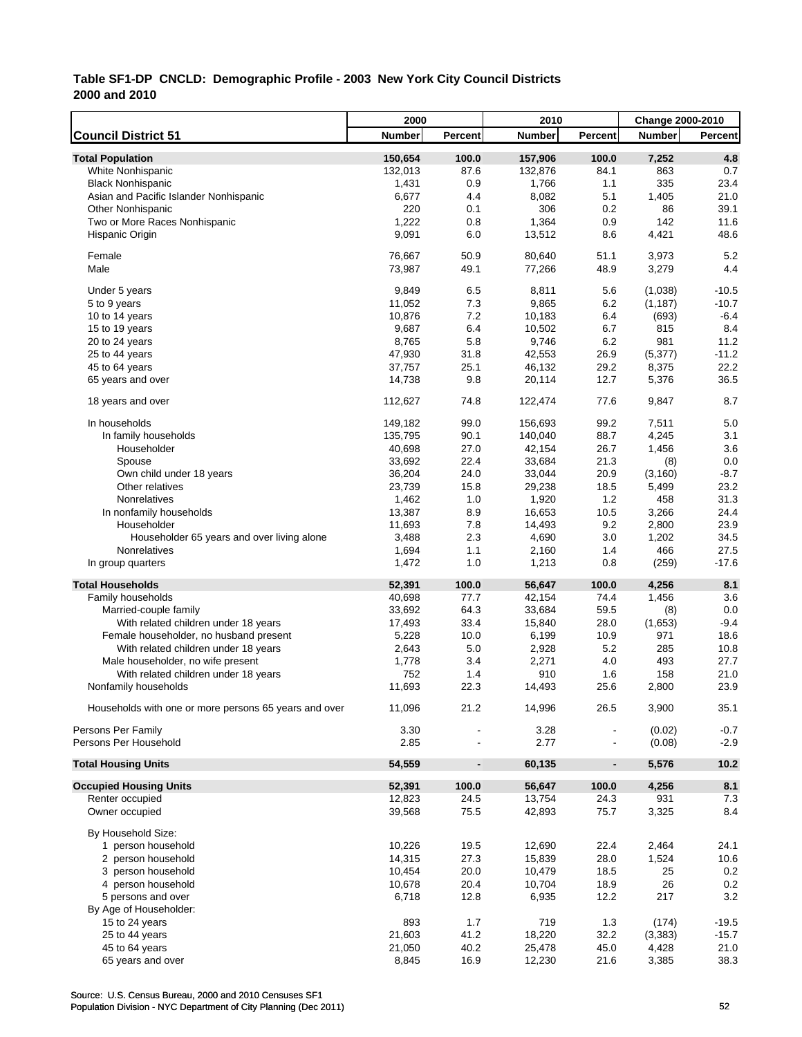## Table SF1-DP CNCLD: Demographic Profile - 2003 New York City Council Districts
## 2000 and 2010

| Council District 51 | 2000 Number | 2000 Percent | 2010 Number | 2010 Percent | Change 2000-2010 Number | Change 2000-2010 Percent |
|---|---|---|---|---|---|---|
| **Total Population** | **150,654** | **100.0** | **157,906** | **100.0** | **7,252** | **4.8** |
| White Nonhispanic | 132,013 | 87.6 | 132,876 | 84.1 | 863 | 0.7 |
| Black Nonhispanic | 1,431 | 0.9 | 1,766 | 1.1 | 335 | 23.4 |
| Asian and Pacific Islander Nonhispanic | 6,677 | 4.4 | 8,082 | 5.1 | 1,405 | 21.0 |
| Other Nonhispanic | 220 | 0.1 | 306 | 0.2 | 86 | 39.1 |
| Two or More Races Nonhispanic | 1,222 | 0.8 | 1,364 | 0.9 | 142 | 11.6 |
| Hispanic Origin | 9,091 | 6.0 | 13,512 | 8.6 | 4,421 | 48.6 |
| Female | 76,667 | 50.9 | 80,640 | 51.1 | 3,973 | 5.2 |
| Male | 73,987 | 49.1 | 77,266 | 48.9 | 3,279 | 4.4 |
| Under 5 years | 9,849 | 6.5 | 8,811 | 5.6 | (1,038) | -10.5 |
| 5 to 9 years | 11,052 | 7.3 | 9,865 | 6.2 | (1,187) | -10.7 |
| 10 to 14 years | 10,876 | 7.2 | 10,183 | 6.4 | (693) | -6.4 |
| 15 to 19 years | 9,687 | 6.4 | 10,502 | 6.7 | 815 | 8.4 |
| 20 to 24 years | 8,765 | 5.8 | 9,746 | 6.2 | 981 | 11.2 |
| 25 to 44 years | 47,930 | 31.8 | 42,553 | 26.9 | (5,377) | -11.2 |
| 45 to 64 years | 37,757 | 25.1 | 46,132 | 29.2 | 8,375 | 22.2 |
| 65 years and over | 14,738 | 9.8 | 20,114 | 12.7 | 5,376 | 36.5 |
| 18 years and over | 112,627 | 74.8 | 122,474 | 77.6 | 9,847 | 8.7 |
| In households | 149,182 | 99.0 | 156,693 | 99.2 | 7,511 | 5.0 |
| In family households | 135,795 | 90.1 | 140,040 | 88.7 | 4,245 | 3.1 |
| Householder | 40,698 | 27.0 | 42,154 | 26.7 | 1,456 | 3.6 |
| Spouse | 33,692 | 22.4 | 33,684 | 21.3 | (8) | 0.0 |
| Own child under 18 years | 36,204 | 24.0 | 33,044 | 20.9 | (3,160) | -8.7 |
| Other relatives | 23,739 | 15.8 | 29,238 | 18.5 | 5,499 | 23.2 |
| Nonrelatives | 1,462 | 1.0 | 1,920 | 1.2 | 458 | 31.3 |
| In nonfamily households | 13,387 | 8.9 | 16,653 | 10.5 | 3,266 | 24.4 |
| Householder | 11,693 | 7.8 | 14,493 | 9.2 | 2,800 | 23.9 |
| Householder 65 years and over living alone | 3,488 | 2.3 | 4,690 | 3.0 | 1,202 | 34.5 |
| Nonrelatives | 1,694 | 1.1 | 2,160 | 1.4 | 466 | 27.5 |
| In group quarters | 1,472 | 1.0 | 1,213 | 0.8 | (259) | -17.6 |
| **Total Households** | **52,391** | **100.0** | **56,647** | **100.0** | **4,256** | **8.1** |
| Family households | 40,698 | 77.7 | 42,154 | 74.4 | 1,456 | 3.6 |
| Married-couple family | 33,692 | 64.3 | 33,684 | 59.5 | (8) | 0.0 |
| With related children under 18 years | 17,493 | 33.4 | 15,840 | 28.0 | (1,653) | -9.4 |
| Female householder, no husband present | 5,228 | 10.0 | 6,199 | 10.9 | 971 | 18.6 |
| With related children under 18 years | 2,643 | 5.0 | 2,928 | 5.2 | 285 | 10.8 |
| Male householder, no wife present | 1,778 | 3.4 | 2,271 | 4.0 | 493 | 27.7 |
| With related children under 18 years | 752 | 1.4 | 910 | 1.6 | 158 | 21.0 |
| Nonfamily households | 11,693 | 22.3 | 14,493 | 25.6 | 2,800 | 23.9 |
| Households with one or more persons 65 years and over | 11,096 | 21.2 | 14,996 | 26.5 | 3,900 | 35.1 |
| Persons Per Family | 3.30 | - | 3.28 | - | (0.02) | -0.7 |
| Persons Per Household | 2.85 | - | 2.77 | - | (0.08) | -2.9 |
| **Total Housing Units** | **54,559** | **-** | **60,135** | **-** | **5,576** | **10.2** |
| **Occupied Housing Units** | **52,391** | **100.0** | **56,647** | **100.0** | **4,256** | **8.1** |
| Renter occupied | 12,823 | 24.5 | 13,754 | 24.3 | 931 | 7.3 |
| Owner occupied | 39,568 | 75.5 | 42,893 | 75.7 | 3,325 | 8.4 |
| By Household Size: | | | | | | |
| 1 person household | 10,226 | 19.5 | 12,690 | 22.4 | 2,464 | 24.1 |
| 2 person household | 14,315 | 27.3 | 15,839 | 28.0 | 1,524 | 10.6 |
| 3 person household | 10,454 | 20.0 | 10,479 | 18.5 | 25 | 0.2 |
| 4 person household | 10,678 | 20.4 | 10,704 | 18.9 | 26 | 0.2 |
| 5 persons and over | 6,718 | 12.8 | 6,935 | 12.2 | 217 | 3.2 |
| By Age of Householder: | | | | | | |
| 15 to 24 years | 893 | 1.7 | 719 | 1.3 | (174) | -19.5 |
| 25 to 44 years | 21,603 | 41.2 | 18,220 | 32.2 | (3,383) | -15.7 |
| 45 to 64 years | 21,050 | 40.2 | 25,478 | 45.0 | 4,428 | 21.0 |
| 65 years and over | 8,845 | 16.9 | 12,230 | 21.6 | 3,385 | 38.3 |

Source: U.S. Census Bureau, 2000 and 2010 Censuses SF1
Population Division - NYC Department of City Planning (Dec 2011)